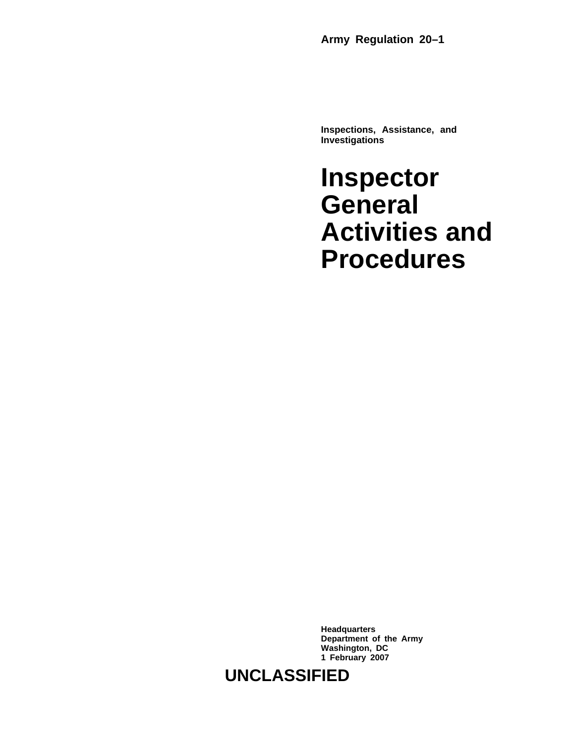**Army Regulation 20–1**

**Inspections, Assistance, and Investigations**

# Inspector General Activities and Procedures

**Headquarters**
**Department of the Army**
**Washington, DC**
**1 February 2007**

**UNCLASSIFIED**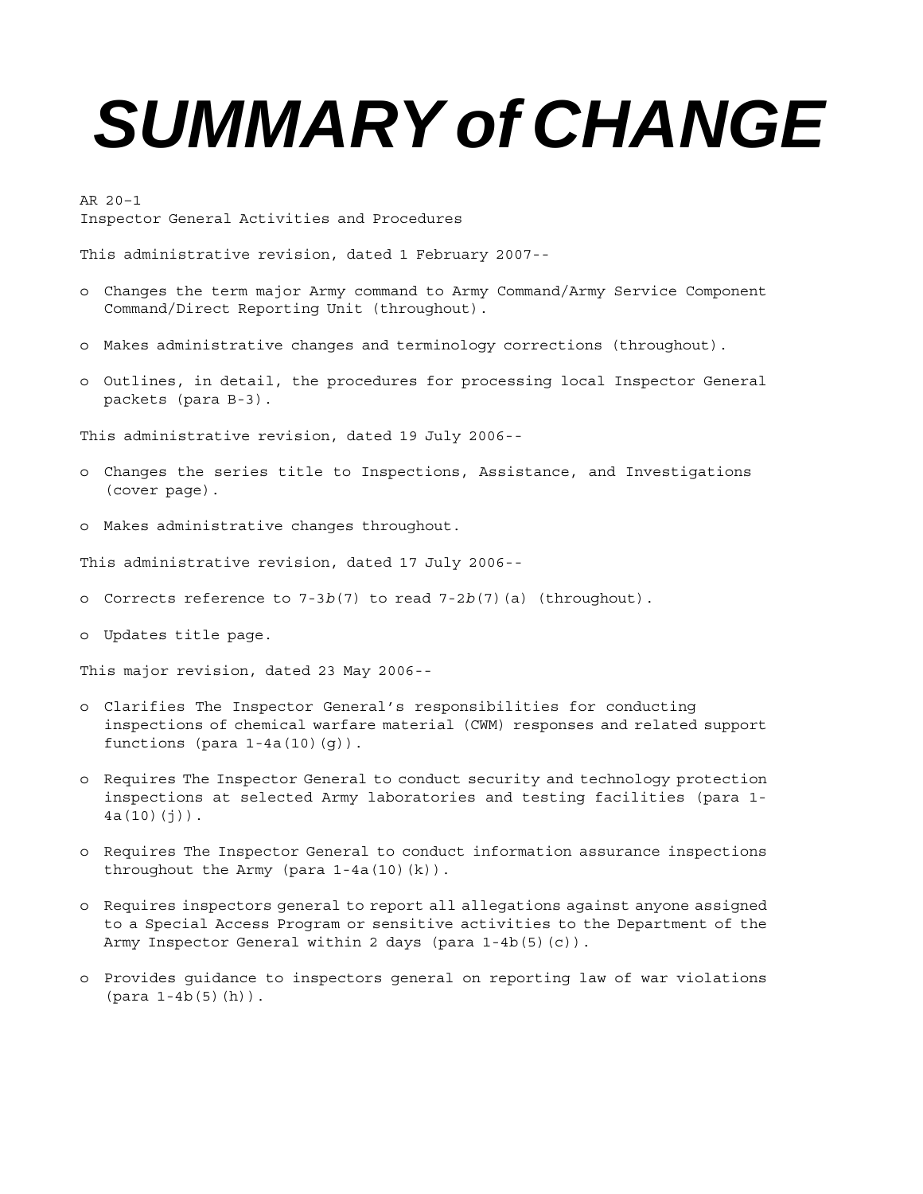# SUMMARY of CHANGE

AR 20–1
Inspector General Activities and Procedures

This administrative revision, dated 1 February 2007--

- o Changes the term major Army command to Army Command/Army Service Component Command/Direct Reporting Unit (throughout).
- o Makes administrative changes and terminology corrections (throughout).
- o Outlines, in detail, the procedures for processing local Inspector General packets (para B-3).

This administrative revision, dated 19 July 2006--

- o Changes the series title to Inspections, Assistance, and Investigations (cover page).
- o Makes administrative changes throughout.

This administrative revision, dated 17 July 2006--

- o Corrects reference to 7-3*b*(7) to read 7-2*b*(7)(a) (throughout).
- o Updates title page.

This major revision, dated 23 May 2006--

- o Clarifies The Inspector General's responsibilities for conducting inspections of chemical warfare material (CWM) responses and related support functions (para 1-4a(10)(g)).
- o Requires The Inspector General to conduct security and technology protection inspections at selected Army laboratories and testing facilities (para 1-4a(10)(j)).
- o Requires The Inspector General to conduct information assurance inspections throughout the Army (para 1-4a(10)(k)).
- o Requires inspectors general to report all allegations against anyone assigned to a Special Access Program or sensitive activities to the Department of the Army Inspector General within 2 days (para 1-4b(5)(c)).
- o Provides guidance to inspectors general on reporting law of war violations (para 1-4b(5)(h)).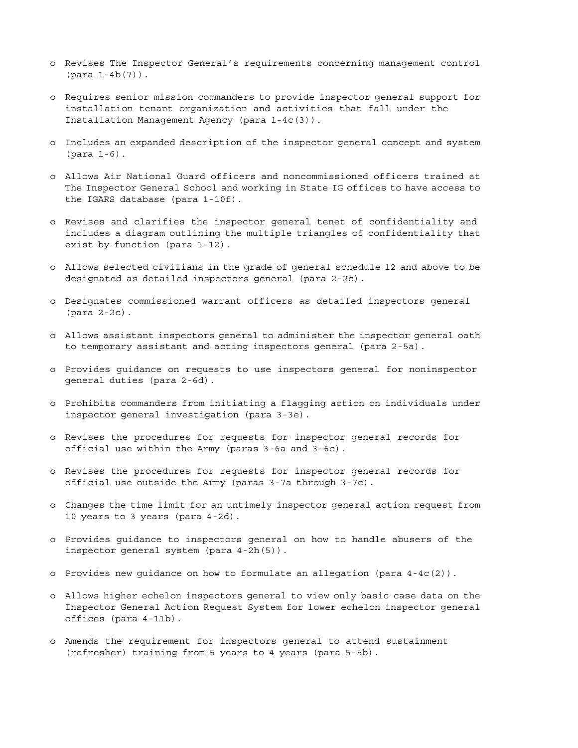- o Revises The Inspector General's requirements concerning management control (para 1-4b(7)).
- o Requires senior mission commanders to provide inspector general support for installation tenant organization and activities that fall under the Installation Management Agency (para 1-4c(3)).
- o Includes an expanded description of the inspector general concept and system (para 1-6).
- o Allows Air National Guard officers and noncommissioned officers trained at The Inspector General School and working in State IG offices to have access to the IGARS database (para 1-10f).
- o Revises and clarifies the inspector general tenet of confidentiality and includes a diagram outlining the multiple triangles of confidentiality that exist by function (para 1-12).
- o Allows selected civilians in the grade of general schedule 12 and above to be designated as detailed inspectors general (para 2-2c).
- o Designates commissioned warrant officers as detailed inspectors general (para 2-2c).
- o Allows assistant inspectors general to administer the inspector general oath to temporary assistant and acting inspectors general (para 2-5a).
- o Provides guidance on requests to use inspectors general for noninspector general duties (para 2-6d).
- o Prohibits commanders from initiating a flagging action on individuals under inspector general investigation (para 3-3e).
- o Revises the procedures for requests for inspector general records for official use within the Army (paras 3-6a and 3-6c).
- o Revises the procedures for requests for inspector general records for official use outside the Army (paras 3-7a through 3-7c).
- o Changes the time limit for an untimely inspector general action request from 10 years to 3 years (para 4-2d).
- o Provides guidance to inspectors general on how to handle abusers of the inspector general system (para 4-2h(5)).
- o Provides new guidance on how to formulate an allegation (para 4-4c(2)).
- o Allows higher echelon inspectors general to view only basic case data on the Inspector General Action Request System for lower echelon inspector general offices (para 4-11b).
- o Amends the requirement for inspectors general to attend sustainment (refresher) training from 5 years to 4 years (para 5-5b).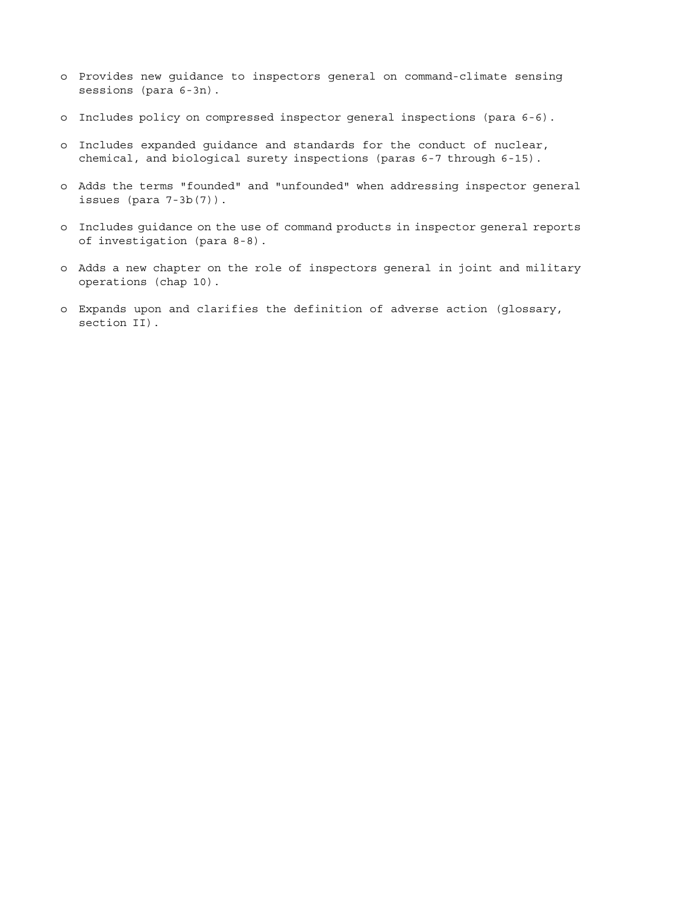- Provides new guidance to inspectors general on command-climate sensing sessions (para 6-3n).

- Includes policy on compressed inspector general inspections (para 6-6).

- Includes expanded guidance and standards for the conduct of nuclear, chemical, and biological surety inspections (paras 6-7 through 6-15).

- Adds the terms "founded" and "unfounded" when addressing inspector general issues (para 7-3b(7)).

- Includes guidance on the use of command products in inspector general reports of investigation (para 8-8).

- Adds a new chapter on the role of inspectors general in joint and military operations (chap 10).

- Expands upon and clarifies the definition of adverse action (glossary, section II).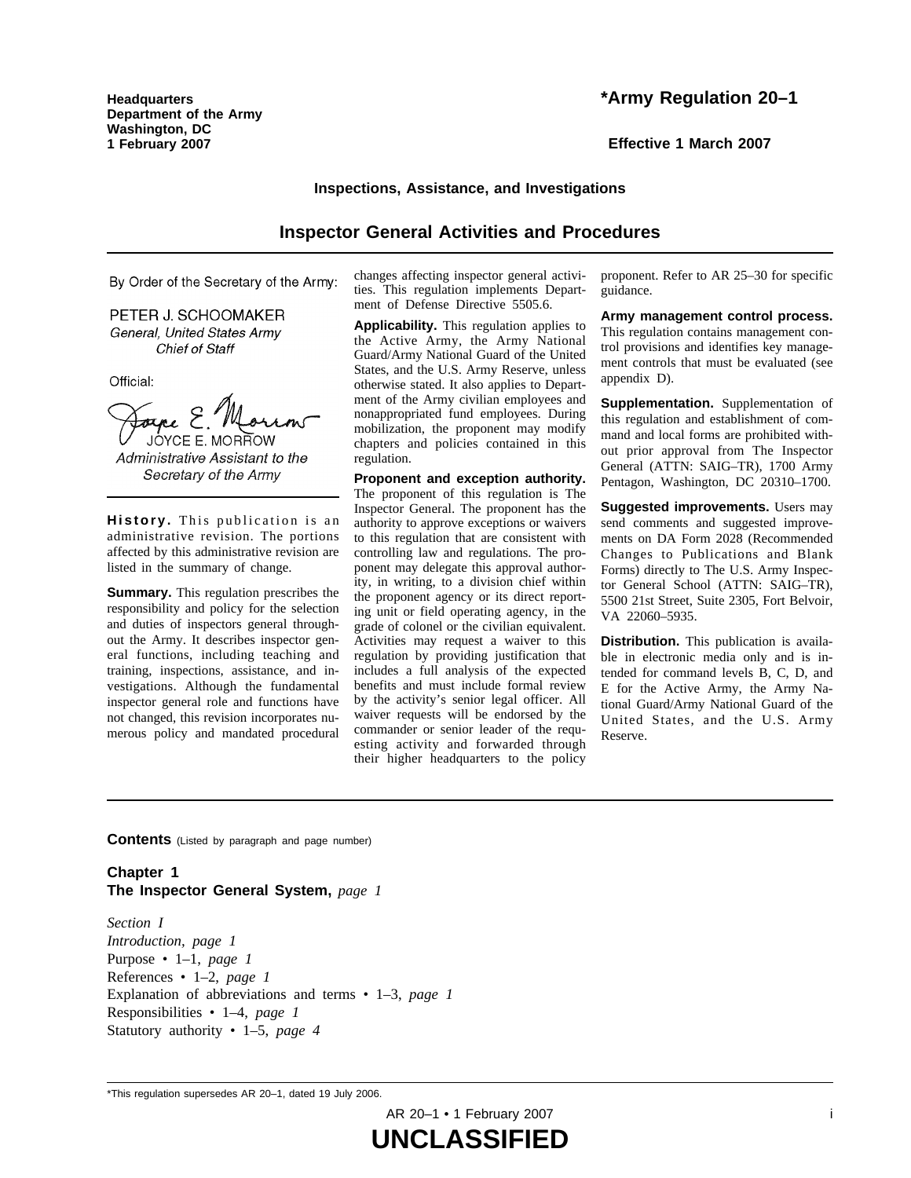**Headquarters**
**Department of the Army**
**Washington, DC**
**1 February 2007**

# *Army Regulation 20–1

**Effective 1 March 2007**

**Inspections, Assistance, and Investigations**

## Inspector General Activities and Procedures

By Order of the Secretary of the Army:

PETER J. SCHOOMAKER
*General, United States Army*
*Chief of Staff*

Official:

JOYCE E. MORROW
*Administrative Assistant to the Secretary of the Army*

**History.** This publication is an administrative revision. The portions affected by this administrative revision are listed in the summary of change.

**Summary.** This regulation prescribes the responsibility and policy for the selection and duties of inspectors general throughout the Army. It describes inspector general functions, including teaching and training, inspections, assistance, and investigations. Although the fundamental inspector general role and functions have not changed, this revision incorporates numerous policy and mandated procedural changes affecting inspector general activities. This regulation implements Department of Defense Directive 5505.6.

**Applicability.** This regulation applies to the Active Army, the Army National Guard/Army National Guard of the United States, and the U.S. Army Reserve, unless otherwise stated. It also applies to Department of the Army civilian employees and nonappropriated fund employees. During mobilization, the proponent may modify chapters and policies contained in this regulation.

**Proponent and exception authority.** The proponent of this regulation is The Inspector General. The proponent has the authority to approve exceptions or waivers to this regulation that are consistent with controlling law and regulations. The proponent may delegate this approval authority, in writing, to a division chief within the proponent agency or its direct reporting unit or field operating agency, in the grade of colonel or the civilian equivalent. Activities may request a waiver to this regulation by providing justification that includes a full analysis of the expected benefits and must include formal review by the activity's senior legal officer. All waiver requests will be endorsed by the commander or senior leader of the requesting activity and forwarded through their higher headquarters to the policy proponent. Refer to AR 25–30 for specific guidance.

**Army management control process.** This regulation contains management control provisions and identifies key management controls that must be evaluated (see appendix D).

**Supplementation.** Supplementation of this regulation and establishment of command and local forms are prohibited without prior approval from The Inspector General (ATTN: SAIG–TR), 1700 Army Pentagon, Washington, DC 20310–1700.

**Suggested improvements.** Users may send comments and suggested improvements on DA Form 2028 (Recommended Changes to Publications and Blank Forms) directly to The U.S. Army Inspector General School (ATTN: SAIG–TR), 5500 21st Street, Suite 2305, Fort Belvoir, VA 22060–5935.

**Distribution.** This publication is available in electronic media only and is intended for command levels B, C, D, and E for the Active Army, the Army National Guard/Army National Guard of the United States, and the U.S. Army Reserve.

**Contents** (Listed by paragraph and page number)

**Chapter 1**
**The Inspector General System,** *page 1*

*Section I*
*Introduction, page 1*
Purpose • 1–1, *page 1*
References • 1–2, *page 1*
Explanation of abbreviations and terms • 1–3, *page 1*
Responsibilities • 1–4, *page 1*
Statutory authority • 1–5, *page 4*

*This regulation supersedes AR 20–1, dated 19 July 2006.

**UNCLASSIFIED**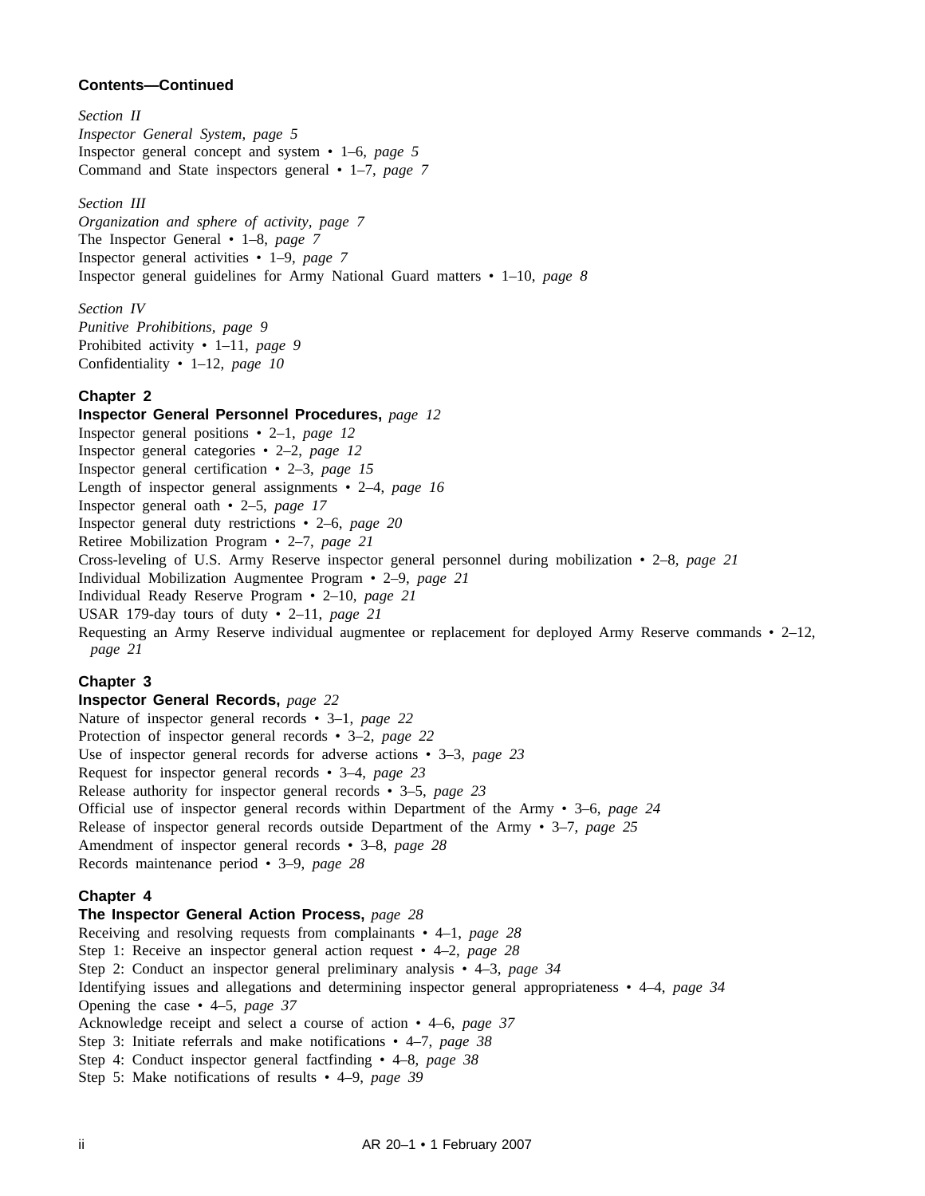**Contents—Continued**

*Section II*
*Inspector General System, page 5*
Inspector general concept and system • 1–6, *page 5*
Command and State inspectors general • 1–7, *page 7*

*Section III*
*Organization and sphere of activity, page 7*
The Inspector General • 1–8, *page 7*
Inspector general activities • 1–9, *page 7*
Inspector general guidelines for Army National Guard matters • 1–10, *page 8*

*Section IV*
*Punitive Prohibitions, page 9*
Prohibited activity • 1–11, *page 9*
Confidentiality • 1–12, *page 10*

**Chapter 2**
**Inspector General Personnel Procedures,** *page 12*
Inspector general positions • 2–1, *page 12*
Inspector general categories • 2–2, *page 12*
Inspector general certification • 2–3, *page 15*
Length of inspector general assignments • 2–4, *page 16*
Inspector general oath • 2–5, *page 17*
Inspector general duty restrictions • 2–6, *page 20*
Retiree Mobilization Program • 2–7, *page 21*
Cross-leveling of U.S. Army Reserve inspector general personnel during mobilization • 2–8, *page 21*
Individual Mobilization Augmentee Program • 2–9, *page 21*
Individual Ready Reserve Program • 2–10, *page 21*
USAR 179-day tours of duty • 2–11, *page 21*
Requesting an Army Reserve individual augmentee or replacement for deployed Army Reserve commands • 2–12, *page 21*

**Chapter 3**
**Inspector General Records,** *page 22*
Nature of inspector general records • 3–1, *page 22*
Protection of inspector general records • 3–2, *page 22*
Use of inspector general records for adverse actions • 3–3, *page 23*
Request for inspector general records • 3–4, *page 23*
Release authority for inspector general records • 3–5, *page 23*
Official use of inspector general records within Department of the Army • 3–6, *page 24*
Release of inspector general records outside Department of the Army • 3–7, *page 25*
Amendment of inspector general records • 3–8, *page 28*
Records maintenance period • 3–9, *page 28*

**Chapter 4**
**The Inspector General Action Process,** *page 28*
Receiving and resolving requests from complainants • 4–1, *page 28*
Step 1: Receive an inspector general action request • 4–2, *page 28*
Step 2: Conduct an inspector general preliminary analysis • 4–3, *page 34*
Identifying issues and allegations and determining inspector general appropriateness • 4–4, *page 34*
Opening the case • 4–5, *page 37*
Acknowledge receipt and select a course of action • 4–6, *page 37*
Step 3: Initiate referrals and make notifications • 4–7, *page 38*
Step 4: Conduct inspector general factfinding • 4–8, *page 38*
Step 5: Make notifications of results • 4–9, *page 39*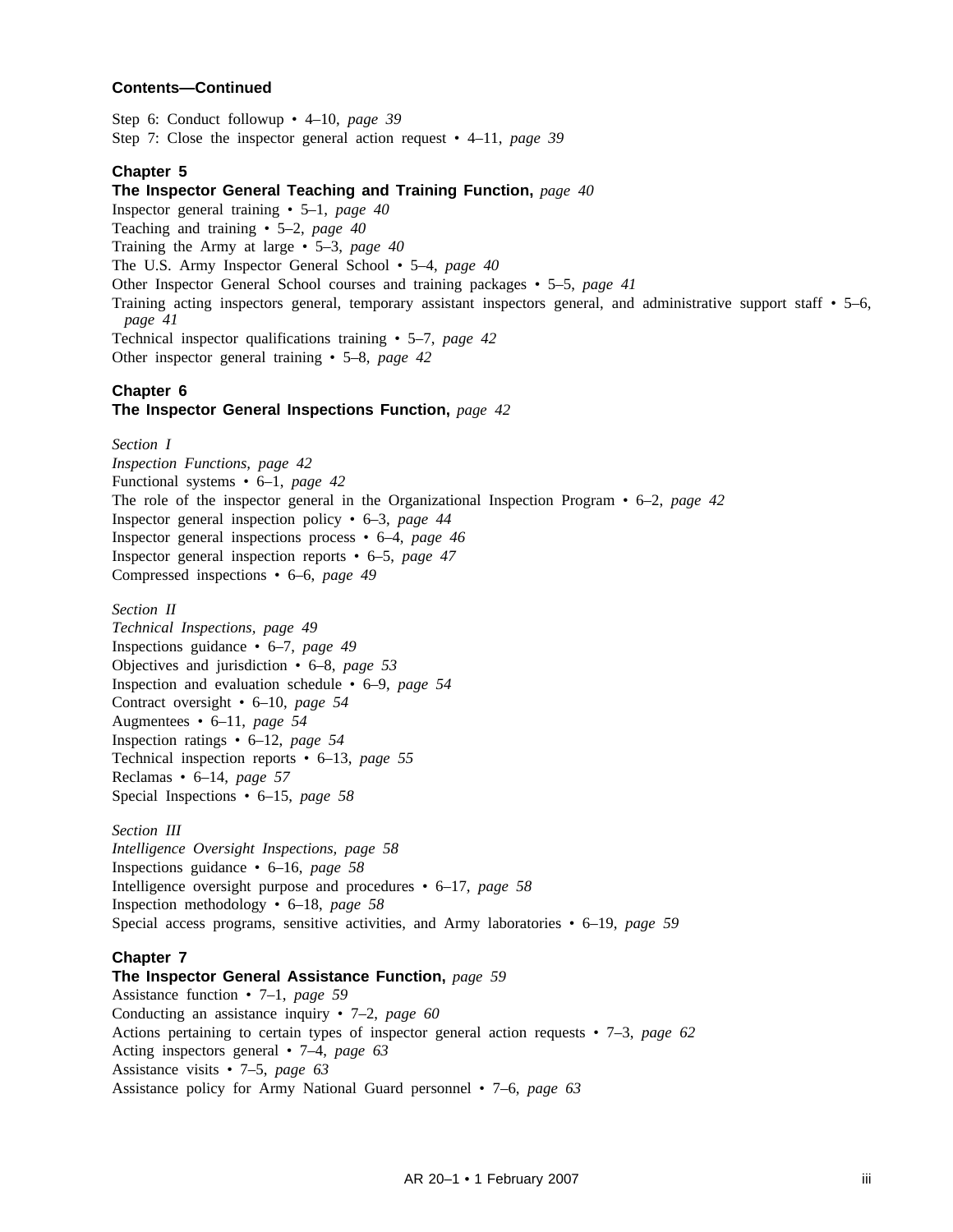**Contents—Continued**

Step 6: Conduct followup • 4–10, *page 39*
Step 7: Close the inspector general action request • 4–11, *page 39*

**Chapter 5**
**The Inspector General Teaching and Training Function,** *page 40*
Inspector general training • 5–1, *page 40*
Teaching and training • 5–2, *page 40*
Training the Army at large • 5–3, *page 40*
The U.S. Army Inspector General School • 5–4, *page 40*
Other Inspector General School courses and training packages • 5–5, *page 41*
Training acting inspectors general, temporary assistant inspectors general, and administrative support staff • 5–6, *page 41*
Technical inspector qualifications training • 5–7, *page 42*
Other inspector general training • 5–8, *page 42*

**Chapter 6**
**The Inspector General Inspections Function,** *page 42*

*Section I*
*Inspection Functions, page 42*
Functional systems • 6–1, *page 42*
The role of the inspector general in the Organizational Inspection Program • 6–2, *page 42*
Inspector general inspection policy • 6–3, *page 44*
Inspector general inspections process • 6–4, *page 46*
Inspector general inspection reports • 6–5, *page 47*
Compressed inspections • 6–6, *page 49*

*Section II*
*Technical Inspections, page 49*
Inspections guidance • 6–7, *page 49*
Objectives and jurisdiction • 6–8, *page 53*
Inspection and evaluation schedule • 6–9, *page 54*
Contract oversight • 6–10, *page 54*
Augmentees • 6–11, *page 54*
Inspection ratings • 6–12, *page 54*
Technical inspection reports • 6–13, *page 55*
Reclamas • 6–14, *page 57*
Special Inspections • 6–15, *page 58*

*Section III*
*Intelligence Oversight Inspections, page 58*
Inspections guidance • 6–16, *page 58*
Intelligence oversight purpose and procedures • 6–17, *page 58*
Inspection methodology • 6–18, *page 58*
Special access programs, sensitive activities, and Army laboratories • 6–19, *page 59*

**Chapter 7**
**The Inspector General Assistance Function,** *page 59*
Assistance function • 7–1, *page 59*
Conducting an assistance inquiry • 7–2, *page 60*
Actions pertaining to certain types of inspector general action requests • 7–3, *page 62*
Acting inspectors general • 7–4, *page 63*
Assistance visits • 7–5, *page 63*
Assistance policy for Army National Guard personnel • 7–6, *page 63*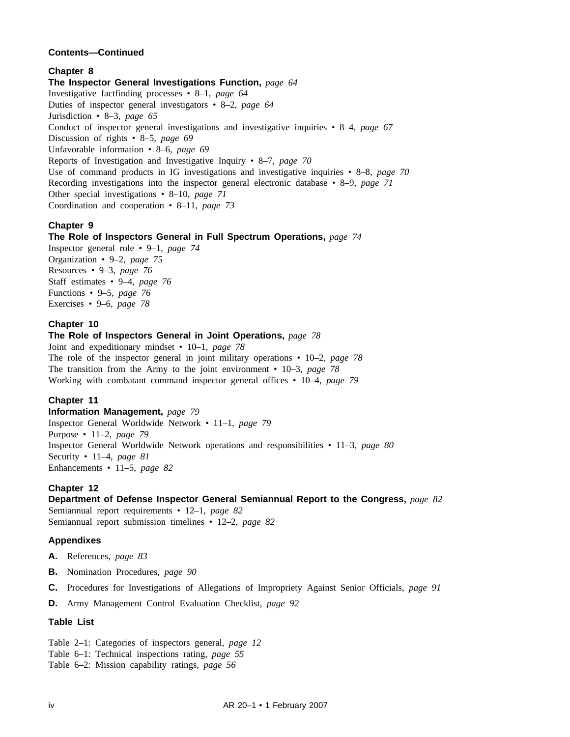**Contents—Continued**

**Chapter 8**
**The Inspector General Investigations Function,** *page 64*
Investigative factfinding processes • 8–1, *page 64*
Duties of inspector general investigators • 8–2, *page 64*
Jurisdiction • 8–3, *page 65*
Conduct of inspector general investigations and investigative inquiries • 8–4, *page 67*
Discussion of rights • 8–5, *page 69*
Unfavorable information • 8–6, *page 69*
Reports of Investigation and Investigative Inquiry • 8–7, *page 70*
Use of command products in IG investigations and investigative inquiries • 8–8, *page 70*
Recording investigations into the inspector general electronic database • 8–9, *page 71*
Other special investigations • 8–10, *page 71*
Coordination and cooperation • 8–11, *page 73*

**Chapter 9**
**The Role of Inspectors General in Full Spectrum Operations,** *page 74*
Inspector general role • 9–1, *page 74*
Organization • 9–2, *page 75*
Resources • 9–3, *page 76*
Staff estimates • 9–4, *page 76*
Functions • 9–5, *page 76*
Exercises • 9–6, *page 78*

**Chapter 10**
**The Role of Inspectors General in Joint Operations,** *page 78*
Joint and expeditionary mindset • 10–1, *page 78*
The role of the inspector general in joint military operations • 10–2, *page 78*
The transition from the Army to the joint environment • 10–3, *page 78*
Working with combatant command inspector general offices • 10–4, *page 79*

**Chapter 11**
**Information Management,** *page 79*
Inspector General Worldwide Network • 11–1, *page 79*
Purpose • 11–2, *page 79*
Inspector General Worldwide Network operations and responsibilities • 11–3, *page 80*
Security • 11–4, *page 81*
Enhancements • 11–5, *page 82*

**Chapter 12**
**Department of Defense Inspector General Semiannual Report to the Congress,** *page 82*
Semiannual report requirements • 12–1, *page 82*
Semiannual report submission timelines • 12–2, *page 82*

**Appendixes**

**A.** References, *page 83*

**B.** Nomination Procedures, *page 90*

**C.** Procedures for Investigations of Allegations of Impropriety Against Senior Officials, *page 91*

**D.** Army Management Control Evaluation Checklist, *page 92*

**Table List**

Table 2–1: Categories of inspectors general, *page 12*
Table 6–1: Technical inspections rating, *page 55*
Table 6–2: Mission capability ratings, *page 56*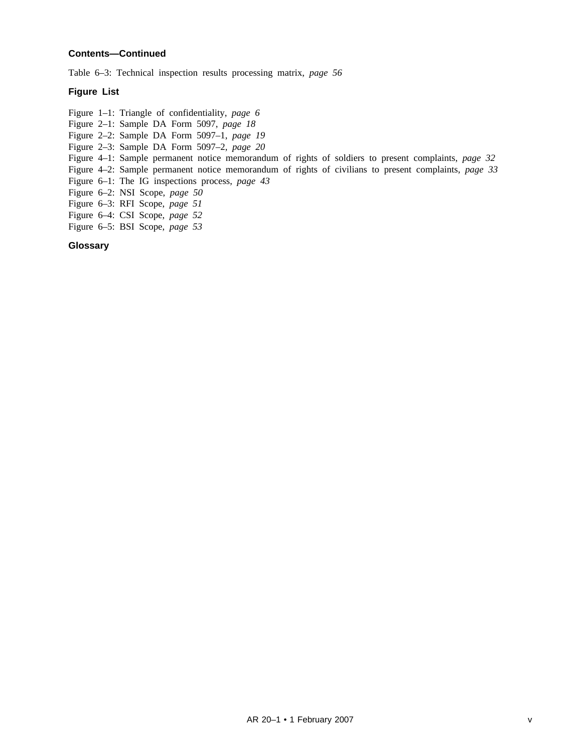**Contents—Continued**

Table 6–3: Technical inspection results processing matrix, *page 56*

**Figure List**

Figure 1–1: Triangle of confidentiality, *page 6*
Figure 2–1: Sample DA Form 5097, *page 18*
Figure 2–2: Sample DA Form 5097–1, *page 19*
Figure 2–3: Sample DA Form 5097–2, *page 20*
Figure 4–1: Sample permanent notice memorandum of rights of soldiers to present complaints, *page 32*
Figure 4–2: Sample permanent notice memorandum of rights of civilians to present complaints, *page 33*
Figure 6–1: The IG inspections process, *page 43*
Figure 6–2: NSI Scope, *page 50*
Figure 6–3: RFI Scope, *page 51*
Figure 6–4: CSI Scope, *page 52*
Figure 6–5: BSI Scope, *page 53*

**Glossary**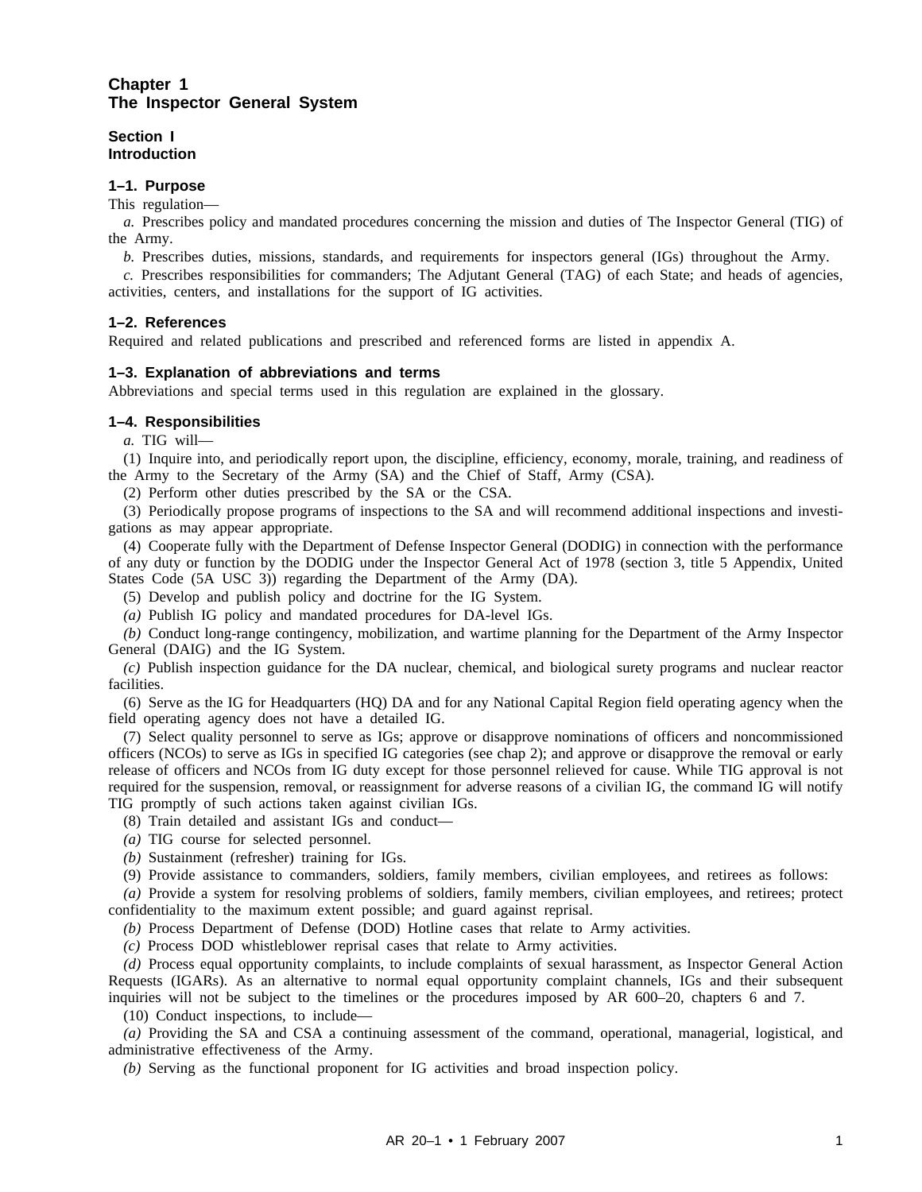# Chapter 1
# The Inspector General System

## Section I
## Introduction

### 1–1. Purpose

This regulation—

*a.* Prescribes policy and mandated procedures concerning the mission and duties of The Inspector General (TIG) of the Army.

*b.* Prescribes duties, missions, standards, and requirements for inspectors general (IGs) throughout the Army.

*c.* Prescribes responsibilities for commanders; The Adjutant General (TAG) of each State; and heads of agencies, activities, centers, and installations for the support of IG activities.

### 1–2. References

Required and related publications and prescribed and referenced forms are listed in appendix A.

### 1–3. Explanation of abbreviations and terms

Abbreviations and special terms used in this regulation are explained in the glossary.

### 1–4. Responsibilities

*a.* TIG will—

(1) Inquire into, and periodically report upon, the discipline, efficiency, economy, morale, training, and readiness of the Army to the Secretary of the Army (SA) and the Chief of Staff, Army (CSA).

(2) Perform other duties prescribed by the SA or the CSA.

(3) Periodically propose programs of inspections to the SA and will recommend additional inspections and investigations as may appear appropriate.

(4) Cooperate fully with the Department of Defense Inspector General (DODIG) in connection with the performance of any duty or function by the DODIG under the Inspector General Act of 1978 (section 3, title 5 Appendix, United States Code (5A USC 3)) regarding the Department of the Army (DA).

(5) Develop and publish policy and doctrine for the IG System.

*(a)* Publish IG policy and mandated procedures for DA-level IGs.

*(b)* Conduct long-range contingency, mobilization, and wartime planning for the Department of the Army Inspector General (DAIG) and the IG System.

*(c)* Publish inspection guidance for the DA nuclear, chemical, and biological surety programs and nuclear reactor facilities.

(6) Serve as the IG for Headquarters (HQ) DA and for any National Capital Region field operating agency when the field operating agency does not have a detailed IG.

(7) Select quality personnel to serve as IGs; approve or disapprove nominations of officers and noncommissioned officers (NCOs) to serve as IGs in specified IG categories (see chap 2); and approve or disapprove the removal or early release of officers and NCOs from IG duty except for those personnel relieved for cause. While TIG approval is not required for the suspension, removal, or reassignment for adverse reasons of a civilian IG, the command IG will notify TIG promptly of such actions taken against civilian IGs.

(8) Train detailed and assistant IGs and conduct—

*(a)* TIG course for selected personnel.

*(b)* Sustainment (refresher) training for IGs.

(9) Provide assistance to commanders, soldiers, family members, civilian employees, and retirees as follows:

*(a)* Provide a system for resolving problems of soldiers, family members, civilian employees, and retirees; protect confidentiality to the maximum extent possible; and guard against reprisal.

*(b)* Process Department of Defense (DOD) Hotline cases that relate to Army activities.

*(c)* Process DOD whistleblower reprisal cases that relate to Army activities.

*(d)* Process equal opportunity complaints, to include complaints of sexual harassment, as Inspector General Action Requests (IGARs). As an alternative to normal equal opportunity complaint channels, IGs and their subsequent inquiries will not be subject to the timelines or the procedures imposed by AR 600–20, chapters 6 and 7.

(10) Conduct inspections, to include—

*(a)* Providing the SA and CSA a continuing assessment of the command, operational, managerial, logistical, and administrative effectiveness of the Army.

*(b)* Serving as the functional proponent for IG activities and broad inspection policy.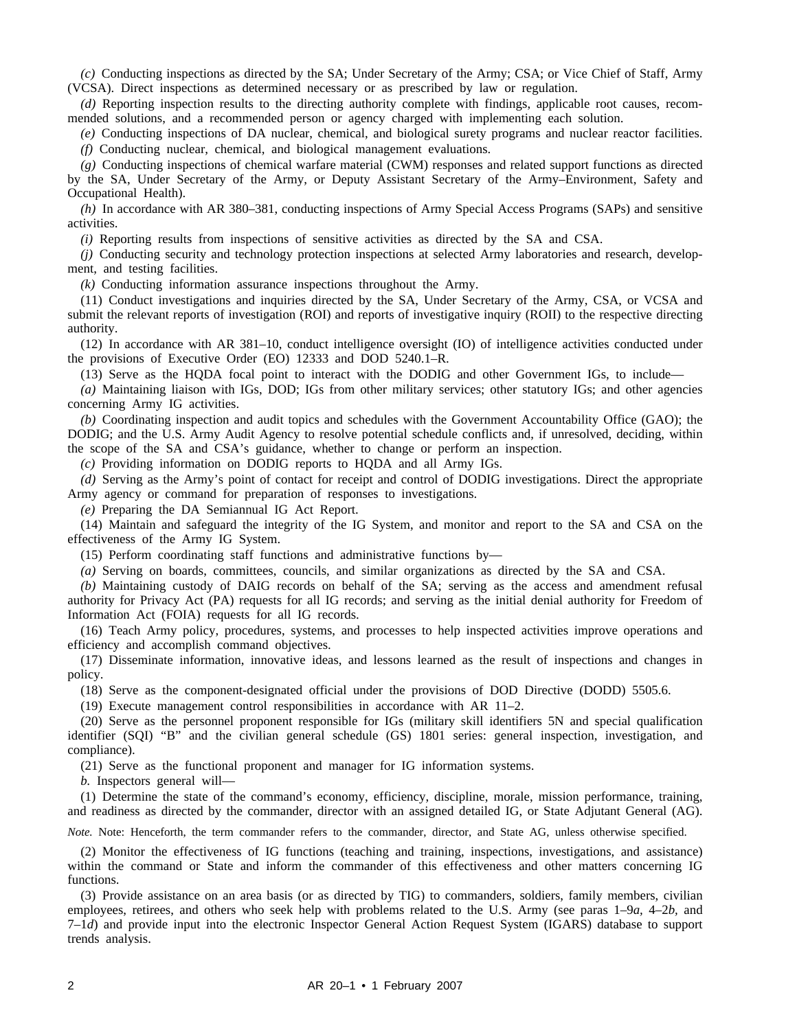*(c)* Conducting inspections as directed by the SA; Under Secretary of the Army; CSA; or Vice Chief of Staff, Army (VCSA). Direct inspections as determined necessary or as prescribed by law or regulation.

*(d)* Reporting inspection results to the directing authority complete with findings, applicable root causes, recommended solutions, and a recommended person or agency charged with implementing each solution.

*(e)* Conducting inspections of DA nuclear, chemical, and biological surety programs and nuclear reactor facilities.

*(f)* Conducting nuclear, chemical, and biological management evaluations.

*(g)* Conducting inspections of chemical warfare material (CWM) responses and related support functions as directed by the SA, Under Secretary of the Army, or Deputy Assistant Secretary of the Army–Environment, Safety and Occupational Health).

*(h)* In accordance with AR 380–381, conducting inspections of Army Special Access Programs (SAPs) and sensitive activities.

*(i)* Reporting results from inspections of sensitive activities as directed by the SA and CSA.

*(j)* Conducting security and technology protection inspections at selected Army laboratories and research, development, and testing facilities.

*(k)* Conducting information assurance inspections throughout the Army.

(11) Conduct investigations and inquiries directed by the SA, Under Secretary of the Army, CSA, or VCSA and submit the relevant reports of investigation (ROI) and reports of investigative inquiry (ROII) to the respective directing authority.

(12) In accordance with AR 381–10, conduct intelligence oversight (IO) of intelligence activities conducted under the provisions of Executive Order (EO) 12333 and DOD 5240.1–R.

(13) Serve as the HQDA focal point to interact with the DODIG and other Government IGs, to include—

*(a)* Maintaining liaison with IGs, DOD; IGs from other military services; other statutory IGs; and other agencies concerning Army IG activities.

*(b)* Coordinating inspection and audit topics and schedules with the Government Accountability Office (GAO); the DODIG; and the U.S. Army Audit Agency to resolve potential schedule conflicts and, if unresolved, deciding, within the scope of the SA and CSA's guidance, whether to change or perform an inspection.

*(c)* Providing information on DODIG reports to HQDA and all Army IGs.

*(d)* Serving as the Army's point of contact for receipt and control of DODIG investigations. Direct the appropriate Army agency or command for preparation of responses to investigations.

*(e)* Preparing the DA Semiannual IG Act Report.

(14) Maintain and safeguard the integrity of the IG System, and monitor and report to the SA and CSA on the effectiveness of the Army IG System.

(15) Perform coordinating staff functions and administrative functions by—

*(a)* Serving on boards, committees, councils, and similar organizations as directed by the SA and CSA.

*(b)* Maintaining custody of DAIG records on behalf of the SA; serving as the access and amendment refusal authority for Privacy Act (PA) requests for all IG records; and serving as the initial denial authority for Freedom of Information Act (FOIA) requests for all IG records.

(16) Teach Army policy, procedures, systems, and processes to help inspected activities improve operations and efficiency and accomplish command objectives.

(17) Disseminate information, innovative ideas, and lessons learned as the result of inspections and changes in policy.

(18) Serve as the component-designated official under the provisions of DOD Directive (DODD) 5505.6.

(19) Execute management control responsibilities in accordance with AR 11–2.

(20) Serve as the personnel proponent responsible for IGs (military skill identifiers 5N and special qualification identifier (SQI) "B" and the civilian general schedule (GS) 1801 series: general inspection, investigation, and compliance).

(21) Serve as the functional proponent and manager for IG information systems.

*b.* Inspectors general will—

(1) Determine the state of the command's economy, efficiency, discipline, morale, mission performance, training, and readiness as directed by the commander, director with an assigned detailed IG, or State Adjutant General (AG).

*Note.* Note: Henceforth, the term commander refers to the commander, director, and State AG, unless otherwise specified.

(2) Monitor the effectiveness of IG functions (teaching and training, inspections, investigations, and assistance) within the command or State and inform the commander of this effectiveness and other matters concerning IG functions.

(3) Provide assistance on an area basis (or as directed by TIG) to commanders, soldiers, family members, civilian employees, retirees, and others who seek help with problems related to the U.S. Army (see paras 1–9*a*, 4–2*b*, and 7–1*d*) and provide input into the electronic Inspector General Action Request System (IGARS) database to support trends analysis.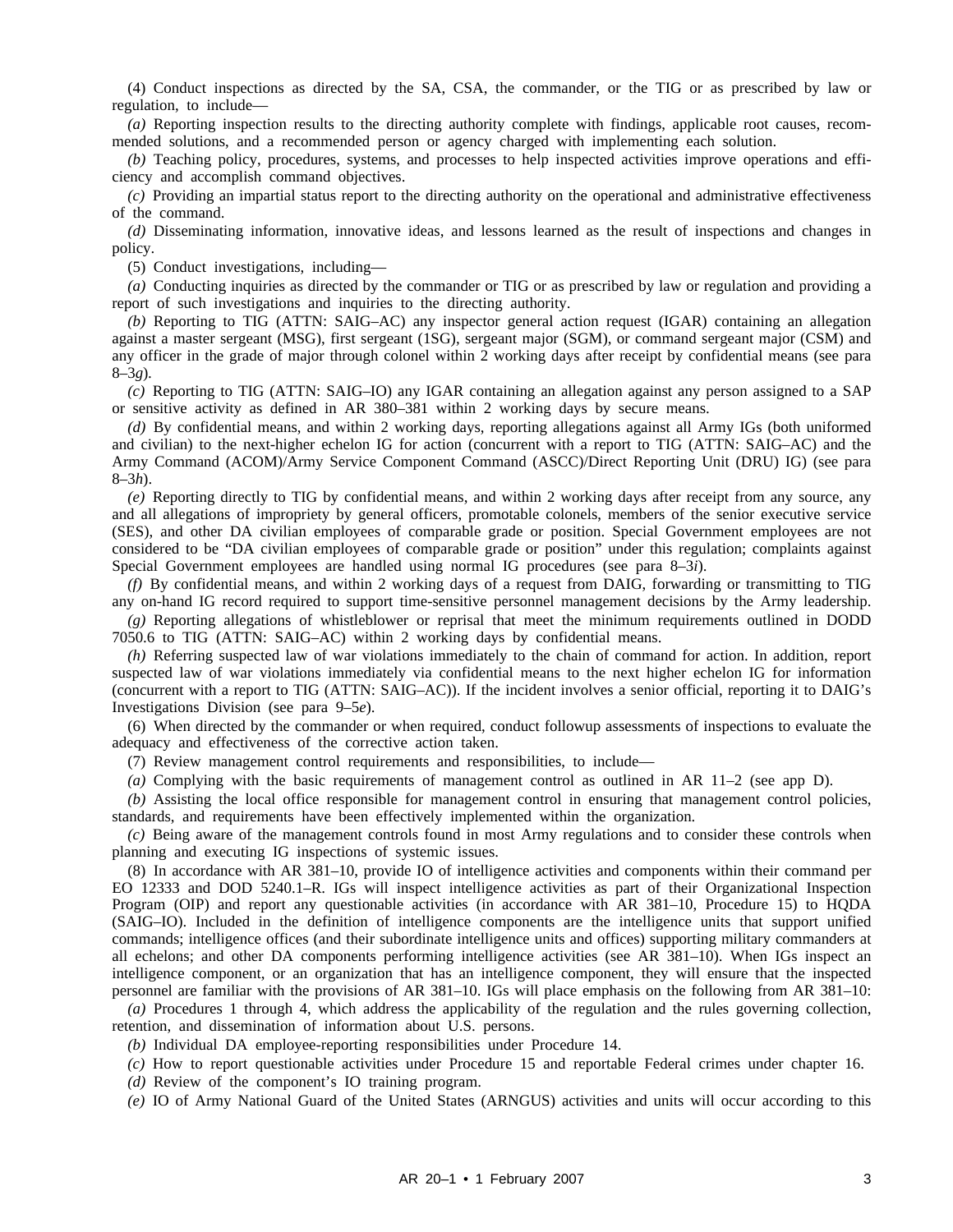(4) Conduct inspections as directed by the SA, CSA, the commander, or the TIG or as prescribed by law or regulation, to include—

*(a)* Reporting inspection results to the directing authority complete with findings, applicable root causes, recommended solutions, and a recommended person or agency charged with implementing each solution.

*(b)* Teaching policy, procedures, systems, and processes to help inspected activities improve operations and efficiency and accomplish command objectives.

*(c)* Providing an impartial status report to the directing authority on the operational and administrative effectiveness of the command.

*(d)* Disseminating information, innovative ideas, and lessons learned as the result of inspections and changes in policy.

(5) Conduct investigations, including—

*(a)* Conducting inquiries as directed by the commander or TIG or as prescribed by law or regulation and providing a report of such investigations and inquiries to the directing authority.

*(b)* Reporting to TIG (ATTN: SAIG–AC) any inspector general action request (IGAR) containing an allegation against a master sergeant (MSG), first sergeant (1SG), sergeant major (SGM), or command sergeant major (CSM) and any officer in the grade of major through colonel within 2 working days after receipt by confidential means (see para 8–3*g*).

*(c)* Reporting to TIG (ATTN: SAIG–IO) any IGAR containing an allegation against any person assigned to a SAP or sensitive activity as defined in AR 380–381 within 2 working days by secure means.

*(d)* By confidential means, and within 2 working days, reporting allegations against all Army IGs (both uniformed and civilian) to the next-higher echelon IG for action (concurrent with a report to TIG (ATTN: SAIG–AC) and the Army Command (ACOM)/Army Service Component Command (ASCC)/Direct Reporting Unit (DRU) IG) (see para 8–3*h*).

*(e)* Reporting directly to TIG by confidential means, and within 2 working days after receipt from any source, any and all allegations of impropriety by general officers, promotable colonels, members of the senior executive service (SES), and other DA civilian employees of comparable grade or position. Special Government employees are not considered to be "DA civilian employees of comparable grade or position" under this regulation; complaints against Special Government employees are handled using normal IG procedures (see para 8–3*i*).

*(f)* By confidential means, and within 2 working days of a request from DAIG, forwarding or transmitting to TIG any on-hand IG record required to support time-sensitive personnel management decisions by the Army leadership.

*(g)* Reporting allegations of whistleblower or reprisal that meet the minimum requirements outlined in DODD 7050.6 to TIG (ATTN: SAIG–AC) within 2 working days by confidential means.

*(h)* Referring suspected law of war violations immediately to the chain of command for action. In addition, report suspected law of war violations immediately via confidential means to the next higher echelon IG for information (concurrent with a report to TIG (ATTN: SAIG–AC)). If the incident involves a senior official, reporting it to DAIG's Investigations Division (see para 9–5*e*).

(6) When directed by the commander or when required, conduct followup assessments of inspections to evaluate the adequacy and effectiveness of the corrective action taken.

(7) Review management control requirements and responsibilities, to include—

*(a)* Complying with the basic requirements of management control as outlined in AR 11–2 (see app D).

*(b)* Assisting the local office responsible for management control in ensuring that management control policies, standards, and requirements have been effectively implemented within the organization.

*(c)* Being aware of the management controls found in most Army regulations and to consider these controls when planning and executing IG inspections of systemic issues.

(8) In accordance with AR 381–10, provide IO of intelligence activities and components within their command per EO 12333 and DOD 5240.1–R. IGs will inspect intelligence activities as part of their Organizational Inspection Program (OIP) and report any questionable activities (in accordance with AR 381–10, Procedure 15) to HQDA (SAIG–IO). Included in the definition of intelligence components are the intelligence units that support unified commands; intelligence offices (and their subordinate intelligence units and offices) supporting military commanders at all echelons; and other DA components performing intelligence activities (see AR 381–10). When IGs inspect an intelligence component, or an organization that has an intelligence component, they will ensure that the inspected personnel are familiar with the provisions of AR 381–10. IGs will place emphasis on the following from AR 381–10:

*(a)* Procedures 1 through 4, which address the applicability of the regulation and the rules governing collection, retention, and dissemination of information about U.S. persons.

*(b)* Individual DA employee-reporting responsibilities under Procedure 14.

*(c)* How to report questionable activities under Procedure 15 and reportable Federal crimes under chapter 16.

*(d)* Review of the component's IO training program.

*(e)* IO of Army National Guard of the United States (ARNGUS) activities and units will occur according to this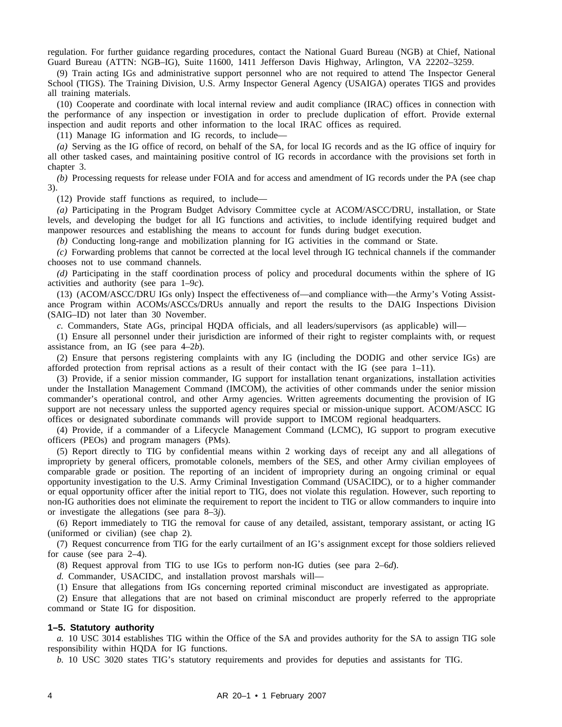regulation. For further guidance regarding procedures, contact the National Guard Bureau (NGB) at Chief, National Guard Bureau (ATTN: NGB–IG), Suite 11600, 1411 Jefferson Davis Highway, Arlington, VA 22202–3259.

(9) Train acting IGs and administrative support personnel who are not required to attend The Inspector General School (TIGS). The Training Division, U.S. Army Inspector General Agency (USAIGA) operates TIGS and provides all training materials.

(10) Cooperate and coordinate with local internal review and audit compliance (IRAC) offices in connection with the performance of any inspection or investigation in order to preclude duplication of effort. Provide external inspection and audit reports and other information to the local IRAC offices as required.

(11) Manage IG information and IG records, to include—

*(a)* Serving as the IG office of record, on behalf of the SA, for local IG records and as the IG office of inquiry for all other tasked cases, and maintaining positive control of IG records in accordance with the provisions set forth in chapter 3.

*(b)* Processing requests for release under FOIA and for access and amendment of IG records under the PA (see chap 3).

(12) Provide staff functions as required, to include—

*(a)* Participating in the Program Budget Advisory Committee cycle at ACOM/ASCC/DRU, installation, or State levels, and developing the budget for all IG functions and activities, to include identifying required budget and manpower resources and establishing the means to account for funds during budget execution.

*(b)* Conducting long-range and mobilization planning for IG activities in the command or State.

*(c)* Forwarding problems that cannot be corrected at the local level through IG technical channels if the commander chooses not to use command channels.

*(d)* Participating in the staff coordination process of policy and procedural documents within the sphere of IG activities and authority (see para 1–9*c*).

(13) (ACOM/ASCC/DRU IGs only) Inspect the effectiveness of—and compliance with—the Army's Voting Assistance Program within ACOMs/ASCCs/DRUs annually and report the results to the DAIG Inspections Division (SAIG–ID) not later than 30 November.

*c.* Commanders, State AGs, principal HQDA officials, and all leaders/supervisors (as applicable) will—

(1) Ensure all personnel under their jurisdiction are informed of their right to register complaints with, or request assistance from, an IG (see para 4–2*b*).

(2) Ensure that persons registering complaints with any IG (including the DODIG and other service IGs) are afforded protection from reprisal actions as a result of their contact with the IG (see para 1–11).

(3) Provide, if a senior mission commander, IG support for installation tenant organizations, installation activities under the Installation Management Command (IMCOM), the activities of other commands under the senior mission commander's operational control, and other Army agencies. Written agreements documenting the provision of IG support are not necessary unless the supported agency requires special or mission-unique support. ACOM/ASCC IG offices or designated subordinate commands will provide support to IMCOM regional headquarters.

(4) Provide, if a commander of a Lifecycle Management Command (LCMC), IG support to program executive officers (PEOs) and program managers (PMs).

(5) Report directly to TIG by confidential means within 2 working days of receipt any and all allegations of impropriety by general officers, promotable colonels, members of the SES, and other Army civilian employees of comparable grade or position. The reporting of an incident of impropriety during an ongoing criminal or equal opportunity investigation to the U.S. Army Criminal Investigation Command (USACIDC), or to a higher commander or equal opportunity officer after the initial report to TIG, does not violate this regulation. However, such reporting to non-IG authorities does not eliminate the requirement to report the incident to TIG or allow commanders to inquire into or investigate the allegations (see para 8–3*j*).

(6) Report immediately to TIG the removal for cause of any detailed, assistant, temporary assistant, or acting IG (uniformed or civilian) (see chap 2).

(7) Request concurrence from TIG for the early curtailment of an IG's assignment except for those soldiers relieved for cause (see para 2–4).

(8) Request approval from TIG to use IGs to perform non-IG duties (see para 2–6*d*).

*d.* Commander, USACIDC, and installation provost marshals will—

(1) Ensure that allegations from IGs concerning reported criminal misconduct are investigated as appropriate.

(2) Ensure that allegations that are not based on criminal misconduct are properly referred to the appropriate command or State IG for disposition.

### 1–5. Statutory authority

*a.* 10 USC 3014 establishes TIG within the Office of the SA and provides authority for the SA to assign TIG sole responsibility within HQDA for IG functions.

*b.* 10 USC 3020 states TIG's statutory requirements and provides for deputies and assistants for TIG.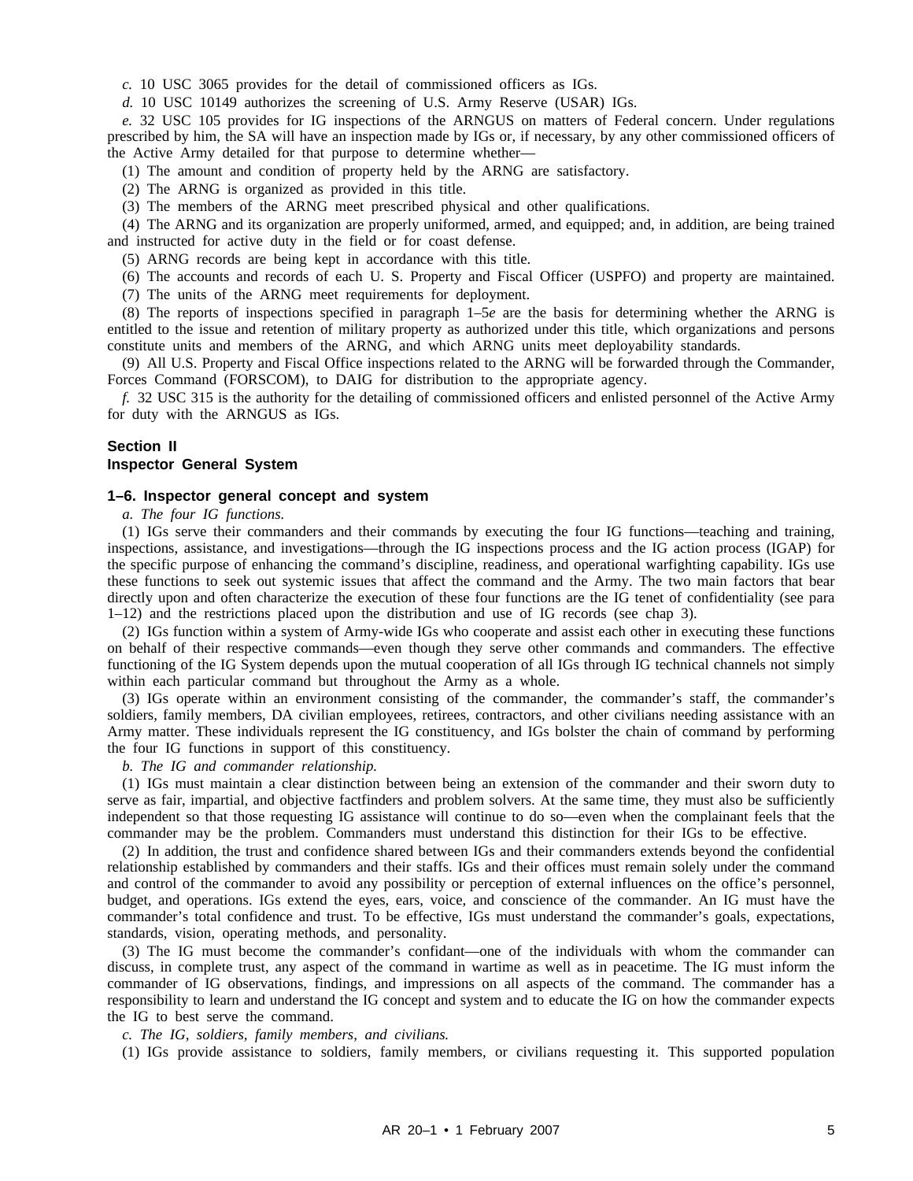*c.* 10 USC 3065 provides for the detail of commissioned officers as IGs.

*d.* 10 USC 10149 authorizes the screening of U.S. Army Reserve (USAR) IGs.

*e.* 32 USC 105 provides for IG inspections of the ARNGUS on matters of Federal concern. Under regulations prescribed by him, the SA will have an inspection made by IGs or, if necessary, by any other commissioned officers of the Active Army detailed for that purpose to determine whether—

(1) The amount and condition of property held by the ARNG are satisfactory.

(2) The ARNG is organized as provided in this title.

(3) The members of the ARNG meet prescribed physical and other qualifications.

(4) The ARNG and its organization are properly uniformed, armed, and equipped; and, in addition, are being trained and instructed for active duty in the field or for coast defense.

(5) ARNG records are being kept in accordance with this title.

(6) The accounts and records of each U. S. Property and Fiscal Officer (USPFO) and property are maintained.

(7) The units of the ARNG meet requirements for deployment.

(8) The reports of inspections specified in paragraph 1–5*e* are the basis for determining whether the ARNG is entitled to the issue and retention of military property as authorized under this title, which organizations and persons constitute units and members of the ARNG, and which ARNG units meet deployability standards.

(9) All U.S. Property and Fiscal Office inspections related to the ARNG will be forwarded through the Commander, Forces Command (FORSCOM), to DAIG for distribution to the appropriate agency.

*f.* 32 USC 315 is the authority for the detailing of commissioned officers and enlisted personnel of the Active Army for duty with the ARNGUS as IGs.

## Section II
## Inspector General System

### 1–6. Inspector general concept and system

*a. The four IG functions.*

(1) IGs serve their commanders and their commands by executing the four IG functions—teaching and training, inspections, assistance, and investigations—through the IG inspections process and the IG action process (IGAP) for the specific purpose of enhancing the command's discipline, readiness, and operational warfighting capability. IGs use these functions to seek out systemic issues that affect the command and the Army. The two main factors that bear directly upon and often characterize the execution of these four functions are the IG tenet of confidentiality (see para 1–12) and the restrictions placed upon the distribution and use of IG records (see chap 3).

(2) IGs function within a system of Army-wide IGs who cooperate and assist each other in executing these functions on behalf of their respective commands—even though they serve other commands and commanders. The effective functioning of the IG System depends upon the mutual cooperation of all IGs through IG technical channels not simply within each particular command but throughout the Army as a whole.

(3) IGs operate within an environment consisting of the commander, the commander's staff, the commander's soldiers, family members, DA civilian employees, retirees, contractors, and other civilians needing assistance with an Army matter. These individuals represent the IG constituency, and IGs bolster the chain of command by performing the four IG functions in support of this constituency.

*b. The IG and commander relationship.*

(1) IGs must maintain a clear distinction between being an extension of the commander and their sworn duty to serve as fair, impartial, and objective factfinders and problem solvers. At the same time, they must also be sufficiently independent so that those requesting IG assistance will continue to do so—even when the complainant feels that the commander may be the problem. Commanders must understand this distinction for their IGs to be effective.

(2) In addition, the trust and confidence shared between IGs and their commanders extends beyond the confidential relationship established by commanders and their staffs. IGs and their offices must remain solely under the command and control of the commander to avoid any possibility or perception of external influences on the office's personnel, budget, and operations. IGs extend the eyes, ears, voice, and conscience of the commander. An IG must have the commander's total confidence and trust. To be effective, IGs must understand the commander's goals, expectations, standards, vision, operating methods, and personality.

(3) The IG must become the commander's confidant—one of the individuals with whom the commander can discuss, in complete trust, any aspect of the command in wartime as well as in peacetime. The IG must inform the commander of IG observations, findings, and impressions on all aspects of the command. The commander has a responsibility to learn and understand the IG concept and system and to educate the IG on how the commander expects the IG to best serve the command.

*c. The IG, soldiers, family members, and civilians.*

(1) IGs provide assistance to soldiers, family members, or civilians requesting it. This supported population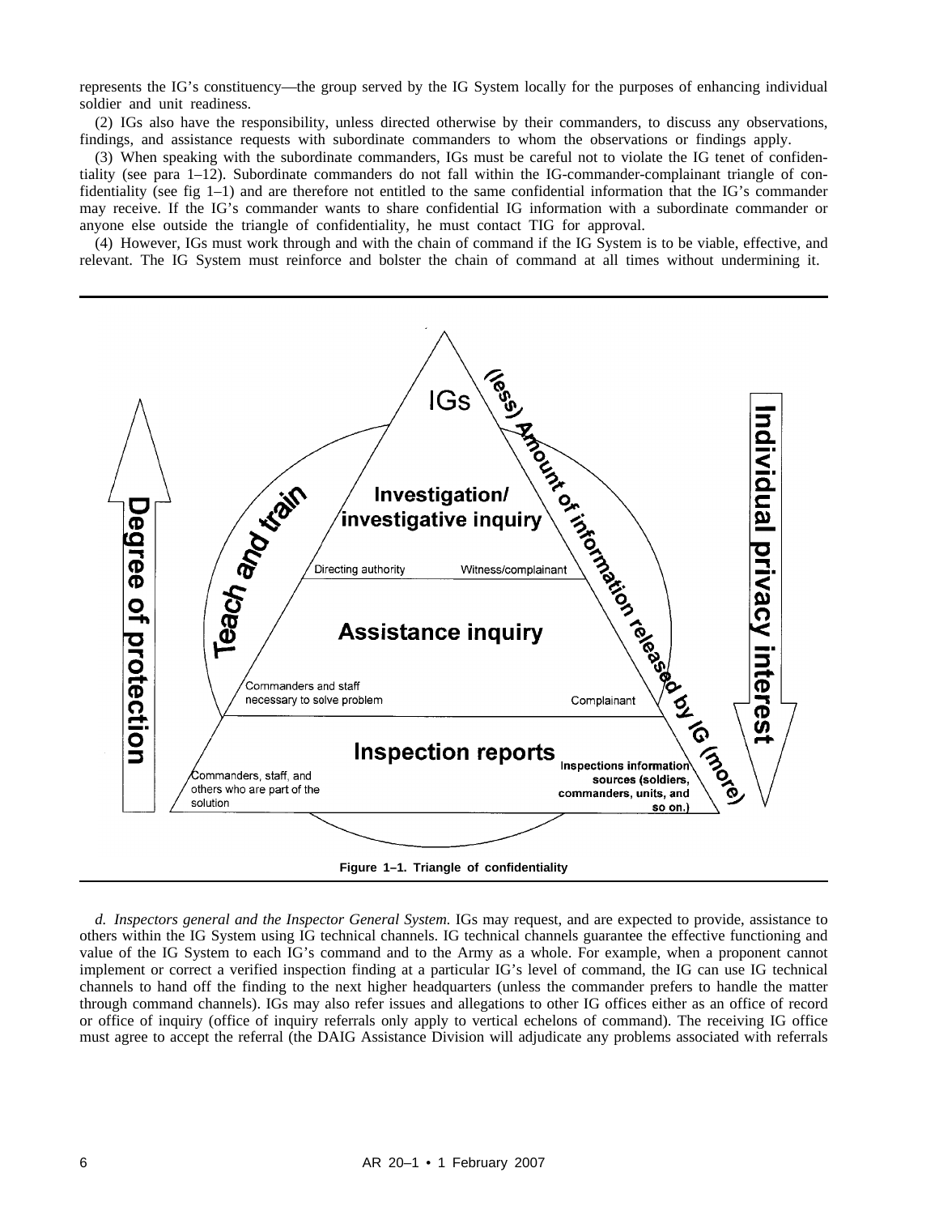represents the IG's constituency—the group served by the IG System locally for the purposes of enhancing individual soldier and unit readiness.

(2) IGs also have the responsibility, unless directed otherwise by their commanders, to discuss any observations, findings, and assistance requests with subordinate commanders to whom the observations or findings apply.

(3) When speaking with the subordinate commanders, IGs must be careful not to violate the IG tenet of confidentiality (see para 1–12). Subordinate commanders do not fall within the IG-commander-complainant triangle of confidentiality (see fig 1–1) and are therefore not entitled to the same confidential information that the IG's commander may receive. If the IG's commander wants to share confidential IG information with a subordinate commander or anyone else outside the triangle of confidentiality, he must contact TIG for approval.

(4) However, IGs must work through and with the chain of command if the IG System is to be viable, effective, and relevant. The IG System must reinforce and bolster the chain of command at all times without undermining it.

Degree of protection

Teach and train

IGs

(less) Amount of information released by IG (more)

Individual privacy interest

Investigation/ investigative inquiry

Directing authority — Witness/complainant

Assistance inquiry

Commanders and staff necessary to solve problem — Complainant

Inspection reports

Commanders, staff, and others who are part of the solution — Inspections information sources (soldiers, commanders, units, and so on.)

**Figure 1–1. Triangle of confidentiality**

*d. Inspectors general and the Inspector General System.* IGs may request, and are expected to provide, assistance to others within the IG System using IG technical channels. IG technical channels guarantee the effective functioning and value of the IG System to each IG's command and to the Army as a whole. For example, when a proponent cannot implement or correct a verified inspection finding at a particular IG's level of command, the IG can use IG technical channels to hand off the finding to the next higher headquarters (unless the commander prefers to handle the matter through command channels). IGs may also refer issues and allegations to other IG offices either as an office of record or office of inquiry (office of inquiry referrals only apply to vertical echelons of command). The receiving IG office must agree to accept the referral (the DAIG Assistance Division will adjudicate any problems associated with referrals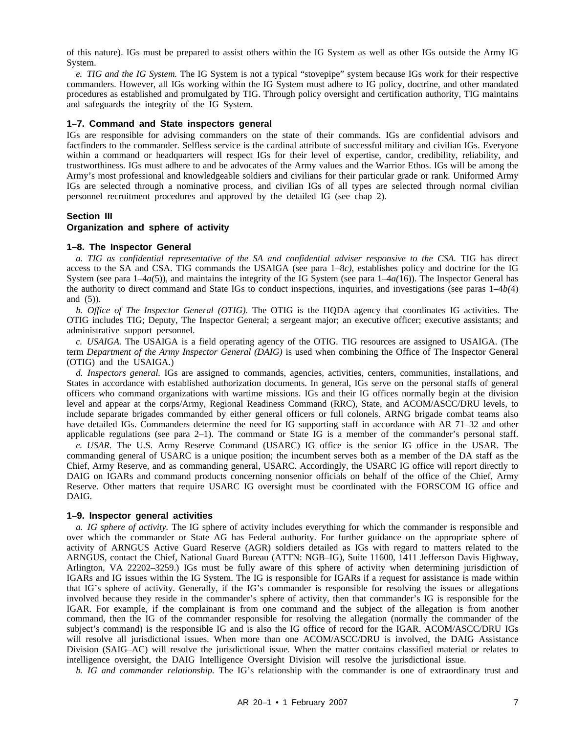of this nature). IGs must be prepared to assist others within the IG System as well as other IGs outside the Army IG System.

*e. TIG and the IG System.* The IG System is not a typical "stovepipe" system because IGs work for their respective commanders. However, all IGs working within the IG System must adhere to IG policy, doctrine, and other mandated procedures as established and promulgated by TIG. Through policy oversight and certification authority, TIG maintains and safeguards the integrity of the IG System.

### 1–7. Command and State inspectors general

IGs are responsible for advising commanders on the state of their commands. IGs are confidential advisors and factfinders to the commander. Selfless service is the cardinal attribute of successful military and civilian IGs. Everyone within a command or headquarters will respect IGs for their level of expertise, candor, credibility, reliability, and trustworthiness. IGs must adhere to and be advocates of the Army values and the Warrior Ethos. IGs will be among the Army's most professional and knowledgeable soldiers and civilians for their particular grade or rank. Uniformed Army IGs are selected through a nominative process, and civilian IGs of all types are selected through normal civilian personnel recruitment procedures and approved by the detailed IG (see chap 2).

## Section III
## Organization and sphere of activity

### 1–8. The Inspector General

*a. TIG as confidential representative of the SA and confidential adviser responsive to the CSA.* TIG has direct access to the SA and CSA. TIG commands the USAIGA (see para 1–8*c)*, establishes policy and doctrine for the IG System (see para 1–4*a(*5)), and maintains the integrity of the IG System (see para 1–4*a(*16)). The Inspector General has the authority to direct command and State IGs to conduct inspections, inquiries, and investigations (see paras 1–4*b(*4) and (5)).

*b. Office of The Inspector General (OTIG).* The OTIG is the HQDA agency that coordinates IG activities. The OTIG includes TIG; Deputy, The Inspector General; a sergeant major; an executive officer; executive assistants; and administrative support personnel.

*c. USAIGA.* The USAIGA is a field operating agency of the OTIG. TIG resources are assigned to USAIGA. (The term *Department of the Army Inspector General (DAIG)* is used when combining the Office of The Inspector General (OTIG) and the USAIGA.)

*d. Inspectors general.* IGs are assigned to commands, agencies, activities, centers, communities, installations, and States in accordance with established authorization documents. In general, IGs serve on the personal staffs of general officers who command organizations with wartime missions. IGs and their IG offices normally begin at the division level and appear at the corps/Army, Regional Readiness Command (RRC), State, and ACOM/ASCC/DRU levels, to include separate brigades commanded by either general officers or full colonels. ARNG brigade combat teams also have detailed IGs. Commanders determine the need for IG supporting staff in accordance with AR 71–32 and other applicable regulations (see para 2–1). The command or State IG is a member of the commander's personal staff.

*e. USAR.* The U.S. Army Reserve Command (USARC) IG office is the senior IG office in the USAR. The commanding general of USARC is a unique position; the incumbent serves both as a member of the DA staff as the Chief, Army Reserve, and as commanding general, USARC. Accordingly, the USARC IG office will report directly to DAIG on IGARs and command products concerning nonsenior officials on behalf of the office of the Chief, Army Reserve. Other matters that require USARC IG oversight must be coordinated with the FORSCOM IG office and DAIG.

### 1–9. Inspector general activities

*a. IG sphere of activity.* The IG sphere of activity includes everything for which the commander is responsible and over which the commander or State AG has Federal authority. For further guidance on the appropriate sphere of activity of ARNGUS Active Guard Reserve (AGR) soldiers detailed as IGs with regard to matters related to the ARNGUS, contact the Chief, National Guard Bureau (ATTN: NGB–IG), Suite 11600, 1411 Jefferson Davis Highway, Arlington, VA 22202–3259.) IGs must be fully aware of this sphere of activity when determining jurisdiction of IGARs and IG issues within the IG System. The IG is responsible for IGARs if a request for assistance is made within that IG's sphere of activity. Generally, if the IG's commander is responsible for resolving the issues or allegations involved because they reside in the commander's sphere of activity, then that commander's IG is responsible for the IGAR. For example, if the complainant is from one command and the subject of the allegation is from another command, then the IG of the commander responsible for resolving the allegation (normally the commander of the subject's command) is the responsible IG and is also the IG office of record for the IGAR. ACOM/ASCC/DRU IGs will resolve all jurisdictional issues. When more than one ACOM/ASCC/DRU is involved, the DAIG Assistance Division (SAIG–AC) will resolve the jurisdictional issue. When the matter contains classified material or relates to intelligence oversight, the DAIG Intelligence Oversight Division will resolve the jurisdictional issue.

*b. IG and commander relationship.* The IG's relationship with the commander is one of extraordinary trust and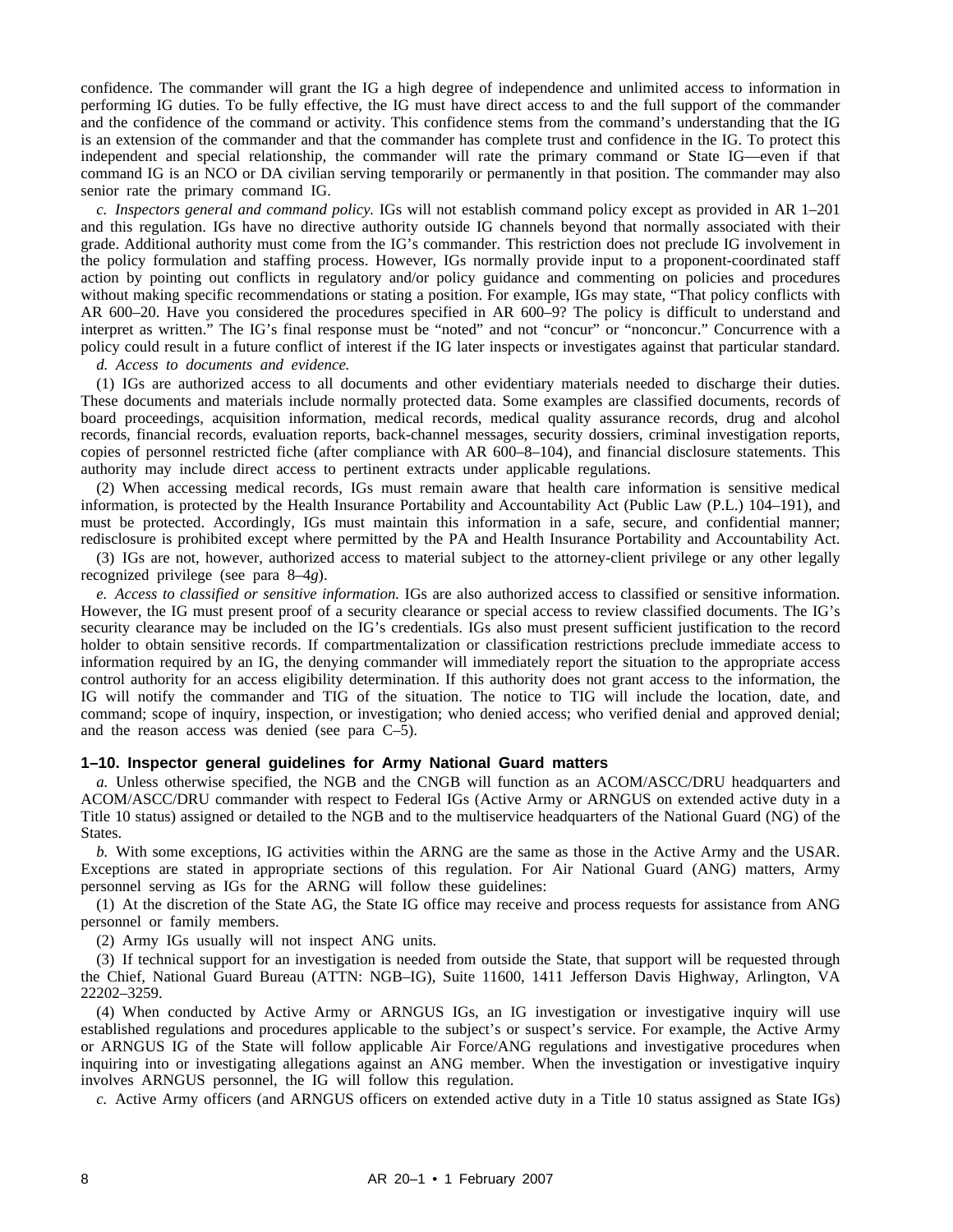confidence. The commander will grant the IG a high degree of independence and unlimited access to information in performing IG duties. To be fully effective, the IG must have direct access to and the full support of the commander and the confidence of the command or activity. This confidence stems from the command's understanding that the IG is an extension of the commander and that the commander has complete trust and confidence in the IG. To protect this independent and special relationship, the commander will rate the primary command or State IG—even if that command IG is an NCO or DA civilian serving temporarily or permanently in that position. The commander may also senior rate the primary command IG.

*c. Inspectors general and command policy.* IGs will not establish command policy except as provided in AR 1–201 and this regulation. IGs have no directive authority outside IG channels beyond that normally associated with their grade. Additional authority must come from the IG's commander. This restriction does not preclude IG involvement in the policy formulation and staffing process. However, IGs normally provide input to a proponent-coordinated staff action by pointing out conflicts in regulatory and/or policy guidance and commenting on policies and procedures without making specific recommendations or stating a position. For example, IGs may state, "That policy conflicts with AR 600–20. Have you considered the procedures specified in AR 600–9? The policy is difficult to understand and interpret as written." The IG's final response must be "noted" and not "concur" or "nonconcur." Concurrence with a policy could result in a future conflict of interest if the IG later inspects or investigates against that particular standard.

*d. Access to documents and evidence.*

(1) IGs are authorized access to all documents and other evidentiary materials needed to discharge their duties. These documents and materials include normally protected data. Some examples are classified documents, records of board proceedings, acquisition information, medical records, medical quality assurance records, drug and alcohol records, financial records, evaluation reports, back-channel messages, security dossiers, criminal investigation reports, copies of personnel restricted fiche (after compliance with AR 600–8–104), and financial disclosure statements. This authority may include direct access to pertinent extracts under applicable regulations.

(2) When accessing medical records, IGs must remain aware that health care information is sensitive medical information, is protected by the Health Insurance Portability and Accountability Act (Public Law (P.L.) 104–191), and must be protected. Accordingly, IGs must maintain this information in a safe, secure, and confidential manner; redisclosure is prohibited except where permitted by the PA and Health Insurance Portability and Accountability Act.

(3) IGs are not, however, authorized access to material subject to the attorney-client privilege or any other legally recognized privilege (see para 8–4*g*).

*e. Access to classified or sensitive information.* IGs are also authorized access to classified or sensitive information. However, the IG must present proof of a security clearance or special access to review classified documents. The IG's security clearance may be included on the IG's credentials. IGs also must present sufficient justification to the record holder to obtain sensitive records. If compartmentalization or classification restrictions preclude immediate access to information required by an IG, the denying commander will immediately report the situation to the appropriate access control authority for an access eligibility determination. If this authority does not grant access to the information, the IG will notify the commander and TIG of the situation. The notice to TIG will include the location, date, and command; scope of inquiry, inspection, or investigation; who denied access; who verified denial and approved denial; and the reason access was denied (see para C–5).

### 1–10. Inspector general guidelines for Army National Guard matters

*a.* Unless otherwise specified, the NGB and the CNGB will function as an ACOM/ASCC/DRU headquarters and ACOM/ASCC/DRU commander with respect to Federal IGs (Active Army or ARNGUS on extended active duty in a Title 10 status) assigned or detailed to the NGB and to the multiservice headquarters of the National Guard (NG) of the States.

*b.* With some exceptions, IG activities within the ARNG are the same as those in the Active Army and the USAR. Exceptions are stated in appropriate sections of this regulation. For Air National Guard (ANG) matters, Army personnel serving as IGs for the ARNG will follow these guidelines:

(1) At the discretion of the State AG, the State IG office may receive and process requests for assistance from ANG personnel or family members.

(2) Army IGs usually will not inspect ANG units.

(3) If technical support for an investigation is needed from outside the State, that support will be requested through the Chief, National Guard Bureau (ATTN: NGB–IG), Suite 11600, 1411 Jefferson Davis Highway, Arlington, VA 22202–3259.

(4) When conducted by Active Army or ARNGUS IGs, an IG investigation or investigative inquiry will use established regulations and procedures applicable to the subject's or suspect's service. For example, the Active Army or ARNGUS IG of the State will follow applicable Air Force/ANG regulations and investigative procedures when inquiring into or investigating allegations against an ANG member. When the investigation or investigative inquiry involves ARNGUS personnel, the IG will follow this regulation.

*c.* Active Army officers (and ARNGUS officers on extended active duty in a Title 10 status assigned as State IGs)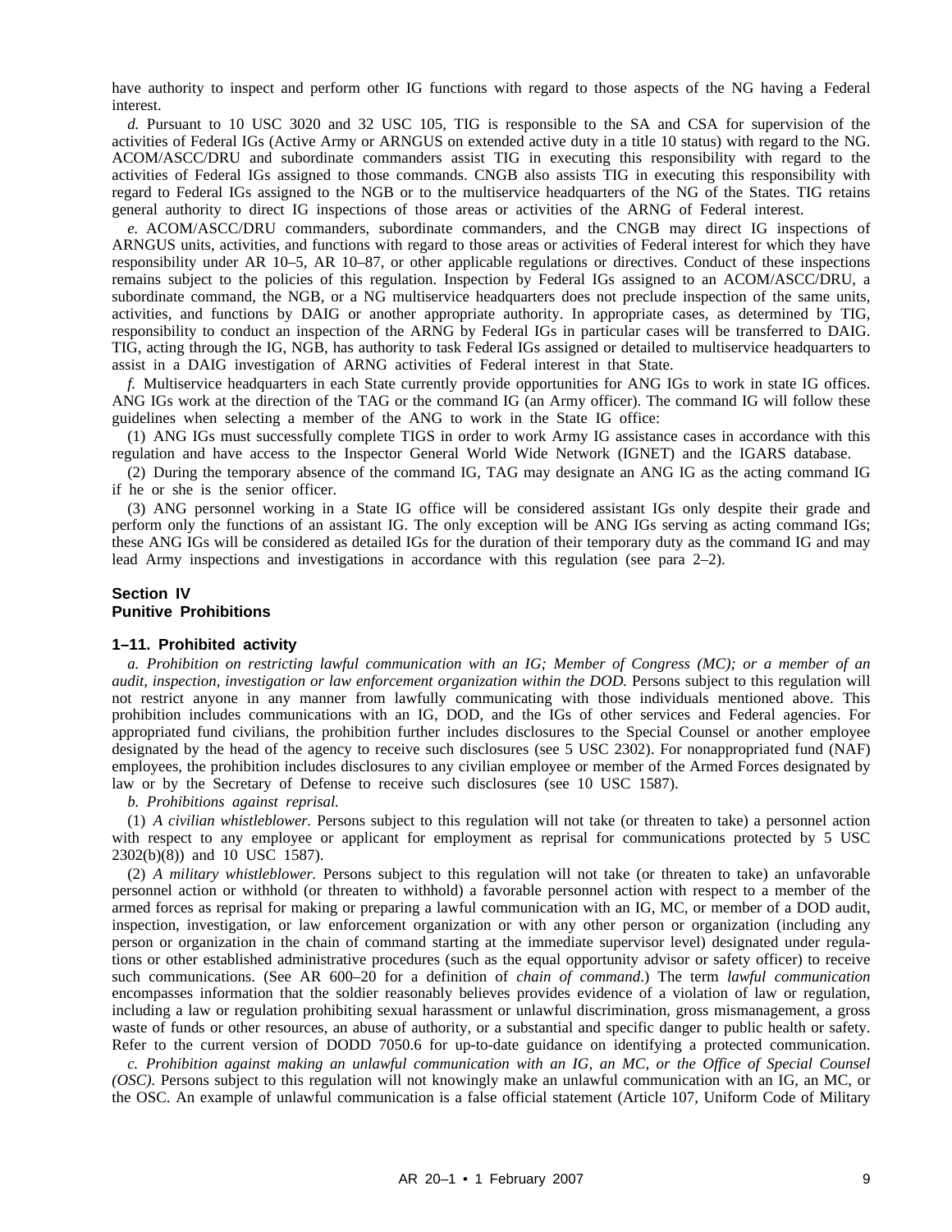have authority to inspect and perform other IG functions with regard to those aspects of the NG having a Federal interest.

*d.* Pursuant to 10 USC 3020 and 32 USC 105, TIG is responsible to the SA and CSA for supervision of the activities of Federal IGs (Active Army or ARNGUS on extended active duty in a title 10 status) with regard to the NG. ACOM/ASCC/DRU and subordinate commanders assist TIG in executing this responsibility with regard to the activities of Federal IGs assigned to those commands. CNGB also assists TIG in executing this responsibility with regard to Federal IGs assigned to the NGB or to the multiservice headquarters of the NG of the States. TIG retains general authority to direct IG inspections of those areas or activities of the ARNG of Federal interest.

*e.* ACOM/ASCC/DRU commanders, subordinate commanders, and the CNGB may direct IG inspections of ARNGUS units, activities, and functions with regard to those areas or activities of Federal interest for which they have responsibility under AR 10–5, AR 10–87, or other applicable regulations or directives. Conduct of these inspections remains subject to the policies of this regulation. Inspection by Federal IGs assigned to an ACOM/ASCC/DRU, a subordinate command, the NGB, or a NG multiservice headquarters does not preclude inspection of the same units, activities, and functions by DAIG or another appropriate authority. In appropriate cases, as determined by TIG, responsibility to conduct an inspection of the ARNG by Federal IGs in particular cases will be transferred to DAIG. TIG, acting through the IG, NGB, has authority to task Federal IGs assigned or detailed to multiservice headquarters to assist in a DAIG investigation of ARNG activities of Federal interest in that State.

*f.* Multiservice headquarters in each State currently provide opportunities for ANG IGs to work in state IG offices. ANG IGs work at the direction of the TAG or the command IG (an Army officer). The command IG will follow these guidelines when selecting a member of the ANG to work in the State IG office:

(1) ANG IGs must successfully complete TIGS in order to work Army IG assistance cases in accordance with this regulation and have access to the Inspector General World Wide Network (IGNET) and the IGARS database.

(2) During the temporary absence of the command IG, TAG may designate an ANG IG as the acting command IG if he or she is the senior officer.

(3) ANG personnel working in a State IG office will be considered assistant IGs only despite their grade and perform only the functions of an assistant IG. The only exception will be ANG IGs serving as acting command IGs; these ANG IGs will be considered as detailed IGs for the duration of their temporary duty as the command IG and may lead Army inspections and investigations in accordance with this regulation (see para 2–2).

## Section IV
## Punitive Prohibitions

### 1–11. Prohibited activity

*a. Prohibition on restricting lawful communication with an IG; Member of Congress (MC); or a member of an audit, inspection, investigation or law enforcement organization within the DOD.* Persons subject to this regulation will not restrict anyone in any manner from lawfully communicating with those individuals mentioned above. This prohibition includes communications with an IG, DOD, and the IGs of other services and Federal agencies. For appropriated fund civilians, the prohibition further includes disclosures to the Special Counsel or another employee designated by the head of the agency to receive such disclosures (see 5 USC 2302). For nonappropriated fund (NAF) employees, the prohibition includes disclosures to any civilian employee or member of the Armed Forces designated by law or by the Secretary of Defense to receive such disclosures (see 10 USC 1587).

*b. Prohibitions against reprisal.*

(1) *A civilian whistleblower.* Persons subject to this regulation will not take (or threaten to take) a personnel action with respect to any employee or applicant for employment as reprisal for communications protected by 5 USC 2302(b)(8)) and 10 USC 1587).

(2) *A military whistleblower.* Persons subject to this regulation will not take (or threaten to take) an unfavorable personnel action or withhold (or threaten to withhold) a favorable personnel action with respect to a member of the armed forces as reprisal for making or preparing a lawful communication with an IG, MC, or member of a DOD audit, inspection, investigation, or law enforcement organization or with any other person or organization (including any person or organization in the chain of command starting at the immediate supervisor level) designated under regulations or other established administrative procedures (such as the equal opportunity advisor or safety officer) to receive such communications. (See AR 600–20 for a definition of *chain of command*.) The term *lawful communication* encompasses information that the soldier reasonably believes provides evidence of a violation of law or regulation, including a law or regulation prohibiting sexual harassment or unlawful discrimination, gross mismanagement, a gross waste of funds or other resources, an abuse of authority, or a substantial and specific danger to public health or safety. Refer to the current version of DODD 7050.6 for up-to-date guidance on identifying a protected communication.

*c. Prohibition against making an unlawful communication with an IG, an MC, or the Office of Special Counsel (OSC).* Persons subject to this regulation will not knowingly make an unlawful communication with an IG, an MC, or the OSC. An example of unlawful communication is a false official statement (Article 107, Uniform Code of Military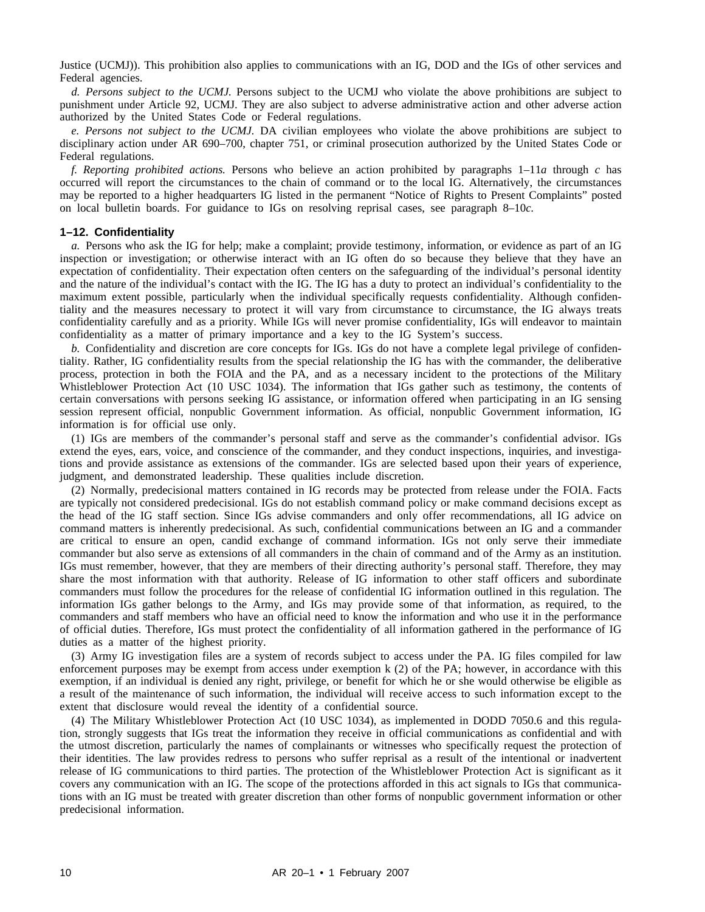Justice (UCMJ)). This prohibition also applies to communications with an IG, DOD and the IGs of other services and Federal agencies.

*d. Persons subject to the UCMJ.* Persons subject to the UCMJ who violate the above prohibitions are subject to punishment under Article 92, UCMJ. They are also subject to adverse administrative action and other adverse action authorized by the United States Code or Federal regulations.

*e. Persons not subject to the UCMJ.* DA civilian employees who violate the above prohibitions are subject to disciplinary action under AR 690–700, chapter 751, or criminal prosecution authorized by the United States Code or Federal regulations.

*f. Reporting prohibited actions.* Persons who believe an action prohibited by paragraphs 1–11*a* through *c* has occurred will report the circumstances to the chain of command or to the local IG. Alternatively, the circumstances may be reported to a higher headquarters IG listed in the permanent "Notice of Rights to Present Complaints" posted on local bulletin boards. For guidance to IGs on resolving reprisal cases, see paragraph 8–10*c*.

### 1–12. Confidentiality

*a.* Persons who ask the IG for help; make a complaint; provide testimony, information, or evidence as part of an IG inspection or investigation; or otherwise interact with an IG often do so because they believe that they have an expectation of confidentiality. Their expectation often centers on the safeguarding of the individual's personal identity and the nature of the individual's contact with the IG. The IG has a duty to protect an individual's confidentiality to the maximum extent possible, particularly when the individual specifically requests confidentiality. Although confidentiality and the measures necessary to protect it will vary from circumstance to circumstance, the IG always treats confidentiality carefully and as a priority. While IGs will never promise confidentiality, IGs will endeavor to maintain confidentiality as a matter of primary importance and a key to the IG System's success.

*b.* Confidentiality and discretion are core concepts for IGs. IGs do not have a complete legal privilege of confidentiality. Rather, IG confidentiality results from the special relationship the IG has with the commander, the deliberative process, protection in both the FOIA and the PA, and as a necessary incident to the protections of the Military Whistleblower Protection Act (10 USC 1034). The information that IGs gather such as testimony, the contents of certain conversations with persons seeking IG assistance, or information offered when participating in an IG sensing session represent official, nonpublic Government information. As official, nonpublic Government information, IG information is for official use only.

(1) IGs are members of the commander's personal staff and serve as the commander's confidential advisor. IGs extend the eyes, ears, voice, and conscience of the commander, and they conduct inspections, inquiries, and investigations and provide assistance as extensions of the commander. IGs are selected based upon their years of experience, judgment, and demonstrated leadership. These qualities include discretion.

(2) Normally, predecisional matters contained in IG records may be protected from release under the FOIA. Facts are typically not considered predecisional. IGs do not establish command policy or make command decisions except as the head of the IG staff section. Since IGs advise commanders and only offer recommendations, all IG advice on command matters is inherently predecisional. As such, confidential communications between an IG and a commander are critical to ensure an open, candid exchange of command information. IGs not only serve their immediate commander but also serve as extensions of all commanders in the chain of command and of the Army as an institution. IGs must remember, however, that they are members of their directing authority's personal staff. Therefore, they may share the most information with that authority. Release of IG information to other staff officers and subordinate commanders must follow the procedures for the release of confidential IG information outlined in this regulation. The information IGs gather belongs to the Army, and IGs may provide some of that information, as required, to the commanders and staff members who have an official need to know the information and who use it in the performance of official duties. Therefore, IGs must protect the confidentiality of all information gathered in the performance of IG duties as a matter of the highest priority.

(3) Army IG investigation files are a system of records subject to access under the PA. IG files compiled for law enforcement purposes may be exempt from access under exemption k (2) of the PA; however, in accordance with this exemption, if an individual is denied any right, privilege, or benefit for which he or she would otherwise be eligible as a result of the maintenance of such information, the individual will receive access to such information except to the extent that disclosure would reveal the identity of a confidential source.

(4) The Military Whistleblower Protection Act (10 USC 1034), as implemented in DODD 7050.6 and this regulation, strongly suggests that IGs treat the information they receive in official communications as confidential and with the utmost discretion, particularly the names of complainants or witnesses who specifically request the protection of their identities. The law provides redress to persons who suffer reprisal as a result of the intentional or inadvertent release of IG communications to third parties. The protection of the Whistleblower Protection Act is significant as it covers any communication with an IG. The scope of the protections afforded in this act signals to IGs that communications with an IG must be treated with greater discretion than other forms of nonpublic government information or other predecisional information.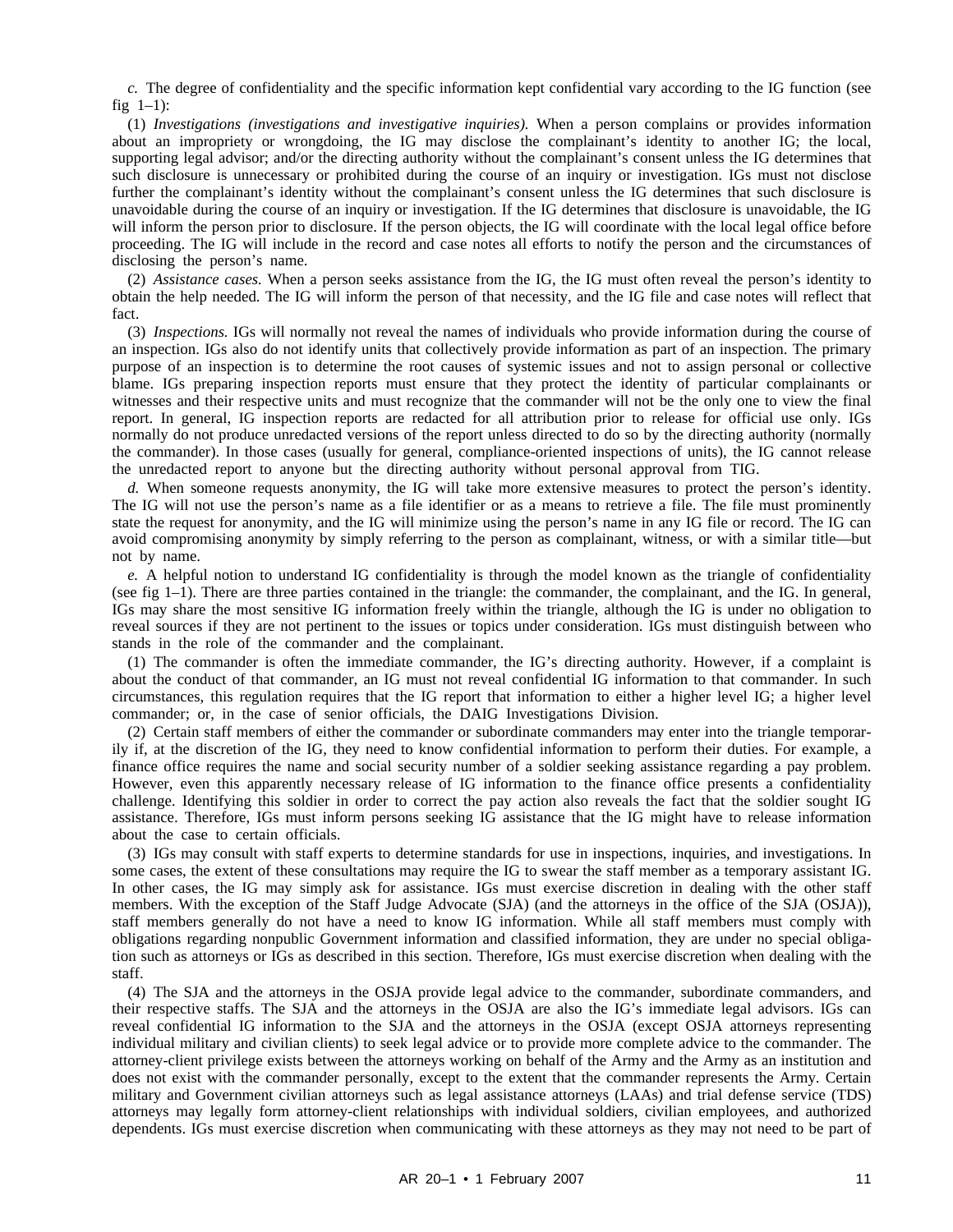*c.* The degree of confidentiality and the specific information kept confidential vary according to the IG function (see fig 1–1):

(1) *Investigations (investigations and investigative inquiries).* When a person complains or provides information about an impropriety or wrongdoing, the IG may disclose the complainant's identity to another IG; the local, supporting legal advisor; and/or the directing authority without the complainant's consent unless the IG determines that such disclosure is unnecessary or prohibited during the course of an inquiry or investigation. IGs must not disclose further the complainant's identity without the complainant's consent unless the IG determines that such disclosure is unavoidable during the course of an inquiry or investigation. If the IG determines that disclosure is unavoidable, the IG will inform the person prior to disclosure. If the person objects, the IG will coordinate with the local legal office before proceeding. The IG will include in the record and case notes all efforts to notify the person and the circumstances of disclosing the person's name.

(2) *Assistance cases.* When a person seeks assistance from the IG, the IG must often reveal the person's identity to obtain the help needed. The IG will inform the person of that necessity, and the IG file and case notes will reflect that fact.

(3) *Inspections.* IGs will normally not reveal the names of individuals who provide information during the course of an inspection. IGs also do not identify units that collectively provide information as part of an inspection. The primary purpose of an inspection is to determine the root causes of systemic issues and not to assign personal or collective blame. IGs preparing inspection reports must ensure that they protect the identity of particular complainants or witnesses and their respective units and must recognize that the commander will not be the only one to view the final report. In general, IG inspection reports are redacted for all attribution prior to release for official use only. IGs normally do not produce unredacted versions of the report unless directed to do so by the directing authority (normally the commander). In those cases (usually for general, compliance-oriented inspections of units), the IG cannot release the unredacted report to anyone but the directing authority without personal approval from TIG.

*d.* When someone requests anonymity, the IG will take more extensive measures to protect the person's identity. The IG will not use the person's name as a file identifier or as a means to retrieve a file. The file must prominently state the request for anonymity, and the IG will minimize using the person's name in any IG file or record. The IG can avoid compromising anonymity by simply referring to the person as complainant, witness, or with a similar title—but not by name.

*e.* A helpful notion to understand IG confidentiality is through the model known as the triangle of confidentiality (see fig 1–1). There are three parties contained in the triangle: the commander, the complainant, and the IG. In general, IGs may share the most sensitive IG information freely within the triangle, although the IG is under no obligation to reveal sources if they are not pertinent to the issues or topics under consideration. IGs must distinguish between who stands in the role of the commander and the complainant.

(1) The commander is often the immediate commander, the IG's directing authority. However, if a complaint is about the conduct of that commander, an IG must not reveal confidential IG information to that commander. In such circumstances, this regulation requires that the IG report that information to either a higher level IG; a higher level commander; or, in the case of senior officials, the DAIG Investigations Division.

(2) Certain staff members of either the commander or subordinate commanders may enter into the triangle temporarily if, at the discretion of the IG, they need to know confidential information to perform their duties. For example, a finance office requires the name and social security number of a soldier seeking assistance regarding a pay problem. However, even this apparently necessary release of IG information to the finance office presents a confidentiality challenge. Identifying this soldier in order to correct the pay action also reveals the fact that the soldier sought IG assistance. Therefore, IGs must inform persons seeking IG assistance that the IG might have to release information about the case to certain officials.

(3) IGs may consult with staff experts to determine standards for use in inspections, inquiries, and investigations. In some cases, the extent of these consultations may require the IG to swear the staff member as a temporary assistant IG. In other cases, the IG may simply ask for assistance. IGs must exercise discretion in dealing with the other staff members. With the exception of the Staff Judge Advocate (SJA) (and the attorneys in the office of the SJA (OSJA)), staff members generally do not have a need to know IG information. While all staff members must comply with obligations regarding nonpublic Government information and classified information, they are under no special obligation such as attorneys or IGs as described in this section. Therefore, IGs must exercise discretion when dealing with the staff.

(4) The SJA and the attorneys in the OSJA provide legal advice to the commander, subordinate commanders, and their respective staffs. The SJA and the attorneys in the OSJA are also the IG's immediate legal advisors. IGs can reveal confidential IG information to the SJA and the attorneys in the OSJA (except OSJA attorneys representing individual military and civilian clients) to seek legal advice or to provide more complete advice to the commander. The attorney-client privilege exists between the attorneys working on behalf of the Army and the Army as an institution and does not exist with the commander personally, except to the extent that the commander represents the Army. Certain military and Government civilian attorneys such as legal assistance attorneys (LAAs) and trial defense service (TDS) attorneys may legally form attorney-client relationships with individual soldiers, civilian employees, and authorized dependents. IGs must exercise discretion when communicating with these attorneys as they may not need to be part of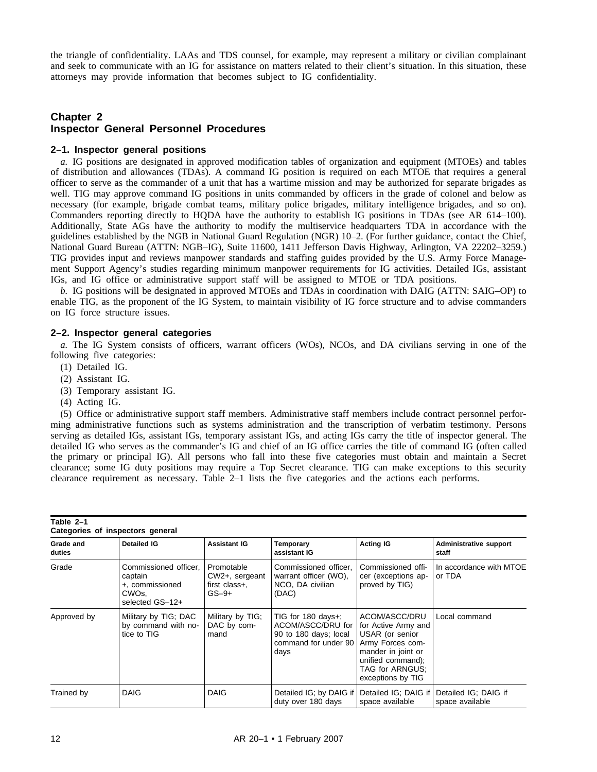the triangle of confidentiality. LAAs and TDS counsel, for example, may represent a military or civilian complainant and seek to communicate with an IG for assistance on matters related to their client's situation. In this situation, these attorneys may provide information that becomes subject to IG confidentiality.

## Chapter 2
## Inspector General Personnel Procedures

### 2–1. Inspector general positions

*a.* IG positions are designated in approved modification tables of organization and equipment (MTOEs) and tables of distribution and allowances (TDAs). A command IG position is required on each MTOE that requires a general officer to serve as the commander of a unit that has a wartime mission and may be authorized for separate brigades as well. TIG may approve command IG positions in units commanded by officers in the grade of colonel and below as necessary (for example, brigade combat teams, military police brigades, military intelligence brigades, and so on). Commanders reporting directly to HQDA have the authority to establish IG positions in TDAs (see AR 614–100). Additionally, State AGs have the authority to modify the multiservice headquarters TDA in accordance with the guidelines established by the NGB in National Guard Regulation (NGR) 10–2. (For further guidance, contact the Chief, National Guard Bureau (ATTN: NGB–IG), Suite 11600, 1411 Jefferson Davis Highway, Arlington, VA 22202–3259.) TIG provides input and reviews manpower standards and staffing guides provided by the U.S. Army Force Management Support Agency's studies regarding minimum manpower requirements for IG activities. Detailed IGs, assistant IGs, and IG office or administrative support staff will be assigned to MTOE or TDA positions.

*b.* IG positions will be designated in approved MTOEs and TDAs in coordination with DAIG (ATTN: SAIG–OP) to enable TIG, as the proponent of the IG System, to maintain visibility of IG force structure and to advise commanders on IG force structure issues.

### 2–2. Inspector general categories

*a.* The IG System consists of officers, warrant officers (WOs), NCOs, and DA civilians serving in one of the following five categories:

(1) Detailed IG.

(2) Assistant IG.

(3) Temporary assistant IG.

(4) Acting IG.

(5) Office or administrative support staff members. Administrative staff members include contract personnel performing administrative functions such as systems administration and the transcription of verbatim testimony. Persons serving as detailed IGs, assistant IGs, temporary assistant IGs, and acting IGs carry the title of inspector general. The detailed IG who serves as the commander's IG and chief of an IG office carries the title of command IG (often called the primary or principal IG). All persons who fall into these five categories must obtain and maintain a Secret clearance; some IG duty positions may require a Top Secret clearance. TIG can make exceptions to this security clearance requirement as necessary. Table 2–1 lists the five categories and the actions each performs.

**Table 2–1**
**Categories of inspectors general**

| Grade and duties | Detailed IG | Assistant IG | Temporary assistant IG | Acting IG | Administrative support staff |
|---|---|---|---|---|---|
| Grade | Commissioned officer, captain +, commissioned CWOs, selected GS–12+ | Promotable CW2+, sergeant first class+, GS–9+ | Commissioned officer, warrant officer (WO), NCO, DA civilian (DAC) | Commissioned officer (exceptions approved by TIG) | In accordance with MTOE or TDA |
| Approved by | Military by TIG; DAC by command with notice to TIG | Military by TIG; DAC by command | TIG for 180 days+; ACOM/ASCC/DRU for 90 to 180 days; local command for under 90 days | ACOM/ASCC/DRU for Active Army and USAR (or senior Army Forces commander in joint or unified command); TAG for ARNGUS; exceptions by TIG | Local command |
| Trained by | DAIG | DAIG | Detailed IG; by DAIG if duty over 180 days | Detailed IG; DAIG if space available | Detailed IG; DAIG if space available |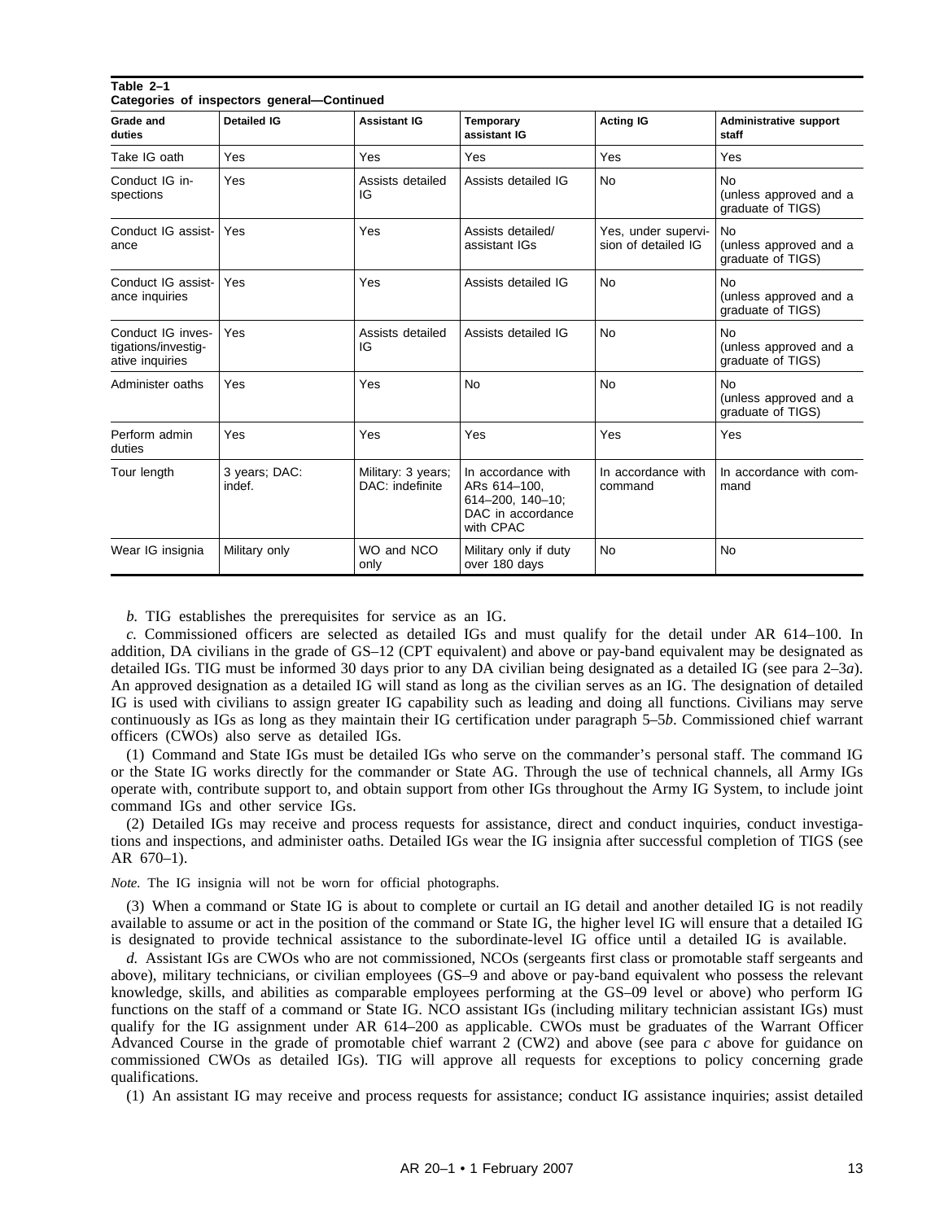**Table 2–1**
**Categories of inspectors general—Continued**

| Grade and duties | Detailed IG | Assistant IG | Temporary assistant IG | Acting IG | Administrative support staff |
|---|---|---|---|---|---|
| Take IG oath | Yes | Yes | Yes | Yes | Yes |
| Conduct IG inspections | Yes | Assists detailed IG | Assists detailed IG | No | No (unless approved and a graduate of TIGS) |
| Conduct IG assistance | Yes | Yes | Assists detailed/ assistant IGs | Yes, under supervision of detailed IG | No (unless approved and a graduate of TIGS) |
| Conduct IG assistance inquiries | Yes | Yes | Assists detailed IG | No | No (unless approved and a graduate of TIGS) |
| Conduct IG investigations/investigative inquiries | Yes | Assists detailed IG | Assists detailed IG | No | No (unless approved and a graduate of TIGS) |
| Administer oaths | Yes | Yes | No | No | No (unless approved and a graduate of TIGS) |
| Perform admin duties | Yes | Yes | Yes | Yes | Yes |
| Tour length | 3 years; DAC: indef. | Military: 3 years; DAC: indefinite | In accordance with ARs 614–100, 614–200, 140–10; DAC in accordance with CPAC | In accordance with command | In accordance with command |
| Wear IG insignia | Military only | WO and NCO only | Military only if duty over 180 days | No | No |

*b.* TIG establishes the prerequisites for service as an IG.

*c.* Commissioned officers are selected as detailed IGs and must qualify for the detail under AR 614–100. In addition, DA civilians in the grade of GS–12 (CPT equivalent) and above or pay-band equivalent may be designated as detailed IGs. TIG must be informed 30 days prior to any DA civilian being designated as a detailed IG (see para 2–3*a*). An approved designation as a detailed IG will stand as long as the civilian serves as an IG. The designation of detailed IG is used with civilians to assign greater IG capability such as leading and doing all functions. Civilians may serve continuously as IGs as long as they maintain their IG certification under paragraph 5–5*b*. Commissioned chief warrant officers (CWOs) also serve as detailed IGs.

(1) Command and State IGs must be detailed IGs who serve on the commander's personal staff. The command IG or the State IG works directly for the commander or State AG. Through the use of technical channels, all Army IGs operate with, contribute support to, and obtain support from other IGs throughout the Army IG System, to include joint command IGs and other service IGs.

(2) Detailed IGs may receive and process requests for assistance, direct and conduct inquiries, conduct investigations and inspections, and administer oaths. Detailed IGs wear the IG insignia after successful completion of TIGS (see AR 670–1).

*Note.* The IG insignia will not be worn for official photographs.

(3) When a command or State IG is about to complete or curtail an IG detail and another detailed IG is not readily available to assume or act in the position of the command or State IG, the higher level IG will ensure that a detailed IG is designated to provide technical assistance to the subordinate-level IG office until a detailed IG is available.

*d.* Assistant IGs are CWOs who are not commissioned, NCOs (sergeants first class or promotable staff sergeants and above), military technicians, or civilian employees (GS–9 and above or pay-band equivalent who possess the relevant knowledge, skills, and abilities as comparable employees performing at the GS–09 level or above) who perform IG functions on the staff of a command or State IG. NCO assistant IGs (including military technician assistant IGs) must qualify for the IG assignment under AR 614–200 as applicable. CWOs must be graduates of the Warrant Officer Advanced Course in the grade of promotable chief warrant 2 (CW2) and above (see para *c* above for guidance on commissioned CWOs as detailed IGs). TIG will approve all requests for exceptions to policy concerning grade qualifications.

(1) An assistant IG may receive and process requests for assistance; conduct IG assistance inquiries; assist detailed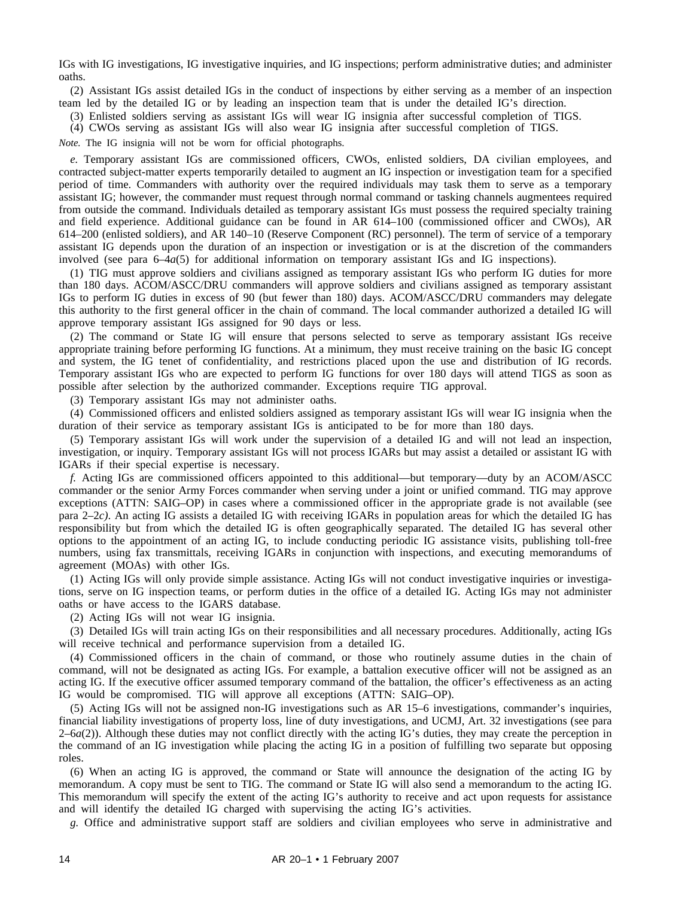IGs with IG investigations, IG investigative inquiries, and IG inspections; perform administrative duties; and administer oaths.

(2) Assistant IGs assist detailed IGs in the conduct of inspections by either serving as a member of an inspection team led by the detailed IG or by leading an inspection team that is under the detailed IG's direction.

(3) Enlisted soldiers serving as assistant IGs will wear IG insignia after successful completion of TIGS.

(4) CWOs serving as assistant IGs will also wear IG insignia after successful completion of TIGS.

*Note.* The IG insignia will not be worn for official photographs.

*e.* Temporary assistant IGs are commissioned officers, CWOs, enlisted soldiers, DA civilian employees, and contracted subject-matter experts temporarily detailed to augment an IG inspection or investigation team for a specified period of time. Commanders with authority over the required individuals may task them to serve as a temporary assistant IG; however, the commander must request through normal command or tasking channels augmentees required from outside the command. Individuals detailed as temporary assistant IGs must possess the required specialty training and field experience. Additional guidance can be found in AR 614–100 (commissioned officer and CWOs), AR 614–200 (enlisted soldiers), and AR 140–10 (Reserve Component (RC) personnel). The term of service of a temporary assistant IG depends upon the duration of an inspection or investigation or is at the discretion of the commanders involved (see para 6–4*a*(5) for additional information on temporary assistant IGs and IG inspections).

(1) TIG must approve soldiers and civilians assigned as temporary assistant IGs who perform IG duties for more than 180 days. ACOM/ASCC/DRU commanders will approve soldiers and civilians assigned as temporary assistant IGs to perform IG duties in excess of 90 (but fewer than 180) days. ACOM/ASCC/DRU commanders may delegate this authority to the first general officer in the chain of command. The local commander authorized a detailed IG will approve temporary assistant IGs assigned for 90 days or less.

(2) The command or State IG will ensure that persons selected to serve as temporary assistant IGs receive appropriate training before performing IG functions. At a minimum, they must receive training on the basic IG concept and system, the IG tenet of confidentiality, and restrictions placed upon the use and distribution of IG records. Temporary assistant IGs who are expected to perform IG functions for over 180 days will attend TIGS as soon as possible after selection by the authorized commander. Exceptions require TIG approval.

(3) Temporary assistant IGs may not administer oaths.

(4) Commissioned officers and enlisted soldiers assigned as temporary assistant IGs will wear IG insignia when the duration of their service as temporary assistant IGs is anticipated to be for more than 180 days.

(5) Temporary assistant IGs will work under the supervision of a detailed IG and will not lead an inspection, investigation, or inquiry. Temporary assistant IGs will not process IGARs but may assist a detailed or assistant IG with IGARs if their special expertise is necessary.

*f.* Acting IGs are commissioned officers appointed to this additional—but temporary—duty by an ACOM/ASCC commander or the senior Army Forces commander when serving under a joint or unified command. TIG may approve exceptions (ATTN: SAIG–OP) in cases where a commissioned officer in the appropriate grade is not available (see para 2–2*c)*. An acting IG assists a detailed IG with receiving IGARs in population areas for which the detailed IG has responsibility but from which the detailed IG is often geographically separated. The detailed IG has several other options to the appointment of an acting IG, to include conducting periodic IG assistance visits, publishing toll-free numbers, using fax transmittals, receiving IGARs in conjunction with inspections, and executing memorandums of agreement (MOAs) with other IGs.

(1) Acting IGs will only provide simple assistance. Acting IGs will not conduct investigative inquiries or investigations, serve on IG inspection teams, or perform duties in the office of a detailed IG. Acting IGs may not administer oaths or have access to the IGARS database.

(2) Acting IGs will not wear IG insignia.

(3) Detailed IGs will train acting IGs on their responsibilities and all necessary procedures. Additionally, acting IGs will receive technical and performance supervision from a detailed IG.

(4) Commissioned officers in the chain of command, or those who routinely assume duties in the chain of command, will not be designated as acting IGs. For example, a battalion executive officer will not be assigned as an acting IG. If the executive officer assumed temporary command of the battalion, the officer's effectiveness as an acting IG would be compromised. TIG will approve all exceptions (ATTN: SAIG–OP).

(5) Acting IGs will not be assigned non-IG investigations such as AR 15–6 investigations, commander's inquiries, financial liability investigations of property loss, line of duty investigations, and UCMJ, Art. 32 investigations (see para 2–6*a*(2)). Although these duties may not conflict directly with the acting IG's duties, they may create the perception in the command of an IG investigation while placing the acting IG in a position of fulfilling two separate but opposing roles.

(6) When an acting IG is approved, the command or State will announce the designation of the acting IG by memorandum. A copy must be sent to TIG. The command or State IG will also send a memorandum to the acting IG. This memorandum will specify the extent of the acting IG's authority to receive and act upon requests for assistance and will identify the detailed IG charged with supervising the acting IG's activities.

*g.* Office and administrative support staff are soldiers and civilian employees who serve in administrative and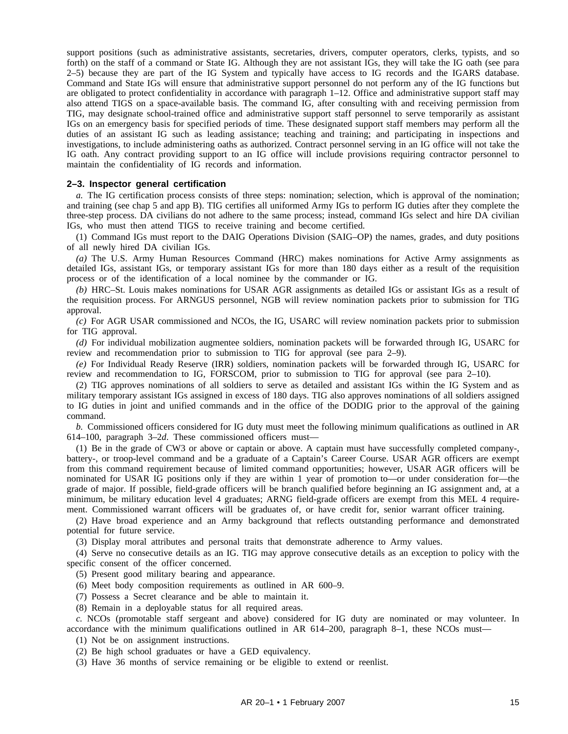support positions (such as administrative assistants, secretaries, drivers, computer operators, clerks, typists, and so forth) on the staff of a command or State IG. Although they are not assistant IGs, they will take the IG oath (see para 2–5) because they are part of the IG System and typically have access to IG records and the IGARS database. Command and State IGs will ensure that administrative support personnel do not perform any of the IG functions but are obligated to protect confidentiality in accordance with paragraph 1–12. Office and administrative support staff may also attend TIGS on a space-available basis. The command IG, after consulting with and receiving permission from TIG, may designate school-trained office and administrative support staff personnel to serve temporarily as assistant IGs on an emergency basis for specified periods of time. These designated support staff members may perform all the duties of an assistant IG such as leading assistance; teaching and training; and participating in inspections and investigations, to include administering oaths as authorized. Contract personnel serving in an IG office will not take the IG oath. Any contract providing support to an IG office will include provisions requiring contractor personnel to maintain the confidentiality of IG records and information.

### 2–3. Inspector general certification

*a.* The IG certification process consists of three steps: nomination; selection, which is approval of the nomination; and training (see chap 5 and app B). TIG certifies all uniformed Army IGs to perform IG duties after they complete the three-step process. DA civilians do not adhere to the same process; instead, command IGs select and hire DA civilian IGs, who must then attend TIGS to receive training and become certified.

(1) Command IGs must report to the DAIG Operations Division (SAIG–OP) the names, grades, and duty positions of all newly hired DA civilian IGs.

*(a)* The U.S. Army Human Resources Command (HRC) makes nominations for Active Army assignments as detailed IGs, assistant IGs, or temporary assistant IGs for more than 180 days either as a result of the requisition process or of the identification of a local nominee by the commander or IG.

*(b)* HRC–St. Louis makes nominations for USAR AGR assignments as detailed IGs or assistant IGs as a result of the requisition process. For ARNGUS personnel, NGB will review nomination packets prior to submission for TIG approval.

*(c)* For AGR USAR commissioned and NCOs, the IG, USARC will review nomination packets prior to submission for TIG approval.

*(d)* For individual mobilization augmentee soldiers, nomination packets will be forwarded through IG, USARC for review and recommendation prior to submission to TIG for approval (see para 2–9).

*(e)* For Individual Ready Reserve (IRR) soldiers, nomination packets will be forwarded through IG, USARC for review and recommendation to IG, FORSCOM, prior to submission to TIG for approval (see para 2–10).

(2) TIG approves nominations of all soldiers to serve as detailed and assistant IGs within the IG System and as military temporary assistant IGs assigned in excess of 180 days. TIG also approves nominations of all soldiers assigned to IG duties in joint and unified commands and in the office of the DODIG prior to the approval of the gaining command.

*b.* Commissioned officers considered for IG duty must meet the following minimum qualifications as outlined in AR 614–100, paragraph 3–2*d*. These commissioned officers must—

(1) Be in the grade of CW3 or above or captain or above. A captain must have successfully completed company-, battery-, or troop-level command and be a graduate of a Captain's Career Course. USAR AGR officers are exempt from this command requirement because of limited command opportunities; however, USAR AGR officers will be nominated for USAR IG positions only if they are within 1 year of promotion to—or under consideration for—the grade of major. If possible, field-grade officers will be branch qualified before beginning an IG assignment and, at a minimum, be military education level 4 graduates; ARNG field-grade officers are exempt from this MEL 4 requirement. Commissioned warrant officers will be graduates of, or have credit for, senior warrant officer training.

(2) Have broad experience and an Army background that reflects outstanding performance and demonstrated potential for future service.

(3) Display moral attributes and personal traits that demonstrate adherence to Army values.

(4) Serve no consecutive details as an IG. TIG may approve consecutive details as an exception to policy with the specific consent of the officer concerned.

(5) Present good military bearing and appearance.

(6) Meet body composition requirements as outlined in AR 600–9.

(7) Possess a Secret clearance and be able to maintain it.

(8) Remain in a deployable status for all required areas.

*c.* NCOs (promotable staff sergeant and above) considered for IG duty are nominated or may volunteer. In accordance with the minimum qualifications outlined in AR 614–200, paragraph 8–1, these NCOs must—

(1) Not be on assignment instructions.

(2) Be high school graduates or have a GED equivalency.

(3) Have 36 months of service remaining or be eligible to extend or reenlist.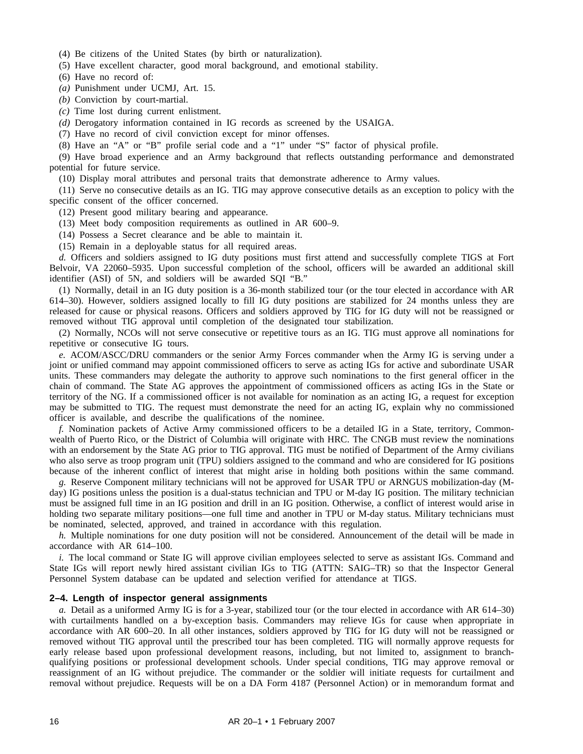(4) Be citizens of the United States (by birth or naturalization).

(5) Have excellent character, good moral background, and emotional stability.

(6) Have no record of:

*(a)* Punishment under UCMJ, Art. 15.

*(b)* Conviction by court-martial.

*(c)* Time lost during current enlistment.

*(d)* Derogatory information contained in IG records as screened by the USAIGA.

(7) Have no record of civil conviction except for minor offenses.

(8) Have an "A" or "B" profile serial code and a "1" under "S" factor of physical profile.

(9) Have broad experience and an Army background that reflects outstanding performance and demonstrated potential for future service.

(10) Display moral attributes and personal traits that demonstrate adherence to Army values.

(11) Serve no consecutive details as an IG. TIG may approve consecutive details as an exception to policy with the specific consent of the officer concerned.

(12) Present good military bearing and appearance.

(13) Meet body composition requirements as outlined in AR 600–9.

(14) Possess a Secret clearance and be able to maintain it.

(15) Remain in a deployable status for all required areas.

*d.* Officers and soldiers assigned to IG duty positions must first attend and successfully complete TIGS at Fort Belvoir, VA 22060–5935. Upon successful completion of the school, officers will be awarded an additional skill identifier (ASI) of 5N, and soldiers will be awarded SQI "B."

(1) Normally, detail in an IG duty position is a 36-month stabilized tour (or the tour elected in accordance with AR 614–30). However, soldiers assigned locally to fill IG duty positions are stabilized for 24 months unless they are released for cause or physical reasons. Officers and soldiers approved by TIG for IG duty will not be reassigned or removed without TIG approval until completion of the designated tour stabilization.

(2) Normally, NCOs will not serve consecutive or repetitive tours as an IG. TIG must approve all nominations for repetitive or consecutive IG tours.

*e.* ACOM/ASCC/DRU commanders or the senior Army Forces commander when the Army IG is serving under a joint or unified command may appoint commissioned officers to serve as acting IGs for active and subordinate USAR units. These commanders may delegate the authority to approve such nominations to the first general officer in the chain of command. The State AG approves the appointment of commissioned officers as acting IGs in the State or territory of the NG. If a commissioned officer is not available for nomination as an acting IG, a request for exception may be submitted to TIG. The request must demonstrate the need for an acting IG, explain why no commissioned officer is available, and describe the qualifications of the nominee.

*f.* Nomination packets of Active Army commissioned officers to be a detailed IG in a State, territory, Commonwealth of Puerto Rico, or the District of Columbia will originate with HRC. The CNGB must review the nominations with an endorsement by the State AG prior to TIG approval. TIG must be notified of Department of the Army civilians who also serve as troop program unit (TPU) soldiers assigned to the command and who are considered for IG positions because of the inherent conflict of interest that might arise in holding both positions within the same command.

*g.* Reserve Component military technicians will not be approved for USAR TPU or ARNGUS mobilization-day (M-day) IG positions unless the position is a dual-status technician and TPU or M-day IG position. The military technician must be assigned full time in an IG position and drill in an IG position. Otherwise, a conflict of interest would arise in holding two separate military positions—one full time and another in TPU or M-day status. Military technicians must be nominated, selected, approved, and trained in accordance with this regulation.

*h.* Multiple nominations for one duty position will not be considered. Announcement of the detail will be made in accordance with AR 614–100.

*i.* The local command or State IG will approve civilian employees selected to serve as assistant IGs. Command and State IGs will report newly hired assistant civilian IGs to TIG (ATTN: SAIG–TR) so that the Inspector General Personnel System database can be updated and selection verified for attendance at TIGS.

### 2–4. Length of inspector general assignments

*a.* Detail as a uniformed Army IG is for a 3-year, stabilized tour (or the tour elected in accordance with AR 614–30) with curtailments handled on a by-exception basis. Commanders may relieve IGs for cause when appropriate in accordance with AR 600–20. In all other instances, soldiers approved by TIG for IG duty will not be reassigned or removed without TIG approval until the prescribed tour has been completed. TIG will normally approve requests for early release based upon professional development reasons, including, but not limited to, assignment to branch-qualifying positions or professional development schools. Under special conditions, TIG may approve removal or reassignment of an IG without prejudice. The commander or the soldier will initiate requests for curtailment and removal without prejudice. Requests will be on a DA Form 4187 (Personnel Action) or in memorandum format and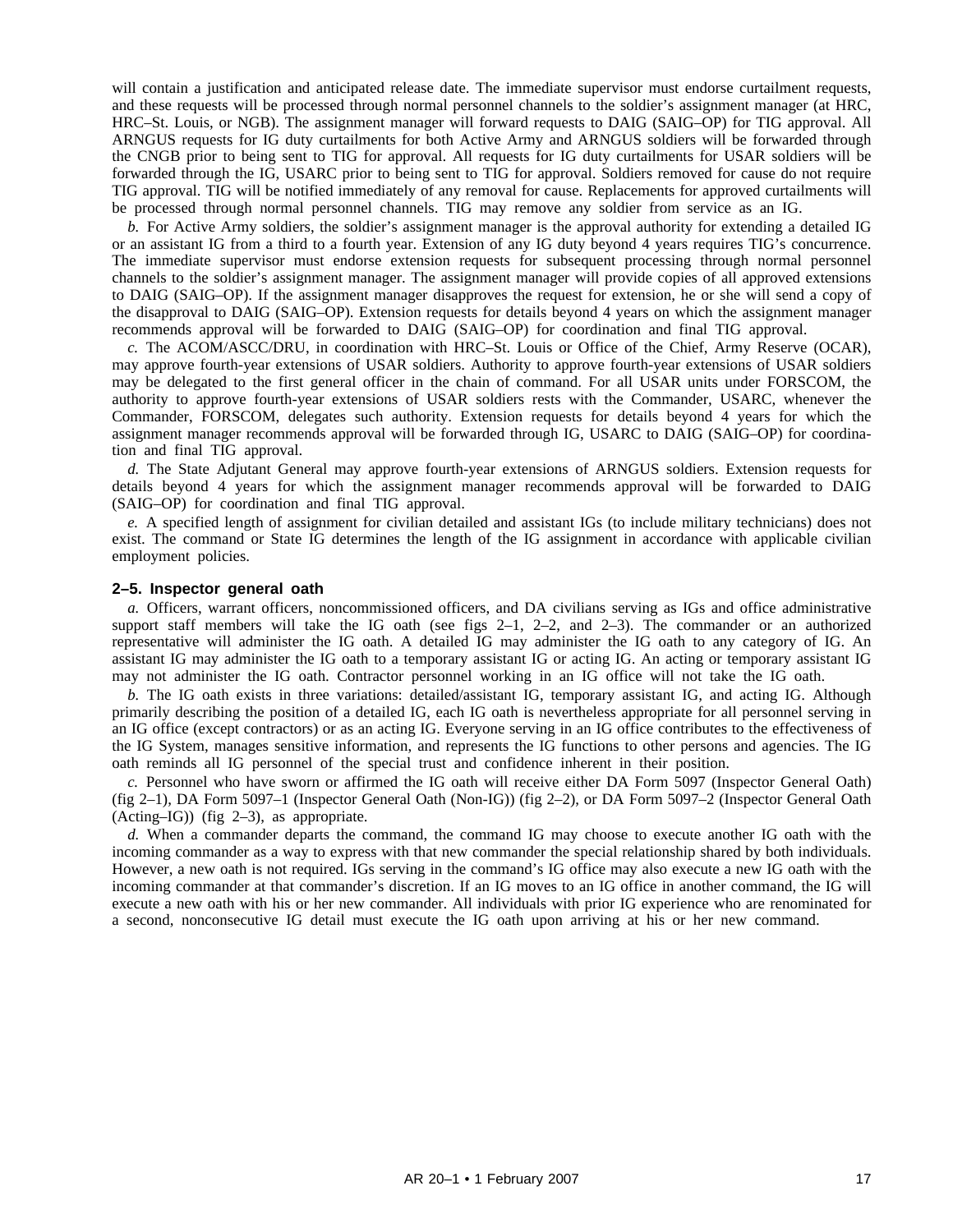will contain a justification and anticipated release date. The immediate supervisor must endorse curtailment requests, and these requests will be processed through normal personnel channels to the soldier's assignment manager (at HRC, HRC–St. Louis, or NGB). The assignment manager will forward requests to DAIG (SAIG–OP) for TIG approval. All ARNGUS requests for IG duty curtailments for both Active Army and ARNGUS soldiers will be forwarded through the CNGB prior to being sent to TIG for approval. All requests for IG duty curtailments for USAR soldiers will be forwarded through the IG, USARC prior to being sent to TIG for approval. Soldiers removed for cause do not require TIG approval. TIG will be notified immediately of any removal for cause. Replacements for approved curtailments will be processed through normal personnel channels. TIG may remove any soldier from service as an IG.

*b.* For Active Army soldiers, the soldier's assignment manager is the approval authority for extending a detailed IG or an assistant IG from a third to a fourth year. Extension of any IG duty beyond 4 years requires TIG's concurrence. The immediate supervisor must endorse extension requests for subsequent processing through normal personnel channels to the soldier's assignment manager. The assignment manager will provide copies of all approved extensions to DAIG (SAIG–OP). If the assignment manager disapproves the request for extension, he or she will send a copy of the disapproval to DAIG (SAIG–OP). Extension requests for details beyond 4 years on which the assignment manager recommends approval will be forwarded to DAIG (SAIG–OP) for coordination and final TIG approval.

*c.* The ACOM/ASCC/DRU, in coordination with HRC–St. Louis or Office of the Chief, Army Reserve (OCAR), may approve fourth-year extensions of USAR soldiers. Authority to approve fourth-year extensions of USAR soldiers may be delegated to the first general officer in the chain of command. For all USAR units under FORSCOM, the authority to approve fourth-year extensions of USAR soldiers rests with the Commander, USARC, whenever the Commander, FORSCOM, delegates such authority. Extension requests for details beyond 4 years for which the assignment manager recommends approval will be forwarded through IG, USARC to DAIG (SAIG–OP) for coordination and final TIG approval.

*d.* The State Adjutant General may approve fourth-year extensions of ARNGUS soldiers. Extension requests for details beyond 4 years for which the assignment manager recommends approval will be forwarded to DAIG (SAIG–OP) for coordination and final TIG approval.

*e.* A specified length of assignment for civilian detailed and assistant IGs (to include military technicians) does not exist. The command or State IG determines the length of the IG assignment in accordance with applicable civilian employment policies.

### 2–5. Inspector general oath

*a.* Officers, warrant officers, noncommissioned officers, and DA civilians serving as IGs and office administrative support staff members will take the IG oath (see figs 2–1, 2–2, and 2–3). The commander or an authorized representative will administer the IG oath. A detailed IG may administer the IG oath to any category of IG. An assistant IG may administer the IG oath to a temporary assistant IG or acting IG. An acting or temporary assistant IG may not administer the IG oath. Contractor personnel working in an IG office will not take the IG oath.

*b.* The IG oath exists in three variations: detailed/assistant IG, temporary assistant IG, and acting IG. Although primarily describing the position of a detailed IG, each IG oath is nevertheless appropriate for all personnel serving in an IG office (except contractors) or as an acting IG. Everyone serving in an IG office contributes to the effectiveness of the IG System, manages sensitive information, and represents the IG functions to other persons and agencies. The IG oath reminds all IG personnel of the special trust and confidence inherent in their position.

*c.* Personnel who have sworn or affirmed the IG oath will receive either DA Form 5097 (Inspector General Oath) (fig 2–1), DA Form 5097–1 (Inspector General Oath (Non-IG)) (fig 2–2), or DA Form 5097–2 (Inspector General Oath (Acting–IG)) (fig 2–3), as appropriate.

*d.* When a commander departs the command, the command IG may choose to execute another IG oath with the incoming commander as a way to express with that new commander the special relationship shared by both individuals. However, a new oath is not required. IGs serving in the command's IG office may also execute a new IG oath with the incoming commander at that commander's discretion. If an IG moves to an IG office in another command, the IG will execute a new oath with his or her new commander. All individuals with prior IG experience who are renominated for a second, nonconsecutive IG detail must execute the IG oath upon arriving at his or her new command.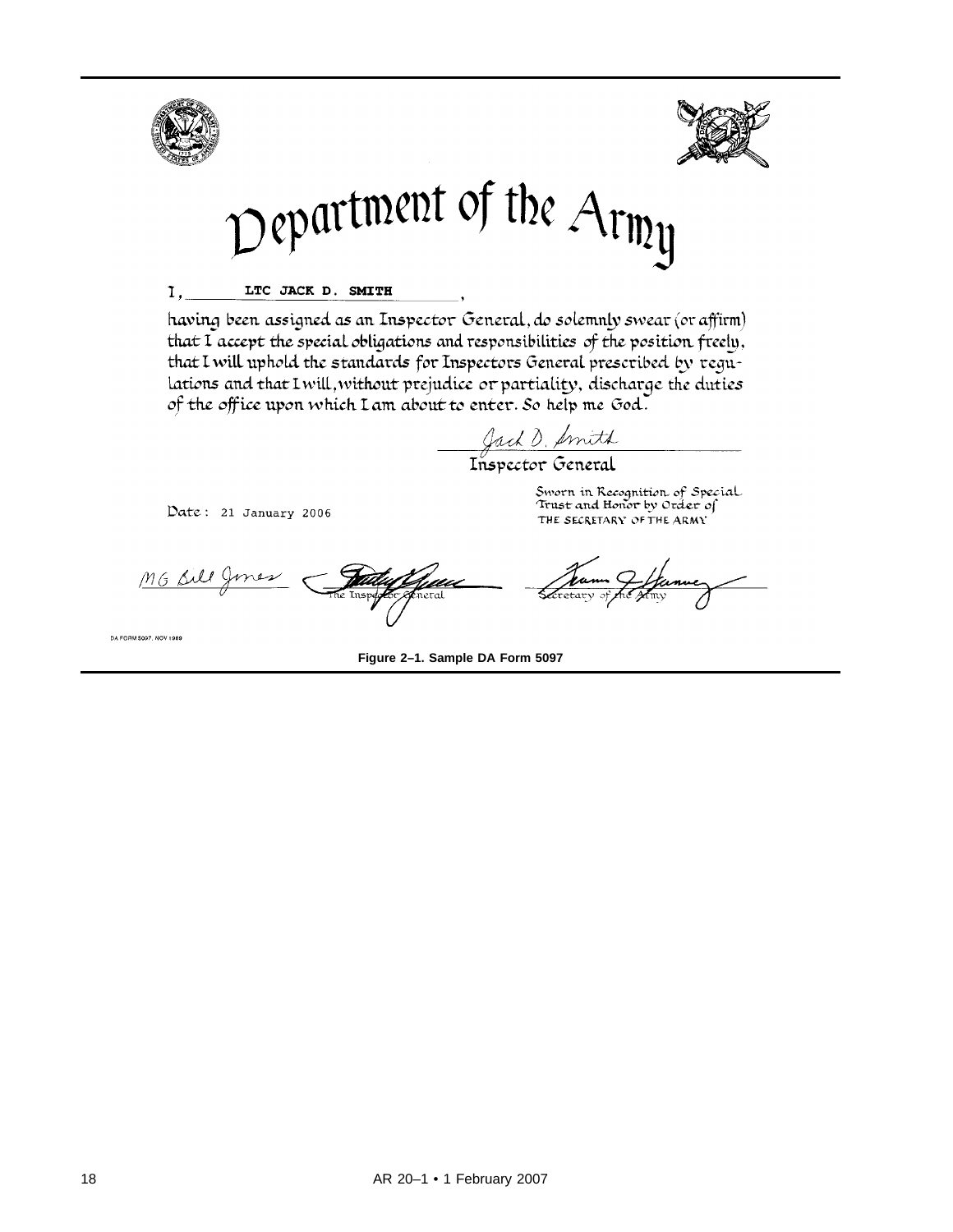# Department of the Army

I, LTC JACK D. SMITH,

having been assigned as an Inspector General, do solemnly swear (or affirm) that I accept the special obligations and responsibilities of the position freely, that I will uphold the standards for Inspectors General prescribed by regulations and that I will, without prejudice or partiality, discharge the duties of the office upon which I am about to enter. So help me God.

Jack D. Smith
Inspector General

Date: 21 January 2006

Sworn in Recognition of Special Trust and Honor by Order of THE SECRETARY OF THE ARMY

MG Bill Jones

The Inspector General

Secretary of the Army

DA FORM 5097, NOV 1989

**Figure 2–1. Sample DA Form 5097**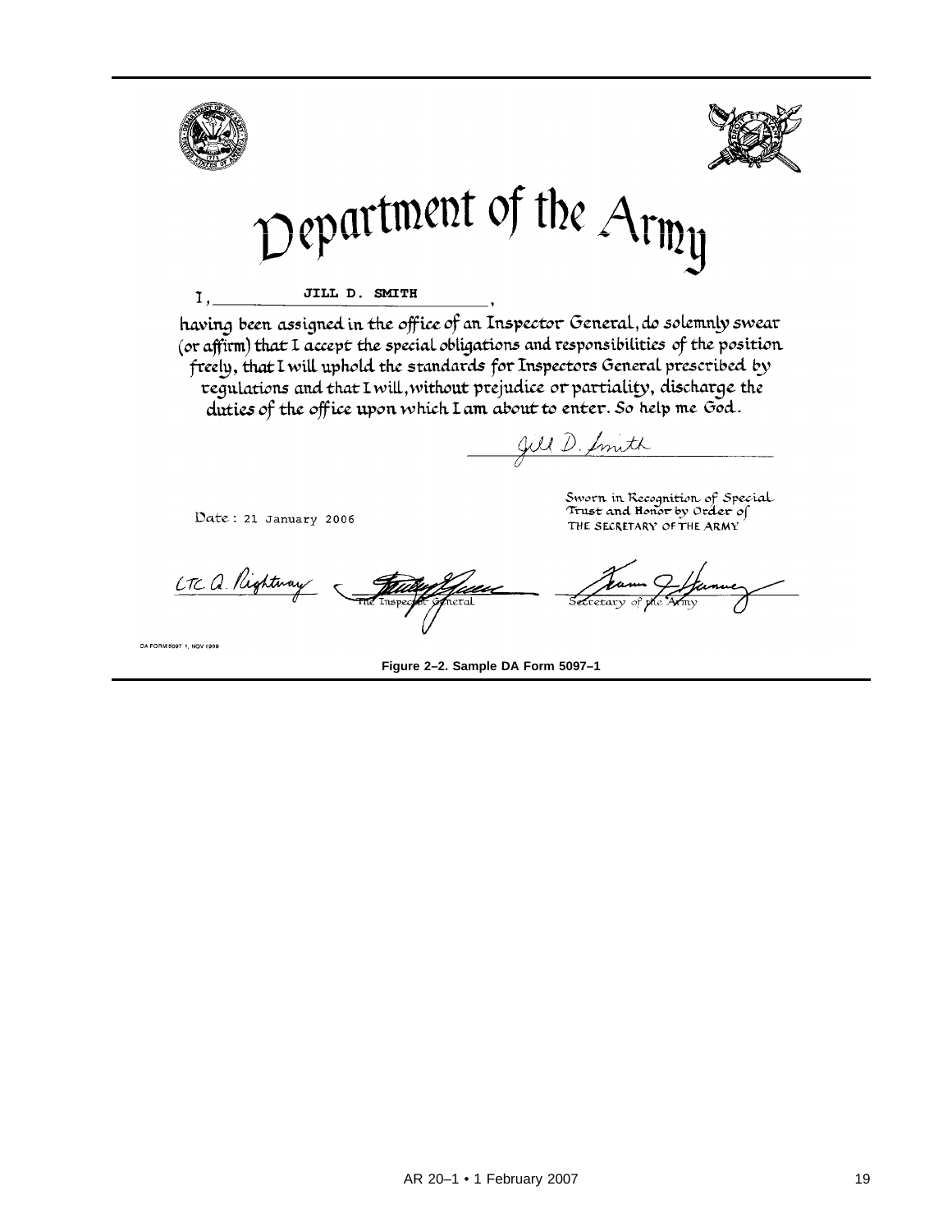# Department of the Army

I, **JILL D. SMITH**,

having been assigned in the office of an Inspector General, do solemnly swear (or affirm) that I accept the special obligations and responsibilities of the position freely, that I will uphold the standards for Inspectors General prescribed by regulations and that I will, without prejudice or partiality, discharge the duties of the office upon which I am about to enter. So help me God.

Jill D. Smith

Date: 21 January 2006

Sworn in Recognition of Special Trust and Honor by Order of THE SECRETARY OF THE ARMY

LTC A. Rightway

The Inspector General

Secretary of the Army

DA FORM 5097-1, NOV 1989

**Figure 2–2. Sample DA Form 5097–1**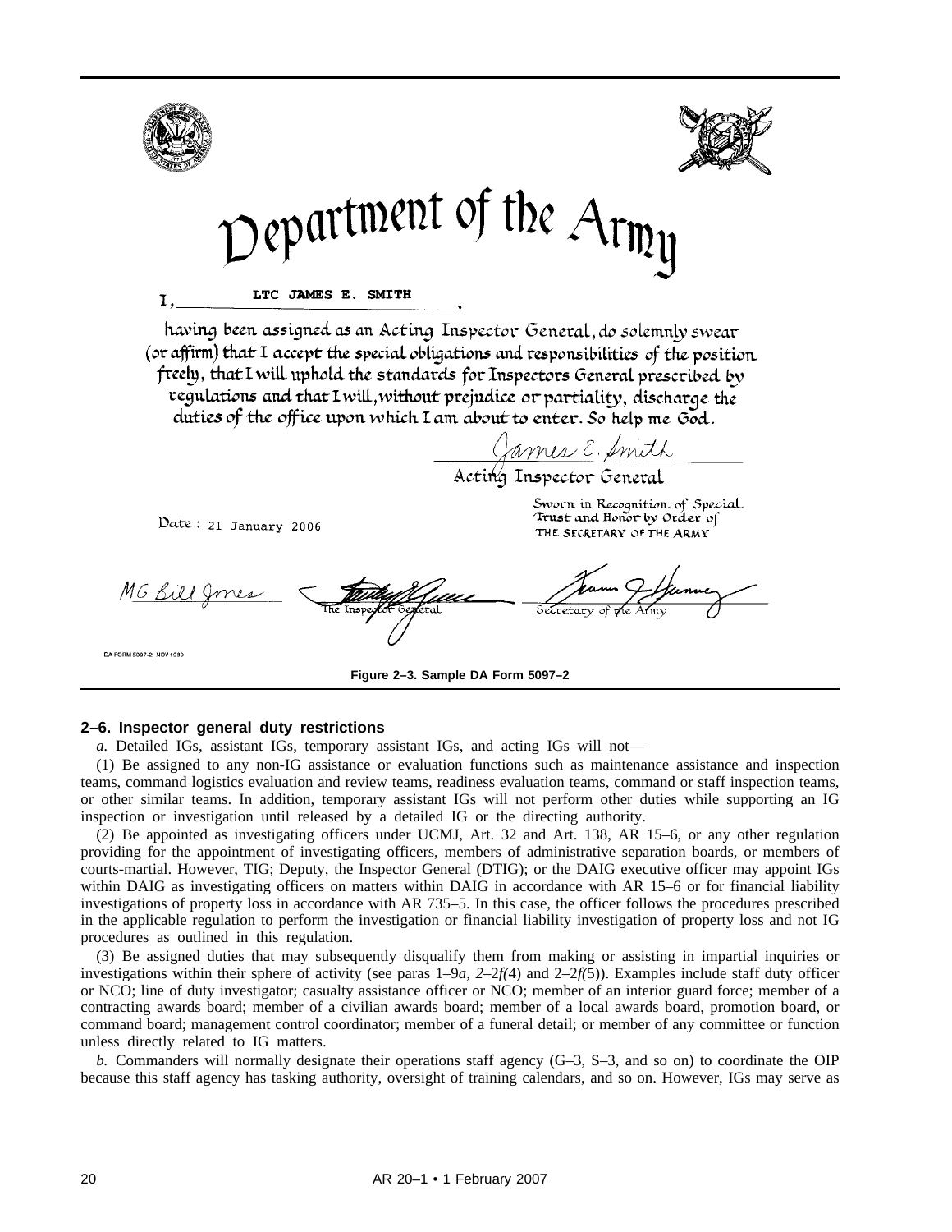Department of the Army

I, LTC JAMES E. SMITH,

having been assigned as an Acting Inspector General, do solemnly swear (or affirm) that I accept the special obligations and responsibilities of the position freely, that I will uphold the standards for Inspectors General prescribed by regulations and that I will, without prejudice or partiality, discharge the duties of the office upon which I am about to enter. So help me God.

James E. Smith
Acting Inspector General

Date: 21 January 2006

Sworn in Recognition of Special Trust and Honor by Order of THE SECRETARY OF THE ARMY

MG Bill Jones — The Inspector General — Secretary of the Army

DA FORM 5097-2, NOV 1999

**Figure 2–3. Sample DA Form 5097–2**

## 2–6. Inspector general duty restrictions

*a.* Detailed IGs, assistant IGs, temporary assistant IGs, and acting IGs will not—

(1) Be assigned to any non-IG assistance or evaluation functions such as maintenance assistance and inspection teams, command logistics evaluation and review teams, readiness evaluation teams, command or staff inspection teams, or other similar teams. In addition, temporary assistant IGs will not perform other duties while supporting an IG inspection or investigation until released by a detailed IG or the directing authority.

(2) Be appointed as investigating officers under UCMJ, Art. 32 and Art. 138, AR 15–6, or any other regulation providing for the appointment of investigating officers, members of administrative separation boards, or members of courts-martial. However, TIG; Deputy, the Inspector General (DTIG); or the DAIG executive officer may appoint IGs within DAIG as investigating officers on matters within DAIG in accordance with AR 15–6 or for financial liability investigations of property loss in accordance with AR 735–5. In this case, the officer follows the procedures prescribed in the applicable regulation to perform the investigation or financial liability investigation of property loss and not IG procedures as outlined in this regulation.

(3) Be assigned duties that may subsequently disqualify them from making or assisting in impartial inquiries or investigations within their sphere of activity (see paras 1–9*a*, 2–2*f*(4) and 2–2*f*(5)). Examples include staff duty officer or NCO; line of duty investigator; casualty assistance officer or NCO; member of an interior guard force; member of a contracting awards board; member of a civilian awards board; member of a local awards board, promotion board, or command board; management control coordinator; member of a funeral detail; or member of any committee or function unless directly related to IG matters.

*b.* Commanders will normally designate their operations staff agency (G–3, S–3, and so on) to coordinate the OIP because this staff agency has tasking authority, oversight of training calendars, and so on. However, IGs may serve as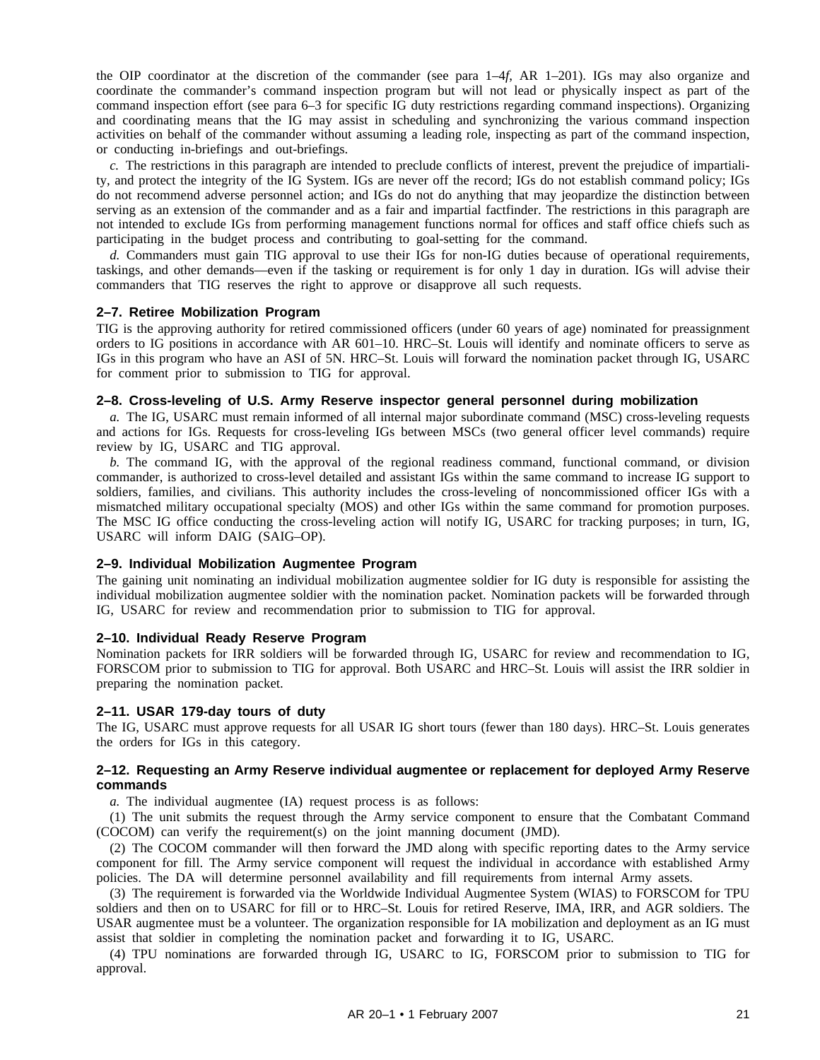the OIP coordinator at the discretion of the commander (see para 1–4*f*, AR 1–201). IGs may also organize and coordinate the commander's command inspection program but will not lead or physically inspect as part of the command inspection effort (see para 6–3 for specific IG duty restrictions regarding command inspections). Organizing and coordinating means that the IG may assist in scheduling and synchronizing the various command inspection activities on behalf of the commander without assuming a leading role, inspecting as part of the command inspection, or conducting in-briefings and out-briefings.

*c.* The restrictions in this paragraph are intended to preclude conflicts of interest, prevent the prejudice of impartiality, and protect the integrity of the IG System. IGs are never off the record; IGs do not establish command policy; IGs do not recommend adverse personnel action; and IGs do not do anything that may jeopardize the distinction between serving as an extension of the commander and as a fair and impartial factfinder. The restrictions in this paragraph are not intended to exclude IGs from performing management functions normal for offices and staff office chiefs such as participating in the budget process and contributing to goal-setting for the command.

*d.* Commanders must gain TIG approval to use their IGs for non-IG duties because of operational requirements, taskings, and other demands—even if the tasking or requirement is for only 1 day in duration. IGs will advise their commanders that TIG reserves the right to approve or disapprove all such requests.

### 2–7. Retiree Mobilization Program

TIG is the approving authority for retired commissioned officers (under 60 years of age) nominated for preassignment orders to IG positions in accordance with AR 601–10. HRC–St. Louis will identify and nominate officers to serve as IGs in this program who have an ASI of 5N. HRC–St. Louis will forward the nomination packet through IG, USARC for comment prior to submission to TIG for approval.

### 2–8. Cross-leveling of U.S. Army Reserve inspector general personnel during mobilization

*a.* The IG, USARC must remain informed of all internal major subordinate command (MSC) cross-leveling requests and actions for IGs. Requests for cross-leveling IGs between MSCs (two general officer level commands) require review by IG, USARC and TIG approval.

*b.* The command IG, with the approval of the regional readiness command, functional command, or division commander, is authorized to cross-level detailed and assistant IGs within the same command to increase IG support to soldiers, families, and civilians. This authority includes the cross-leveling of noncommissioned officer IGs with a mismatched military occupational specialty (MOS) and other IGs within the same command for promotion purposes. The MSC IG office conducting the cross-leveling action will notify IG, USARC for tracking purposes; in turn, IG, USARC will inform DAIG (SAIG–OP).

### 2–9. Individual Mobilization Augmentee Program

The gaining unit nominating an individual mobilization augmentee soldier for IG duty is responsible for assisting the individual mobilization augmentee soldier with the nomination packet. Nomination packets will be forwarded through IG, USARC for review and recommendation prior to submission to TIG for approval.

### 2–10. Individual Ready Reserve Program

Nomination packets for IRR soldiers will be forwarded through IG, USARC for review and recommendation to IG, FORSCOM prior to submission to TIG for approval. Both USARC and HRC–St. Louis will assist the IRR soldier in preparing the nomination packet.

### 2–11. USAR 179-day tours of duty

The IG, USARC must approve requests for all USAR IG short tours (fewer than 180 days). HRC–St. Louis generates the orders for IGs in this category.

### 2–12. Requesting an Army Reserve individual augmentee or replacement for deployed Army Reserve commands

*a.* The individual augmentee (IA) request process is as follows:

(1) The unit submits the request through the Army service component to ensure that the Combatant Command (COCOM) can verify the requirement(s) on the joint manning document (JMD).

(2) The COCOM commander will then forward the JMD along with specific reporting dates to the Army service component for fill. The Army service component will request the individual in accordance with established Army policies. The DA will determine personnel availability and fill requirements from internal Army assets.

(3) The requirement is forwarded via the Worldwide Individual Augmentee System (WIAS) to FORSCOM for TPU soldiers and then on to USARC for fill or to HRC–St. Louis for retired Reserve, IMA, IRR, and AGR soldiers. The USAR augmentee must be a volunteer. The organization responsible for IA mobilization and deployment as an IG must assist that soldier in completing the nomination packet and forwarding it to IG, USARC.

(4) TPU nominations are forwarded through IG, USARC to IG, FORSCOM prior to submission to TIG for approval.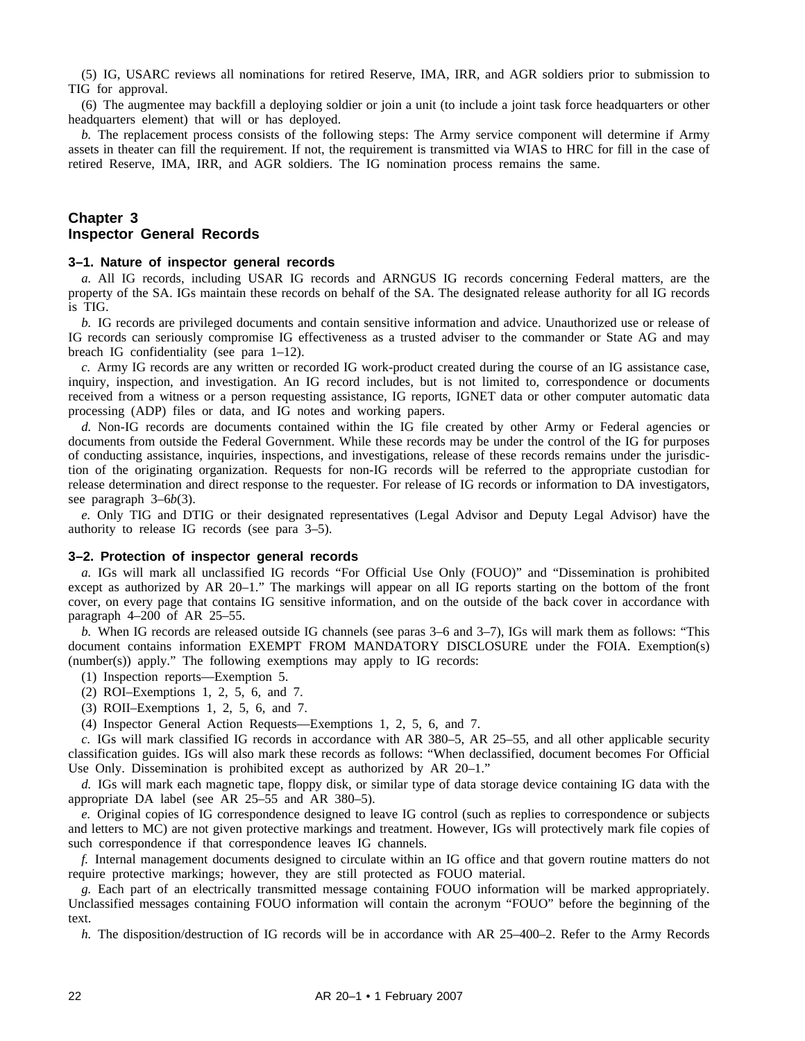(5) IG, USARC reviews all nominations for retired Reserve, IMA, IRR, and AGR soldiers prior to submission to TIG for approval.

(6) The augmentee may backfill a deploying soldier or join a unit (to include a joint task force headquarters or other headquarters element) that will or has deployed.

*b.* The replacement process consists of the following steps: The Army service component will determine if Army assets in theater can fill the requirement. If not, the requirement is transmitted via WIAS to HRC for fill in the case of retired Reserve, IMA, IRR, and AGR soldiers. The IG nomination process remains the same.

## Chapter 3
## Inspector General Records

### 3–1. Nature of inspector general records

*a.* All IG records, including USAR IG records and ARNGUS IG records concerning Federal matters, are the property of the SA. IGs maintain these records on behalf of the SA. The designated release authority for all IG records is TIG.

*b.* IG records are privileged documents and contain sensitive information and advice. Unauthorized use or release of IG records can seriously compromise IG effectiveness as a trusted adviser to the commander or State AG and may breach IG confidentiality (see para 1–12).

*c.* Army IG records are any written or recorded IG work-product created during the course of an IG assistance case, inquiry, inspection, and investigation. An IG record includes, but is not limited to, correspondence or documents received from a witness or a person requesting assistance, IG reports, IGNET data or other computer automatic data processing (ADP) files or data, and IG notes and working papers.

*d.* Non-IG records are documents contained within the IG file created by other Army or Federal agencies or documents from outside the Federal Government. While these records may be under the control of the IG for purposes of conducting assistance, inquiries, inspections, and investigations, release of these records remains under the jurisdiction of the originating organization. Requests for non-IG records will be referred to the appropriate custodian for release determination and direct response to the requester. For release of IG records or information to DA investigators, see paragraph 3–6*b*(3).

*e.* Only TIG and DTIG or their designated representatives (Legal Advisor and Deputy Legal Advisor) have the authority to release IG records (see para 3–5).

### 3–2. Protection of inspector general records

*a.* IGs will mark all unclassified IG records "For Official Use Only (FOUO)" and "Dissemination is prohibited except as authorized by AR 20–1." The markings will appear on all IG reports starting on the bottom of the front cover, on every page that contains IG sensitive information, and on the outside of the back cover in accordance with paragraph 4–200 of AR 25–55.

*b.* When IG records are released outside IG channels (see paras 3–6 and 3–7), IGs will mark them as follows: "This document contains information EXEMPT FROM MANDATORY DISCLOSURE under the FOIA. Exemption(s) (number(s)) apply." The following exemptions may apply to IG records:

(1) Inspection reports—Exemption 5.

(2) ROI–Exemptions 1, 2, 5, 6, and 7.

(3) ROII–Exemptions 1, 2, 5, 6, and 7.

(4) Inspector General Action Requests—Exemptions 1, 2, 5, 6, and 7.

*c.* IGs will mark classified IG records in accordance with AR 380–5, AR 25–55, and all other applicable security classification guides. IGs will also mark these records as follows: "When declassified, document becomes For Official Use Only. Dissemination is prohibited except as authorized by AR 20–1."

*d.* IGs will mark each magnetic tape, floppy disk, or similar type of data storage device containing IG data with the appropriate DA label (see AR 25–55 and AR 380–5).

*e.* Original copies of IG correspondence designed to leave IG control (such as replies to correspondence or subjects and letters to MC) are not given protective markings and treatment. However, IGs will protectively mark file copies of such correspondence if that correspondence leaves IG channels.

*f.* Internal management documents designed to circulate within an IG office and that govern routine matters do not require protective markings; however, they are still protected as FOUO material.

*g.* Each part of an electrically transmitted message containing FOUO information will be marked appropriately. Unclassified messages containing FOUO information will contain the acronym "FOUO" before the beginning of the text.

*h.* The disposition/destruction of IG records will be in accordance with AR 25–400–2. Refer to the Army Records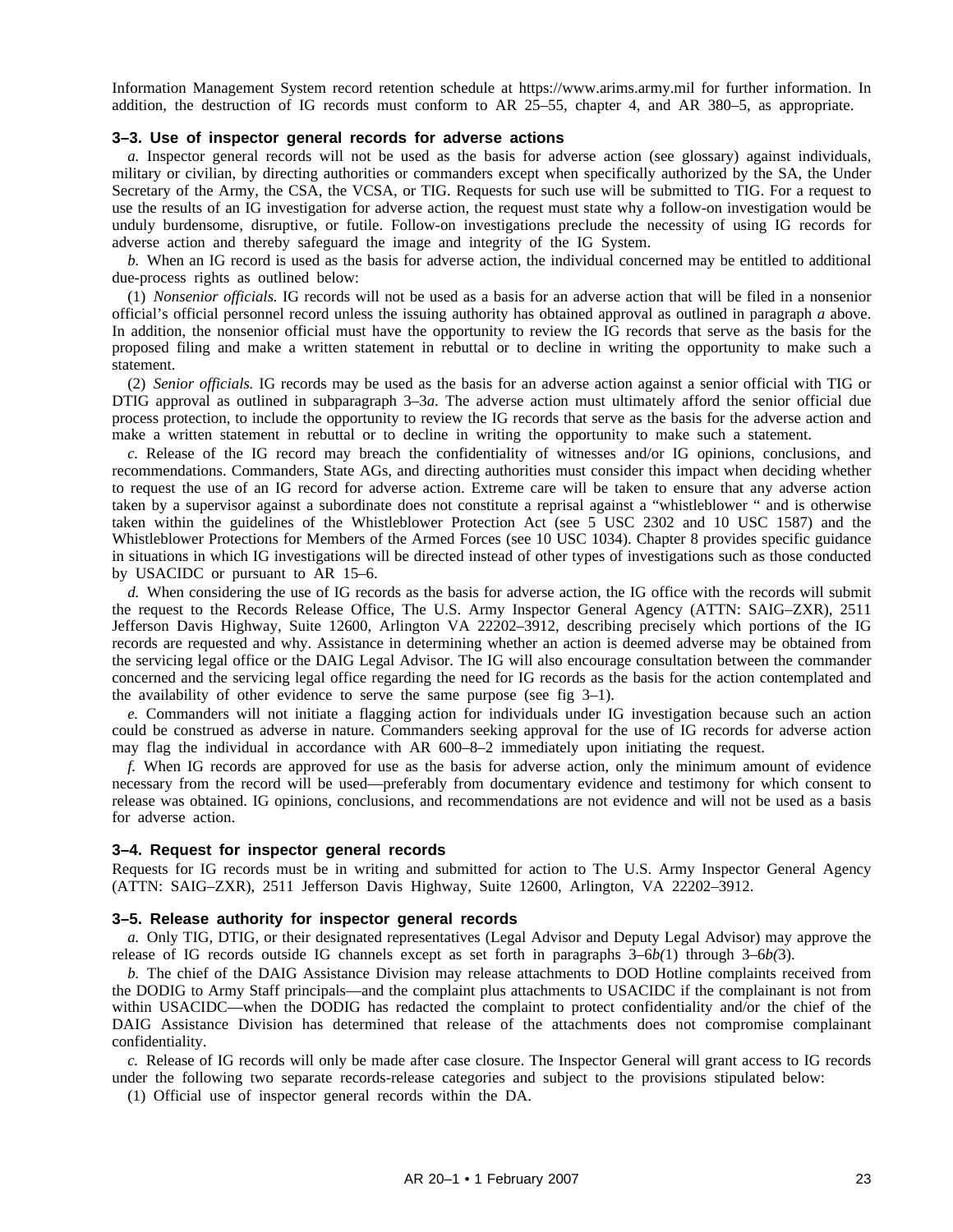Information Management System record retention schedule at https://www.arims.army.mil for further information. In addition, the destruction of IG records must conform to AR 25–55, chapter 4, and AR 380–5, as appropriate.

### 3–3. Use of inspector general records for adverse actions

*a.* Inspector general records will not be used as the basis for adverse action (see glossary) against individuals, military or civilian, by directing authorities or commanders except when specifically authorized by the SA, the Under Secretary of the Army, the CSA, the VCSA, or TIG. Requests for such use will be submitted to TIG. For a request to use the results of an IG investigation for adverse action, the request must state why a follow-on investigation would be unduly burdensome, disruptive, or futile. Follow-on investigations preclude the necessity of using IG records for adverse action and thereby safeguard the image and integrity of the IG System.

*b.* When an IG record is used as the basis for adverse action, the individual concerned may be entitled to additional due-process rights as outlined below:

(1) *Nonsenior officials.* IG records will not be used as a basis for an adverse action that will be filed in a nonsenior official's official personnel record unless the issuing authority has obtained approval as outlined in paragraph *a* above. In addition, the nonsenior official must have the opportunity to review the IG records that serve as the basis for the proposed filing and make a written statement in rebuttal or to decline in writing the opportunity to make such a statement.

(2) *Senior officials.* IG records may be used as the basis for an adverse action against a senior official with TIG or DTIG approval as outlined in subparagraph 3–3*a*. The adverse action must ultimately afford the senior official due process protection, to include the opportunity to review the IG records that serve as the basis for the adverse action and make a written statement in rebuttal or to decline in writing the opportunity to make such a statement.

*c.* Release of the IG record may breach the confidentiality of witnesses and/or IG opinions, conclusions, and recommendations. Commanders, State AGs, and directing authorities must consider this impact when deciding whether to request the use of an IG record for adverse action. Extreme care will be taken to ensure that any adverse action taken by a supervisor against a subordinate does not constitute a reprisal against a "whistleblower " and is otherwise taken within the guidelines of the Whistleblower Protection Act (see 5 USC 2302 and 10 USC 1587) and the Whistleblower Protections for Members of the Armed Forces (see 10 USC 1034). Chapter 8 provides specific guidance in situations in which IG investigations will be directed instead of other types of investigations such as those conducted by USACIDC or pursuant to AR 15–6.

*d.* When considering the use of IG records as the basis for adverse action, the IG office with the records will submit the request to the Records Release Office, The U.S. Army Inspector General Agency (ATTN: SAIG–ZXR), 2511 Jefferson Davis Highway, Suite 12600, Arlington VA 22202–3912, describing precisely which portions of the IG records are requested and why. Assistance in determining whether an action is deemed adverse may be obtained from the servicing legal office or the DAIG Legal Advisor. The IG will also encourage consultation between the commander concerned and the servicing legal office regarding the need for IG records as the basis for the action contemplated and the availability of other evidence to serve the same purpose (see fig 3–1).

*e.* Commanders will not initiate a flagging action for individuals under IG investigation because such an action could be construed as adverse in nature. Commanders seeking approval for the use of IG records for adverse action may flag the individual in accordance with AR 600–8–2 immediately upon initiating the request.

*f.* When IG records are approved for use as the basis for adverse action, only the minimum amount of evidence necessary from the record will be used—preferably from documentary evidence and testimony for which consent to release was obtained. IG opinions, conclusions, and recommendations are not evidence and will not be used as a basis for adverse action.

### 3–4. Request for inspector general records

Requests for IG records must be in writing and submitted for action to The U.S. Army Inspector General Agency (ATTN: SAIG–ZXR), 2511 Jefferson Davis Highway, Suite 12600, Arlington, VA 22202–3912.

### 3–5. Release authority for inspector general records

*a.* Only TIG, DTIG, or their designated representatives (Legal Advisor and Deputy Legal Advisor) may approve the release of IG records outside IG channels except as set forth in paragraphs 3–6*b(*1) through 3–6*b(*3).

*b.* The chief of the DAIG Assistance Division may release attachments to DOD Hotline complaints received from the DODIG to Army Staff principals—and the complaint plus attachments to USACIDC if the complainant is not from within USACIDC—when the DODIG has redacted the complaint to protect confidentiality and/or the chief of the DAIG Assistance Division has determined that release of the attachments does not compromise complainant confidentiality.

*c.* Release of IG records will only be made after case closure. The Inspector General will grant access to IG records under the following two separate records-release categories and subject to the provisions stipulated below:

(1) Official use of inspector general records within the DA.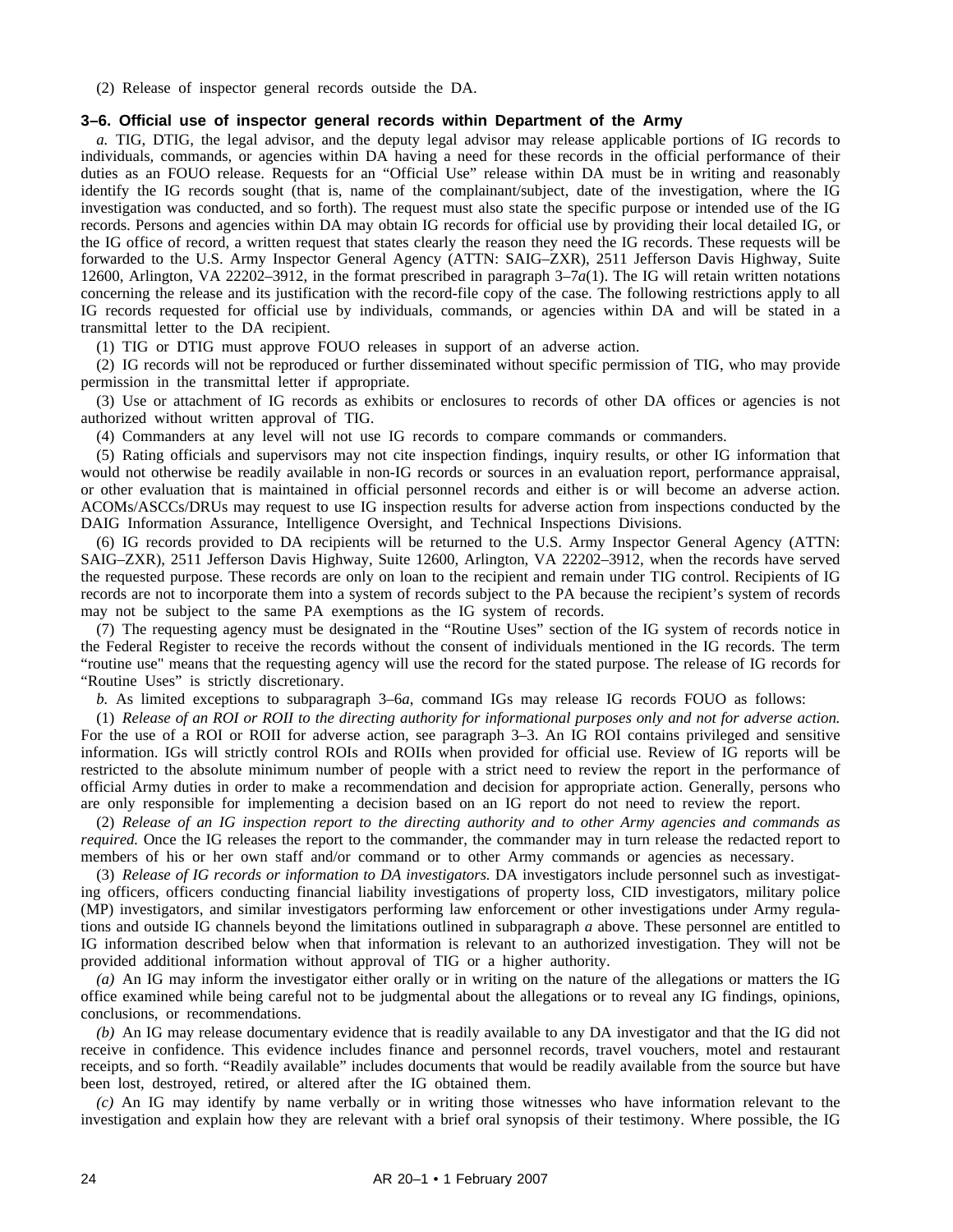(2) Release of inspector general records outside the DA.

### 3–6. Official use of inspector general records within Department of the Army

*a.* TIG, DTIG, the legal advisor, and the deputy legal advisor may release applicable portions of IG records to individuals, commands, or agencies within DA having a need for these records in the official performance of their duties as an FOUO release. Requests for an "Official Use" release within DA must be in writing and reasonably identify the IG records sought (that is, name of the complainant/subject, date of the investigation, where the IG investigation was conducted, and so forth). The request must also state the specific purpose or intended use of the IG records. Persons and agencies within DA may obtain IG records for official use by providing their local detailed IG, or the IG office of record, a written request that states clearly the reason they need the IG records. These requests will be forwarded to the U.S. Army Inspector General Agency (ATTN: SAIG–ZXR), 2511 Jefferson Davis Highway, Suite 12600, Arlington, VA 22202–3912, in the format prescribed in paragraph 3–7*a*(1). The IG will retain written notations concerning the release and its justification with the record-file copy of the case. The following restrictions apply to all IG records requested for official use by individuals, commands, or agencies within DA and will be stated in a transmittal letter to the DA recipient.

(1) TIG or DTIG must approve FOUO releases in support of an adverse action.

(2) IG records will not be reproduced or further disseminated without specific permission of TIG, who may provide permission in the transmittal letter if appropriate.

(3) Use or attachment of IG records as exhibits or enclosures to records of other DA offices or agencies is not authorized without written approval of TIG.

(4) Commanders at any level will not use IG records to compare commands or commanders.

(5) Rating officials and supervisors may not cite inspection findings, inquiry results, or other IG information that would not otherwise be readily available in non-IG records or sources in an evaluation report, performance appraisal, or other evaluation that is maintained in official personnel records and either is or will become an adverse action. ACOMs/ASCCs/DRUs may request to use IG inspection results for adverse action from inspections conducted by the DAIG Information Assurance, Intelligence Oversight, and Technical Inspections Divisions.

(6) IG records provided to DA recipients will be returned to the U.S. Army Inspector General Agency (ATTN: SAIG–ZXR), 2511 Jefferson Davis Highway, Suite 12600, Arlington, VA 22202–3912, when the records have served the requested purpose. These records are only on loan to the recipient and remain under TIG control. Recipients of IG records are not to incorporate them into a system of records subject to the PA because the recipient's system of records may not be subject to the same PA exemptions as the IG system of records.

(7) The requesting agency must be designated in the "Routine Uses" section of the IG system of records notice in the Federal Register to receive the records without the consent of individuals mentioned in the IG records. The term "routine use" means that the requesting agency will use the record for the stated purpose. The release of IG records for "Routine Uses" is strictly discretionary.

*b.* As limited exceptions to subparagraph 3–6*a*, command IGs may release IG records FOUO as follows:

(1) *Release of an ROI or ROII to the directing authority for informational purposes only and not for adverse action.* For the use of a ROI or ROII for adverse action, see paragraph 3–3. An IG ROI contains privileged and sensitive information. IGs will strictly control ROIs and ROIIs when provided for official use. Review of IG reports will be restricted to the absolute minimum number of people with a strict need to review the report in the performance of official Army duties in order to make a recommendation and decision for appropriate action. Generally, persons who are only responsible for implementing a decision based on an IG report do not need to review the report.

(2) *Release of an IG inspection report to the directing authority and to other Army agencies and commands as required.* Once the IG releases the report to the commander, the commander may in turn release the redacted report to members of his or her own staff and/or command or to other Army commands or agencies as necessary.

(3) *Release of IG records or information to DA investigators.* DA investigators include personnel such as investigating officers, officers conducting financial liability investigations of property loss, CID investigators, military police (MP) investigators, and similar investigators performing law enforcement or other investigations under Army regulations and outside IG channels beyond the limitations outlined in subparagraph *a* above. These personnel are entitled to IG information described below when that information is relevant to an authorized investigation. They will not be provided additional information without approval of TIG or a higher authority.

*(a)* An IG may inform the investigator either orally or in writing on the nature of the allegations or matters the IG office examined while being careful not to be judgmental about the allegations or to reveal any IG findings, opinions, conclusions, or recommendations.

*(b)* An IG may release documentary evidence that is readily available to any DA investigator and that the IG did not receive in confidence. This evidence includes finance and personnel records, travel vouchers, motel and restaurant receipts, and so forth. "Readily available" includes documents that would be readily available from the source but have been lost, destroyed, retired, or altered after the IG obtained them.

*(c)* An IG may identify by name verbally or in writing those witnesses who have information relevant to the investigation and explain how they are relevant with a brief oral synopsis of their testimony. Where possible, the IG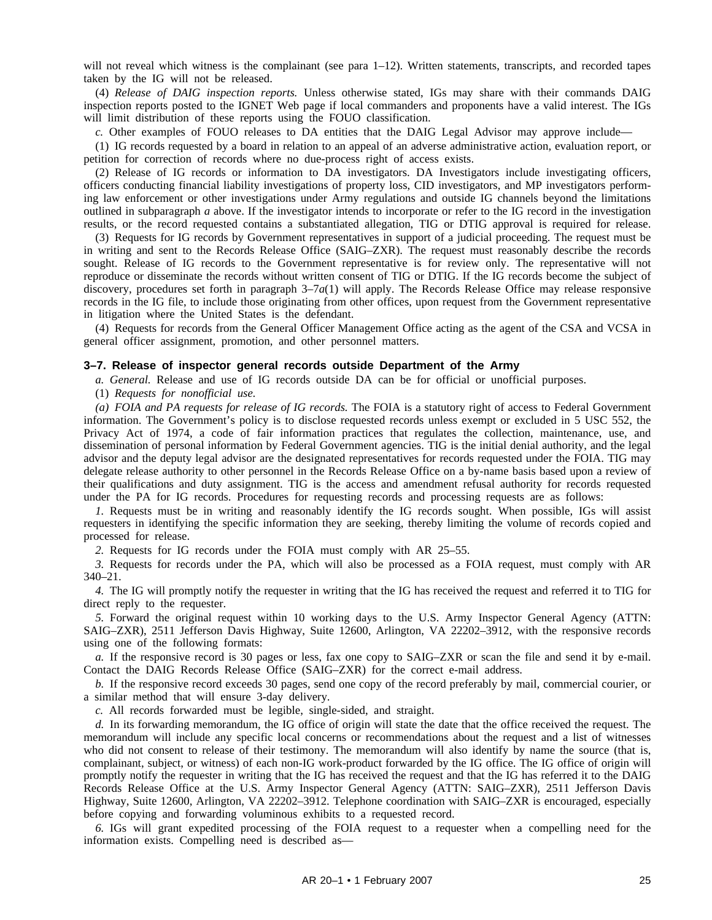will not reveal which witness is the complainant (see para 1–12). Written statements, transcripts, and recorded tapes taken by the IG will not be released.

(4) *Release of DAIG inspection reports.* Unless otherwise stated, IGs may share with their commands DAIG inspection reports posted to the IGNET Web page if local commanders and proponents have a valid interest. The IGs will limit distribution of these reports using the FOUO classification.

*c.* Other examples of FOUO releases to DA entities that the DAIG Legal Advisor may approve include—

(1) IG records requested by a board in relation to an appeal of an adverse administrative action, evaluation report, or petition for correction of records where no due-process right of access exists.

(2) Release of IG records or information to DA investigators. DA Investigators include investigating officers, officers conducting financial liability investigations of property loss, CID investigators, and MP investigators performing law enforcement or other investigations under Army regulations and outside IG channels beyond the limitations outlined in subparagraph *a* above. If the investigator intends to incorporate or refer to the IG record in the investigation results, or the record requested contains a substantiated allegation, TIG or DTIG approval is required for release.

(3) Requests for IG records by Government representatives in support of a judicial proceeding. The request must be in writing and sent to the Records Release Office (SAIG–ZXR). The request must reasonably describe the records sought. Release of IG records to the Government representative is for review only. The representative will not reproduce or disseminate the records without written consent of TIG or DTIG. If the IG records become the subject of discovery, procedures set forth in paragraph 3–7*a*(1) will apply. The Records Release Office may release responsive records in the IG file, to include those originating from other offices, upon request from the Government representative in litigation where the United States is the defendant.

(4) Requests for records from the General Officer Management Office acting as the agent of the CSA and VCSA in general officer assignment, promotion, and other personnel matters.

### 3–7. Release of inspector general records outside Department of the Army

*a. General.* Release and use of IG records outside DA can be for official or unofficial purposes.

(1) *Requests for nonofficial use.*

*(a) FOIA and PA requests for release of IG records.* The FOIA is a statutory right of access to Federal Government information. The Government's policy is to disclose requested records unless exempt or excluded in 5 USC 552, the Privacy Act of 1974, a code of fair information practices that regulates the collection, maintenance, use, and dissemination of personal information by Federal Government agencies. TIG is the initial denial authority, and the legal advisor and the deputy legal advisor are the designated representatives for records requested under the FOIA. TIG may delegate release authority to other personnel in the Records Release Office on a by-name basis based upon a review of their qualifications and duty assignment. TIG is the access and amendment refusal authority for records requested under the PA for IG records. Procedures for requesting records and processing requests are as follows:

*1.* Requests must be in writing and reasonably identify the IG records sought. When possible, IGs will assist requesters in identifying the specific information they are seeking, thereby limiting the volume of records copied and processed for release.

*2.* Requests for IG records under the FOIA must comply with AR 25–55.

*3.* Requests for records under the PA, which will also be processed as a FOIA request, must comply with AR 340–21.

*4.* The IG will promptly notify the requester in writing that the IG has received the request and referred it to TIG for direct reply to the requester.

*5.* Forward the original request within 10 working days to the U.S. Army Inspector General Agency (ATTN: SAIG–ZXR), 2511 Jefferson Davis Highway, Suite 12600, Arlington, VA 22202–3912, with the responsive records using one of the following formats:

*a.* If the responsive record is 30 pages or less, fax one copy to SAIG–ZXR or scan the file and send it by e-mail. Contact the DAIG Records Release Office (SAIG–ZXR) for the correct e-mail address.

*b.* If the responsive record exceeds 30 pages, send one copy of the record preferably by mail, commercial courier, or a similar method that will ensure 3-day delivery.

*c.* All records forwarded must be legible, single-sided, and straight.

*d.* In its forwarding memorandum, the IG office of origin will state the date that the office received the request. The memorandum will include any specific local concerns or recommendations about the request and a list of witnesses who did not consent to release of their testimony. The memorandum will also identify by name the source (that is, complainant, subject, or witness) of each non-IG work-product forwarded by the IG office. The IG office of origin will promptly notify the requester in writing that the IG has received the request and that the IG has referred it to the DAIG Records Release Office at the U.S. Army Inspector General Agency (ATTN: SAIG–ZXR), 2511 Jefferson Davis Highway, Suite 12600, Arlington, VA 22202–3912. Telephone coordination with SAIG–ZXR is encouraged, especially before copying and forwarding voluminous exhibits to a requested record.

*6.* IGs will grant expedited processing of the FOIA request to a requester when a compelling need for the information exists. Compelling need is described as—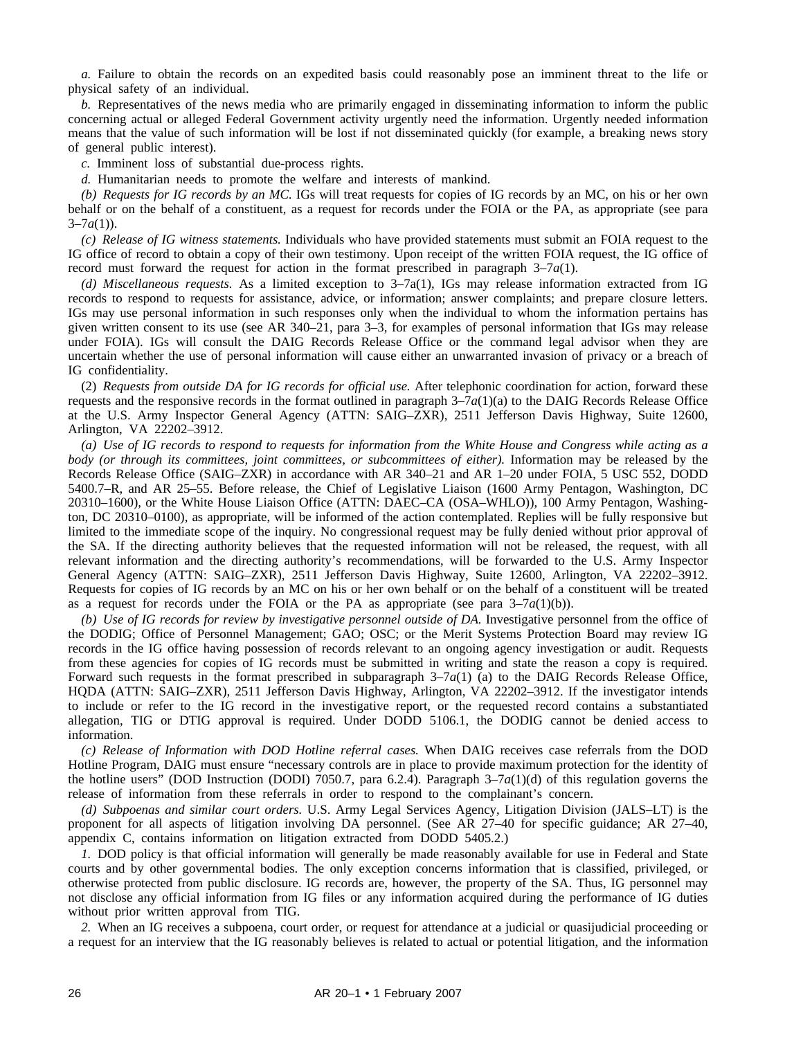*a.* Failure to obtain the records on an expedited basis could reasonably pose an imminent threat to the life or physical safety of an individual.

*b.* Representatives of the news media who are primarily engaged in disseminating information to inform the public concerning actual or alleged Federal Government activity urgently need the information. Urgently needed information means that the value of such information will be lost if not disseminated quickly (for example, a breaking news story of general public interest).

*c.* Imminent loss of substantial due-process rights.

*d.* Humanitarian needs to promote the welfare and interests of mankind.

*(b) Requests for IG records by an MC.* IGs will treat requests for copies of IG records by an MC, on his or her own behalf or on the behalf of a constituent, as a request for records under the FOIA or the PA, as appropriate (see para 3–7*a*(1)).

*(c) Release of IG witness statements.* Individuals who have provided statements must submit an FOIA request to the IG office of record to obtain a copy of their own testimony. Upon receipt of the written FOIA request, the IG office of record must forward the request for action in the format prescribed in paragraph 3–7*a*(1).

*(d) Miscellaneous requests.* As a limited exception to 3–7a(1), IGs may release information extracted from IG records to respond to requests for assistance, advice, or information; answer complaints; and prepare closure letters. IGs may use personal information in such responses only when the individual to whom the information pertains has given written consent to its use (see AR 340–21, para 3–3, for examples of personal information that IGs may release under FOIA). IGs will consult the DAIG Records Release Office or the command legal advisor when they are uncertain whether the use of personal information will cause either an unwarranted invasion of privacy or a breach of IG confidentiality.

(2) *Requests from outside DA for IG records for official use.* After telephonic coordination for action, forward these requests and the responsive records in the format outlined in paragraph 3–7*a*(1)(a) to the DAIG Records Release Office at the U.S. Army Inspector General Agency (ATTN: SAIG–ZXR), 2511 Jefferson Davis Highway, Suite 12600, Arlington, VA 22202–3912.

*(a) Use of IG records to respond to requests for information from the White House and Congress while acting as a body (or through its committees, joint committees, or subcommittees of either).* Information may be released by the Records Release Office (SAIG–ZXR) in accordance with AR 340–21 and AR 1–20 under FOIA, 5 USC 552, DODD 5400.7–R, and AR 25–55. Before release, the Chief of Legislative Liaison (1600 Army Pentagon, Washington, DC 20310–1600), or the White House Liaison Office (ATTN: DAEC–CA (OSA–WHLO)), 100 Army Pentagon, Washington, DC 20310–0100), as appropriate, will be informed of the action contemplated. Replies will be fully responsive but limited to the immediate scope of the inquiry. No congressional request may be fully denied without prior approval of the SA. If the directing authority believes that the requested information will not be released, the request, with all relevant information and the directing authority's recommendations, will be forwarded to the U.S. Army Inspector General Agency (ATTN: SAIG–ZXR), 2511 Jefferson Davis Highway, Suite 12600, Arlington, VA 22202–3912. Requests for copies of IG records by an MC on his or her own behalf or on the behalf of a constituent will be treated as a request for records under the FOIA or the PA as appropriate (see para 3–7*a*(1)(b)).

*(b) Use of IG records for review by investigative personnel outside of DA.* Investigative personnel from the office of the DODIG; Office of Personnel Management; GAO; OSC; or the Merit Systems Protection Board may review IG records in the IG office having possession of records relevant to an ongoing agency investigation or audit. Requests from these agencies for copies of IG records must be submitted in writing and state the reason a copy is required. Forward such requests in the format prescribed in subparagraph 3–7*a*(1) (a) to the DAIG Records Release Office, HQDA (ATTN: SAIG–ZXR), 2511 Jefferson Davis Highway, Arlington, VA 22202–3912. If the investigator intends to include or refer to the IG record in the investigative report, or the requested record contains a substantiated allegation, TIG or DTIG approval is required. Under DODD 5106.1, the DODIG cannot be denied access to information.

*(c) Release of Information with DOD Hotline referral cases.* When DAIG receives case referrals from the DOD Hotline Program, DAIG must ensure "necessary controls are in place to provide maximum protection for the identity of the hotline users" (DOD Instruction (DODI) 7050.7, para 6.2.4). Paragraph 3–7*a*(1)(d) of this regulation governs the release of information from these referrals in order to respond to the complainant's concern.

*(d) Subpoenas and similar court orders.* U.S. Army Legal Services Agency, Litigation Division (JALS–LT) is the proponent for all aspects of litigation involving DA personnel. (See AR 27–40 for specific guidance; AR 27–40, appendix C, contains information on litigation extracted from DODD 5405.2.)

*1.* DOD policy is that official information will generally be made reasonably available for use in Federal and State courts and by other governmental bodies. The only exception concerns information that is classified, privileged, or otherwise protected from public disclosure. IG records are, however, the property of the SA. Thus, IG personnel may not disclose any official information from IG files or any information acquired during the performance of IG duties without prior written approval from TIG.

*2.* When an IG receives a subpoena, court order, or request for attendance at a judicial or quasijudicial proceeding or a request for an interview that the IG reasonably believes is related to actual or potential litigation, and the information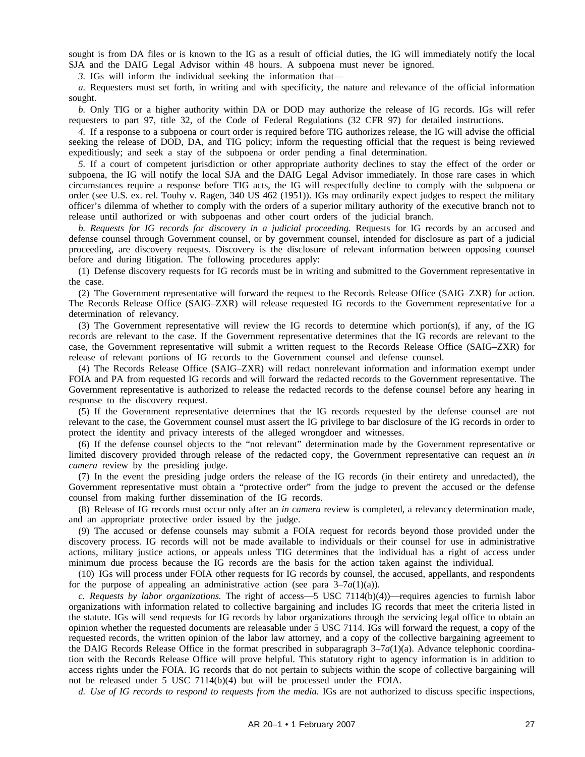sought is from DA files or is known to the IG as a result of official duties, the IG will immediately notify the local SJA and the DAIG Legal Advisor within 48 hours. A subpoena must never be ignored.

*3.* IGs will inform the individual seeking the information that—

*a.* Requesters must set forth, in writing and with specificity, the nature and relevance of the official information sought.

*b.* Only TIG or a higher authority within DA or DOD may authorize the release of IG records. IGs will refer requesters to part 97, title 32, of the Code of Federal Regulations (32 CFR 97) for detailed instructions.

*4.* If a response to a subpoena or court order is required before TIG authorizes release, the IG will advise the official seeking the release of DOD, DA, and TIG policy; inform the requesting official that the request is being reviewed expeditiously; and seek a stay of the subpoena or order pending a final determination.

*5.* If a court of competent jurisdiction or other appropriate authority declines to stay the effect of the order or subpoena, the IG will notify the local SJA and the DAIG Legal Advisor immediately. In those rare cases in which circumstances require a response before TIG acts, the IG will respectfully decline to comply with the subpoena or order (see U.S. ex. rel. Touhy v. Ragen, 340 US 462 (1951)). IGs may ordinarily expect judges to respect the military officer's dilemma of whether to comply with the orders of a superior military authority of the executive branch not to release until authorized or with subpoenas and other court orders of the judicial branch.

*b. Requests for IG records for discovery in a judicial proceeding.* Requests for IG records by an accused and defense counsel through Government counsel, or by government counsel, intended for disclosure as part of a judicial proceeding, are discovery requests. Discovery is the disclosure of relevant information between opposing counsel before and during litigation. The following procedures apply:

(1) Defense discovery requests for IG records must be in writing and submitted to the Government representative in the case.

(2) The Government representative will forward the request to the Records Release Office (SAIG–ZXR) for action. The Records Release Office (SAIG–ZXR) will release requested IG records to the Government representative for a determination of relevancy.

(3) The Government representative will review the IG records to determine which portion(s), if any, of the IG records are relevant to the case. If the Government representative determines that the IG records are relevant to the case, the Government representative will submit a written request to the Records Release Office (SAIG–ZXR) for release of relevant portions of IG records to the Government counsel and defense counsel.

(4) The Records Release Office (SAIG–ZXR) will redact nonrelevant information and information exempt under FOIA and PA from requested IG records and will forward the redacted records to the Government representative. The Government representative is authorized to release the redacted records to the defense counsel before any hearing in response to the discovery request.

(5) If the Government representative determines that the IG records requested by the defense counsel are not relevant to the case, the Government counsel must assert the IG privilege to bar disclosure of the IG records in order to protect the identity and privacy interests of the alleged wrongdoer and witnesses.

(6) If the defense counsel objects to the "not relevant" determination made by the Government representative or limited discovery provided through release of the redacted copy, the Government representative can request an *in camera* review by the presiding judge.

(7) In the event the presiding judge orders the release of the IG records (in their entirety and unredacted), the Government representative must obtain a "protective order" from the judge to prevent the accused or the defense counsel from making further dissemination of the IG records.

(8) Release of IG records must occur only after an *in camera* review is completed, a relevancy determination made, and an appropriate protective order issued by the judge.

(9) The accused or defense counsels may submit a FOIA request for records beyond those provided under the discovery process. IG records will not be made available to individuals or their counsel for use in administrative actions, military justice actions, or appeals unless TIG determines that the individual has a right of access under minimum due process because the IG records are the basis for the action taken against the individual.

(10) IGs will process under FOIA other requests for IG records by counsel, the accused, appellants, and respondents for the purpose of appealing an administrative action (see para 3–7*a*(1)(a)).

*c. Requests by labor organizations.* The right of access—5 USC 7114(b)(4))—requires agencies to furnish labor organizations with information related to collective bargaining and includes IG records that meet the criteria listed in the statute. IGs will send requests for IG records by labor organizations through the servicing legal office to obtain an opinion whether the requested documents are releasable under 5 USC 7114. IGs will forward the request, a copy of the requested records, the written opinion of the labor law attorney, and a copy of the collective bargaining agreement to the DAIG Records Release Office in the format prescribed in subparagraph 3–7*a*(1)(a). Advance telephonic coordination with the Records Release Office will prove helpful. This statutory right to agency information is in addition to access rights under the FOIA. IG records that do not pertain to subjects within the scope of collective bargaining will not be released under 5 USC 7114(b)(4) but will be processed under the FOIA.

*d. Use of IG records to respond to requests from the media.* IGs are not authorized to discuss specific inspections,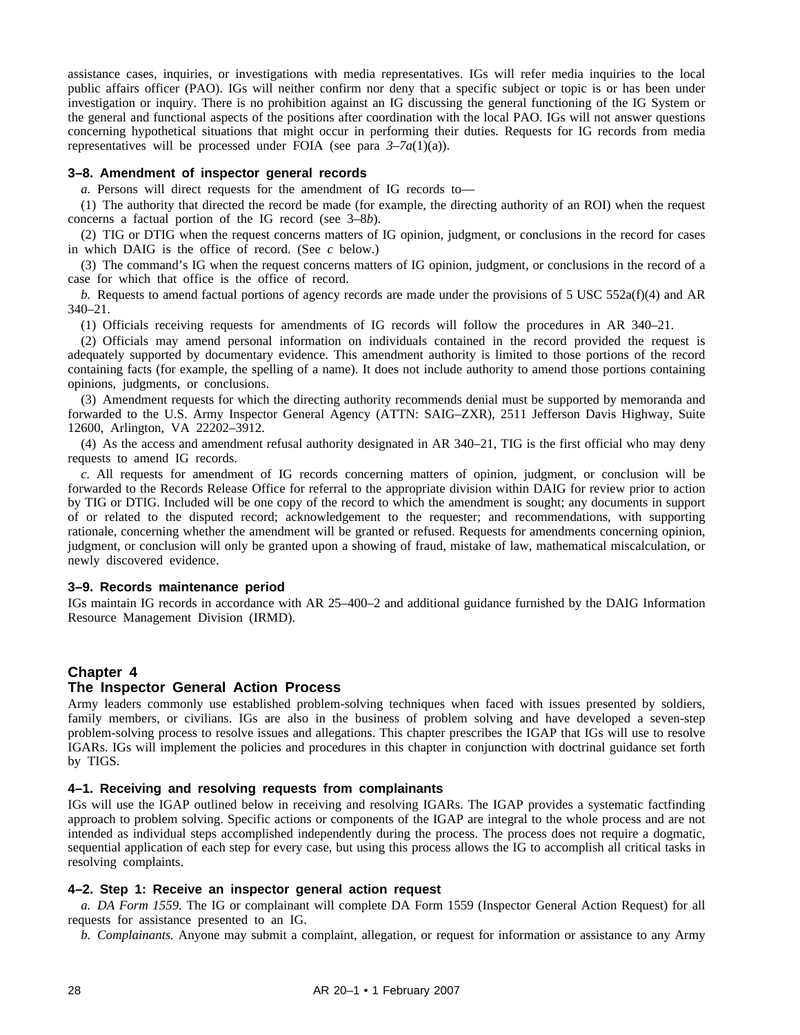assistance cases, inquiries, or investigations with media representatives. IGs will refer media inquiries to the local public affairs officer (PAO). IGs will neither confirm nor deny that a specific subject or topic is or has been under investigation or inquiry. There is no prohibition against an IG discussing the general functioning of the IG System or the general and functional aspects of the positions after coordination with the local PAO. IGs will not answer questions concerning hypothetical situations that might occur in performing their duties. Requests for IG records from media representatives will be processed under FOIA (see para *3–7a*(1)(a)).

### 3–8. Amendment of inspector general records

*a.* Persons will direct requests for the amendment of IG records to—

(1) The authority that directed the record be made (for example, the directing authority of an ROI) when the request concerns a factual portion of the IG record (see 3–8*b*).

(2) TIG or DTIG when the request concerns matters of IG opinion, judgment, or conclusions in the record for cases in which DAIG is the office of record. (See *c* below.)

(3) The command's IG when the request concerns matters of IG opinion, judgment, or conclusions in the record of a case for which that office is the office of record.

*b.* Requests to amend factual portions of agency records are made under the provisions of 5 USC 552a(f)(4) and AR 340–21.

(1) Officials receiving requests for amendments of IG records will follow the procedures in AR 340–21.

(2) Officials may amend personal information on individuals contained in the record provided the request is adequately supported by documentary evidence. This amendment authority is limited to those portions of the record containing facts (for example, the spelling of a name). It does not include authority to amend those portions containing opinions, judgments, or conclusions.

(3) Amendment requests for which the directing authority recommends denial must be supported by memoranda and forwarded to the U.S. Army Inspector General Agency (ATTN: SAIG–ZXR), 2511 Jefferson Davis Highway, Suite 12600, Arlington, VA 22202–3912.

(4) As the access and amendment refusal authority designated in AR 340–21, TIG is the first official who may deny requests to amend IG records.

*c.* All requests for amendment of IG records concerning matters of opinion, judgment, or conclusion will be forwarded to the Records Release Office for referral to the appropriate division within DAIG for review prior to action by TIG or DTIG. Included will be one copy of the record to which the amendment is sought; any documents in support of or related to the disputed record; acknowledgement to the requester; and recommendations, with supporting rationale, concerning whether the amendment will be granted or refused. Requests for amendments concerning opinion, judgment, or conclusion will only be granted upon a showing of fraud, mistake of law, mathematical miscalculation, or newly discovered evidence.

### 3–9. Records maintenance period

IGs maintain IG records in accordance with AR 25–400–2 and additional guidance furnished by the DAIG Information Resource Management Division (IRMD).

## Chapter 4
## The Inspector General Action Process

Army leaders commonly use established problem-solving techniques when faced with issues presented by soldiers, family members, or civilians. IGs are also in the business of problem solving and have developed a seven-step problem-solving process to resolve issues and allegations. This chapter prescribes the IGAP that IGs will use to resolve IGARs. IGs will implement the policies and procedures in this chapter in conjunction with doctrinal guidance set forth by TIGS.

### 4–1. Receiving and resolving requests from complainants

IGs will use the IGAP outlined below in receiving and resolving IGARs. The IGAP provides a systematic factfinding approach to problem solving. Specific actions or components of the IGAP are integral to the whole process and are not intended as individual steps accomplished independently during the process. The process does not require a dogmatic, sequential application of each step for every case, but using this process allows the IG to accomplish all critical tasks in resolving complaints.

### 4–2. Step 1: Receive an inspector general action request

*a. DA Form 1559.* The IG or complainant will complete DA Form 1559 (Inspector General Action Request) for all requests for assistance presented to an IG.

*b. Complainants.* Anyone may submit a complaint, allegation, or request for information or assistance to any Army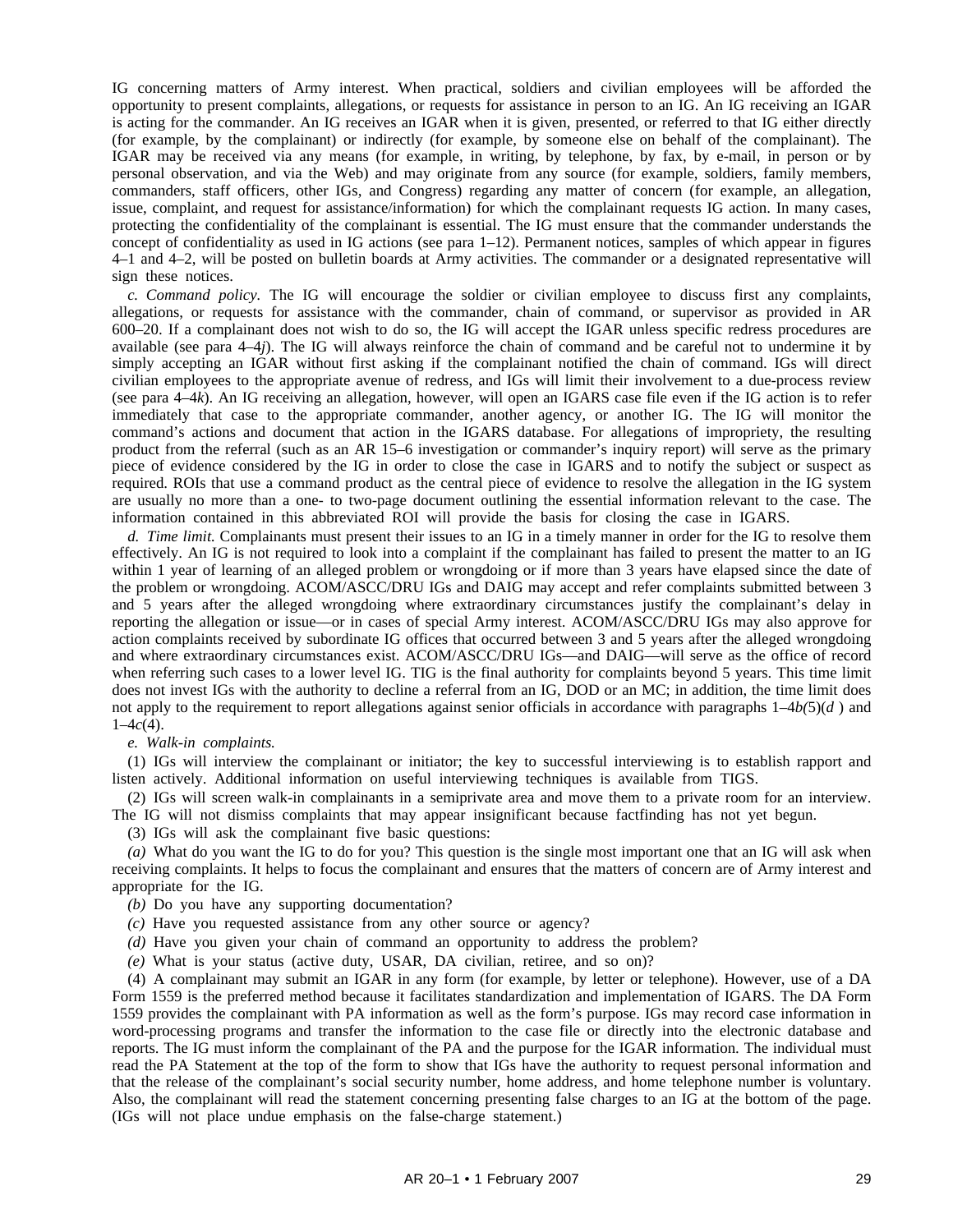IG concerning matters of Army interest. When practical, soldiers and civilian employees will be afforded the opportunity to present complaints, allegations, or requests for assistance in person to an IG. An IG receiving an IGAR is acting for the commander. An IG receives an IGAR when it is given, presented, or referred to that IG either directly (for example, by the complainant) or indirectly (for example, by someone else on behalf of the complainant). The IGAR may be received via any means (for example, in writing, by telephone, by fax, by e-mail, in person or by personal observation, and via the Web) and may originate from any source (for example, soldiers, family members, commanders, staff officers, other IGs, and Congress) regarding any matter of concern (for example, an allegation, issue, complaint, and request for assistance/information) for which the complainant requests IG action. In many cases, protecting the confidentiality of the complainant is essential. The IG must ensure that the commander understands the concept of confidentiality as used in IG actions (see para 1–12). Permanent notices, samples of which appear in figures 4–1 and 4–2, will be posted on bulletin boards at Army activities. The commander or a designated representative will sign these notices.

*c. Command policy.* The IG will encourage the soldier or civilian employee to discuss first any complaints, allegations, or requests for assistance with the commander, chain of command, or supervisor as provided in AR 600–20. If a complainant does not wish to do so, the IG will accept the IGAR unless specific redress procedures are available (see para 4–4*j*). The IG will always reinforce the chain of command and be careful not to undermine it by simply accepting an IGAR without first asking if the complainant notified the chain of command. IGs will direct civilian employees to the appropriate avenue of redress, and IGs will limit their involvement to a due-process review (see para 4–4*k*). An IG receiving an allegation, however, will open an IGARS case file even if the IG action is to refer immediately that case to the appropriate commander, another agency, or another IG. The IG will monitor the command's actions and document that action in the IGARS database. For allegations of impropriety, the resulting product from the referral (such as an AR 15–6 investigation or commander's inquiry report) will serve as the primary piece of evidence considered by the IG in order to close the case in IGARS and to notify the subject or suspect as required. ROIs that use a command product as the central piece of evidence to resolve the allegation in the IG system are usually no more than a one- to two-page document outlining the essential information relevant to the case. The information contained in this abbreviated ROI will provide the basis for closing the case in IGARS.

*d. Time limit.* Complainants must present their issues to an IG in a timely manner in order for the IG to resolve them effectively. An IG is not required to look into a complaint if the complainant has failed to present the matter to an IG within 1 year of learning of an alleged problem or wrongdoing or if more than 3 years have elapsed since the date of the problem or wrongdoing. ACOM/ASCC/DRU IGs and DAIG may accept and refer complaints submitted between 3 and 5 years after the alleged wrongdoing where extraordinary circumstances justify the complainant's delay in reporting the allegation or issue—or in cases of special Army interest. ACOM/ASCC/DRU IGs may also approve for action complaints received by subordinate IG offices that occurred between 3 and 5 years after the alleged wrongdoing and where extraordinary circumstances exist. ACOM/ASCC/DRU IGs—and DAIG—will serve as the office of record when referring such cases to a lower level IG. TIG is the final authority for complaints beyond 5 years. This time limit does not invest IGs with the authority to decline a referral from an IG, DOD or an MC; in addition, the time limit does not apply to the requirement to report allegations against senior officials in accordance with paragraphs 1–4*b*(5)(*d*) and 1–4*c*(4).

*e. Walk-in complaints.*

(1) IGs will interview the complainant or initiator; the key to successful interviewing is to establish rapport and listen actively. Additional information on useful interviewing techniques is available from TIGS.

(2) IGs will screen walk-in complainants in a semiprivate area and move them to a private room for an interview. The IG will not dismiss complaints that may appear insignificant because factfinding has not yet begun.

(3) IGs will ask the complainant five basic questions:

*(a)* What do you want the IG to do for you? This question is the single most important one that an IG will ask when receiving complaints. It helps to focus the complainant and ensures that the matters of concern are of Army interest and appropriate for the IG.

*(b)* Do you have any supporting documentation?

*(c)* Have you requested assistance from any other source or agency?

*(d)* Have you given your chain of command an opportunity to address the problem?

*(e)* What is your status (active duty, USAR, DA civilian, retiree, and so on)?

(4) A complainant may submit an IGAR in any form (for example, by letter or telephone). However, use of a DA Form 1559 is the preferred method because it facilitates standardization and implementation of IGARS. The DA Form 1559 provides the complainant with PA information as well as the form's purpose. IGs may record case information in word-processing programs and transfer the information to the case file or directly into the electronic database and reports. The IG must inform the complainant of the PA and the purpose for the IGAR information. The individual must read the PA Statement at the top of the form to show that IGs have the authority to request personal information and that the release of the complainant's social security number, home address, and home telephone number is voluntary. Also, the complainant will read the statement concerning presenting false charges to an IG at the bottom of the page. (IGs will not place undue emphasis on the false-charge statement.)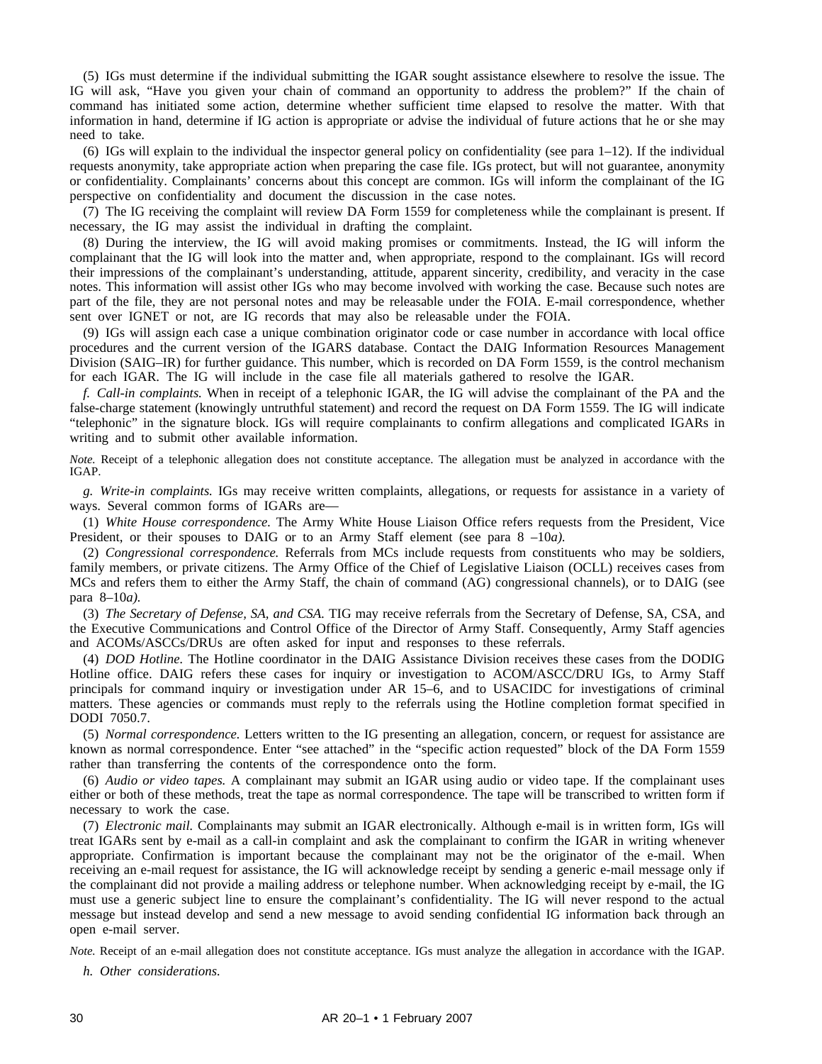(5) IGs must determine if the individual submitting the IGAR sought assistance elsewhere to resolve the issue. The IG will ask, "Have you given your chain of command an opportunity to address the problem?" If the chain of command has initiated some action, determine whether sufficient time elapsed to resolve the matter. With that information in hand, determine if IG action is appropriate or advise the individual of future actions that he or she may need to take.

(6) IGs will explain to the individual the inspector general policy on confidentiality (see para 1–12). If the individual requests anonymity, take appropriate action when preparing the case file. IGs protect, but will not guarantee, anonymity or confidentiality. Complainants' concerns about this concept are common. IGs will inform the complainant of the IG perspective on confidentiality and document the discussion in the case notes.

(7) The IG receiving the complaint will review DA Form 1559 for completeness while the complainant is present. If necessary, the IG may assist the individual in drafting the complaint.

(8) During the interview, the IG will avoid making promises or commitments. Instead, the IG will inform the complainant that the IG will look into the matter and, when appropriate, respond to the complainant. IGs will record their impressions of the complainant's understanding, attitude, apparent sincerity, credibility, and veracity in the case notes. This information will assist other IGs who may become involved with working the case. Because such notes are part of the file, they are not personal notes and may be releasable under the FOIA. E-mail correspondence, whether sent over IGNET or not, are IG records that may also be releasable under the FOIA.

(9) IGs will assign each case a unique combination originator code or case number in accordance with local office procedures and the current version of the IGARS database. Contact the DAIG Information Resources Management Division (SAIG–IR) for further guidance. This number, which is recorded on DA Form 1559, is the control mechanism for each IGAR. The IG will include in the case file all materials gathered to resolve the IGAR.

*f. Call-in complaints.* When in receipt of a telephonic IGAR, the IG will advise the complainant of the PA and the false-charge statement (knowingly untruthful statement) and record the request on DA Form 1559. The IG will indicate "telephonic" in the signature block. IGs will require complainants to confirm allegations and complicated IGARs in writing and to submit other available information.

*Note.* Receipt of a telephonic allegation does not constitute acceptance. The allegation must be analyzed in accordance with the IGAP.

*g. Write-in complaints.* IGs may receive written complaints, allegations, or requests for assistance in a variety of ways. Several common forms of IGARs are—

(1) *White House correspondence.* The Army White House Liaison Office refers requests from the President, Vice President, or their spouses to DAIG or to an Army Staff element (see para 8 –10*a).*

(2) *Congressional correspondence.* Referrals from MCs include requests from constituents who may be soldiers, family members, or private citizens. The Army Office of the Chief of Legislative Liaison (OCLL) receives cases from MCs and refers them to either the Army Staff, the chain of command (AG) congressional channels), or to DAIG (see para 8–10*a).*

(3) *The Secretary of Defense, SA, and CSA.* TIG may receive referrals from the Secretary of Defense, SA, CSA, and the Executive Communications and Control Office of the Director of Army Staff. Consequently, Army Staff agencies and ACOMs/ASCCs/DRUs are often asked for input and responses to these referrals.

(4) *DOD Hotline.* The Hotline coordinator in the DAIG Assistance Division receives these cases from the DODIG Hotline office. DAIG refers these cases for inquiry or investigation to ACOM/ASCC/DRU IGs, to Army Staff principals for command inquiry or investigation under AR 15–6, and to USACIDC for investigations of criminal matters. These agencies or commands must reply to the referrals using the Hotline completion format specified in DODI 7050.7.

(5) *Normal correspondence.* Letters written to the IG presenting an allegation, concern, or request for assistance are known as normal correspondence. Enter "see attached" in the "specific action requested" block of the DA Form 1559 rather than transferring the contents of the correspondence onto the form.

(6) *Audio or video tapes.* A complainant may submit an IGAR using audio or video tape. If the complainant uses either or both of these methods, treat the tape as normal correspondence. The tape will be transcribed to written form if necessary to work the case.

(7) *Electronic mail.* Complainants may submit an IGAR electronically. Although e-mail is in written form, IGs will treat IGARs sent by e-mail as a call-in complaint and ask the complainant to confirm the IGAR in writing whenever appropriate. Confirmation is important because the complainant may not be the originator of the e-mail. When receiving an e-mail request for assistance, the IG will acknowledge receipt by sending a generic e-mail message only if the complainant did not provide a mailing address or telephone number. When acknowledging receipt by e-mail, the IG must use a generic subject line to ensure the complainant's confidentiality. The IG will never respond to the actual message but instead develop and send a new message to avoid sending confidential IG information back through an open e-mail server.

*Note.* Receipt of an e-mail allegation does not constitute acceptance. IGs must analyze the allegation in accordance with the IGAP.

*h. Other considerations.*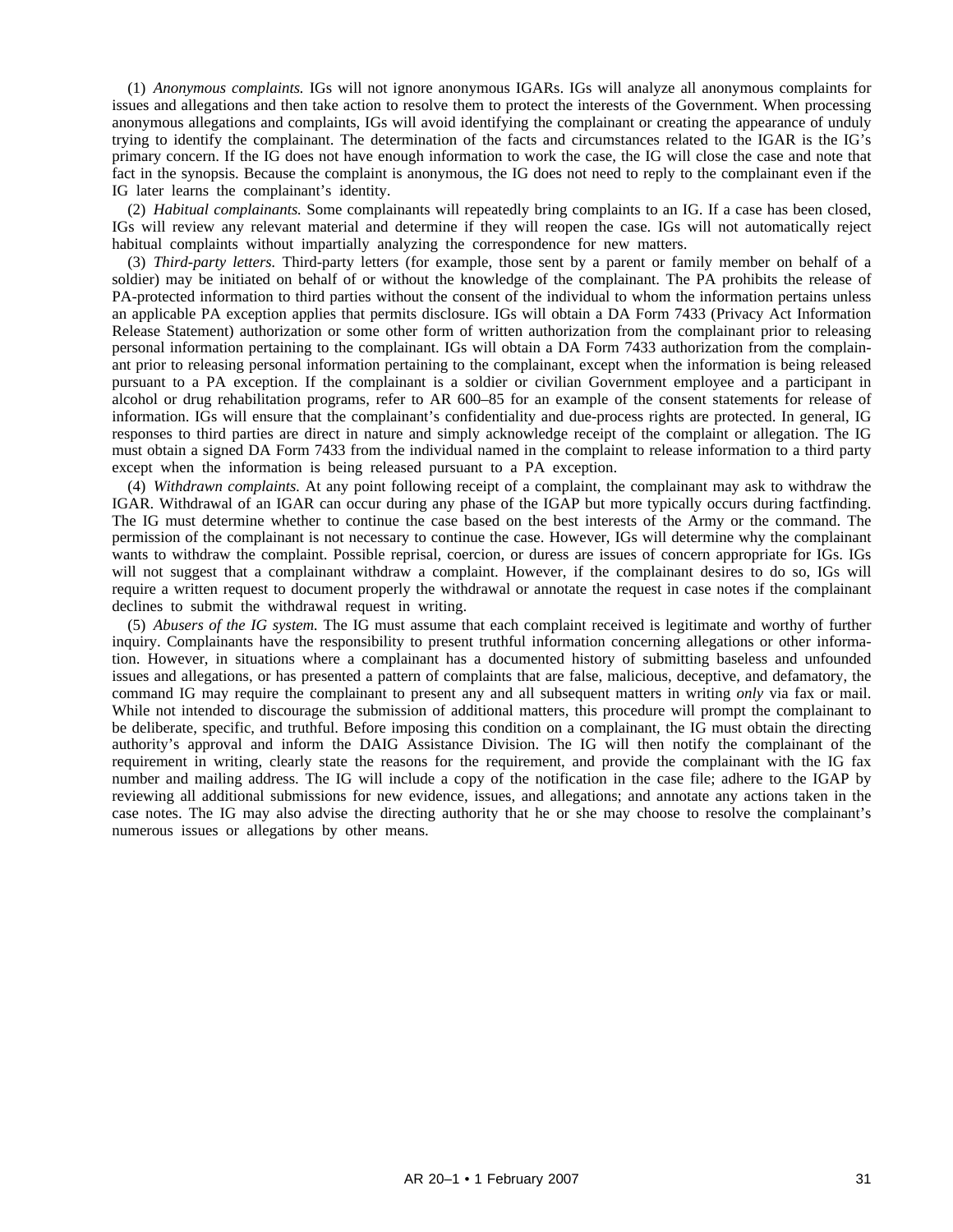(1) *Anonymous complaints.* IGs will not ignore anonymous IGARs. IGs will analyze all anonymous complaints for issues and allegations and then take action to resolve them to protect the interests of the Government. When processing anonymous allegations and complaints, IGs will avoid identifying the complainant or creating the appearance of unduly trying to identify the complainant. The determination of the facts and circumstances related to the IGAR is the IG's primary concern. If the IG does not have enough information to work the case, the IG will close the case and note that fact in the synopsis. Because the complaint is anonymous, the IG does not need to reply to the complainant even if the IG later learns the complainant's identity.

(2) *Habitual complainants.* Some complainants will repeatedly bring complaints to an IG. If a case has been closed, IGs will review any relevant material and determine if they will reopen the case. IGs will not automatically reject habitual complaints without impartially analyzing the correspondence for new matters.

(3) *Third-party letters.* Third-party letters (for example, those sent by a parent or family member on behalf of a soldier) may be initiated on behalf of or without the knowledge of the complainant. The PA prohibits the release of PA-protected information to third parties without the consent of the individual to whom the information pertains unless an applicable PA exception applies that permits disclosure. IGs will obtain a DA Form 7433 (Privacy Act Information Release Statement) authorization or some other form of written authorization from the complainant prior to releasing personal information pertaining to the complainant. IGs will obtain a DA Form 7433 authorization from the complainant prior to releasing personal information pertaining to the complainant, except when the information is being released pursuant to a PA exception. If the complainant is a soldier or civilian Government employee and a participant in alcohol or drug rehabilitation programs, refer to AR 600–85 for an example of the consent statements for release of information. IGs will ensure that the complainant's confidentiality and due-process rights are protected. In general, IG responses to third parties are direct in nature and simply acknowledge receipt of the complaint or allegation. The IG must obtain a signed DA Form 7433 from the individual named in the complaint to release information to a third party except when the information is being released pursuant to a PA exception.

(4) *Withdrawn complaints.* At any point following receipt of a complaint, the complainant may ask to withdraw the IGAR. Withdrawal of an IGAR can occur during any phase of the IGAP but more typically occurs during factfinding. The IG must determine whether to continue the case based on the best interests of the Army or the command. The permission of the complainant is not necessary to continue the case. However, IGs will determine why the complainant wants to withdraw the complaint. Possible reprisal, coercion, or duress are issues of concern appropriate for IGs. IGs will not suggest that a complainant withdraw a complaint. However, if the complainant desires to do so, IGs will require a written request to document properly the withdrawal or annotate the request in case notes if the complainant declines to submit the withdrawal request in writing.

(5) *Abusers of the IG system.* The IG must assume that each complaint received is legitimate and worthy of further inquiry. Complainants have the responsibility to present truthful information concerning allegations or other information. However, in situations where a complainant has a documented history of submitting baseless and unfounded issues and allegations, or has presented a pattern of complaints that are false, malicious, deceptive, and defamatory, the command IG may require the complainant to present any and all subsequent matters in writing *only* via fax or mail. While not intended to discourage the submission of additional matters, this procedure will prompt the complainant to be deliberate, specific, and truthful. Before imposing this condition on a complainant, the IG must obtain the directing authority's approval and inform the DAIG Assistance Division. The IG will then notify the complainant of the requirement in writing, clearly state the reasons for the requirement, and provide the complainant with the IG fax number and mailing address. The IG will include a copy of the notification in the case file; adhere to the IGAP by reviewing all additional submissions for new evidence, issues, and allegations; and annotate any actions taken in the case notes. The IG may also advise the directing authority that he or she may choose to resolve the complainant's numerous issues or allegations by other means.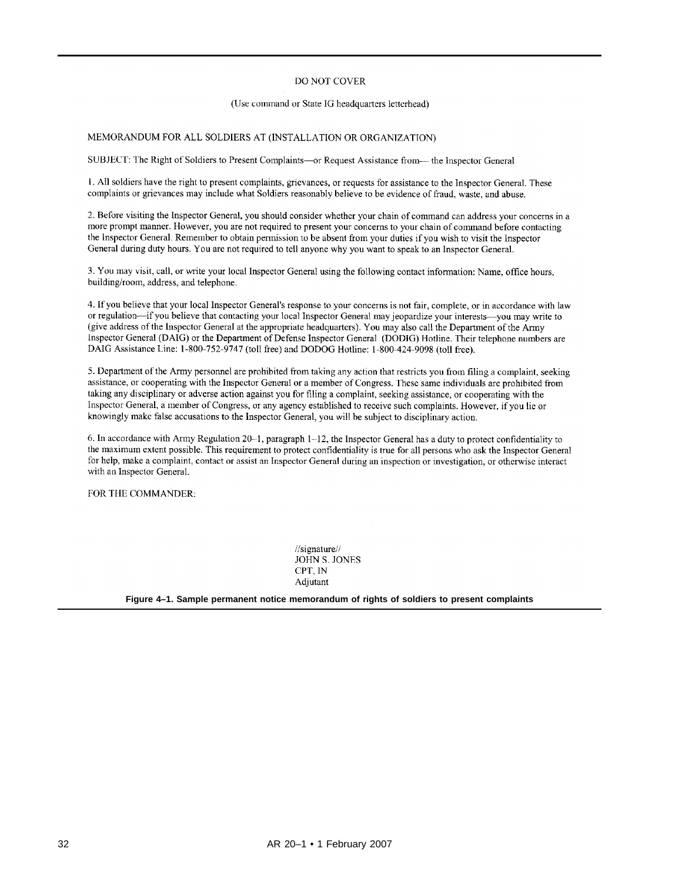DO NOT COVER

(Use command or State IG headquarters letterhead)

MEMORANDUM FOR ALL SOLDIERS AT (INSTALLATION OR ORGANIZATION)

SUBJECT: The Right of Soldiers to Present Complaints—or Request Assistance from— the Inspector General

1. All soldiers have the right to present complaints, grievances, or requests for assistance to the Inspector General. These complaints or grievances may include what Soldiers reasonably believe to be evidence of fraud, waste, and abuse.

2. Before visiting the Inspector General, you should consider whether your chain of command can address your concerns in a more prompt manner. However, you are not required to present your concerns to your chain of command before contacting the Inspector General. Remember to obtain permission to be absent from your duties if you wish to visit the Inspector General during duty hours. You are not required to tell anyone why you want to speak to an Inspector General.

3. You may visit, call, or write your local Inspector General using the following contact information: Name, office hours, building/room, address, and telephone.

4. If you believe that your local Inspector General's response to your concerns is not fair, complete, or in accordance with law or regulation—if you believe that contacting your local Inspector General may jeopardize your interests—you may write to (give address of the Inspector General at the appropriate headquarters). You may also call the Department of the Army Inspector General (DAIG) or the Department of Defense Inspector General (DODIG) Hotline. Their telephone numbers are DAIG Assistance Line: 1-800-752-9747 (toll free) and DODOG Hotline: 1-800-424-9098 (toll free).

5. Department of the Army personnel are prohibited from taking any action that restricts you from filing a complaint, seeking assistance, or cooperating with the Inspector General or a member of Congress. These same individuals are prohibited from taking any disciplinary or adverse action against you for filing a complaint, seeking assistance, or cooperating with the Inspector General, a member of Congress, or any agency established to receive such complaints. However, if you lie or knowingly make false accusations to the Inspector General, you will be subject to disciplinary action.

6. In accordance with Army Regulation 20–1, paragraph 1–12, the Inspector General has a duty to protect confidentiality to the maximum extent possible. This requirement to protect confidentiality is true for all persons who ask the Inspector General for help, make a complaint, contact or assist an Inspector General during an inspection or investigation, or otherwise interact with an Inspector General.

FOR THE COMMANDER:

//signature//
JOHN S. JONES
CPT, IN
Adjutant

**Figure 4–1. Sample permanent notice memorandum of rights of soldiers to present complaints**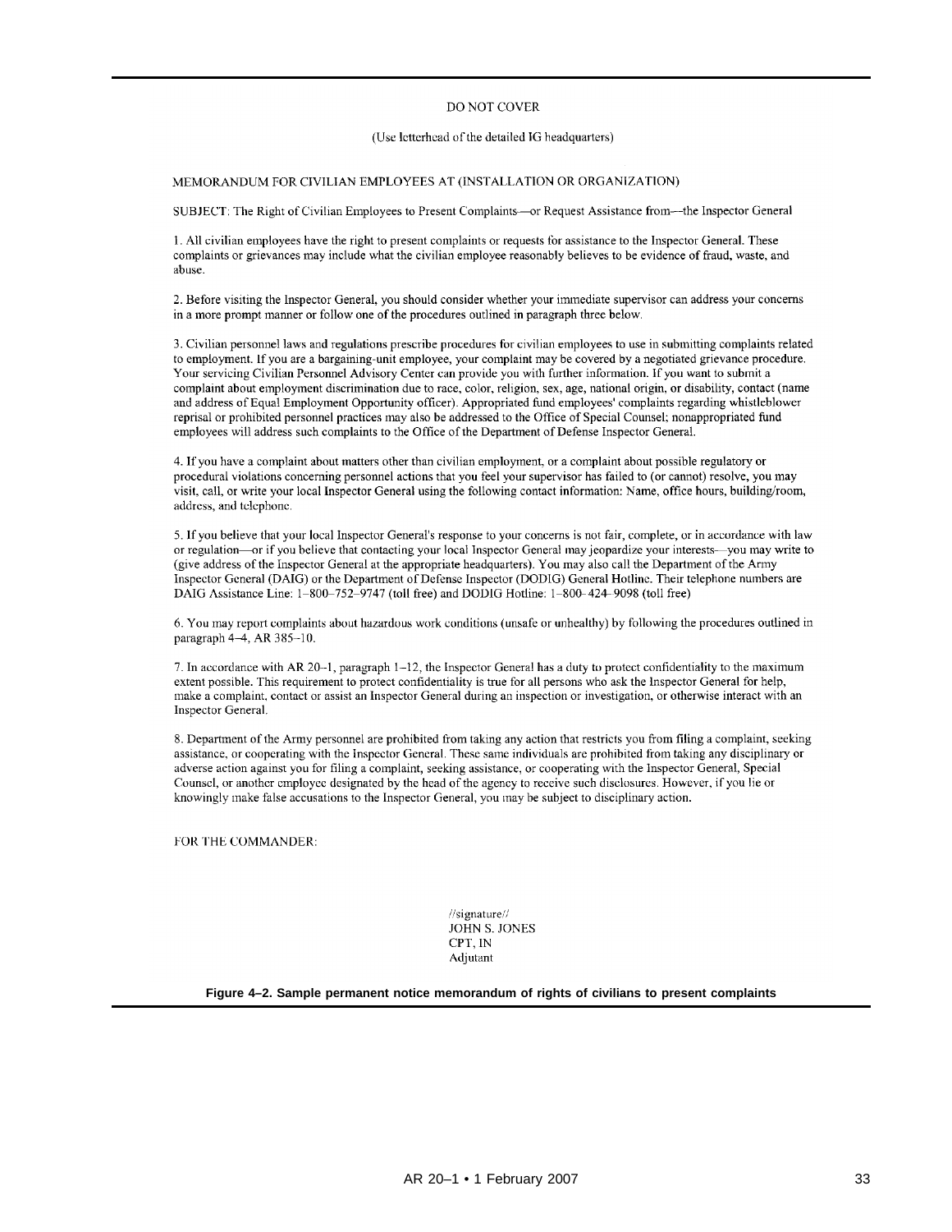DO NOT COVER

(Use letterhead of the detailed IG headquarters)

MEMORANDUM FOR CIVILIAN EMPLOYEES AT (INSTALLATION OR ORGANIZATION)

SUBJECT: The Right of Civilian Employees to Present Complaints—or Request Assistance from—the Inspector General

1. All civilian employees have the right to present complaints or requests for assistance to the Inspector General. These complaints or grievances may include what the civilian employee reasonably believes to be evidence of fraud, waste, and abuse.

2. Before visiting the Inspector General, you should consider whether your immediate supervisor can address your concerns in a more prompt manner or follow one of the procedures outlined in paragraph three below.

3. Civilian personnel laws and regulations prescribe procedures for civilian employees to use in submitting complaints related to employment. If you are a bargaining-unit employee, your complaint may be covered by a negotiated grievance procedure. Your servicing Civilian Personnel Advisory Center can provide you with further information. If you want to submit a complaint about employment discrimination due to race, color, religion, sex, age, national origin, or disability, contact (name and address of Equal Employment Opportunity officer). Appropriated fund employees' complaints regarding whistleblower reprisal or prohibited personnel practices may also be addressed to the Office of Special Counsel; nonappropriated fund employees will address such complaints to the Office of the Department of Defense Inspector General.

4. If you have a complaint about matters other than civilian employment, or a complaint about possible regulatory or procedural violations concerning personnel actions that you feel your supervisor has failed to (or cannot) resolve, you may visit, call, or write your local Inspector General using the following contact information: Name, office hours, building/room, address, and telephone.

5. If you believe that your local Inspector General's response to your concerns is not fair, complete, or in accordance with law or regulation—or if you believe that contacting your local Inspector General may jeopardize your interests—you may write to (give address of the Inspector General at the appropriate headquarters). You may also call the Department of the Army Inspector General (DAIG) or the Department of Defense Inspector (DODIG) General Hotline. Their telephone numbers are DAIG Assistance Line: 1–800–752–9747 (toll free) and DODIG Hotline: 1–800–424–9098 (toll free)

6. You may report complaints about hazardous work conditions (unsafe or unhealthy) by following the procedures outlined in paragraph 4–4, AR 385–10.

7. In accordance with AR 20–1, paragraph 1–12, the Inspector General has a duty to protect confidentiality to the maximum extent possible. This requirement to protect confidentiality is true for all persons who ask the Inspector General for help, make a complaint, contact or assist an Inspector General during an inspection or investigation, or otherwise interact with an Inspector General.

8. Department of the Army personnel are prohibited from taking any action that restricts you from filing a complaint, seeking assistance, or cooperating with the Inspector General. These same individuals are prohibited from taking any disciplinary or adverse action against you for filing a complaint, seeking assistance, or cooperating with the Inspector General, Special Counsel, or another employee designated by the head of the agency to receive such disclosures. However, if you lie or knowingly make false accusations to the Inspector General, you may be subject to disciplinary action.

FOR THE COMMANDER:

//signature//
JOHN S. JONES
CPT, IN
Adjutant

**Figure 4–2. Sample permanent notice memorandum of rights of civilians to present complaints**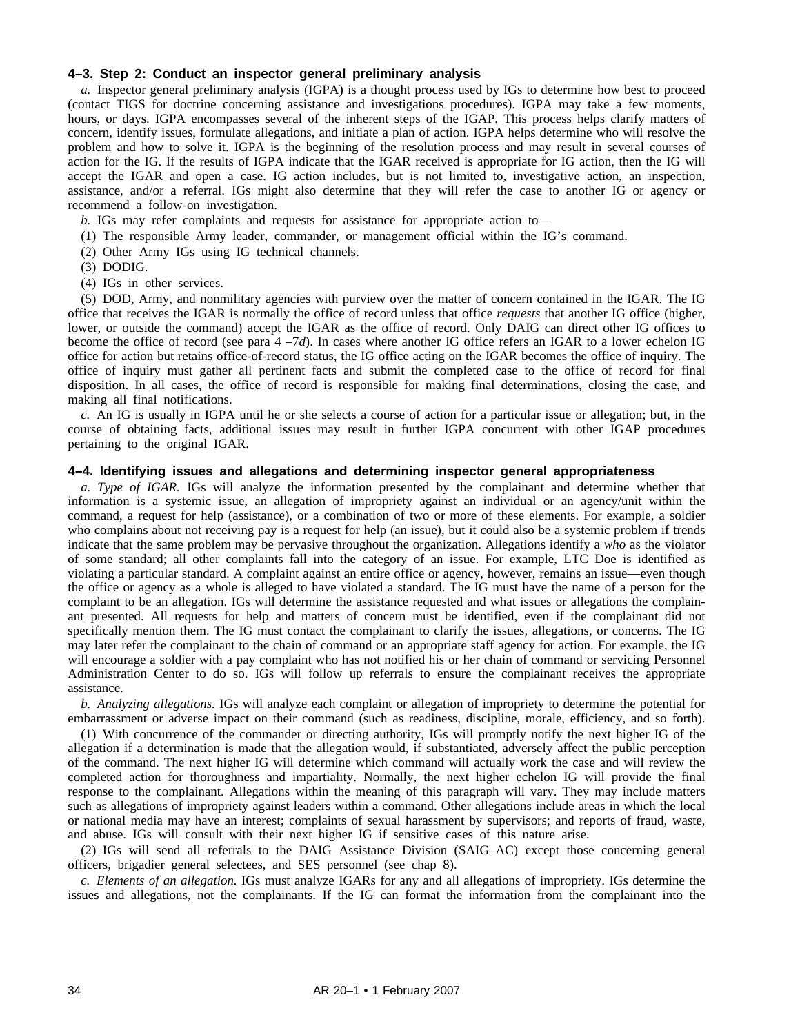### 4–3. Step 2: Conduct an inspector general preliminary analysis

*a.* Inspector general preliminary analysis (IGPA) is a thought process used by IGs to determine how best to proceed (contact TIGS for doctrine concerning assistance and investigations procedures). IGPA may take a few moments, hours, or days. IGPA encompasses several of the inherent steps of the IGAP. This process helps clarify matters of concern, identify issues, formulate allegations, and initiate a plan of action. IGPA helps determine who will resolve the problem and how to solve it. IGPA is the beginning of the resolution process and may result in several courses of action for the IG. If the results of IGPA indicate that the IGAR received is appropriate for IG action, then the IG will accept the IGAR and open a case. IG action includes, but is not limited to, investigative action, an inspection, assistance, and/or a referral. IGs might also determine that they will refer the case to another IG or agency or recommend a follow-on investigation.

*b.* IGs may refer complaints and requests for assistance for appropriate action to—

(1) The responsible Army leader, commander, or management official within the IG's command.

(2) Other Army IGs using IG technical channels.

(3) DODIG.

(4) IGs in other services.

(5) DOD, Army, and nonmilitary agencies with purview over the matter of concern contained in the IGAR. The IG office that receives the IGAR is normally the office of record unless that office *requests* that another IG office (higher, lower, or outside the command) accept the IGAR as the office of record. Only DAIG can direct other IG offices to become the office of record (see para 4 –7*d*). In cases where another IG office refers an IGAR to a lower echelon IG office for action but retains office-of-record status, the IG office acting on the IGAR becomes the office of inquiry. The office of inquiry must gather all pertinent facts and submit the completed case to the office of record for final disposition. In all cases, the office of record is responsible for making final determinations, closing the case, and making all final notifications.

*c.* An IG is usually in IGPA until he or she selects a course of action for a particular issue or allegation; but, in the course of obtaining facts, additional issues may result in further IGPA concurrent with other IGAP procedures pertaining to the original IGAR.

### 4–4. Identifying issues and allegations and determining inspector general appropriateness

*a. Type of IGAR.* IGs will analyze the information presented by the complainant and determine whether that information is a systemic issue, an allegation of impropriety against an individual or an agency/unit within the command, a request for help (assistance), or a combination of two or more of these elements. For example, a soldier who complains about not receiving pay is a request for help (an issue), but it could also be a systemic problem if trends indicate that the same problem may be pervasive throughout the organization. Allegations identify a *who* as the violator of some standard; all other complaints fall into the category of an issue. For example, LTC Doe is identified as violating a particular standard. A complaint against an entire office or agency, however, remains an issue—even though the office or agency as a whole is alleged to have violated a standard. The IG must have the name of a person for the complaint to be an allegation. IGs will determine the assistance requested and what issues or allegations the complainant presented. All requests for help and matters of concern must be identified, even if the complainant did not specifically mention them. The IG must contact the complainant to clarify the issues, allegations, or concerns. The IG may later refer the complainant to the chain of command or an appropriate staff agency for action. For example, the IG will encourage a soldier with a pay complaint who has not notified his or her chain of command or servicing Personnel Administration Center to do so. IGs will follow up referrals to ensure the complainant receives the appropriate assistance.

*b. Analyzing allegations.* IGs will analyze each complaint or allegation of impropriety to determine the potential for embarrassment or adverse impact on their command (such as readiness, discipline, morale, efficiency, and so forth).

(1) With concurrence of the commander or directing authority, IGs will promptly notify the next higher IG of the allegation if a determination is made that the allegation would, if substantiated, adversely affect the public perception of the command. The next higher IG will determine which command will actually work the case and will review the completed action for thoroughness and impartiality. Normally, the next higher echelon IG will provide the final response to the complainant. Allegations within the meaning of this paragraph will vary. They may include matters such as allegations of impropriety against leaders within a command. Other allegations include areas in which the local or national media may have an interest; complaints of sexual harassment by supervisors; and reports of fraud, waste, and abuse. IGs will consult with their next higher IG if sensitive cases of this nature arise.

(2) IGs will send all referrals to the DAIG Assistance Division (SAIG–AC) except those concerning general officers, brigadier general selectees, and SES personnel (see chap 8).

*c. Elements of an allegation.* IGs must analyze IGARs for any and all allegations of impropriety. IGs determine the issues and allegations, not the complainants. If the IG can format the information from the complainant into the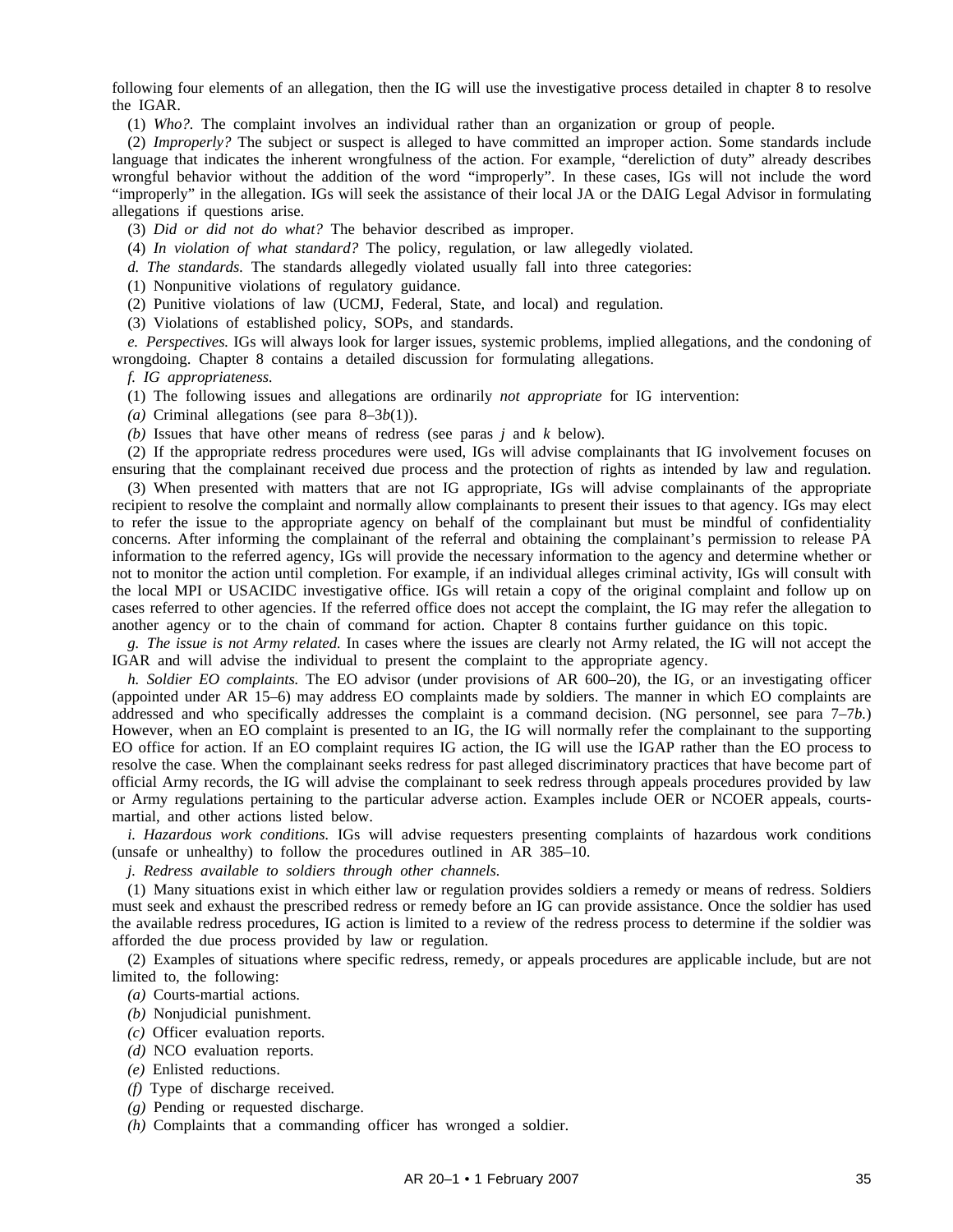following four elements of an allegation, then the IG will use the investigative process detailed in chapter 8 to resolve the IGAR.

(1) *Who?.* The complaint involves an individual rather than an organization or group of people.

(2) *Improperly?* The subject or suspect is alleged to have committed an improper action. Some standards include language that indicates the inherent wrongfulness of the action. For example, "dereliction of duty" already describes wrongful behavior without the addition of the word "improperly". In these cases, IGs will not include the word "improperly" in the allegation. IGs will seek the assistance of their local JA or the DAIG Legal Advisor in formulating allegations if questions arise.

(3) *Did or did not do what?* The behavior described as improper.

(4) *In violation of what standard?* The policy, regulation, or law allegedly violated.

*d. The standards.* The standards allegedly violated usually fall into three categories:

(1) Nonpunitive violations of regulatory guidance.

(2) Punitive violations of law (UCMJ, Federal, State, and local) and regulation.

(3) Violations of established policy, SOPs, and standards.

*e. Perspectives.* IGs will always look for larger issues, systemic problems, implied allegations, and the condoning of wrongdoing. Chapter 8 contains a detailed discussion for formulating allegations.

*f. IG appropriateness.*

(1) The following issues and allegations are ordinarily *not appropriate* for IG intervention:

*(a)* Criminal allegations (see para 8–3*b*(1)).

*(b)* Issues that have other means of redress (see paras *j* and *k* below).

(2) If the appropriate redress procedures were used, IGs will advise complainants that IG involvement focuses on ensuring that the complainant received due process and the protection of rights as intended by law and regulation.

(3) When presented with matters that are not IG appropriate, IGs will advise complainants of the appropriate recipient to resolve the complaint and normally allow complainants to present their issues to that agency. IGs may elect to refer the issue to the appropriate agency on behalf of the complainant but must be mindful of confidentiality concerns. After informing the complainant of the referral and obtaining the complainant's permission to release PA information to the referred agency, IGs will provide the necessary information to the agency and determine whether or not to monitor the action until completion. For example, if an individual alleges criminal activity, IGs will consult with the local MPI or USACIDC investigative office. IGs will retain a copy of the original complaint and follow up on cases referred to other agencies. If the referred office does not accept the complaint, the IG may refer the allegation to another agency or to the chain of command for action. Chapter 8 contains further guidance on this topic.

*g. The issue is not Army related.* In cases where the issues are clearly not Army related, the IG will not accept the IGAR and will advise the individual to present the complaint to the appropriate agency.

*h. Soldier EO complaints.* The EO advisor (under provisions of AR 600–20), the IG, or an investigating officer (appointed under AR 15–6) may address EO complaints made by soldiers. The manner in which EO complaints are addressed and who specifically addresses the complaint is a command decision. (NG personnel, see para 7–7*b*.) However, when an EO complaint is presented to an IG, the IG will normally refer the complainant to the supporting EO office for action. If an EO complaint requires IG action, the IG will use the IGAP rather than the EO process to resolve the case. When the complainant seeks redress for past alleged discriminatory practices that have become part of official Army records, the IG will advise the complainant to seek redress through appeals procedures provided by law or Army regulations pertaining to the particular adverse action. Examples include OER or NCOER appeals, courts-martial, and other actions listed below.

*i. Hazardous work conditions.* IGs will advise requesters presenting complaints of hazardous work conditions (unsafe or unhealthy) to follow the procedures outlined in AR 385–10.

*j. Redress available to soldiers through other channels.*

(1) Many situations exist in which either law or regulation provides soldiers a remedy or means of redress. Soldiers must seek and exhaust the prescribed redress or remedy before an IG can provide assistance. Once the soldier has used the available redress procedures, IG action is limited to a review of the redress process to determine if the soldier was afforded the due process provided by law or regulation.

(2) Examples of situations where specific redress, remedy, or appeals procedures are applicable include, but are not limited to, the following:

*(a)* Courts-martial actions.

*(b)* Nonjudicial punishment.

*(c)* Officer evaluation reports.

*(d)* NCO evaluation reports.

*(e)* Enlisted reductions.

*(f)* Type of discharge received.

*(g)* Pending or requested discharge.

*(h)* Complaints that a commanding officer has wronged a soldier.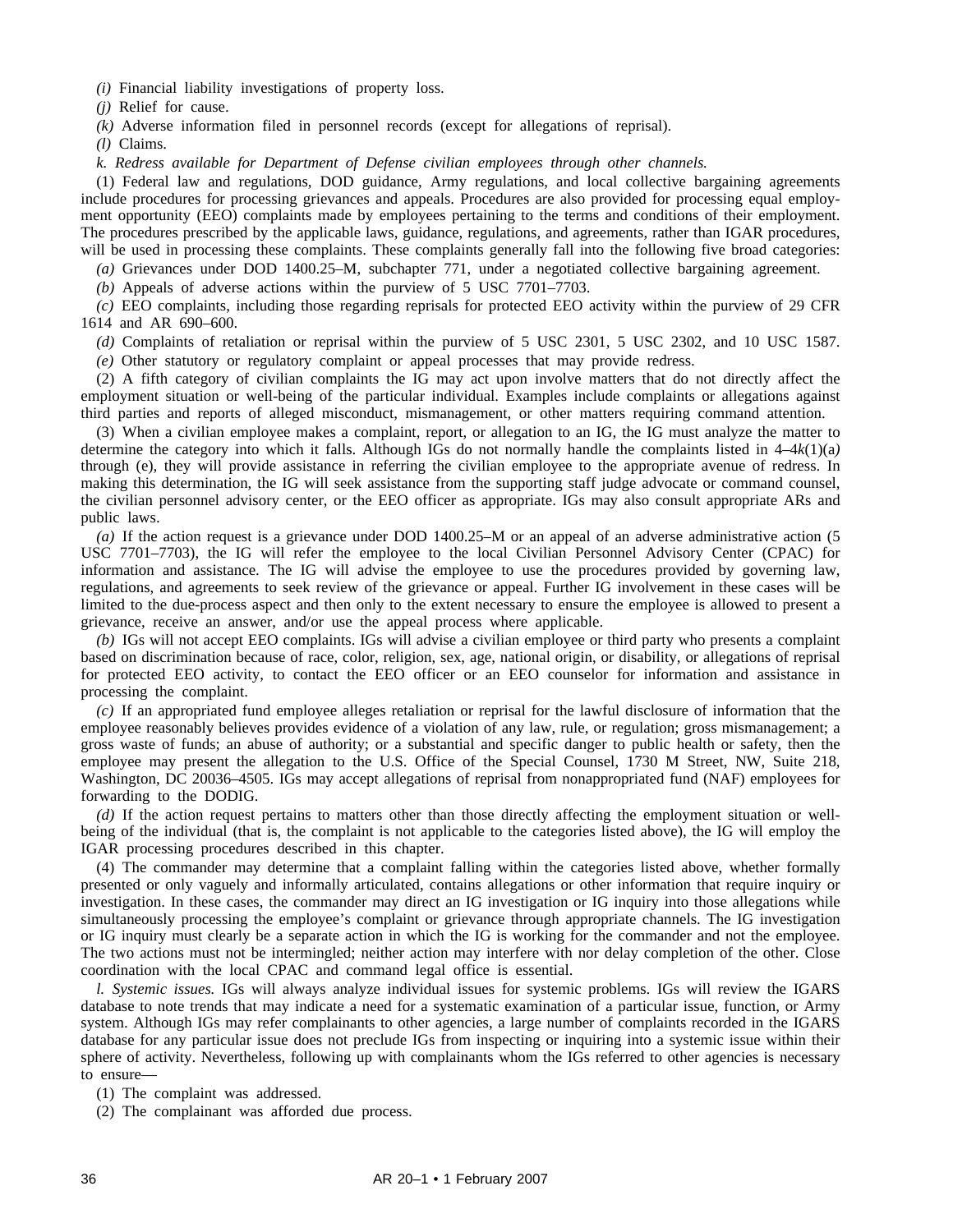*(i)* Financial liability investigations of property loss.

*(j)* Relief for cause.

*(k)* Adverse information filed in personnel records (except for allegations of reprisal).

*(l)* Claims.

*k. Redress available for Department of Defense civilian employees through other channels.*

(1) Federal law and regulations, DOD guidance, Army regulations, and local collective bargaining agreements include procedures for processing grievances and appeals. Procedures are also provided for processing equal employment opportunity (EEO) complaints made by employees pertaining to the terms and conditions of their employment. The procedures prescribed by the applicable laws, guidance, regulations, and agreements, rather than IGAR procedures, will be used in processing these complaints. These complaints generally fall into the following five broad categories:

*(a)* Grievances under DOD 1400.25–M, subchapter 771, under a negotiated collective bargaining agreement.

*(b)* Appeals of adverse actions within the purview of 5 USC 7701–7703.

*(c)* EEO complaints, including those regarding reprisals for protected EEO activity within the purview of 29 CFR 1614 and AR 690–600.

*(d)* Complaints of retaliation or reprisal within the purview of 5 USC 2301, 5 USC 2302, and 10 USC 1587.

*(e)* Other statutory or regulatory complaint or appeal processes that may provide redress.

(2) A fifth category of civilian complaints the IG may act upon involve matters that do not directly affect the employment situation or well-being of the particular individual. Examples include complaints or allegations against third parties and reports of alleged misconduct, mismanagement, or other matters requiring command attention.

(3) When a civilian employee makes a complaint, report, or allegation to an IG, the IG must analyze the matter to determine the category into which it falls. Although IGs do not normally handle the complaints listed in 4–4*k*(1)(a*)* through (e), they will provide assistance in referring the civilian employee to the appropriate avenue of redress. In making this determination, the IG will seek assistance from the supporting staff judge advocate or command counsel, the civilian personnel advisory center, or the EEO officer as appropriate. IGs may also consult appropriate ARs and public laws.

*(a)* If the action request is a grievance under DOD 1400.25–M or an appeal of an adverse administrative action (5 USC 7701–7703), the IG will refer the employee to the local Civilian Personnel Advisory Center (CPAC) for information and assistance. The IG will advise the employee to use the procedures provided by governing law, regulations, and agreements to seek review of the grievance or appeal. Further IG involvement in these cases will be limited to the due-process aspect and then only to the extent necessary to ensure the employee is allowed to present a grievance, receive an answer, and/or use the appeal process where applicable.

*(b)* IGs will not accept EEO complaints. IGs will advise a civilian employee or third party who presents a complaint based on discrimination because of race, color, religion, sex, age, national origin, or disability, or allegations of reprisal for protected EEO activity, to contact the EEO officer or an EEO counselor for information and assistance in processing the complaint.

*(c)* If an appropriated fund employee alleges retaliation or reprisal for the lawful disclosure of information that the employee reasonably believes provides evidence of a violation of any law, rule, or regulation; gross mismanagement; a gross waste of funds; an abuse of authority; or a substantial and specific danger to public health or safety, then the employee may present the allegation to the U.S. Office of the Special Counsel, 1730 M Street, NW, Suite 218, Washington, DC 20036–4505. IGs may accept allegations of reprisal from nonappropriated fund (NAF) employees for forwarding to the DODIG.

*(d)* If the action request pertains to matters other than those directly affecting the employment situation or well-being of the individual (that is, the complaint is not applicable to the categories listed above), the IG will employ the IGAR processing procedures described in this chapter.

(4) The commander may determine that a complaint falling within the categories listed above, whether formally presented or only vaguely and informally articulated, contains allegations or other information that require inquiry or investigation. In these cases, the commander may direct an IG investigation or IG inquiry into those allegations while simultaneously processing the employee's complaint or grievance through appropriate channels. The IG investigation or IG inquiry must clearly be a separate action in which the IG is working for the commander and not the employee. The two actions must not be intermingled; neither action may interfere with nor delay completion of the other. Close coordination with the local CPAC and command legal office is essential.

*l. Systemic issues.* IGs will always analyze individual issues for systemic problems. IGs will review the IGARS database to note trends that may indicate a need for a systematic examination of a particular issue, function, or Army system. Although IGs may refer complainants to other agencies, a large number of complaints recorded in the IGARS database for any particular issue does not preclude IGs from inspecting or inquiring into a systemic issue within their sphere of activity. Nevertheless, following up with complainants whom the IGs referred to other agencies is necessary to ensure—

(1) The complaint was addressed.

(2) The complainant was afforded due process.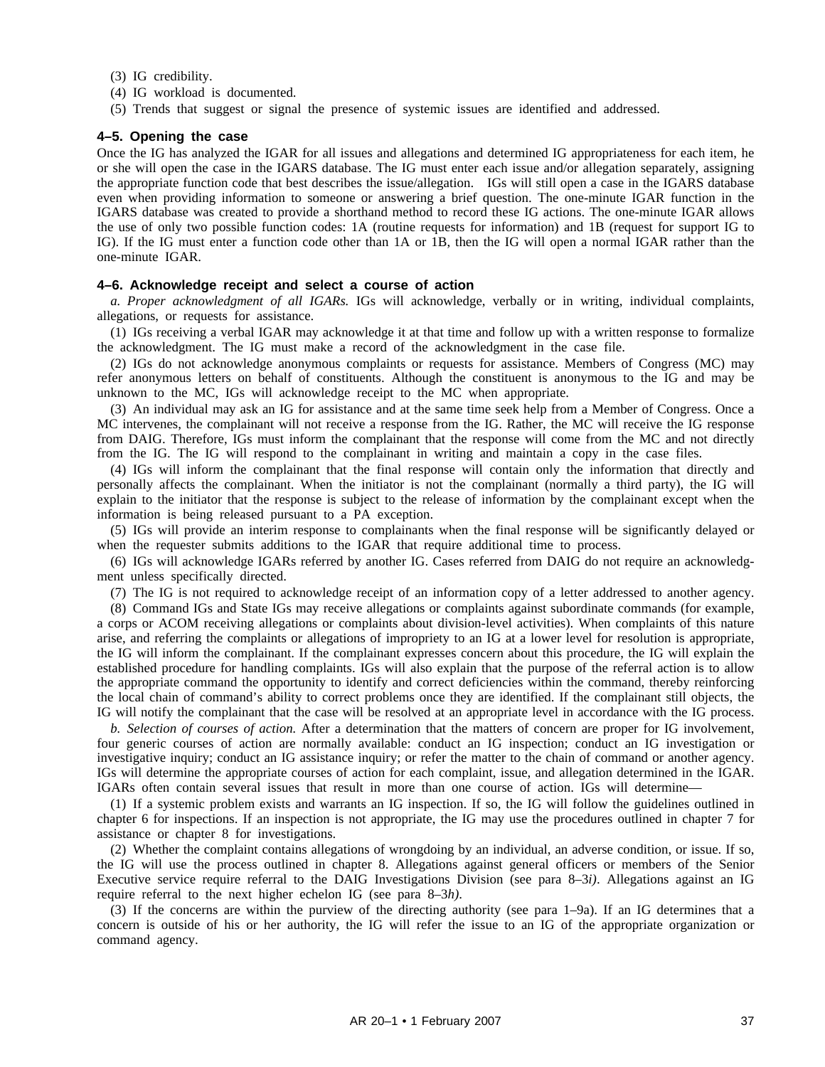(3) IG credibility.

(4) IG workload is documented.

(5) Trends that suggest or signal the presence of systemic issues are identified and addressed.

### 4–5. Opening the case

Once the IG has analyzed the IGAR for all issues and allegations and determined IG appropriateness for each item, he or she will open the case in the IGARS database. The IG must enter each issue and/or allegation separately, assigning the appropriate function code that best describes the issue/allegation. IGs will still open a case in the IGARS database even when providing information to someone or answering a brief question. The one-minute IGAR function in the IGARS database was created to provide a shorthand method to record these IG actions. The one-minute IGAR allows the use of only two possible function codes: 1A (routine requests for information) and 1B (request for support IG to IG). If the IG must enter a function code other than 1A or 1B, then the IG will open a normal IGAR rather than the one-minute IGAR.

### 4–6. Acknowledge receipt and select a course of action

*a. Proper acknowledgment of all IGARs.* IGs will acknowledge, verbally or in writing, individual complaints, allegations, or requests for assistance.

(1) IGs receiving a verbal IGAR may acknowledge it at that time and follow up with a written response to formalize the acknowledgment. The IG must make a record of the acknowledgment in the case file.

(2) IGs do not acknowledge anonymous complaints or requests for assistance. Members of Congress (MC) may refer anonymous letters on behalf of constituents. Although the constituent is anonymous to the IG and may be unknown to the MC, IGs will acknowledge receipt to the MC when appropriate.

(3) An individual may ask an IG for assistance and at the same time seek help from a Member of Congress. Once a MC intervenes, the complainant will not receive a response from the IG. Rather, the MC will receive the IG response from DAIG. Therefore, IGs must inform the complainant that the response will come from the MC and not directly from the IG. The IG will respond to the complainant in writing and maintain a copy in the case files.

(4) IGs will inform the complainant that the final response will contain only the information that directly and personally affects the complainant. When the initiator is not the complainant (normally a third party), the IG will explain to the initiator that the response is subject to the release of information by the complainant except when the information is being released pursuant to a PA exception.

(5) IGs will provide an interim response to complainants when the final response will be significantly delayed or when the requester submits additions to the IGAR that require additional time to process.

(6) IGs will acknowledge IGARs referred by another IG. Cases referred from DAIG do not require an acknowledgment unless specifically directed.

(7) The IG is not required to acknowledge receipt of an information copy of a letter addressed to another agency.

(8) Command IGs and State IGs may receive allegations or complaints against subordinate commands (for example, a corps or ACOM receiving allegations or complaints about division-level activities). When complaints of this nature arise, and referring the complaints or allegations of impropriety to an IG at a lower level for resolution is appropriate, the IG will inform the complainant. If the complainant expresses concern about this procedure, the IG will explain the established procedure for handling complaints. IGs will also explain that the purpose of the referral action is to allow the appropriate command the opportunity to identify and correct deficiencies within the command, thereby reinforcing the local chain of command's ability to correct problems once they are identified. If the complainant still objects, the IG will notify the complainant that the case will be resolved at an appropriate level in accordance with the IG process.

*b. Selection of courses of action.* After a determination that the matters of concern are proper for IG involvement, four generic courses of action are normally available: conduct an IG inspection; conduct an IG investigation or investigative inquiry; conduct an IG assistance inquiry; or refer the matter to the chain of command or another agency. IGs will determine the appropriate courses of action for each complaint, issue, and allegation determined in the IGAR. IGARs often contain several issues that result in more than one course of action. IGs will determine—

(1) If a systemic problem exists and warrants an IG inspection. If so, the IG will follow the guidelines outlined in chapter 6 for inspections. If an inspection is not appropriate, the IG may use the procedures outlined in chapter 7 for assistance or chapter 8 for investigations.

(2) Whether the complaint contains allegations of wrongdoing by an individual, an adverse condition, or issue. If so, the IG will use the process outlined in chapter 8. Allegations against general officers or members of the Senior Executive service require referral to the DAIG Investigations Division (see para 8–3*i)*. Allegations against an IG require referral to the next higher echelon IG (see para 8–3*h)*.

(3) If the concerns are within the purview of the directing authority (see para 1–9a). If an IG determines that a concern is outside of his or her authority, the IG will refer the issue to an IG of the appropriate organization or command agency.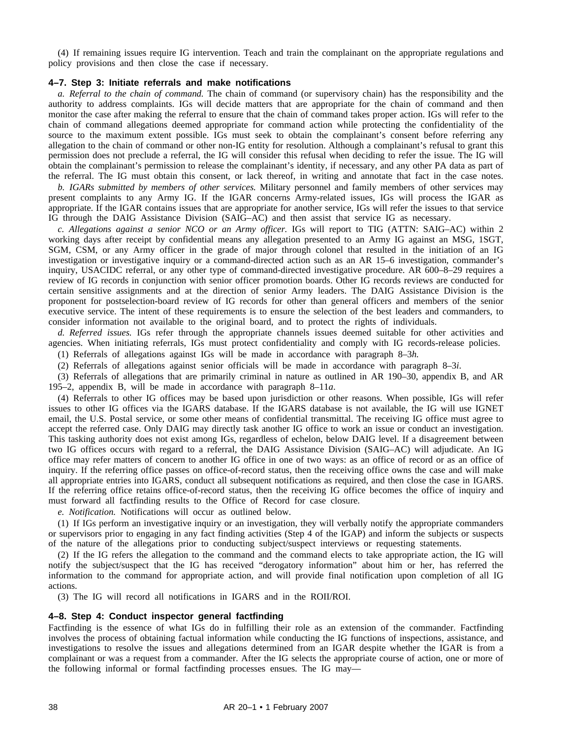(4) If remaining issues require IG intervention. Teach and train the complainant on the appropriate regulations and policy provisions and then close the case if necessary.

### 4–7. Step 3: Initiate referrals and make notifications

*a. Referral to the chain of command.* The chain of command (or supervisory chain) has the responsibility and the authority to address complaints. IGs will decide matters that are appropriate for the chain of command and then monitor the case after making the referral to ensure that the chain of command takes proper action. IGs will refer to the chain of command allegations deemed appropriate for command action while protecting the confidentiality of the source to the maximum extent possible. IGs must seek to obtain the complainant's consent before referring any allegation to the chain of command or other non-IG entity for resolution. Although a complainant's refusal to grant this permission does not preclude a referral, the IG will consider this refusal when deciding to refer the issue. The IG will obtain the complainant's permission to release the complainant's identity, if necessary, and any other PA data as part of the referral. The IG must obtain this consent, or lack thereof, in writing and annotate that fact in the case notes.

*b. IGARs submitted by members of other services.* Military personnel and family members of other services may present complaints to any Army IG. If the IGAR concerns Army-related issues, IGs will process the IGAR as appropriate. If the IGAR contains issues that are appropriate for another service, IGs will refer the issues to that service IG through the DAIG Assistance Division (SAIG–AC) and then assist that service IG as necessary.

*c. Allegations against a senior NCO or an Army officer.* IGs will report to TIG (ATTN: SAIG–AC) within 2 working days after receipt by confidential means any allegation presented to an Army IG against an MSG, 1SGT, SGM, CSM, or any Army officer in the grade of major through colonel that resulted in the initiation of an IG investigation or investigative inquiry or a command-directed action such as an AR 15–6 investigation, commander's inquiry, USACIDC referral, or any other type of command-directed investigative procedure. AR 600–8–29 requires a review of IG records in conjunction with senior officer promotion boards. Other IG records reviews are conducted for certain sensitive assignments and at the direction of senior Army leaders. The DAIG Assistance Division is the proponent for postselection-board review of IG records for other than general officers and members of the senior executive service. The intent of these requirements is to ensure the selection of the best leaders and commanders, to consider information not available to the original board, and to protect the rights of individuals.

*d. Referred issues.* IGs refer through the appropriate channels issues deemed suitable for other activities and agencies. When initiating referrals, IGs must protect confidentiality and comply with IG records-release policies.

(1) Referrals of allegations against IGs will be made in accordance with paragraph 8–3*h.*

(2) Referrals of allegations against senior officials will be made in accordance with paragraph 8–3*i*.

(3) Referrals of allegations that are primarily criminal in nature as outlined in AR 190–30, appendix B, and AR 195–2, appendix B, will be made in accordance with paragraph 8–11*a*.

(4) Referrals to other IG offices may be based upon jurisdiction or other reasons. When possible, IGs will refer issues to other IG offices via the IGARS database. If the IGARS database is not available, the IG will use IGNET email, the U.S. Postal service, or some other means of confidential transmittal. The receiving IG office must agree to accept the referred case. Only DAIG may directly task another IG office to work an issue or conduct an investigation. This tasking authority does not exist among IGs, regardless of echelon, below DAIG level. If a disagreement between two IG offices occurs with regard to a referral, the DAIG Assistance Division (SAIG–AC) will adjudicate. An IG office may refer matters of concern to another IG office in one of two ways: as an office of record or as an office of inquiry. If the referring office passes on office-of-record status, then the receiving office owns the case and will make all appropriate entries into IGARS, conduct all subsequent notifications as required, and then close the case in IGARS. If the referring office retains office-of-record status, then the receiving IG office becomes the office of inquiry and must forward all factfinding results to the Office of Record for case closure.

*e. Notification.* Notifications will occur as outlined below.

(1) If IGs perform an investigative inquiry or an investigation, they will verbally notify the appropriate commanders or supervisors prior to engaging in any fact finding activities (Step 4 of the IGAP) and inform the subjects or suspects of the nature of the allegations prior to conducting subject/suspect interviews or requesting statements.

(2) If the IG refers the allegation to the command and the command elects to take appropriate action, the IG will notify the subject/suspect that the IG has received "derogatory information" about him or her, has referred the information to the command for appropriate action, and will provide final notification upon completion of all IG actions.

(3) The IG will record all notifications in IGARS and in the ROII/ROI.

### 4–8. Step 4: Conduct inspector general factfinding

Factfinding is the essence of what IGs do in fulfilling their role as an extension of the commander. Factfinding involves the process of obtaining factual information while conducting the IG functions of inspections, assistance, and investigations to resolve the issues and allegations determined from an IGAR despite whether the IGAR is from a complainant or was a request from a commander. After the IG selects the appropriate course of action, one or more of the following informal or formal factfinding processes ensues. The IG may—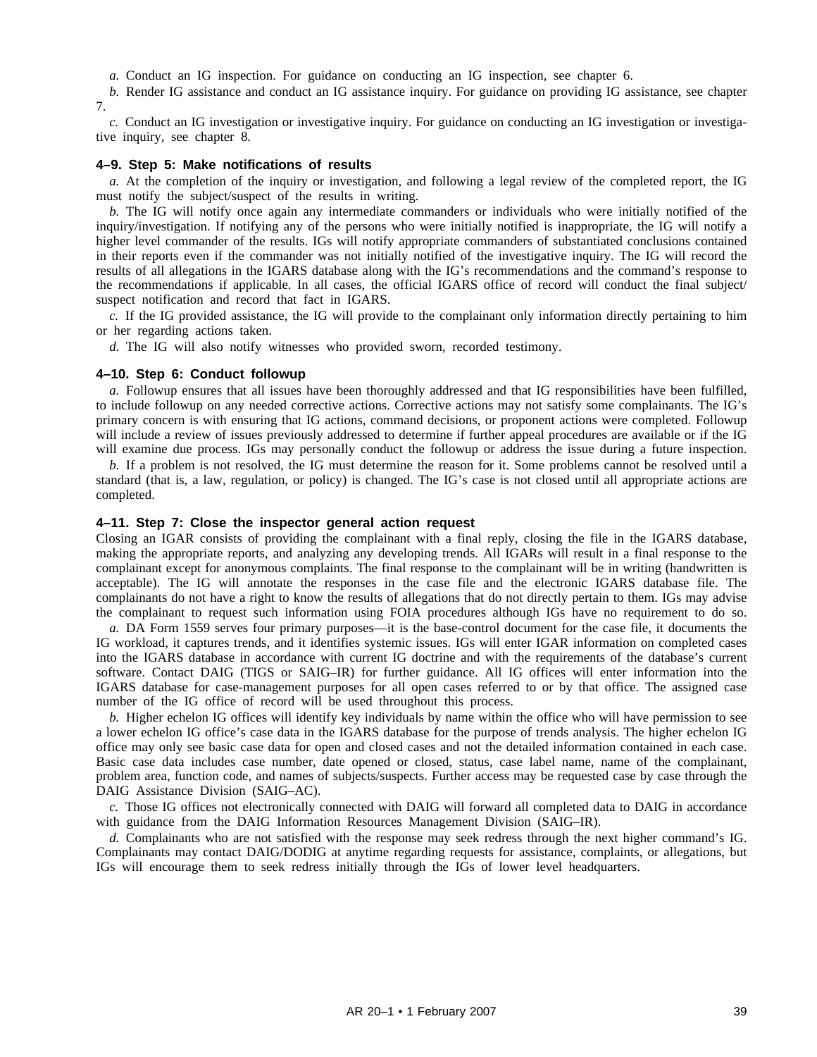*a.* Conduct an IG inspection. For guidance on conducting an IG inspection, see chapter 6.

*b.* Render IG assistance and conduct an IG assistance inquiry. For guidance on providing IG assistance, see chapter 7.

*c.* Conduct an IG investigation or investigative inquiry. For guidance on conducting an IG investigation or investigative inquiry, see chapter 8.

### 4–9. Step 5: Make notifications of results

*a.* At the completion of the inquiry or investigation, and following a legal review of the completed report, the IG must notify the subject/suspect of the results in writing.

*b.* The IG will notify once again any intermediate commanders or individuals who were initially notified of the inquiry/investigation. If notifying any of the persons who were initially notified is inappropriate, the IG will notify a higher level commander of the results. IGs will notify appropriate commanders of substantiated conclusions contained in their reports even if the commander was not initially notified of the investigative inquiry. The IG will record the results of all allegations in the IGARS database along with the IG's recommendations and the command's response to the recommendations if applicable. In all cases, the official IGARS office of record will conduct the final subject/suspect notification and record that fact in IGARS.

*c.* If the IG provided assistance, the IG will provide to the complainant only information directly pertaining to him or her regarding actions taken.

*d.* The IG will also notify witnesses who provided sworn, recorded testimony.

### 4–10. Step 6: Conduct followup

*a.* Followup ensures that all issues have been thoroughly addressed and that IG responsibilities have been fulfilled, to include followup on any needed corrective actions. Corrective actions may not satisfy some complainants. The IG's primary concern is with ensuring that IG actions, command decisions, or proponent actions were completed. Followup will include a review of issues previously addressed to determine if further appeal procedures are available or if the IG will examine due process. IGs may personally conduct the followup or address the issue during a future inspection.

*b.* If a problem is not resolved, the IG must determine the reason for it. Some problems cannot be resolved until a standard (that is, a law, regulation, or policy) is changed. The IG's case is not closed until all appropriate actions are completed.

### 4–11. Step 7: Close the inspector general action request

Closing an IGAR consists of providing the complainant with a final reply, closing the file in the IGARS database, making the appropriate reports, and analyzing any developing trends. All IGARs will result in a final response to the complainant except for anonymous complaints. The final response to the complainant will be in writing (handwritten is acceptable). The IG will annotate the responses in the case file and the electronic IGARS database file. The complainants do not have a right to know the results of allegations that do not directly pertain to them. IGs may advise the complainant to request such information using FOIA procedures although IGs have no requirement to do so.

*a.* DA Form 1559 serves four primary purposes—it is the base-control document for the case file, it documents the IG workload, it captures trends, and it identifies systemic issues. IGs will enter IGAR information on completed cases into the IGARS database in accordance with current IG doctrine and with the requirements of the database's current software. Contact DAIG (TIGS or SAIG–IR) for further guidance. All IG offices will enter information into the IGARS database for case-management purposes for all open cases referred to or by that office. The assigned case number of the IG office of record will be used throughout this process.

*b.* Higher echelon IG offices will identify key individuals by name within the office who will have permission to see a lower echelon IG office's case data in the IGARS database for the purpose of trends analysis. The higher echelon IG office may only see basic case data for open and closed cases and not the detailed information contained in each case. Basic case data includes case number, date opened or closed, status, case label name, name of the complainant, problem area, function code, and names of subjects/suspects. Further access may be requested case by case through the DAIG Assistance Division (SAIG–AC).

*c.* Those IG offices not electronically connected with DAIG will forward all completed data to DAIG in accordance with guidance from the DAIG Information Resources Management Division (SAIG–IR).

*d.* Complainants who are not satisfied with the response may seek redress through the next higher command's IG. Complainants may contact DAIG/DODIG at anytime regarding requests for assistance, complaints, or allegations, but IGs will encourage them to seek redress initially through the IGs of lower level headquarters.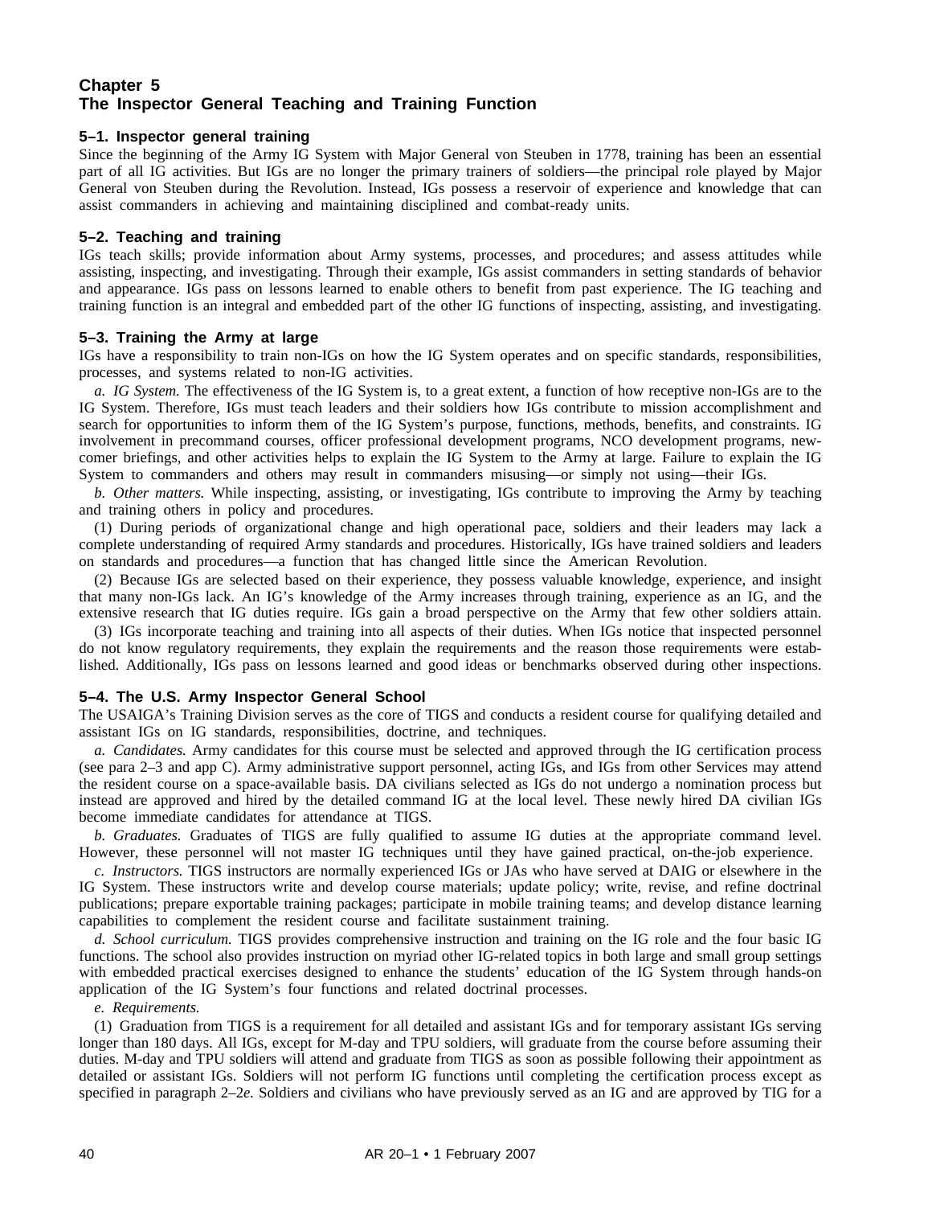# Chapter 5
# The Inspector General Teaching and Training Function

## 5–1. Inspector general training

Since the beginning of the Army IG System with Major General von Steuben in 1778, training has been an essential part of all IG activities. But IGs are no longer the primary trainers of soldiers—the principal role played by Major General von Steuben during the Revolution. Instead, IGs possess a reservoir of experience and knowledge that can assist commanders in achieving and maintaining disciplined and combat-ready units.

## 5–2. Teaching and training

IGs teach skills; provide information about Army systems, processes, and procedures; and assess attitudes while assisting, inspecting, and investigating. Through their example, IGs assist commanders in setting standards of behavior and appearance. IGs pass on lessons learned to enable others to benefit from past experience. The IG teaching and training function is an integral and embedded part of the other IG functions of inspecting, assisting, and investigating.

## 5–3. Training the Army at large

IGs have a responsibility to train non-IGs on how the IG System operates and on specific standards, responsibilities, processes, and systems related to non-IG activities.

*a. IG System.* The effectiveness of the IG System is, to a great extent, a function of how receptive non-IGs are to the IG System. Therefore, IGs must teach leaders and their soldiers how IGs contribute to mission accomplishment and search for opportunities to inform them of the IG System's purpose, functions, methods, benefits, and constraints. IG involvement in precommand courses, officer professional development programs, NCO development programs, newcomer briefings, and other activities helps to explain the IG System to the Army at large. Failure to explain the IG System to commanders and others may result in commanders misusing—or simply not using—their IGs.

*b. Other matters.* While inspecting, assisting, or investigating, IGs contribute to improving the Army by teaching and training others in policy and procedures.

(1) During periods of organizational change and high operational pace, soldiers and their leaders may lack a complete understanding of required Army standards and procedures. Historically, IGs have trained soldiers and leaders on standards and procedures—a function that has changed little since the American Revolution.

(2) Because IGs are selected based on their experience, they possess valuable knowledge, experience, and insight that many non-IGs lack. An IG's knowledge of the Army increases through training, experience as an IG, and the extensive research that IG duties require. IGs gain a broad perspective on the Army that few other soldiers attain.

(3) IGs incorporate teaching and training into all aspects of their duties. When IGs notice that inspected personnel do not know regulatory requirements, they explain the requirements and the reason those requirements were established. Additionally, IGs pass on lessons learned and good ideas or benchmarks observed during other inspections.

## 5–4. The U.S. Army Inspector General School

The USAIGA's Training Division serves as the core of TIGS and conducts a resident course for qualifying detailed and assistant IGs on IG standards, responsibilities, doctrine, and techniques.

*a. Candidates.* Army candidates for this course must be selected and approved through the IG certification process (see para 2–3 and app C). Army administrative support personnel, acting IGs, and IGs from other Services may attend the resident course on a space-available basis. DA civilians selected as IGs do not undergo a nomination process but instead are approved and hired by the detailed command IG at the local level. These newly hired DA civilian IGs become immediate candidates for attendance at TIGS.

*b. Graduates.* Graduates of TIGS are fully qualified to assume IG duties at the appropriate command level. However, these personnel will not master IG techniques until they have gained practical, on-the-job experience.

*c. Instructors.* TIGS instructors are normally experienced IGs or JAs who have served at DAIG or elsewhere in the IG System. These instructors write and develop course materials; update policy; write, revise, and refine doctrinal publications; prepare exportable training packages; participate in mobile training teams; and develop distance learning capabilities to complement the resident course and facilitate sustainment training.

*d. School curriculum.* TIGS provides comprehensive instruction and training on the IG role and the four basic IG functions. The school also provides instruction on myriad other IG-related topics in both large and small group settings with embedded practical exercises designed to enhance the students' education of the IG System through hands-on application of the IG System's four functions and related doctrinal processes.

*e. Requirements.*

(1) Graduation from TIGS is a requirement for all detailed and assistant IGs and for temporary assistant IGs serving longer than 180 days. All IGs, except for M-day and TPU soldiers, will graduate from the course before assuming their duties. M-day and TPU soldiers will attend and graduate from TIGS as soon as possible following their appointment as detailed or assistant IGs. Soldiers will not perform IG functions until completing the certification process except as specified in paragraph 2–2*e*. Soldiers and civilians who have previously served as an IG and are approved by TIG for a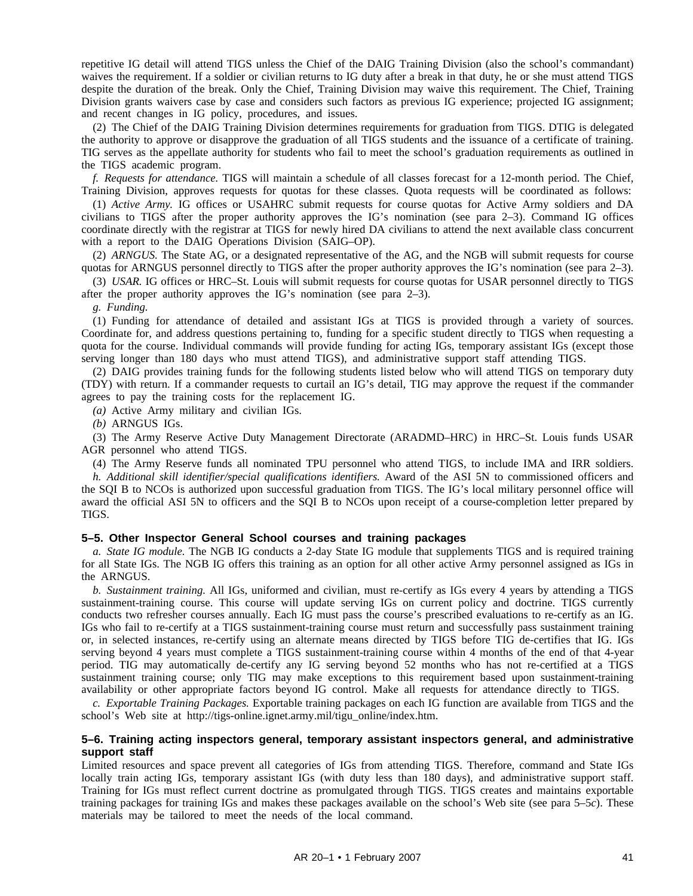repetitive IG detail will attend TIGS unless the Chief of the DAIG Training Division (also the school's commandant) waives the requirement. If a soldier or civilian returns to IG duty after a break in that duty, he or she must attend TIGS despite the duration of the break. Only the Chief, Training Division may waive this requirement. The Chief, Training Division grants waivers case by case and considers such factors as previous IG experience; projected IG assignment; and recent changes in IG policy, procedures, and issues.

(2) The Chief of the DAIG Training Division determines requirements for graduation from TIGS. DTIG is delegated the authority to approve or disapprove the graduation of all TIGS students and the issuance of a certificate of training. TIG serves as the appellate authority for students who fail to meet the school's graduation requirements as outlined in the TIGS academic program.

*f. Requests for attendance.* TIGS will maintain a schedule of all classes forecast for a 12-month period. The Chief, Training Division, approves requests for quotas for these classes. Quota requests will be coordinated as follows:

(1) *Active Army.* IG offices or USAHRC submit requests for course quotas for Active Army soldiers and DA civilians to TIGS after the proper authority approves the IG's nomination (see para 2–3). Command IG offices coordinate directly with the registrar at TIGS for newly hired DA civilians to attend the next available class concurrent with a report to the DAIG Operations Division (SAIG–OP).

(2) *ARNGUS.* The State AG, or a designated representative of the AG, and the NGB will submit requests for course quotas for ARNGUS personnel directly to TIGS after the proper authority approves the IG's nomination (see para 2–3).

(3) *USAR.* IG offices or HRC–St. Louis will submit requests for course quotas for USAR personnel directly to TIGS after the proper authority approves the IG's nomination (see para 2–3).

*g. Funding.*

(1) Funding for attendance of detailed and assistant IGs at TIGS is provided through a variety of sources. Coordinate for, and address questions pertaining to, funding for a specific student directly to TIGS when requesting a quota for the course. Individual commands will provide funding for acting IGs, temporary assistant IGs (except those serving longer than 180 days who must attend TIGS), and administrative support staff attending TIGS.

(2) DAIG provides training funds for the following students listed below who will attend TIGS on temporary duty (TDY) with return. If a commander requests to curtail an IG's detail, TIG may approve the request if the commander agrees to pay the training costs for the replacement IG.

*(a)* Active Army military and civilian IGs.

*(b)* ARNGUS IGs.

(3) The Army Reserve Active Duty Management Directorate (ARADMD–HRC) in HRC–St. Louis funds USAR AGR personnel who attend TIGS.

(4) The Army Reserve funds all nominated TPU personnel who attend TIGS, to include IMA and IRR soldiers.

*h. Additional skill identifier/special qualifications identifiers.* Award of the ASI 5N to commissioned officers and the SQI B to NCOs is authorized upon successful graduation from TIGS. The IG's local military personnel office will award the official ASI 5N to officers and the SQI B to NCOs upon receipt of a course-completion letter prepared by TIGS.

### 5–5. Other Inspector General School courses and training packages

*a. State IG module.* The NGB IG conducts a 2-day State IG module that supplements TIGS and is required training for all State IGs. The NGB IG offers this training as an option for all other active Army personnel assigned as IGs in the ARNGUS.

*b. Sustainment training.* All IGs, uniformed and civilian, must re-certify as IGs every 4 years by attending a TIGS sustainment-training course. This course will update serving IGs on current policy and doctrine. TIGS currently conducts two refresher courses annually. Each IG must pass the course's prescribed evaluations to re-certify as an IG. IGs who fail to re-certify at a TIGS sustainment-training course must return and successfully pass sustainment training or, in selected instances, re-certify using an alternate means directed by TIGS before TIG de-certifies that IG. IGs serving beyond 4 years must complete a TIGS sustainment-training course within 4 months of the end of that 4-year period. TIG may automatically de-certify any IG serving beyond 52 months who has not re-certified at a TIGS sustainment training course; only TIG may make exceptions to this requirement based upon sustainment-training availability or other appropriate factors beyond IG control. Make all requests for attendance directly to TIGS.

*c. Exportable Training Packages.* Exportable training packages on each IG function are available from TIGS and the school's Web site at http://tigs-online.ignet.army.mil/tigu_online/index.htm.

### 5–6. Training acting inspectors general, temporary assistant inspectors general, and administrative support staff

Limited resources and space prevent all categories of IGs from attending TIGS. Therefore, command and State IGs locally train acting IGs, temporary assistant IGs (with duty less than 180 days), and administrative support staff. Training for IGs must reflect current doctrine as promulgated through TIGS. TIGS creates and maintains exportable training packages for training IGs and makes these packages available on the school's Web site (see para 5–5*c*). These materials may be tailored to meet the needs of the local command.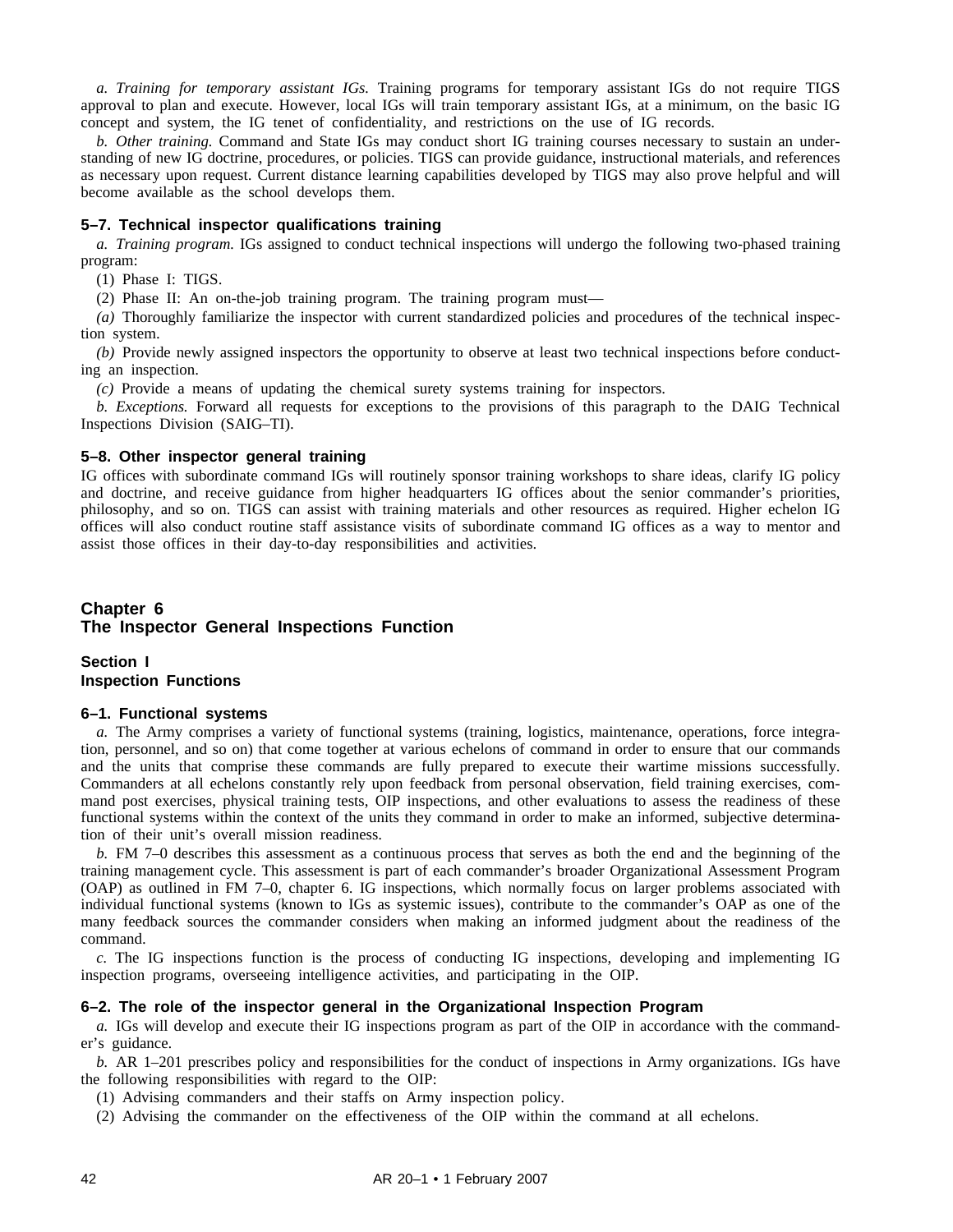*a. Training for temporary assistant IGs.* Training programs for temporary assistant IGs do not require TIGS approval to plan and execute. However, local IGs will train temporary assistant IGs, at a minimum, on the basic IG concept and system, the IG tenet of confidentiality, and restrictions on the use of IG records.

*b. Other training.* Command and State IGs may conduct short IG training courses necessary to sustain an understanding of new IG doctrine, procedures, or policies. TIGS can provide guidance, instructional materials, and references as necessary upon request. Current distance learning capabilities developed by TIGS may also prove helpful and will become available as the school develops them.

### 5–7. Technical inspector qualifications training

*a. Training program.* IGs assigned to conduct technical inspections will undergo the following two-phased training program:

(1) Phase I: TIGS.

(2) Phase II: An on-the-job training program. The training program must—

*(a)* Thoroughly familiarize the inspector with current standardized policies and procedures of the technical inspection system.

*(b)* Provide newly assigned inspectors the opportunity to observe at least two technical inspections before conducting an inspection.

*(c)* Provide a means of updating the chemical surety systems training for inspectors.

*b. Exceptions.* Forward all requests for exceptions to the provisions of this paragraph to the DAIG Technical Inspections Division (SAIG–TI).

### 5–8. Other inspector general training

IG offices with subordinate command IGs will routinely sponsor training workshops to share ideas, clarify IG policy and doctrine, and receive guidance from higher headquarters IG offices about the senior commander's priorities, philosophy, and so on. TIGS can assist with training materials and other resources as required. Higher echelon IG offices will also conduct routine staff assistance visits of subordinate command IG offices as a way to mentor and assist those offices in their day-to-day responsibilities and activities.

# Chapter 6
# The Inspector General Inspections Function

## Section I
## Inspection Functions

### 6–1. Functional systems

*a.* The Army comprises a variety of functional systems (training, logistics, maintenance, operations, force integration, personnel, and so on) that come together at various echelons of command in order to ensure that our commands and the units that comprise these commands are fully prepared to execute their wartime missions successfully. Commanders at all echelons constantly rely upon feedback from personal observation, field training exercises, command post exercises, physical training tests, OIP inspections, and other evaluations to assess the readiness of these functional systems within the context of the units they command in order to make an informed, subjective determination of their unit's overall mission readiness.

*b.* FM 7–0 describes this assessment as a continuous process that serves as both the end and the beginning of the training management cycle. This assessment is part of each commander's broader Organizational Assessment Program (OAP) as outlined in FM 7–0, chapter 6. IG inspections, which normally focus on larger problems associated with individual functional systems (known to IGs as systemic issues), contribute to the commander's OAP as one of the many feedback sources the commander considers when making an informed judgment about the readiness of the command.

*c.* The IG inspections function is the process of conducting IG inspections, developing and implementing IG inspection programs, overseeing intelligence activities, and participating in the OIP.

### 6–2. The role of the inspector general in the Organizational Inspection Program

*a.* IGs will develop and execute their IG inspections program as part of the OIP in accordance with the commander's guidance.

*b.* AR 1–201 prescribes policy and responsibilities for the conduct of inspections in Army organizations. IGs have the following responsibilities with regard to the OIP:

(1) Advising commanders and their staffs on Army inspection policy.

(2) Advising the commander on the effectiveness of the OIP within the command at all echelons.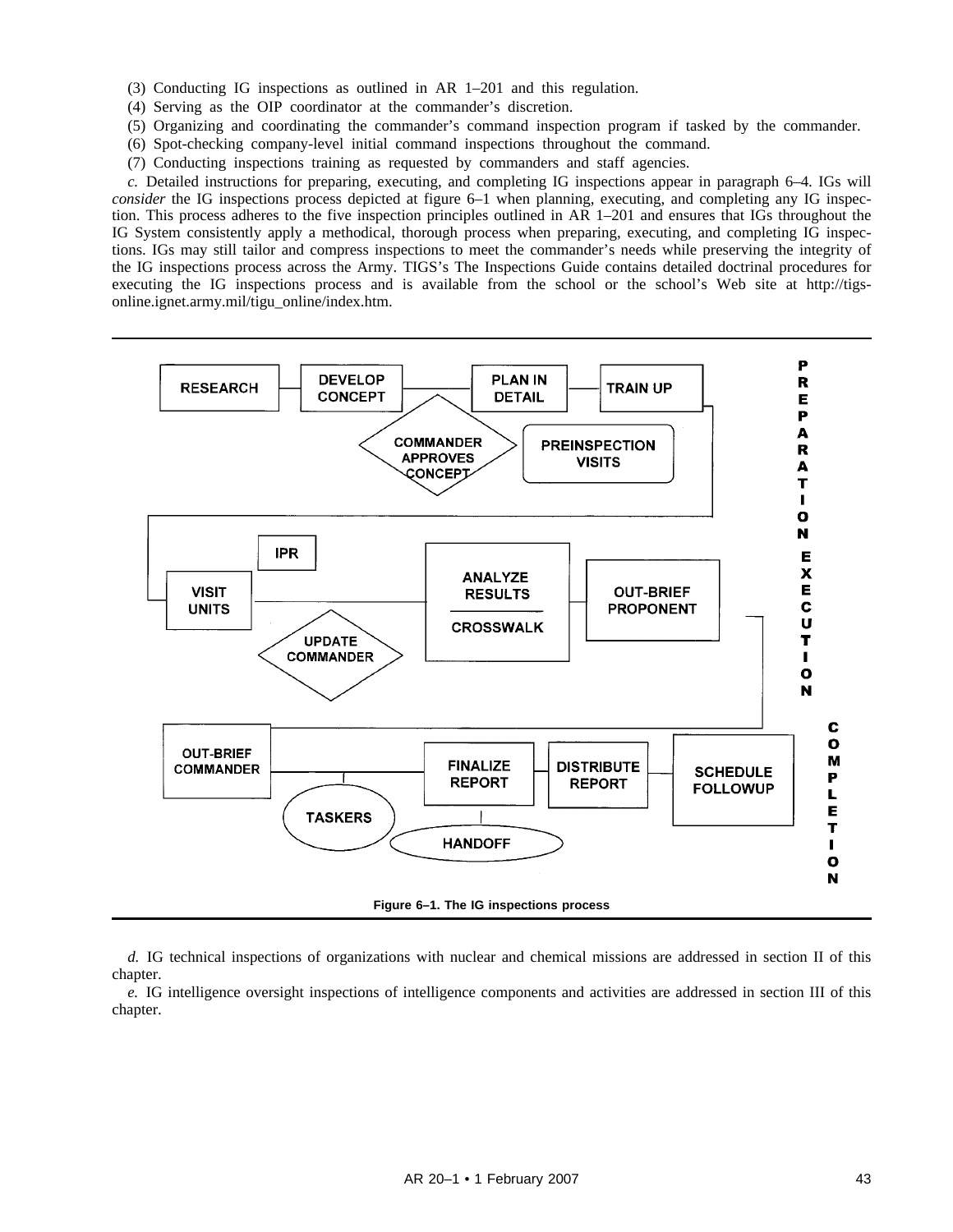(3) Conducting IG inspections as outlined in AR 1–201 and this regulation.

(4) Serving as the OIP coordinator at the commander's discretion.

(5) Organizing and coordinating the commander's command inspection program if tasked by the commander.

(6) Spot-checking company-level initial command inspections throughout the command.

(7) Conducting inspections training as requested by commanders and staff agencies.

*c.* Detailed instructions for preparing, executing, and completing IG inspections appear in paragraph 6–4. IGs will *consider* the IG inspections process depicted at figure 6–1 when planning, executing, and completing any IG inspection. This process adheres to the five inspection principles outlined in AR 1–201 and ensures that IGs throughout the IG System consistently apply a methodical, thorough process when preparing, executing, and completing IG inspections. IGs may still tailor and compress inspections to meet the commander's needs while preserving the integrity of the IG inspections process across the Army. TIGS's The Inspections Guide contains detailed doctrinal procedures for executing the IG inspections process and is available from the school or the school's Web site at http://tigs-online.ignet.army.mil/tigu_online/index.htm.

PREPARATION: RESEARCH — DEVELOP CONCEPT — PLAN IN DETAIL — TRAIN UP; COMMANDER APPROVES CONCEPT; PREINSPECTION VISITS

EXECUTION: VISIT UNITS; IPR; UPDATE COMMANDER; ANALYZE RESULTS / CROSSWALK; OUT-BRIEF PROPONENT

COMPLETION: OUT-BRIEF COMMANDER; TASKERS; FINALIZE REPORT; HANDOFF; DISTRIBUTE REPORT; SCHEDULE FOLLOWUP

**Figure 6–1. The IG inspections process**

*d.* IG technical inspections of organizations with nuclear and chemical missions are addressed in section II of this chapter.

*e.* IG intelligence oversight inspections of intelligence components and activities are addressed in section III of this chapter.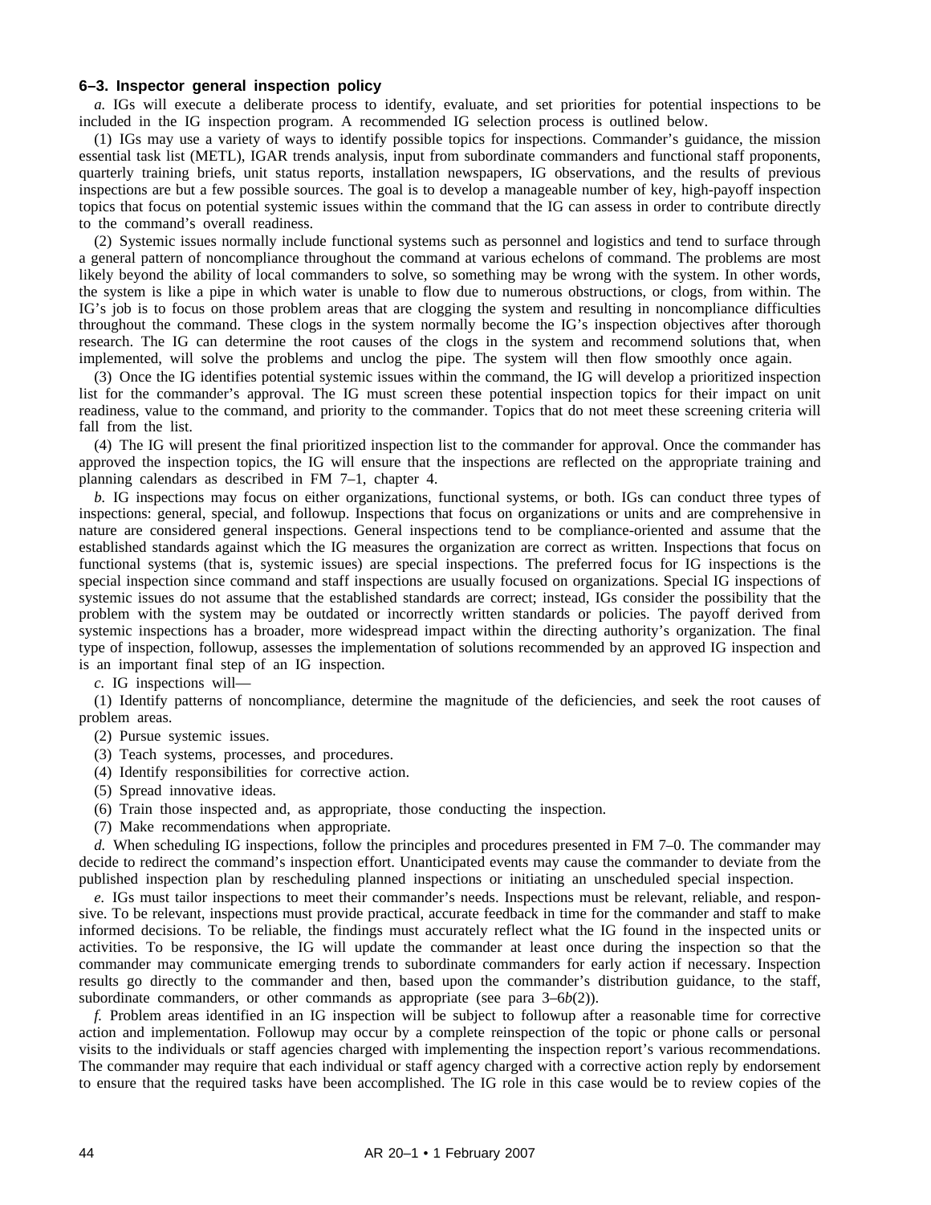### 6–3. Inspector general inspection policy

*a.* IGs will execute a deliberate process to identify, evaluate, and set priorities for potential inspections to be included in the IG inspection program. A recommended IG selection process is outlined below.

(1) IGs may use a variety of ways to identify possible topics for inspections. Commander's guidance, the mission essential task list (METL), IGAR trends analysis, input from subordinate commanders and functional staff proponents, quarterly training briefs, unit status reports, installation newspapers, IG observations, and the results of previous inspections are but a few possible sources. The goal is to develop a manageable number of key, high-payoff inspection topics that focus on potential systemic issues within the command that the IG can assess in order to contribute directly to the command's overall readiness.

(2) Systemic issues normally include functional systems such as personnel and logistics and tend to surface through a general pattern of noncompliance throughout the command at various echelons of command. The problems are most likely beyond the ability of local commanders to solve, so something may be wrong with the system. In other words, the system is like a pipe in which water is unable to flow due to numerous obstructions, or clogs, from within. The IG's job is to focus on those problem areas that are clogging the system and resulting in noncompliance difficulties throughout the command. These clogs in the system normally become the IG's inspection objectives after thorough research. The IG can determine the root causes of the clogs in the system and recommend solutions that, when implemented, will solve the problems and unclog the pipe. The system will then flow smoothly once again.

(3) Once the IG identifies potential systemic issues within the command, the IG will develop a prioritized inspection list for the commander's approval. The IG must screen these potential inspection topics for their impact on unit readiness, value to the command, and priority to the commander. Topics that do not meet these screening criteria will fall from the list.

(4) The IG will present the final prioritized inspection list to the commander for approval. Once the commander has approved the inspection topics, the IG will ensure that the inspections are reflected on the appropriate training and planning calendars as described in FM 7–1, chapter 4.

*b.* IG inspections may focus on either organizations, functional systems, or both. IGs can conduct three types of inspections: general, special, and followup. Inspections that focus on organizations or units and are comprehensive in nature are considered general inspections. General inspections tend to be compliance-oriented and assume that the established standards against which the IG measures the organization are correct as written. Inspections that focus on functional systems (that is, systemic issues) are special inspections. The preferred focus for IG inspections is the special inspection since command and staff inspections are usually focused on organizations. Special IG inspections of systemic issues do not assume that the established standards are correct; instead, IGs consider the possibility that the problem with the system may be outdated or incorrectly written standards or policies. The payoff derived from systemic inspections has a broader, more widespread impact within the directing authority's organization. The final type of inspection, followup, assesses the implementation of solutions recommended by an approved IG inspection and is an important final step of an IG inspection.

*c.* IG inspections will—

(1) Identify patterns of noncompliance, determine the magnitude of the deficiencies, and seek the root causes of problem areas.

(2) Pursue systemic issues.

(3) Teach systems, processes, and procedures.

(4) Identify responsibilities for corrective action.

(5) Spread innovative ideas.

(6) Train those inspected and, as appropriate, those conducting the inspection.

(7) Make recommendations when appropriate.

*d.* When scheduling IG inspections, follow the principles and procedures presented in FM 7–0. The commander may decide to redirect the command's inspection effort. Unanticipated events may cause the commander to deviate from the published inspection plan by rescheduling planned inspections or initiating an unscheduled special inspection.

*e.* IGs must tailor inspections to meet their commander's needs. Inspections must be relevant, reliable, and responsive. To be relevant, inspections must provide practical, accurate feedback in time for the commander and staff to make informed decisions. To be reliable, the findings must accurately reflect what the IG found in the inspected units or activities. To be responsive, the IG will update the commander at least once during the inspection so that the commander may communicate emerging trends to subordinate commanders for early action if necessary. Inspection results go directly to the commander and then, based upon the commander's distribution guidance, to the staff, subordinate commanders, or other commands as appropriate (see para 3–6*b*(2)).

*f.* Problem areas identified in an IG inspection will be subject to followup after a reasonable time for corrective action and implementation. Followup may occur by a complete reinspection of the topic or phone calls or personal visits to the individuals or staff agencies charged with implementing the inspection report's various recommendations. The commander may require that each individual or staff agency charged with a corrective action reply by endorsement to ensure that the required tasks have been accomplished. The IG role in this case would be to review copies of the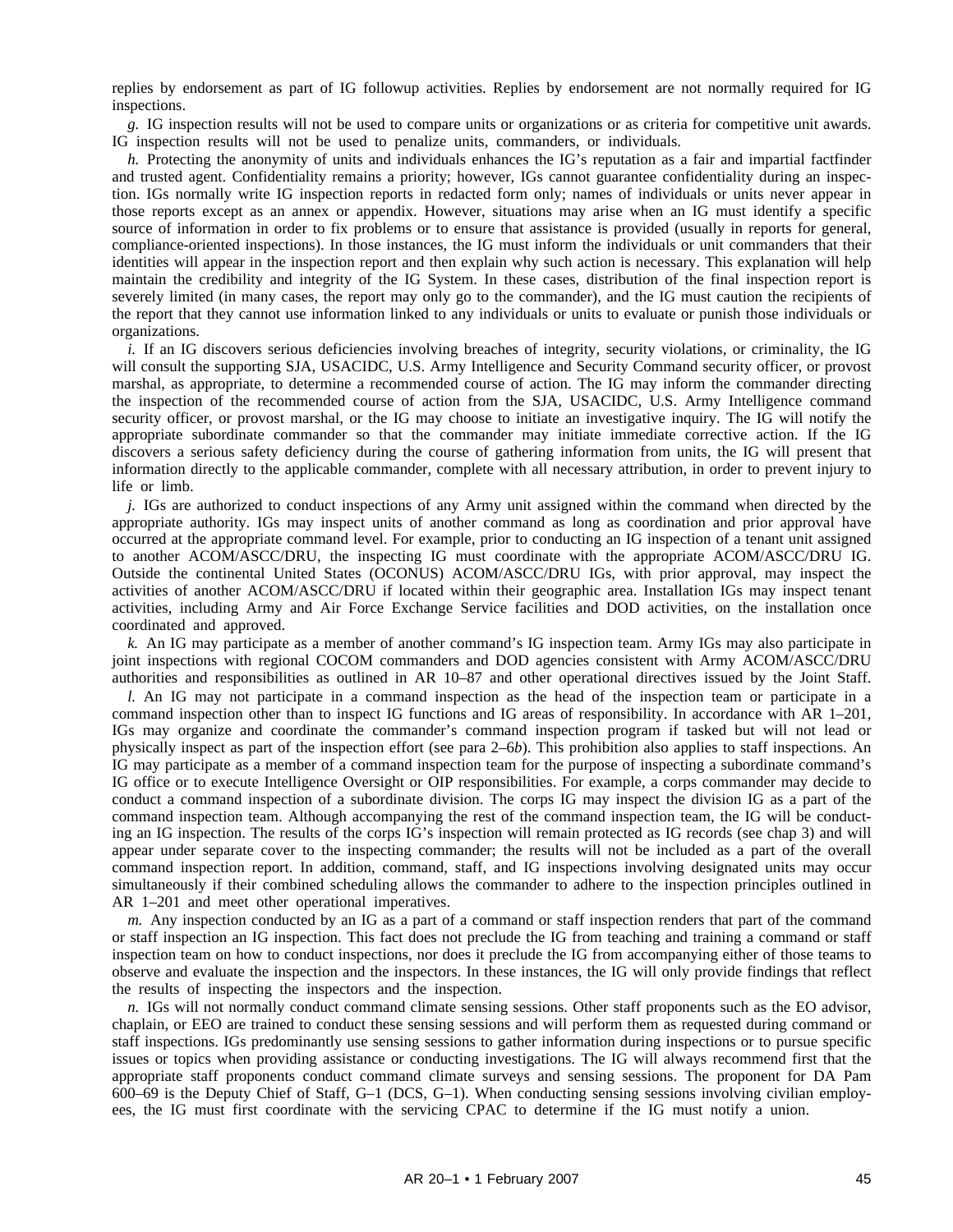replies by endorsement as part of IG followup activities. Replies by endorsement are not normally required for IG inspections.

*g.* IG inspection results will not be used to compare units or organizations or as criteria for competitive unit awards. IG inspection results will not be used to penalize units, commanders, or individuals.

*h.* Protecting the anonymity of units and individuals enhances the IG's reputation as a fair and impartial factfinder and trusted agent. Confidentiality remains a priority; however, IGs cannot guarantee confidentiality during an inspection. IGs normally write IG inspection reports in redacted form only; names of individuals or units never appear in those reports except as an annex or appendix. However, situations may arise when an IG must identify a specific source of information in order to fix problems or to ensure that assistance is provided (usually in reports for general, compliance-oriented inspections). In those instances, the IG must inform the individuals or unit commanders that their identities will appear in the inspection report and then explain why such action is necessary. This explanation will help maintain the credibility and integrity of the IG System. In these cases, distribution of the final inspection report is severely limited (in many cases, the report may only go to the commander), and the IG must caution the recipients of the report that they cannot use information linked to any individuals or units to evaluate or punish those individuals or organizations.

*i.* If an IG discovers serious deficiencies involving breaches of integrity, security violations, or criminality, the IG will consult the supporting SJA, USACIDC, U.S. Army Intelligence and Security Command security officer, or provost marshal, as appropriate, to determine a recommended course of action. The IG may inform the commander directing the inspection of the recommended course of action from the SJA, USACIDC, U.S. Army Intelligence command security officer, or provost marshal, or the IG may choose to initiate an investigative inquiry. The IG will notify the appropriate subordinate commander so that the commander may initiate immediate corrective action. If the IG discovers a serious safety deficiency during the course of gathering information from units, the IG will present that information directly to the applicable commander, complete with all necessary attribution, in order to prevent injury to life or limb.

*j.* IGs are authorized to conduct inspections of any Army unit assigned within the command when directed by the appropriate authority. IGs may inspect units of another command as long as coordination and prior approval have occurred at the appropriate command level. For example, prior to conducting an IG inspection of a tenant unit assigned to another ACOM/ASCC/DRU, the inspecting IG must coordinate with the appropriate ACOM/ASCC/DRU IG. Outside the continental United States (OCONUS) ACOM/ASCC/DRU IGs, with prior approval, may inspect the activities of another ACOM/ASCC/DRU if located within their geographic area. Installation IGs may inspect tenant activities, including Army and Air Force Exchange Service facilities and DOD activities, on the installation once coordinated and approved.

*k.* An IG may participate as a member of another command's IG inspection team. Army IGs may also participate in joint inspections with regional COCOM commanders and DOD agencies consistent with Army ACOM/ASCC/DRU authorities and responsibilities as outlined in AR 10–87 and other operational directives issued by the Joint Staff.

*l.* An IG may not participate in a command inspection as the head of the inspection team or participate in a command inspection other than to inspect IG functions and IG areas of responsibility. In accordance with AR 1–201, IGs may organize and coordinate the commander's command inspection program if tasked but will not lead or physically inspect as part of the inspection effort (see para 2–6*b*). This prohibition also applies to staff inspections. An IG may participate as a member of a command inspection team for the purpose of inspecting a subordinate command's IG office or to execute Intelligence Oversight or OIP responsibilities. For example, a corps commander may decide to conduct a command inspection of a subordinate division. The corps IG may inspect the division IG as a part of the command inspection team. Although accompanying the rest of the command inspection team, the IG will be conducting an IG inspection. The results of the corps IG's inspection will remain protected as IG records (see chap 3) and will appear under separate cover to the inspecting commander; the results will not be included as a part of the overall command inspection report. In addition, command, staff, and IG inspections involving designated units may occur simultaneously if their combined scheduling allows the commander to adhere to the inspection principles outlined in AR 1–201 and meet other operational imperatives.

*m.* Any inspection conducted by an IG as a part of a command or staff inspection renders that part of the command or staff inspection an IG inspection. This fact does not preclude the IG from teaching and training a command or staff inspection team on how to conduct inspections, nor does it preclude the IG from accompanying either of those teams to observe and evaluate the inspection and the inspectors. In these instances, the IG will only provide findings that reflect the results of inspecting the inspectors and the inspection.

*n.* IGs will not normally conduct command climate sensing sessions. Other staff proponents such as the EO advisor, chaplain, or EEO are trained to conduct these sensing sessions and will perform them as requested during command or staff inspections. IGs predominantly use sensing sessions to gather information during inspections or to pursue specific issues or topics when providing assistance or conducting investigations. The IG will always recommend first that the appropriate staff proponents conduct command climate surveys and sensing sessions. The proponent for DA Pam 600–69 is the Deputy Chief of Staff, G–1 (DCS, G–1). When conducting sensing sessions involving civilian employees, the IG must first coordinate with the servicing CPAC to determine if the IG must notify a union.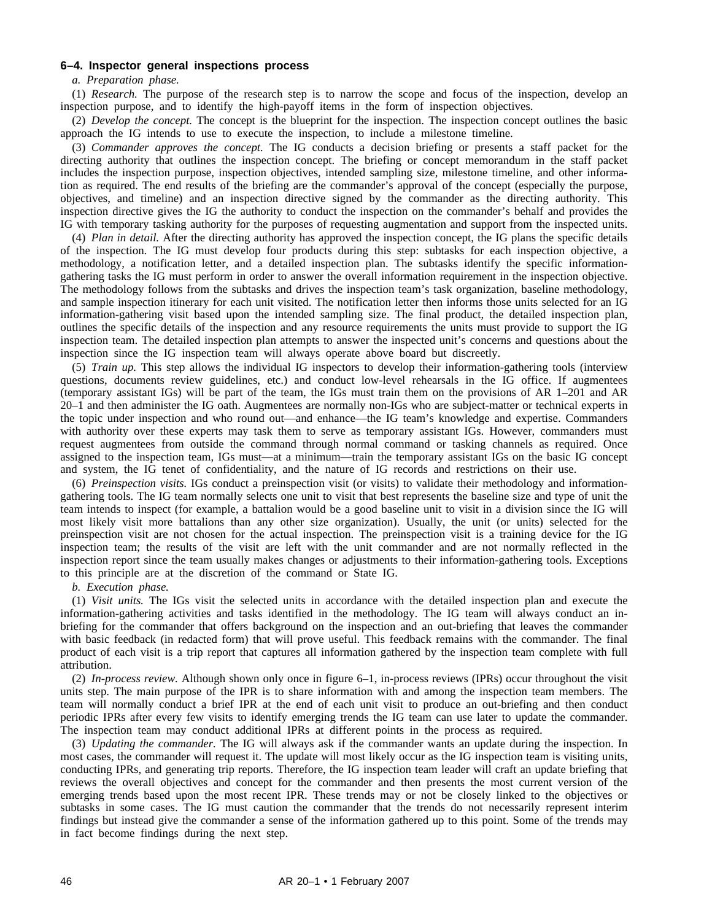### 6–4. Inspector general inspections process

*a. Preparation phase.*

(1) *Research.* The purpose of the research step is to narrow the scope and focus of the inspection, develop an inspection purpose, and to identify the high-payoff items in the form of inspection objectives.

(2) *Develop the concept.* The concept is the blueprint for the inspection. The inspection concept outlines the basic approach the IG intends to use to execute the inspection, to include a milestone timeline.

(3) *Commander approves the concept.* The IG conducts a decision briefing or presents a staff packet for the directing authority that outlines the inspection concept. The briefing or concept memorandum in the staff packet includes the inspection purpose, inspection objectives, intended sampling size, milestone timeline, and other information as required. The end results of the briefing are the commander's approval of the concept (especially the purpose, objectives, and timeline) and an inspection directive signed by the commander as the directing authority. This inspection directive gives the IG the authority to conduct the inspection on the commander's behalf and provides the IG with temporary tasking authority for the purposes of requesting augmentation and support from the inspected units.

(4) *Plan in detail.* After the directing authority has approved the inspection concept, the IG plans the specific details of the inspection. The IG must develop four products during this step: subtasks for each inspection objective, a methodology, a notification letter, and a detailed inspection plan. The subtasks identify the specific information-gathering tasks the IG must perform in order to answer the overall information requirement in the inspection objective. The methodology follows from the subtasks and drives the inspection team's task organization, baseline methodology, and sample inspection itinerary for each unit visited. The notification letter then informs those units selected for an IG information-gathering visit based upon the intended sampling size. The final product, the detailed inspection plan, outlines the specific details of the inspection and any resource requirements the units must provide to support the IG inspection team. The detailed inspection plan attempts to answer the inspected unit's concerns and questions about the inspection since the IG inspection team will always operate above board but discreetly.

(5) *Train up.* This step allows the individual IG inspectors to develop their information-gathering tools (interview questions, documents review guidelines, etc.) and conduct low-level rehearsals in the IG office. If augmentees (temporary assistant IGs) will be part of the team, the IGs must train them on the provisions of AR 1–201 and AR 20–1 and then administer the IG oath. Augmentees are normally non-IGs who are subject-matter or technical experts in the topic under inspection and who round out—and enhance—the IG team's knowledge and expertise. Commanders with authority over these experts may task them to serve as temporary assistant IGs. However, commanders must request augmentees from outside the command through normal command or tasking channels as required. Once assigned to the inspection team, IGs must—at a minimum—train the temporary assistant IGs on the basic IG concept and system, the IG tenet of confidentiality, and the nature of IG records and restrictions on their use.

(6) *Preinspection visits.* IGs conduct a preinspection visit (or visits) to validate their methodology and information-gathering tools. The IG team normally selects one unit to visit that best represents the baseline size and type of unit the team intends to inspect (for example, a battalion would be a good baseline unit to visit in a division since the IG will most likely visit more battalions than any other size organization). Usually, the unit (or units) selected for the preinspection visit are not chosen for the actual inspection. The preinspection visit is a training device for the IG inspection team; the results of the visit are left with the unit commander and are not normally reflected in the inspection report since the team usually makes changes or adjustments to their information-gathering tools. Exceptions to this principle are at the discretion of the command or State IG.

*b. Execution phase.*

(1) *Visit units.* The IGs visit the selected units in accordance with the detailed inspection plan and execute the information-gathering activities and tasks identified in the methodology. The IG team will always conduct an in-briefing for the commander that offers background on the inspection and an out-briefing that leaves the commander with basic feedback (in redacted form) that will prove useful. This feedback remains with the commander. The final product of each visit is a trip report that captures all information gathered by the inspection team complete with full attribution.

(2) *In-process review.* Although shown only once in figure 6–1, in-process reviews (IPRs) occur throughout the visit units step. The main purpose of the IPR is to share information with and among the inspection team members. The team will normally conduct a brief IPR at the end of each unit visit to produce an out-briefing and then conduct periodic IPRs after every few visits to identify emerging trends the IG team can use later to update the commander. The inspection team may conduct additional IPRs at different points in the process as required.

(3) *Updating the commander.* The IG will always ask if the commander wants an update during the inspection. In most cases, the commander will request it. The update will most likely occur as the IG inspection team is visiting units, conducting IPRs, and generating trip reports. Therefore, the IG inspection team leader will craft an update briefing that reviews the overall objectives and concept for the commander and then presents the most current version of the emerging trends based upon the most recent IPR. These trends may or may not be closely linked to the objectives or subtasks in some cases. The IG must caution the commander that the trends do not necessarily represent interim findings but instead give the commander a sense of the information gathered up to this point. Some of the trends may in fact become findings during the next step.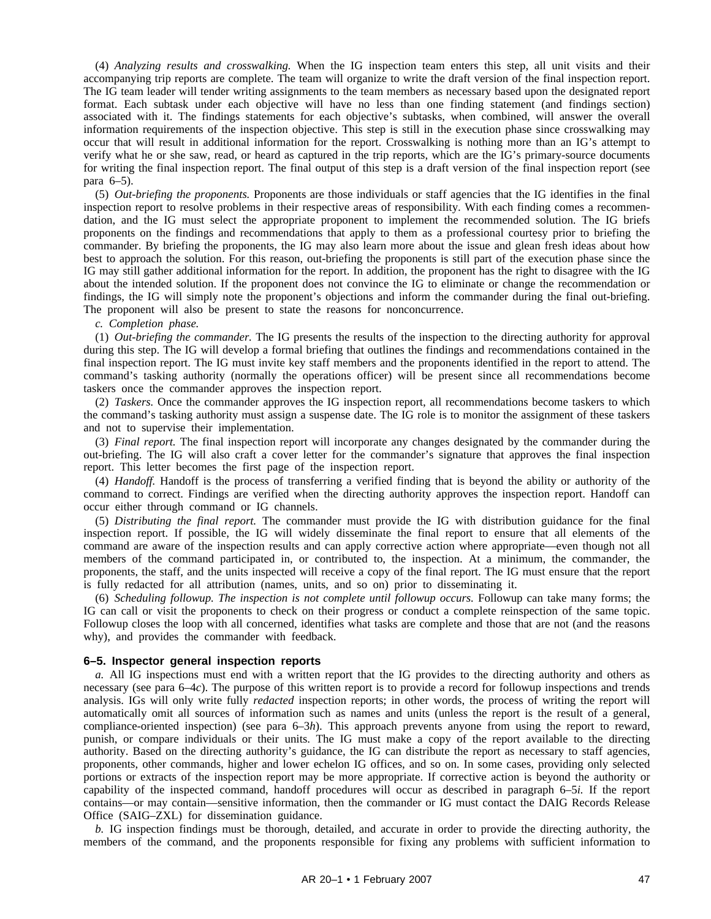(4) *Analyzing results and crosswalking.* When the IG inspection team enters this step, all unit visits and their accompanying trip reports are complete. The team will organize to write the draft version of the final inspection report. The IG team leader will tender writing assignments to the team members as necessary based upon the designated report format. Each subtask under each objective will have no less than one finding statement (and findings section) associated with it. The findings statements for each objective's subtasks, when combined, will answer the overall information requirements of the inspection objective. This step is still in the execution phase since crosswalking may occur that will result in additional information for the report. Crosswalking is nothing more than an IG's attempt to verify what he or she saw, read, or heard as captured in the trip reports, which are the IG's primary-source documents for writing the final inspection report. The final output of this step is a draft version of the final inspection report (see para 6–5).

(5) *Out-briefing the proponents.* Proponents are those individuals or staff agencies that the IG identifies in the final inspection report to resolve problems in their respective areas of responsibility. With each finding comes a recommendation, and the IG must select the appropriate proponent to implement the recommended solution. The IG briefs proponents on the findings and recommendations that apply to them as a professional courtesy prior to briefing the commander. By briefing the proponents, the IG may also learn more about the issue and glean fresh ideas about how best to approach the solution. For this reason, out-briefing the proponents is still part of the execution phase since the IG may still gather additional information for the report. In addition, the proponent has the right to disagree with the IG about the intended solution. If the proponent does not convince the IG to eliminate or change the recommendation or findings, the IG will simply note the proponent's objections and inform the commander during the final out-briefing. The proponent will also be present to state the reasons for nonconcurrence.

*c. Completion phase.*

(1) *Out-briefing the commander.* The IG presents the results of the inspection to the directing authority for approval during this step. The IG will develop a formal briefing that outlines the findings and recommendations contained in the final inspection report. The IG must invite key staff members and the proponents identified in the report to attend. The command's tasking authority (normally the operations officer) will be present since all recommendations become taskers once the commander approves the inspection report.

(2) *Taskers.* Once the commander approves the IG inspection report, all recommendations become taskers to which the command's tasking authority must assign a suspense date. The IG role is to monitor the assignment of these taskers and not to supervise their implementation.

(3) *Final report.* The final inspection report will incorporate any changes designated by the commander during the out-briefing. The IG will also craft a cover letter for the commander's signature that approves the final inspection report. This letter becomes the first page of the inspection report.

(4) *Handoff.* Handoff is the process of transferring a verified finding that is beyond the ability or authority of the command to correct. Findings are verified when the directing authority approves the inspection report. Handoff can occur either through command or IG channels.

(5) *Distributing the final report.* The commander must provide the IG with distribution guidance for the final inspection report. If possible, the IG will widely disseminate the final report to ensure that all elements of the command are aware of the inspection results and can apply corrective action where appropriate—even though not all members of the command participated in, or contributed to, the inspection. At a minimum, the commander, the proponents, the staff, and the units inspected will receive a copy of the final report. The IG must ensure that the report is fully redacted for all attribution (names, units, and so on) prior to disseminating it.

(6) *Scheduling followup. The inspection is not complete until followup occurs.* Followup can take many forms; the IG can call or visit the proponents to check on their progress or conduct a complete reinspection of the same topic. Followup closes the loop with all concerned, identifies what tasks are complete and those that are not (and the reasons why), and provides the commander with feedback.

### 6–5. Inspector general inspection reports

*a.* All IG inspections must end with a written report that the IG provides to the directing authority and others as necessary (see para 6–4*c*). The purpose of this written report is to provide a record for followup inspections and trends analysis. IGs will only write fully *redacted* inspection reports; in other words, the process of writing the report will automatically omit all sources of information such as names and units (unless the report is the result of a general, compliance-oriented inspection) (see para 6–3*h*). This approach prevents anyone from using the report to reward, punish, or compare individuals or their units. The IG must make a copy of the report available to the directing authority. Based on the directing authority's guidance, the IG can distribute the report as necessary to staff agencies, proponents, other commands, higher and lower echelon IG offices, and so on. In some cases, providing only selected portions or extracts of the inspection report may be more appropriate. If corrective action is beyond the authority or capability of the inspected command, handoff procedures will occur as described in paragraph 6–5*i.* If the report contains—or may contain—sensitive information, then the commander or IG must contact the DAIG Records Release Office (SAIG–ZXL) for dissemination guidance.

*b.* IG inspection findings must be thorough, detailed, and accurate in order to provide the directing authority, the members of the command, and the proponents responsible for fixing any problems with sufficient information to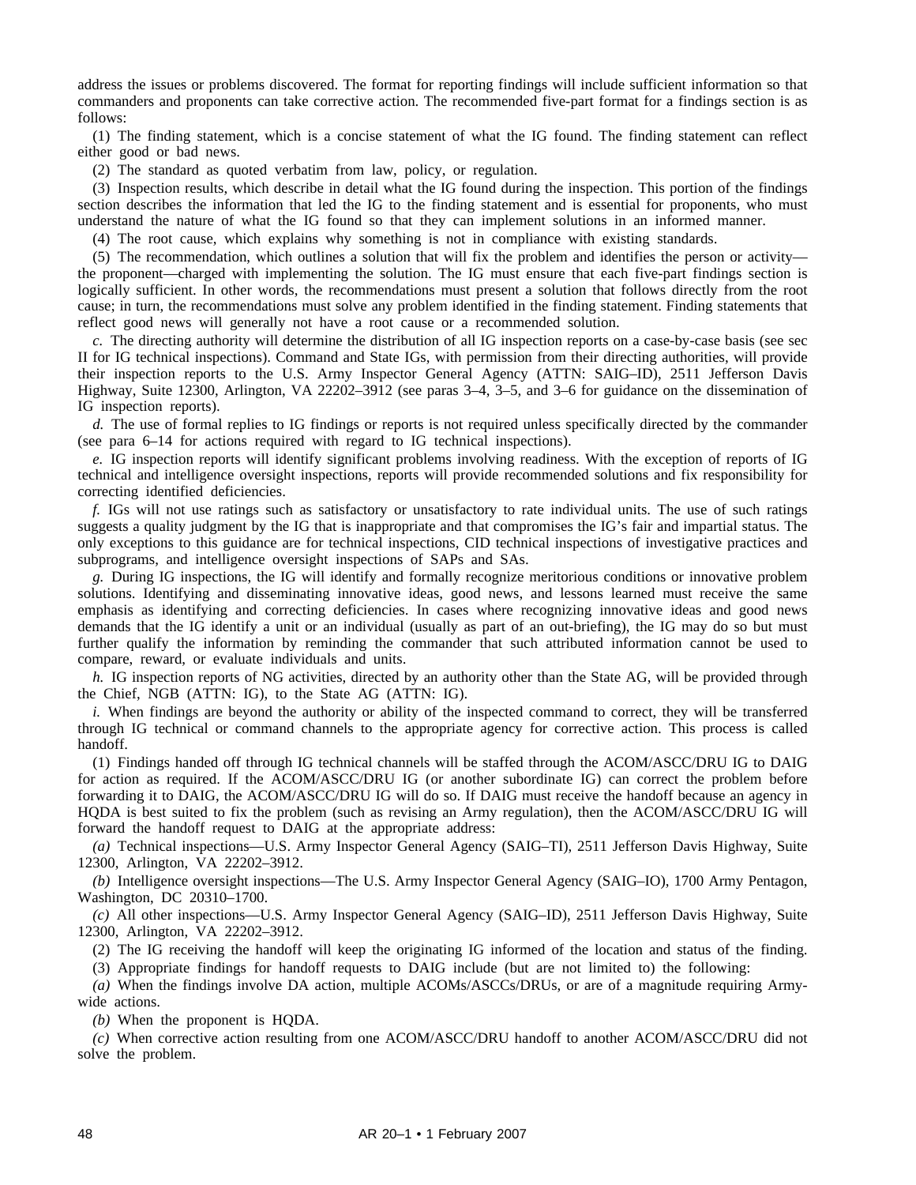address the issues or problems discovered. The format for reporting findings will include sufficient information so that commanders and proponents can take corrective action. The recommended five-part format for a findings section is as follows:

(1) The finding statement, which is a concise statement of what the IG found. The finding statement can reflect either good or bad news.

(2) The standard as quoted verbatim from law, policy, or regulation.

(3) Inspection results, which describe in detail what the IG found during the inspection. This portion of the findings section describes the information that led the IG to the finding statement and is essential for proponents, who must understand the nature of what the IG found so that they can implement solutions in an informed manner.

(4) The root cause, which explains why something is not in compliance with existing standards.

(5) The recommendation, which outlines a solution that will fix the problem and identifies the person or activity—the proponent—charged with implementing the solution. The IG must ensure that each five-part findings section is logically sufficient. In other words, the recommendations must present a solution that follows directly from the root cause; in turn, the recommendations must solve any problem identified in the finding statement. Finding statements that reflect good news will generally not have a root cause or a recommended solution.

*c.* The directing authority will determine the distribution of all IG inspection reports on a case-by-case basis (see sec II for IG technical inspections). Command and State IGs, with permission from their directing authorities, will provide their inspection reports to the U.S. Army Inspector General Agency (ATTN: SAIG–ID), 2511 Jefferson Davis Highway, Suite 12300, Arlington, VA 22202–3912 (see paras 3–4, 3–5, and 3–6 for guidance on the dissemination of IG inspection reports).

*d.* The use of formal replies to IG findings or reports is not required unless specifically directed by the commander (see para 6–14 for actions required with regard to IG technical inspections).

*e.* IG inspection reports will identify significant problems involving readiness. With the exception of reports of IG technical and intelligence oversight inspections, reports will provide recommended solutions and fix responsibility for correcting identified deficiencies.

*f.* IGs will not use ratings such as satisfactory or unsatisfactory to rate individual units. The use of such ratings suggests a quality judgment by the IG that is inappropriate and that compromises the IG's fair and impartial status. The only exceptions to this guidance are for technical inspections, CID technical inspections of investigative practices and subprograms, and intelligence oversight inspections of SAPs and SAs.

*g.* During IG inspections, the IG will identify and formally recognize meritorious conditions or innovative problem solutions. Identifying and disseminating innovative ideas, good news, and lessons learned must receive the same emphasis as identifying and correcting deficiencies. In cases where recognizing innovative ideas and good news demands that the IG identify a unit or an individual (usually as part of an out-briefing), the IG may do so but must further qualify the information by reminding the commander that such attributed information cannot be used to compare, reward, or evaluate individuals and units.

*h.* IG inspection reports of NG activities, directed by an authority other than the State AG, will be provided through the Chief, NGB (ATTN: IG), to the State AG (ATTN: IG).

*i.* When findings are beyond the authority or ability of the inspected command to correct, they will be transferred through IG technical or command channels to the appropriate agency for corrective action. This process is called handoff.

(1) Findings handed off through IG technical channels will be staffed through the ACOM/ASCC/DRU IG to DAIG for action as required. If the ACOM/ASCC/DRU IG (or another subordinate IG) can correct the problem before forwarding it to DAIG, the ACOM/ASCC/DRU IG will do so. If DAIG must receive the handoff because an agency in HQDA is best suited to fix the problem (such as revising an Army regulation), then the ACOM/ASCC/DRU IG will forward the handoff request to DAIG at the appropriate address:

*(a)* Technical inspections—U.S. Army Inspector General Agency (SAIG–TI), 2511 Jefferson Davis Highway, Suite 12300, Arlington, VA 22202–3912.

*(b)* Intelligence oversight inspections—The U.S. Army Inspector General Agency (SAIG–IO), 1700 Army Pentagon, Washington, DC 20310–1700.

*(c)* All other inspections—U.S. Army Inspector General Agency (SAIG–ID), 2511 Jefferson Davis Highway, Suite 12300, Arlington, VA 22202–3912.

(2) The IG receiving the handoff will keep the originating IG informed of the location and status of the finding.

(3) Appropriate findings for handoff requests to DAIG include (but are not limited to) the following:

*(a)* When the findings involve DA action, multiple ACOMs/ASCCs/DRUs, or are of a magnitude requiring Army-wide actions.

*(b)* When the proponent is HQDA.

*(c)* When corrective action resulting from one ACOM/ASCC/DRU handoff to another ACOM/ASCC/DRU did not solve the problem.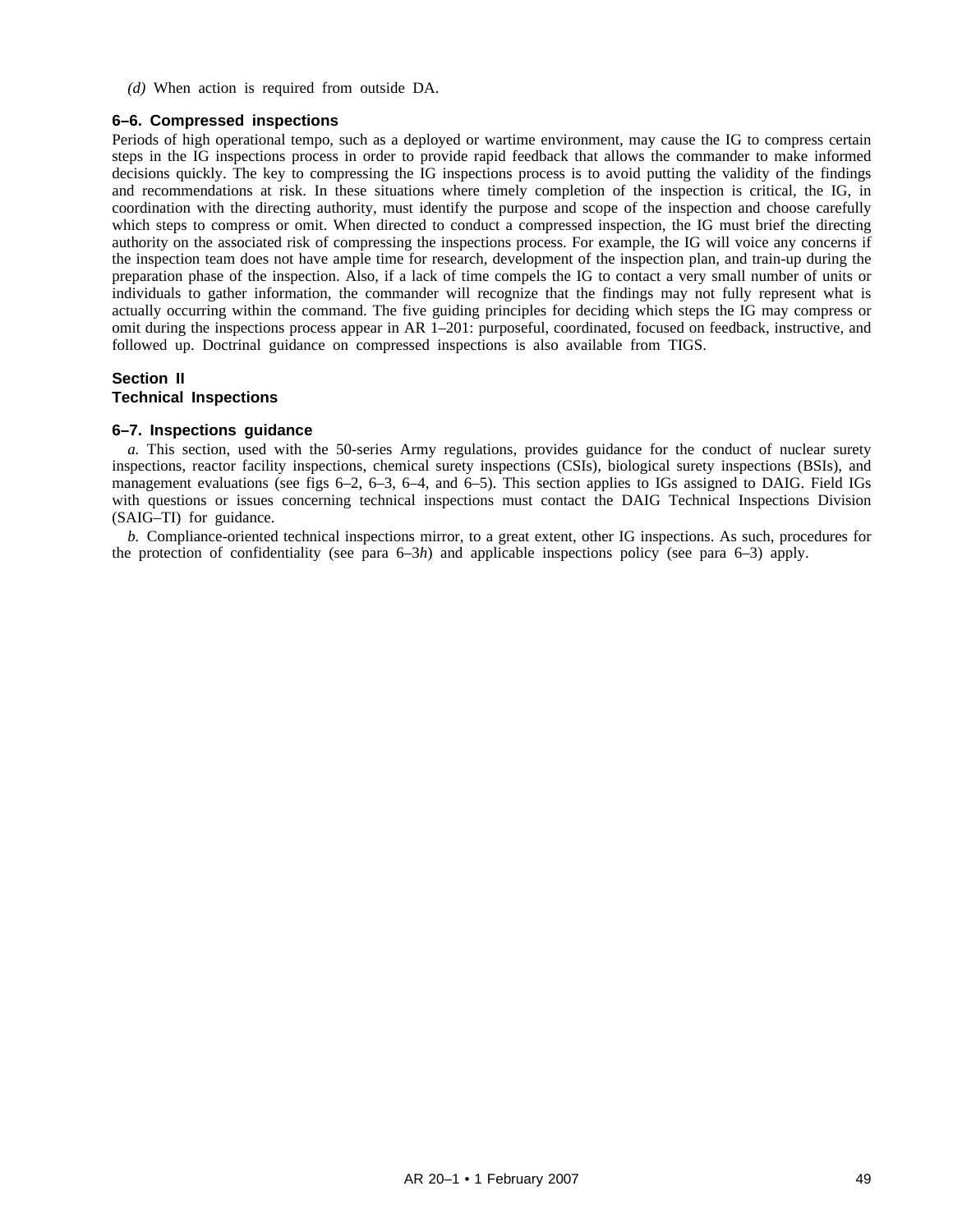*(d)* When action is required from outside DA.

### 6–6. Compressed inspections

Periods of high operational tempo, such as a deployed or wartime environment, may cause the IG to compress certain steps in the IG inspections process in order to provide rapid feedback that allows the commander to make informed decisions quickly. The key to compressing the IG inspections process is to avoid putting the validity of the findings and recommendations at risk. In these situations where timely completion of the inspection is critical, the IG, in coordination with the directing authority, must identify the purpose and scope of the inspection and choose carefully which steps to compress or omit. When directed to conduct a compressed inspection, the IG must brief the directing authority on the associated risk of compressing the inspections process. For example, the IG will voice any concerns if the inspection team does not have ample time for research, development of the inspection plan, and train-up during the preparation phase of the inspection. Also, if a lack of time compels the IG to contact a very small number of units or individuals to gather information, the commander will recognize that the findings may not fully represent what is actually occurring within the command. The five guiding principles for deciding which steps the IG may compress or omit during the inspections process appear in AR 1–201: purposeful, coordinated, focused on feedback, instructive, and followed up. Doctrinal guidance on compressed inspections is also available from TIGS.

## Section II
## Technical Inspections

### 6–7. Inspections guidance

*a.* This section, used with the 50-series Army regulations, provides guidance for the conduct of nuclear surety inspections, reactor facility inspections, chemical surety inspections (CSIs), biological surety inspections (BSIs), and management evaluations (see figs 6–2, 6–3, 6–4, and 6–5). This section applies to IGs assigned to DAIG. Field IGs with questions or issues concerning technical inspections must contact the DAIG Technical Inspections Division (SAIG–TI) for guidance.

*b.* Compliance-oriented technical inspections mirror, to a great extent, other IG inspections. As such, procedures for the protection of confidentiality (see para 6–3*h*) and applicable inspections policy (see para 6–3) apply.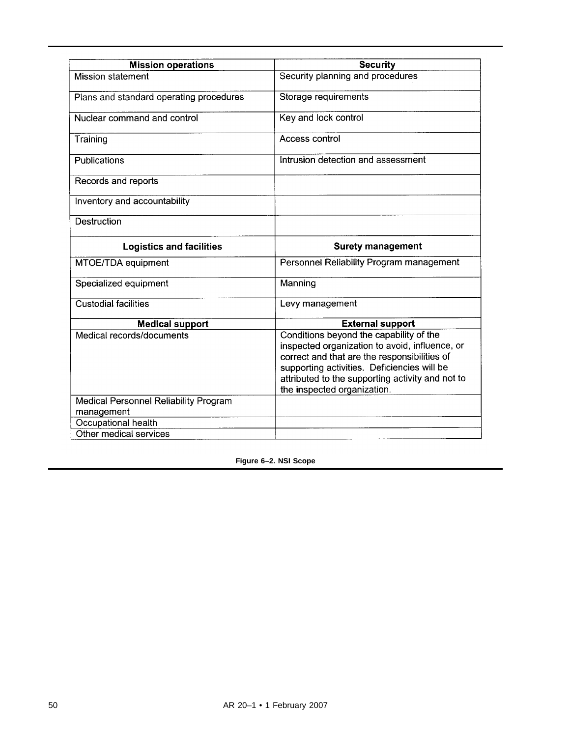| Mission operations | Security |
|---|---|
| Mission statement | Security planning and procedures |
| Plans and standard operating procedures | Storage requirements |
| Nuclear command and control | Key and lock control |
| Training | Access control |
| Publications | Intrusion detection and assessment |
| Records and reports | |
| Inventory and accountability | |
| Destruction | |
| **Logistics and facilities** | **Surety management** |
| MTOE/TDA equipment | Personnel Reliability Program management |
| Specialized equipment | Manning |
| Custodial facilities | Levy management |
| **Medical support** | **External support** |
| Medical records/documents | Conditions beyond the capability of the inspected organization to avoid, influence, or correct and that are the responsibilities of supporting activities. Deficiencies will be attributed to the supporting activity and not to the inspected organization. |
| Medical Personnel Reliability Program management | |
| Occupational health | |
| Other medical services | |

**Figure 6–2. NSI Scope**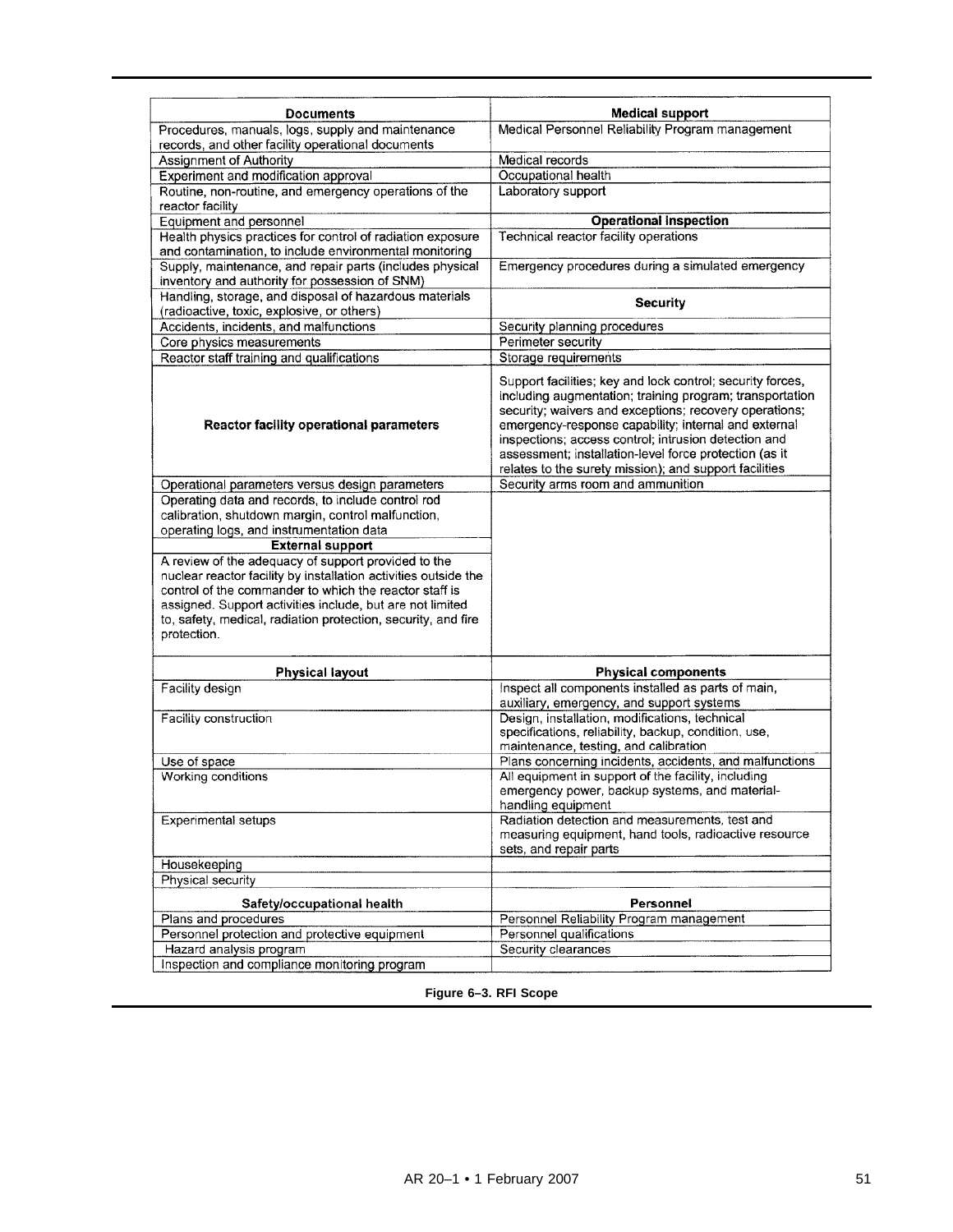| Documents | Medical support |
|---|---|
| Procedures, manuals, logs, supply and maintenance records, and other facility operational documents | Medical Personnel Reliability Program management |
| Assignment of Authority | Medical records |
| Experiment and modification approval | Occupational health |
| Routine, non-routine, and emergency operations of the reactor facility | Laboratory support |
| Equipment and personnel | **Operational inspection** |
| Health physics practices for control of radiation exposure and contamination, to include environmental monitoring | Technical reactor facility operations |
| Supply, maintenance, and repair parts (includes physical inventory and authority for possession of SNM) | Emergency procedures during a simulated emergency |
| Handling, storage, and disposal of hazardous materials (radioactive, toxic, explosive, or others) | **Security** |
| Accidents, incidents, and malfunctions | Security planning procedures |
| Core physics measurements | Perimeter security |
| Reactor staff training and qualifications | Storage requirements |
| **Reactor facility operational parameters** | Support facilities; key and lock control; security forces, including augmentation; training program; transportation security; waivers and exceptions; recovery operations; emergency-response capability; internal and external inspections; access control; intrusion detection and assessment; installation-level force protection (as it relates to the surety mission); and support facilities |
| Operational parameters versus design parameters | Security arms room and ammunition |
| Operating data and records, to include control rod calibration, shutdown margin, control malfunction, operating logs, and instrumentation data | |
| **External support** | |
| A review of the adequacy of support provided to the nuclear reactor facility by installation activities outside the control of the commander to which the reactor staff is assigned. Support activities include, but are not limited to, safety, medical, radiation protection, security, and fire protection. | |
| **Physical layout** | **Physical components** |
| Facility design | Inspect all components installed as parts of main, auxiliary, emergency, and support systems |
| Facility construction | Design, installation, modifications, technical specifications, reliability, backup, condition, use, maintenance, testing, and calibration |
| Use of space | Plans concerning incidents, accidents, and malfunctions |
| Working conditions | All equipment in support of the facility, including emergency power, backup systems, and material-handling equipment |
| Experimental setups | Radiation detection and measurements, test and measuring equipment, hand tools, radioactive resource sets, and repair parts |
| Housekeeping | |
| Physical security | |
| **Safety/occupational health** | **Personnel** |
| Plans and procedures | Personnel Reliability Program management |
| Personnel protection and protective equipment | Personnel qualifications |
| Hazard analysis program | Security clearances |
| Inspection and compliance monitoring program | |

**Figure 6–3. RFI Scope**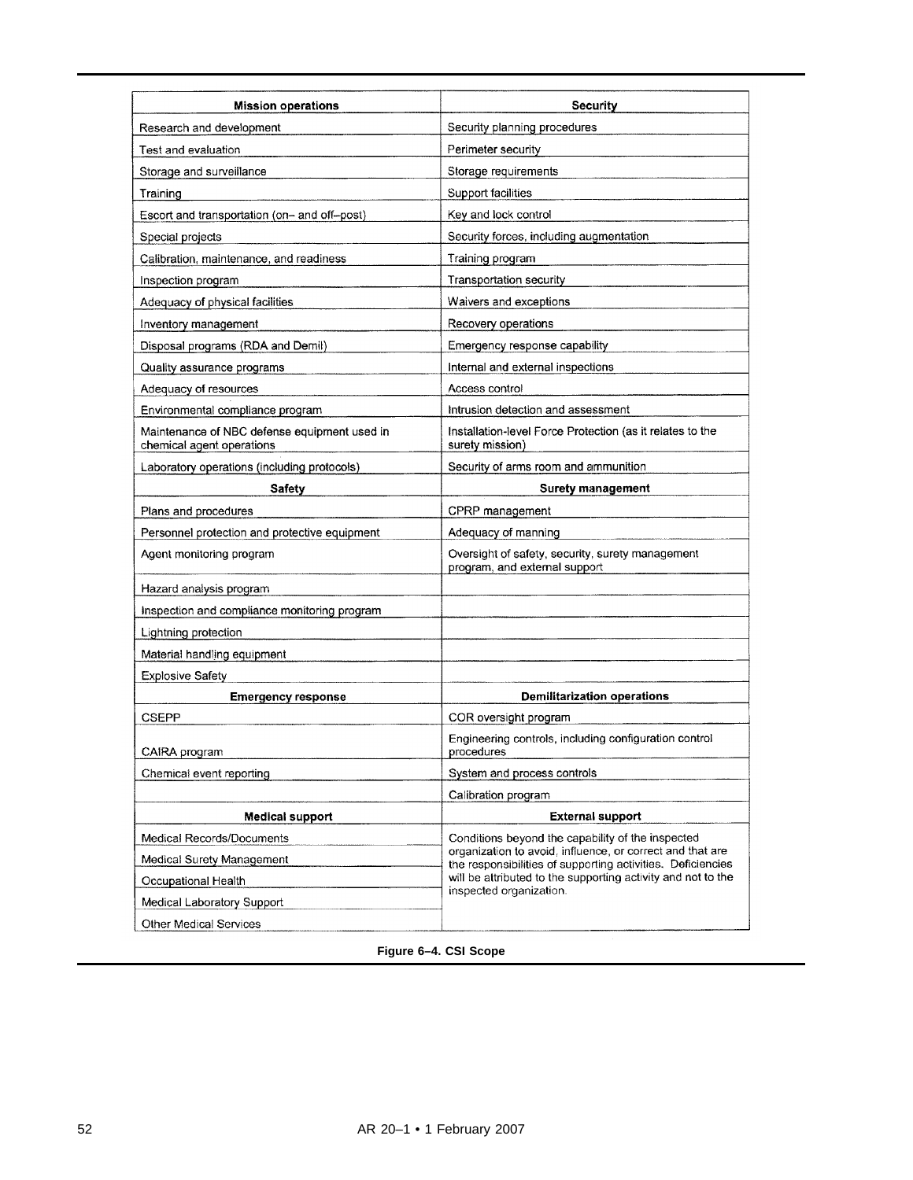| Mission operations | Security |
|---|---|
| Research and development | Security planning procedures |
| Test and evaluation | Perimeter security |
| Storage and surveillance | Storage requirements |
| Training | Support facilities |
| Escort and transportation (on– and off–post) | Key and lock control |
| Special projects | Security forces, including augmentation |
| Calibration, maintenance, and readiness | Training program |
| Inspection program | Transportation security |
| Adequacy of physical facilities | Waivers and exceptions |
| Inventory management | Recovery operations |
| Disposal programs (RDA and Demil) | Emergency response capability |
| Quality assurance programs | Internal and external inspections |
| Adequacy of resources | Access control |
| Environmental compliance program | Intrusion detection and assessment |
| Maintenance of NBC defense equipment used in chemical agent operations | Installation-level Force Protection (as it relates to the surety mission) |
| Laboratory operations (including protocols) | Security of arms room and ammunition |
| **Safety** | **Surety management** |
| Plans and procedures | CPRP management |
| Personnel protection and protective equipment | Adequacy of manning |
| Agent monitoring program | Oversight of safety, security, surety management program, and external support |
| Hazard analysis program | |
| Inspection and compliance monitoring program | |
| Lightning protection | |
| Material handling equipment | |
| Explosive Safety | |
| **Emergency response** | **Demilitarization operations** |
| CSEPP | COR oversight program |
| CAIRA program | Engineering controls, including configuration control procedures |
| Chemical event reporting | System and process controls |
| | Calibration program |
| **Medical support** | **External support** |
| Medical Records/Documents | Conditions beyond the capability of the inspected organization to avoid, influence, or correct and that are the responsibilities of supporting activities. Deficiencies will be attributed to the supporting activity and not to the inspected organization. |
| Medical Surety Management | |
| Occupational Health | |
| Medical Laboratory Support | |
| Other Medical Services | |

**Figure 6–4. CSI Scope**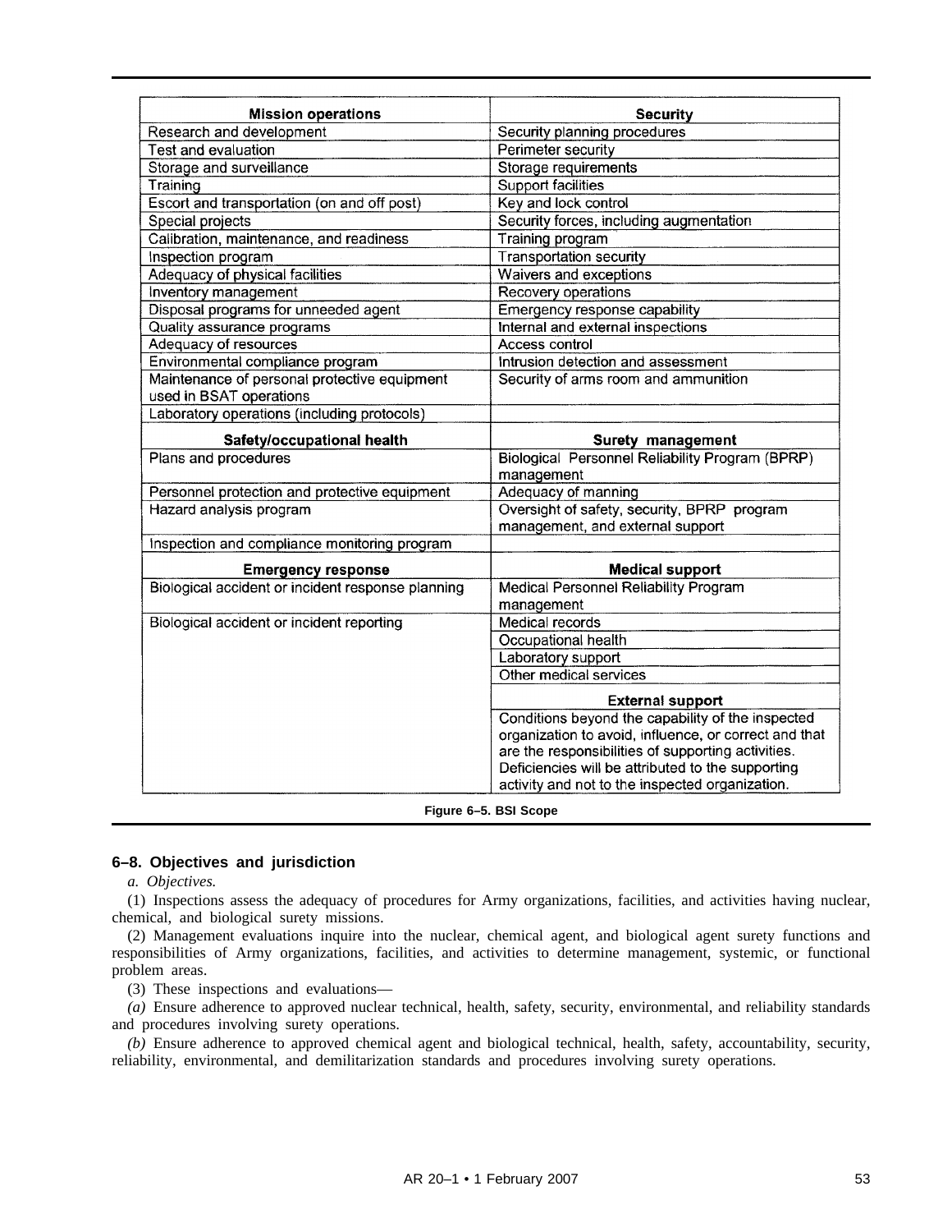| Mission operations | Security |
|---|---|
| Research and development | Security planning procedures |
| Test and evaluation | Perimeter security |
| Storage and surveillance | Storage requirements |
| Training | Support facilities |
| Escort and transportation (on and off post) | Key and lock control |
| Special projects | Security forces, including augmentation |
| Calibration, maintenance, and readiness | Training program |
| Inspection program | Transportation security |
| Adequacy of physical facilities | Waivers and exceptions |
| Inventory management | Recovery operations |
| Disposal programs for unneeded agent | Emergency response capability |
| Quality assurance programs | Internal and external inspections |
| Adequacy of resources | Access control |
| Environmental compliance program | Intrusion detection and assessment |
| Maintenance of personal protective equipment used in BSAT operations | Security of arms room and ammunition |
| Laboratory operations (including protocols) | |
| **Safety/occupational health** | **Surety management** |
| Plans and procedures | Biological Personnel Reliability Program (BPRP) management |
| Personnel protection and protective equipment | Adequacy of manning |
| Hazard analysis program | Oversight of safety, security, BPRP program management, and external support |
| Inspection and compliance monitoring program | |
| **Emergency response** | **Medical support** |
| Biological accident or incident response planning | Medical Personnel Reliability Program management |
| Biological accident or incident reporting | Medical records |
| | Occupational health |
| | Laboratory support |
| | Other medical services |
| | **External support** |
| | Conditions beyond the capability of the inspected organization to avoid, influence, or correct and that are the responsibilities of supporting activities. Deficiencies will be attributed to the supporting activity and not to the inspected organization. |

**Figure 6–5. BSI Scope**

## 6–8. Objectives and jurisdiction

*a. Objectives.*

(1) Inspections assess the adequacy of procedures for Army organizations, facilities, and activities having nuclear, chemical, and biological surety missions.

(2) Management evaluations inquire into the nuclear, chemical agent, and biological agent surety functions and responsibilities of Army organizations, facilities, and activities to determine management, systemic, or functional problem areas.

(3) These inspections and evaluations—

*(a)* Ensure adherence to approved nuclear technical, health, safety, security, environmental, and reliability standards and procedures involving surety operations.

*(b)* Ensure adherence to approved chemical agent and biological technical, health, safety, accountability, security, reliability, environmental, and demilitarization standards and procedures involving surety operations.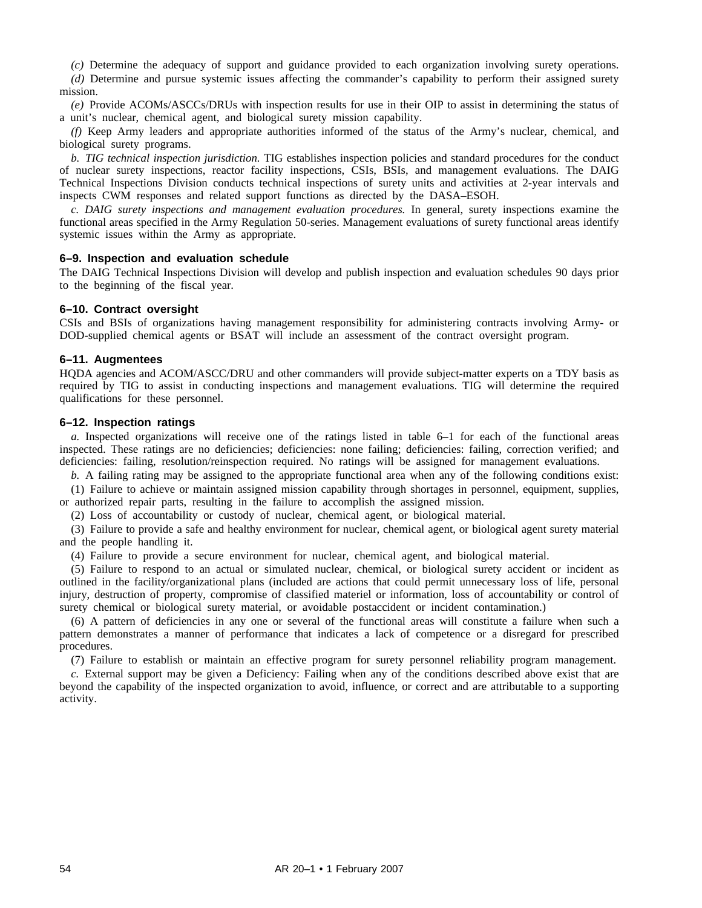*(c)* Determine the adequacy of support and guidance provided to each organization involving surety operations.

*(d)* Determine and pursue systemic issues affecting the commander's capability to perform their assigned surety mission.

*(e)* Provide ACOMs/ASCCs/DRUs with inspection results for use in their OIP to assist in determining the status of a unit's nuclear, chemical agent, and biological surety mission capability.

*(f)* Keep Army leaders and appropriate authorities informed of the status of the Army's nuclear, chemical, and biological surety programs.

*b. TIG technical inspection jurisdiction.* TIG establishes inspection policies and standard procedures for the conduct of nuclear surety inspections, reactor facility inspections, CSIs, BSIs, and management evaluations. The DAIG Technical Inspections Division conducts technical inspections of surety units and activities at 2-year intervals and inspects CWM responses and related support functions as directed by the DASA–ESOH.

*c. DAIG surety inspections and management evaluation procedures.* In general, surety inspections examine the functional areas specified in the Army Regulation 50-series. Management evaluations of surety functional areas identify systemic issues within the Army as appropriate.

### 6–9. Inspection and evaluation schedule

The DAIG Technical Inspections Division will develop and publish inspection and evaluation schedules 90 days prior to the beginning of the fiscal year.

### 6–10. Contract oversight

CSIs and BSIs of organizations having management responsibility for administering contracts involving Army- or DOD-supplied chemical agents or BSAT will include an assessment of the contract oversight program.

### 6–11. Augmentees

HQDA agencies and ACOM/ASCC/DRU and other commanders will provide subject-matter experts on a TDY basis as required by TIG to assist in conducting inspections and management evaluations. TIG will determine the required qualifications for these personnel.

### 6–12. Inspection ratings

*a.* Inspected organizations will receive one of the ratings listed in table 6–1 for each of the functional areas inspected. These ratings are no deficiencies; deficiencies: none failing; deficiencies: failing, correction verified; and deficiencies: failing, resolution/reinspection required. No ratings will be assigned for management evaluations.

*b.* A failing rating may be assigned to the appropriate functional area when any of the following conditions exist:

(1) Failure to achieve or maintain assigned mission capability through shortages in personnel, equipment, supplies, or authorized repair parts, resulting in the failure to accomplish the assigned mission.

(2) Loss of accountability or custody of nuclear, chemical agent, or biological material.

(3) Failure to provide a safe and healthy environment for nuclear, chemical agent, or biological agent surety material and the people handling it.

(4) Failure to provide a secure environment for nuclear, chemical agent, and biological material.

(5) Failure to respond to an actual or simulated nuclear, chemical, or biological surety accident or incident as outlined in the facility/organizational plans (included are actions that could permit unnecessary loss of life, personal injury, destruction of property, compromise of classified materiel or information, loss of accountability or control of surety chemical or biological surety material, or avoidable postaccident or incident contamination.)

(6) A pattern of deficiencies in any one or several of the functional areas will constitute a failure when such a pattern demonstrates a manner of performance that indicates a lack of competence or a disregard for prescribed procedures.

(7) Failure to establish or maintain an effective program for surety personnel reliability program management.

*c.* External support may be given a Deficiency: Failing when any of the conditions described above exist that are beyond the capability of the inspected organization to avoid, influence, or correct and are attributable to a supporting activity.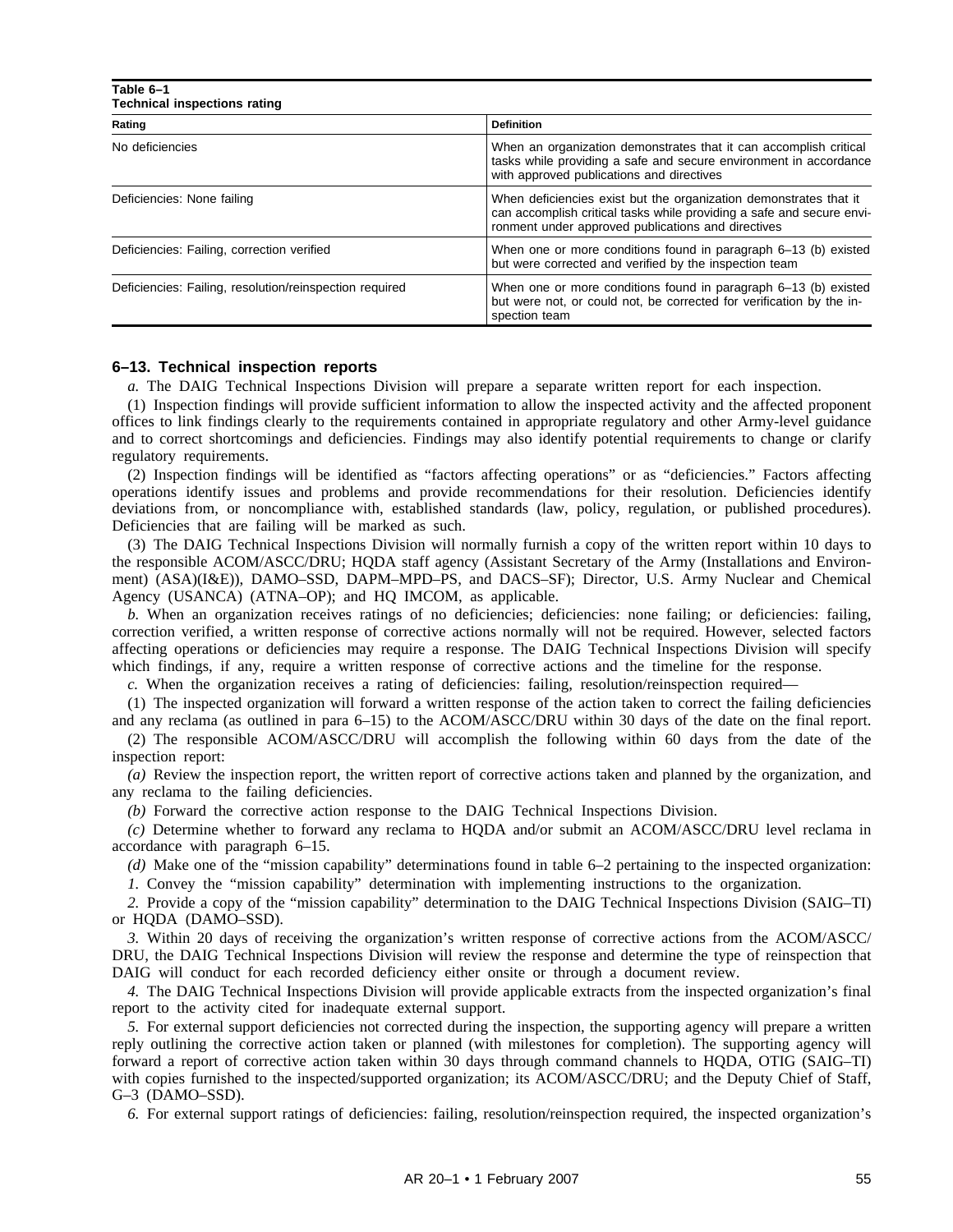**Table 6–1**
**Technical inspections rating**

| Rating | Definition |
|---|---|
| No deficiencies | When an organization demonstrates that it can accomplish critical tasks while providing a safe and secure environment in accordance with approved publications and directives |
| Deficiencies: None failing | When deficiencies exist but the organization demonstrates that it can accomplish critical tasks while providing a safe and secure environment under approved publications and directives |
| Deficiencies: Failing, correction verified | When one or more conditions found in paragraph 6–13 (b) existed but were corrected and verified by the inspection team |
| Deficiencies: Failing, resolution/reinspection required | When one or more conditions found in paragraph 6–13 (b) existed but were not, or could not, be corrected for verification by the inspection team |

### 6–13. Technical inspection reports

*a.* The DAIG Technical Inspections Division will prepare a separate written report for each inspection.

(1) Inspection findings will provide sufficient information to allow the inspected activity and the affected proponent offices to link findings clearly to the requirements contained in appropriate regulatory and other Army-level guidance and to correct shortcomings and deficiencies. Findings may also identify potential requirements to change or clarify regulatory requirements.

(2) Inspection findings will be identified as "factors affecting operations" or as "deficiencies." Factors affecting operations identify issues and problems and provide recommendations for their resolution. Deficiencies identify deviations from, or noncompliance with, established standards (law, policy, regulation, or published procedures). Deficiencies that are failing will be marked as such.

(3) The DAIG Technical Inspections Division will normally furnish a copy of the written report within 10 days to the responsible ACOM/ASCC/DRU; HQDA staff agency (Assistant Secretary of the Army (Installations and Environment) (ASA)(I&E)), DAMO–SSD, DAPM–MPD–PS, and DACS–SF); Director, U.S. Army Nuclear and Chemical Agency (USANCA) (ATNA–OP); and HQ IMCOM, as applicable.

*b.* When an organization receives ratings of no deficiencies; deficiencies: none failing; or deficiencies: failing, correction verified, a written response of corrective actions normally will not be required. However, selected factors affecting operations or deficiencies may require a response. The DAIG Technical Inspections Division will specify which findings, if any, require a written response of corrective actions and the timeline for the response.

*c.* When the organization receives a rating of deficiencies: failing, resolution/reinspection required—

(1) The inspected organization will forward a written response of the action taken to correct the failing deficiencies and any reclama (as outlined in para 6–15) to the ACOM/ASCC/DRU within 30 days of the date on the final report.

(2) The responsible ACOM/ASCC/DRU will accomplish the following within 60 days from the date of the inspection report:

*(a)* Review the inspection report, the written report of corrective actions taken and planned by the organization, and any reclama to the failing deficiencies.

*(b)* Forward the corrective action response to the DAIG Technical Inspections Division.

*(c)* Determine whether to forward any reclama to HQDA and/or submit an ACOM/ASCC/DRU level reclama in accordance with paragraph 6–15.

*(d)* Make one of the "mission capability" determinations found in table 6–2 pertaining to the inspected organization:

*1.* Convey the "mission capability" determination with implementing instructions to the organization.

*2.* Provide a copy of the "mission capability" determination to the DAIG Technical Inspections Division (SAIG–TI) or HQDA (DAMO–SSD).

*3.* Within 20 days of receiving the organization's written response of corrective actions from the ACOM/ASCC/DRU, the DAIG Technical Inspections Division will review the response and determine the type of reinspection that DAIG will conduct for each recorded deficiency either onsite or through a document review.

*4.* The DAIG Technical Inspections Division will provide applicable extracts from the inspected organization's final report to the activity cited for inadequate external support.

*5.* For external support deficiencies not corrected during the inspection, the supporting agency will prepare a written reply outlining the corrective action taken or planned (with milestones for completion). The supporting agency will forward a report of corrective action taken within 30 days through command channels to HQDA, OTIG (SAIG–TI) with copies furnished to the inspected/supported organization; its ACOM/ASCC/DRU; and the Deputy Chief of Staff, G–3 (DAMO–SSD).

*6.* For external support ratings of deficiencies: failing, resolution/reinspection required, the inspected organization's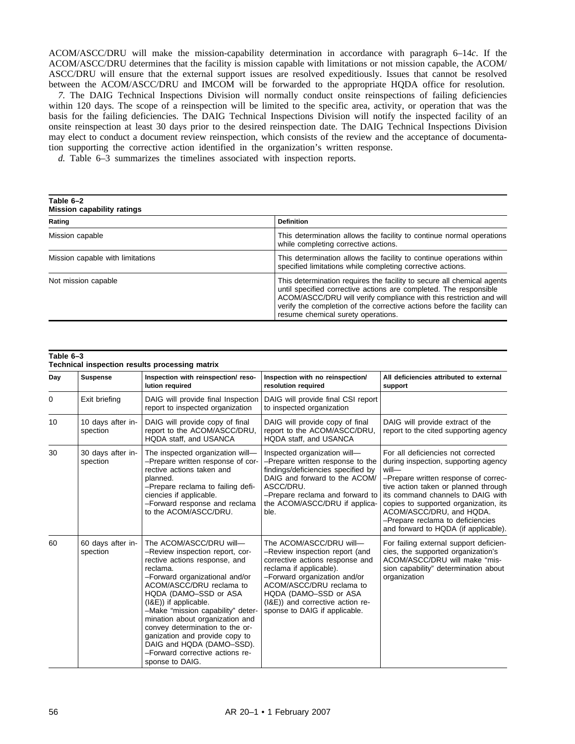ACOM/ASCC/DRU will make the mission-capability determination in accordance with paragraph 6–14*c*. If the ACOM/ASCC/DRU determines that the facility is mission capable with limitations or not mission capable, the ACOM/ASCC/DRU will ensure that the external support issues are resolved expeditiously. Issues that cannot be resolved between the ACOM/ASCC/DRU and IMCOM will be forwarded to the appropriate HQDA office for resolution.

*7.* The DAIG Technical Inspections Division will normally conduct onsite reinspections of failing deficiencies within 120 days. The scope of a reinspection will be limited to the specific area, activity, or operation that was the basis for the failing deficiencies. The DAIG Technical Inspections Division will notify the inspected facility of an onsite reinspection at least 30 days prior to the desired reinspection date. The DAIG Technical Inspections Division may elect to conduct a document review reinspection, which consists of the review and the acceptance of documentation supporting the corrective action identified in the organization's written response.

*d.* Table 6–3 summarizes the timelines associated with inspection reports.

**Table 6–2**
**Mission capability ratings**

| Rating | Definition |
|---|---|
| Mission capable | This determination allows the facility to continue normal operations while completing corrective actions. |
| Mission capable with limitations | This determination allows the facility to continue operations within specified limitations while completing corrective actions. |
| Not mission capable | This determination requires the facility to secure all chemical agents until specified corrective actions are completed. The responsible ACOM/ASCC/DRU will verify compliance with this restriction and will verify the completion of the corrective actions before the facility can resume chemical surety operations. |

**Table 6–3**
**Technical inspection results processing matrix**

| Day | Suspense | Inspection with reinspection/ resolution required | Inspection with no reinspection/ resolution required | All deficiencies attributed to external support |
|---|---|---|---|---|
| 0 | Exit briefing | DAIG will provide final Inspection report to inspected organization | DAIG will provide final CSI report to inspected organization | |
| 10 | 10 days after inspection | DAIG will provide copy of final report to the ACOM/ASCC/DRU, HQDA staff, and USANCA | DAIG will provide copy of final report to the ACOM/ASCC/DRU, HQDA staff, and USANCA | DAIG will provide extract of the report to the cited supporting agency |
| 30 | 30 days after inspection | The inspected organization will— –Prepare written response of corrective actions taken and planned. –Prepare reclama to failing deficiencies if applicable. –Forward response and reclama to the ACOM/ASCC/DRU. | Inspected organization will— –Prepare written response to the findings/deficiencies specified by DAIG and forward to the ACOM/ASCC/DRU. –Prepare reclama and forward to the ACOM/ASCC/DRU if applicable. | For all deficiencies not corrected during inspection, supporting agency will— –Prepare written response of corrective action taken or planned through its command channels to DAIG with copies to supported organization, its ACOM/ASCC/DRU, and HQDA. –Prepare reclama to deficiencies and forward to HQDA (if applicable). |
| 60 | 60 days after inspection | The ACOM/ASCC/DRU will— –Review inspection report, corrective actions response, and reclama. –Forward organizational and/or ACOM/ASCC/DRU reclama to HQDA (DAMO–SSD or ASA (I&E)) if applicable. –Make "mission capability" determination about organization and convey determination to the organization and provide copy to DAIG and HQDA (DAMO–SSD). –Forward corrective actions response to DAIG. | The ACOM/ASCC/DRU will— –Review inspection report (and corrective actions response and reclama if applicable). –Forward organization and/or ACOM/ASCC/DRU reclama to HQDA (DAMO–SSD or ASA (I&E)) and corrective action response to DAIG if applicable. | For failing external support deficiencies, the supported organization's ACOM/ASCC/DRU will make "mission capability" determination about organization |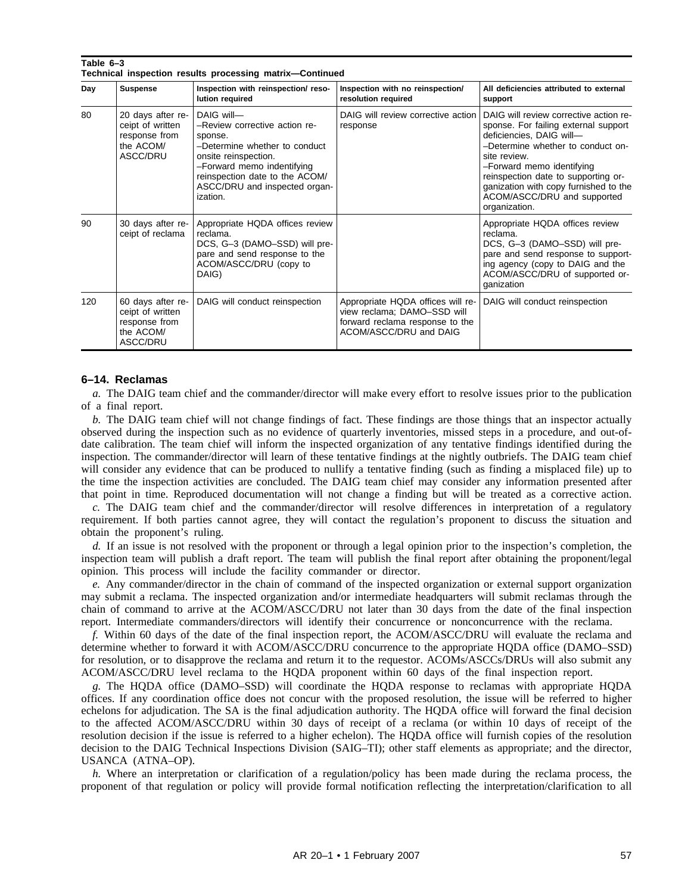**Table 6–3**
**Technical inspection results processing matrix—Continued**

| Day | Suspense | Inspection with reinspection/ resolution required | Inspection with no reinspection/ resolution required | All deficiencies attributed to external support |
|---|---|---|---|---|
| 80 | 20 days after receipt of written response from the ACOM/ ASCC/DRU | DAIG will— –Review corrective action response. –Determine whether to conduct onsite reinspection. –Forward memo indentifying reinspection date to the ACOM/ ASCC/DRU and inspected organization. | DAIG will review corrective action response | DAIG will review corrective action response. For failing external support deficiencies, DAIG will— –Determine whether to conduct onsite review. –Forward memo identifying reinspection date to supporting organization with copy furnished to the ACOM/ASCC/DRU and supported organization. |
| 90 | 30 days after receipt of reclama | Appropriate HQDA offices review reclama. DCS, G–3 (DAMO–SSD) will prepare and send response to the ACOM/ASCC/DRU (copy to DAIG) | | Appropriate HQDA offices review reclama. DCS, G–3 (DAMO–SSD) will prepare and send response to supporting agency (copy to DAIG and the ACOM/ASCC/DRU of supported organization |
| 120 | 60 days after receipt of written response from the ACOM/ ASCC/DRU | DAIG will conduct reinspection | Appropriate HQDA offices will review reclama; DAMO–SSD will forward reclama response to the ACOM/ASCC/DRU and DAIG | DAIG will conduct reinspection |

## 6–14. Reclamas

*a.* The DAIG team chief and the commander/director will make every effort to resolve issues prior to the publication of a final report.

*b.* The DAIG team chief will not change findings of fact. These findings are those things that an inspector actually observed during the inspection such as no evidence of quarterly inventories, missed steps in a procedure, and out-of-date calibration. The team chief will inform the inspected organization of any tentative findings identified during the inspection. The commander/director will learn of these tentative findings at the nightly outbriefs. The DAIG team chief will consider any evidence that can be produced to nullify a tentative finding (such as finding a misplaced file) up to the time the inspection activities are concluded. The DAIG team chief may consider any information presented after that point in time. Reproduced documentation will not change a finding but will be treated as a corrective action.

*c.* The DAIG team chief and the commander/director will resolve differences in interpretation of a regulatory requirement. If both parties cannot agree, they will contact the regulation's proponent to discuss the situation and obtain the proponent's ruling.

*d.* If an issue is not resolved with the proponent or through a legal opinion prior to the inspection's completion, the inspection team will publish a draft report. The team will publish the final report after obtaining the proponent/legal opinion. This process will include the facility commander or director.

*e.* Any commander/director in the chain of command of the inspected organization or external support organization may submit a reclama. The inspected organization and/or intermediate headquarters will submit reclamas through the chain of command to arrive at the ACOM/ASCC/DRU not later than 30 days from the date of the final inspection report. Intermediate commanders/directors will identify their concurrence or nonconcurrence with the reclama.

*f.* Within 60 days of the date of the final inspection report, the ACOM/ASCC/DRU will evaluate the reclama and determine whether to forward it with ACOM/ASCC/DRU concurrence to the appropriate HQDA office (DAMO–SSD) for resolution, or to disapprove the reclama and return it to the requestor. ACOMs/ASCCs/DRUs will also submit any ACOM/ASCC/DRU level reclama to the HQDA proponent within 60 days of the final inspection report.

*g.* The HQDA office (DAMO–SSD) will coordinate the HQDA response to reclamas with appropriate HQDA offices. If any coordination office does not concur with the proposed resolution, the issue will be referred to higher echelons for adjudication. The SA is the final adjudication authority. The HQDA office will forward the final decision to the affected ACOM/ASCC/DRU within 30 days of receipt of a reclama (or within 10 days of receipt of the resolution decision if the issue is referred to a higher echelon). The HQDA office will furnish copies of the resolution decision to the DAIG Technical Inspections Division (SAIG–TI); other staff elements as appropriate; and the director, USANCA (ATNA–OP).

*h.* Where an interpretation or clarification of a regulation/policy has been made during the reclama process, the proponent of that regulation or policy will provide formal notification reflecting the interpretation/clarification to all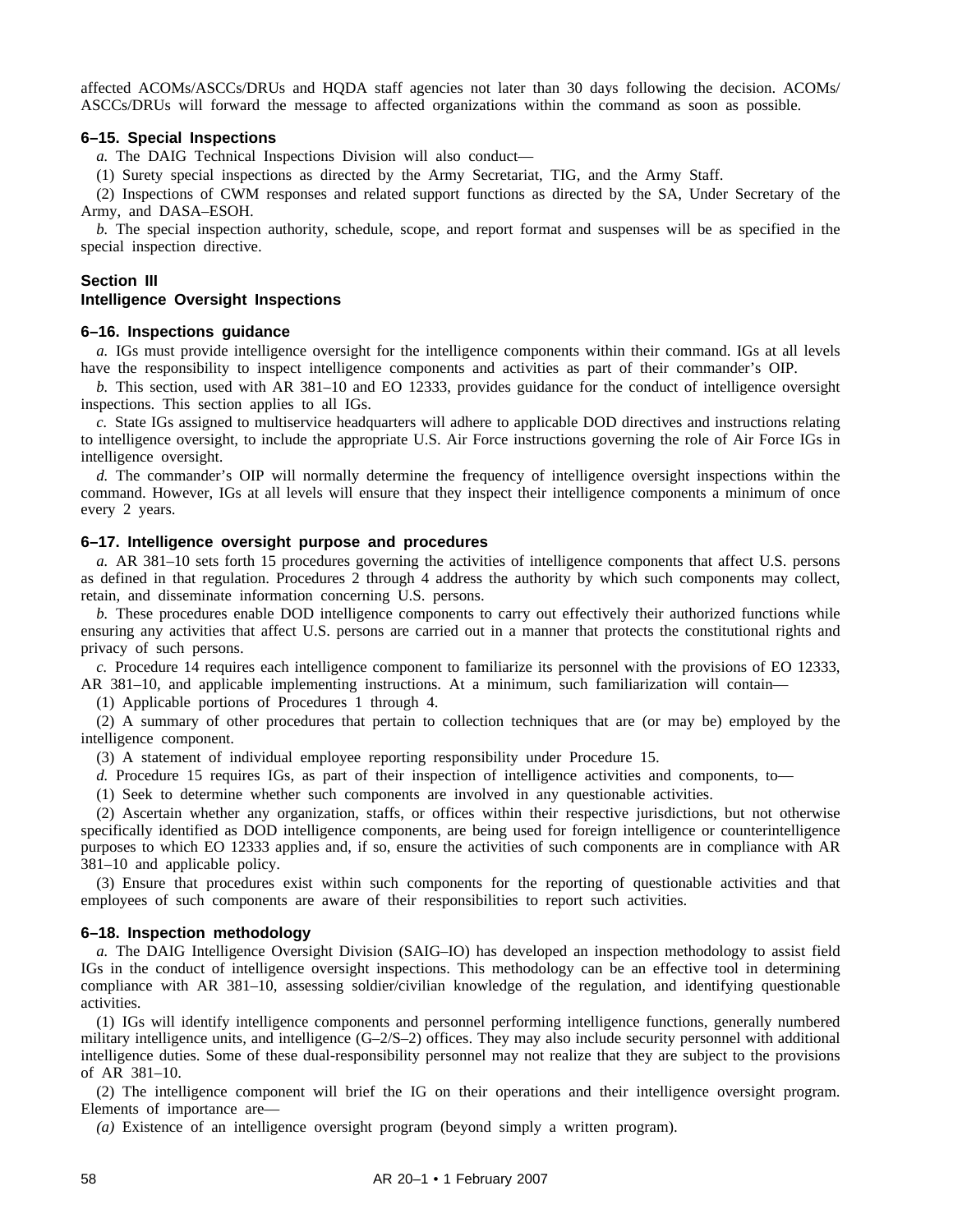affected ACOMs/ASCCs/DRUs and HQDA staff agencies not later than 30 days following the decision. ACOMs/ ASCCs/DRUs will forward the message to affected organizations within the command as soon as possible.

### 6–15. Special Inspections

*a.* The DAIG Technical Inspections Division will also conduct—

(1) Surety special inspections as directed by the Army Secretariat, TIG, and the Army Staff.

(2) Inspections of CWM responses and related support functions as directed by the SA, Under Secretary of the Army, and DASA–ESOH.

*b.* The special inspection authority, schedule, scope, and report format and suspenses will be as specified in the special inspection directive.

## Section III
## Intelligence Oversight Inspections

### 6–16. Inspections guidance

*a.* IGs must provide intelligence oversight for the intelligence components within their command. IGs at all levels have the responsibility to inspect intelligence components and activities as part of their commander's OIP.

*b.* This section, used with AR 381–10 and EO 12333, provides guidance for the conduct of intelligence oversight inspections. This section applies to all IGs.

*c.* State IGs assigned to multiservice headquarters will adhere to applicable DOD directives and instructions relating to intelligence oversight, to include the appropriate U.S. Air Force instructions governing the role of Air Force IGs in intelligence oversight.

*d.* The commander's OIP will normally determine the frequency of intelligence oversight inspections within the command. However, IGs at all levels will ensure that they inspect their intelligence components a minimum of once every 2 years.

### 6–17. Intelligence oversight purpose and procedures

*a.* AR 381–10 sets forth 15 procedures governing the activities of intelligence components that affect U.S. persons as defined in that regulation. Procedures 2 through 4 address the authority by which such components may collect, retain, and disseminate information concerning U.S. persons.

*b.* These procedures enable DOD intelligence components to carry out effectively their authorized functions while ensuring any activities that affect U.S. persons are carried out in a manner that protects the constitutional rights and privacy of such persons.

*c.* Procedure 14 requires each intelligence component to familiarize its personnel with the provisions of EO 12333, AR 381–10, and applicable implementing instructions. At a minimum, such familiarization will contain—

(1) Applicable portions of Procedures 1 through 4.

(2) A summary of other procedures that pertain to collection techniques that are (or may be) employed by the intelligence component.

(3) A statement of individual employee reporting responsibility under Procedure 15.

*d.* Procedure 15 requires IGs, as part of their inspection of intelligence activities and components, to—

(1) Seek to determine whether such components are involved in any questionable activities.

(2) Ascertain whether any organization, staffs, or offices within their respective jurisdictions, but not otherwise specifically identified as DOD intelligence components, are being used for foreign intelligence or counterintelligence purposes to which EO 12333 applies and, if so, ensure the activities of such components are in compliance with AR 381–10 and applicable policy.

(3) Ensure that procedures exist within such components for the reporting of questionable activities and that employees of such components are aware of their responsibilities to report such activities.

### 6–18. Inspection methodology

*a.* The DAIG Intelligence Oversight Division (SAIG–IO) has developed an inspection methodology to assist field IGs in the conduct of intelligence oversight inspections. This methodology can be an effective tool in determining compliance with AR 381–10, assessing soldier/civilian knowledge of the regulation, and identifying questionable activities.

(1) IGs will identify intelligence components and personnel performing intelligence functions, generally numbered military intelligence units, and intelligence (G–2/S–2) offices. They may also include security personnel with additional intelligence duties. Some of these dual-responsibility personnel may not realize that they are subject to the provisions of AR 381–10.

(2) The intelligence component will brief the IG on their operations and their intelligence oversight program. Elements of importance are—

*(a)* Existence of an intelligence oversight program (beyond simply a written program).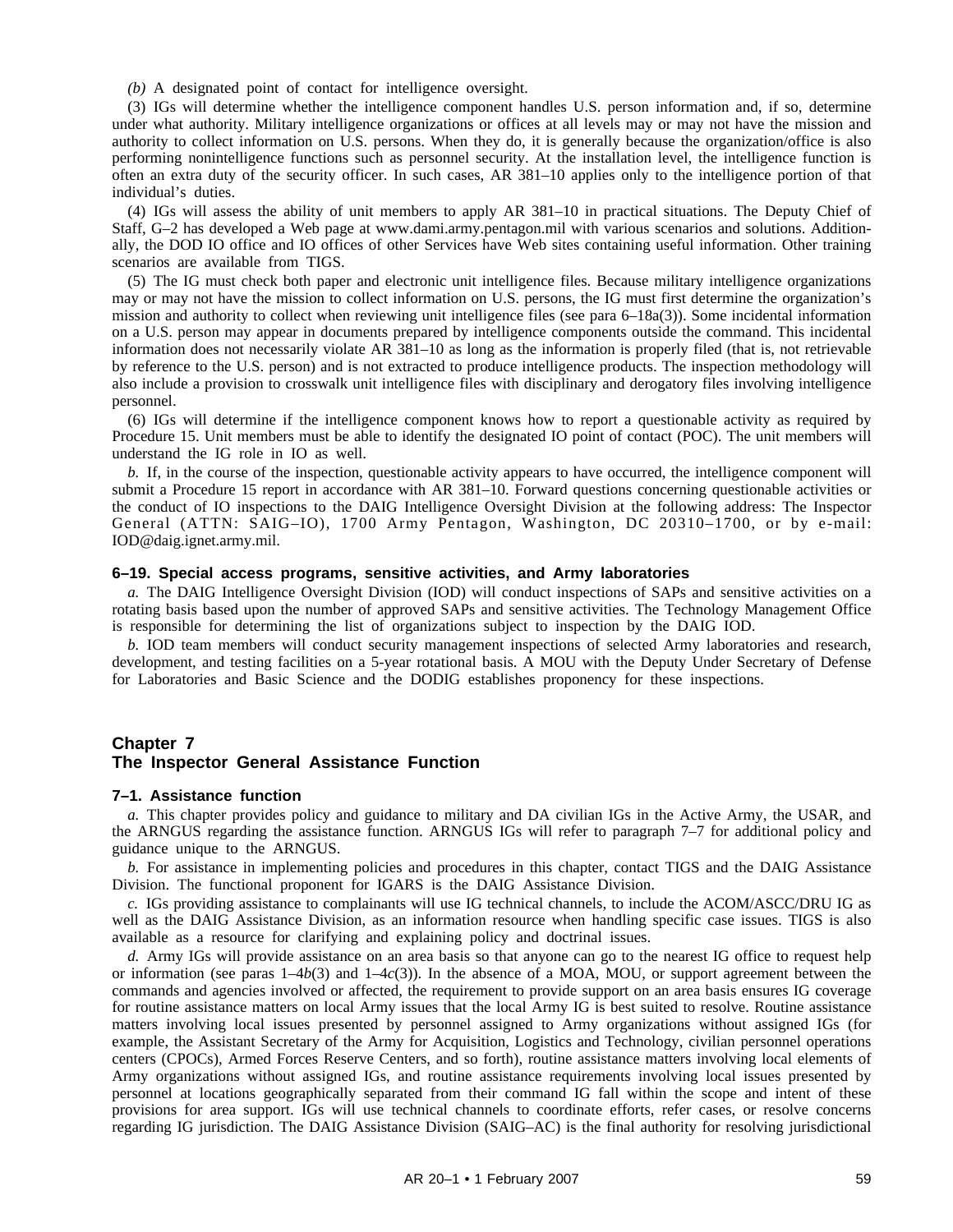*(b)* A designated point of contact for intelligence oversight.

(3) IGs will determine whether the intelligence component handles U.S. person information and, if so, determine under what authority. Military intelligence organizations or offices at all levels may or may not have the mission and authority to collect information on U.S. persons. When they do, it is generally because the organization/office is also performing nonintelligence functions such as personnel security. At the installation level, the intelligence function is often an extra duty of the security officer. In such cases, AR 381–10 applies only to the intelligence portion of that individual's duties.

(4) IGs will assess the ability of unit members to apply AR 381–10 in practical situations. The Deputy Chief of Staff, G–2 has developed a Web page at www.dami.army.pentagon.mil with various scenarios and solutions. Additionally, the DOD IO office and IO offices of other Services have Web sites containing useful information. Other training scenarios are available from TIGS.

(5) The IG must check both paper and electronic unit intelligence files. Because military intelligence organizations may or may not have the mission to collect information on U.S. persons, the IG must first determine the organization's mission and authority to collect when reviewing unit intelligence files (see para 6–18a(3)). Some incidental information on a U.S. person may appear in documents prepared by intelligence components outside the command. This incidental information does not necessarily violate AR 381–10 as long as the information is properly filed (that is, not retrievable by reference to the U.S. person) and is not extracted to produce intelligence products. The inspection methodology will also include a provision to crosswalk unit intelligence files with disciplinary and derogatory files involving intelligence personnel.

(6) IGs will determine if the intelligence component knows how to report a questionable activity as required by Procedure 15. Unit members must be able to identify the designated IO point of contact (POC). The unit members will understand the IG role in IO as well.

*b.* If, in the course of the inspection, questionable activity appears to have occurred, the intelligence component will submit a Procedure 15 report in accordance with AR 381–10. Forward questions concerning questionable activities or the conduct of IO inspections to the DAIG Intelligence Oversight Division at the following address: The Inspector General (ATTN: SAIG–IO), 1700 Army Pentagon, Washington, DC 20310–1700, or by e-mail: IOD@daig.ignet.army.mil.

### 6–19. Special access programs, sensitive activities, and Army laboratories

*a.* The DAIG Intelligence Oversight Division (IOD) will conduct inspections of SAPs and sensitive activities on a rotating basis based upon the number of approved SAPs and sensitive activities. The Technology Management Office is responsible for determining the list of organizations subject to inspection by the DAIG IOD.

*b.* IOD team members will conduct security management inspections of selected Army laboratories and research, development, and testing facilities on a 5-year rotational basis. A MOU with the Deputy Under Secretary of Defense for Laboratories and Basic Science and the DODIG establishes proponency for these inspections.

## Chapter 7
## The Inspector General Assistance Function

### 7–1. Assistance function

*a.* This chapter provides policy and guidance to military and DA civilian IGs in the Active Army, the USAR, and the ARNGUS regarding the assistance function. ARNGUS IGs will refer to paragraph 7–7 for additional policy and guidance unique to the ARNGUS.

*b.* For assistance in implementing policies and procedures in this chapter, contact TIGS and the DAIG Assistance Division. The functional proponent for IGARS is the DAIG Assistance Division.

*c.* IGs providing assistance to complainants will use IG technical channels, to include the ACOM/ASCC/DRU IG as well as the DAIG Assistance Division, as an information resource when handling specific case issues. TIGS is also available as a resource for clarifying and explaining policy and doctrinal issues.

*d.* Army IGs will provide assistance on an area basis so that anyone can go to the nearest IG office to request help or information (see paras 1–4*b*(3) and 1–4*c*(3)). In the absence of a MOA, MOU, or support agreement between the commands and agencies involved or affected, the requirement to provide support on an area basis ensures IG coverage for routine assistance matters on local Army issues that the local Army IG is best suited to resolve. Routine assistance matters involving local issues presented by personnel assigned to Army organizations without assigned IGs (for example, the Assistant Secretary of the Army for Acquisition, Logistics and Technology, civilian personnel operations centers (CPOCs), Armed Forces Reserve Centers, and so forth), routine assistance matters involving local elements of Army organizations without assigned IGs, and routine assistance requirements involving local issues presented by personnel at locations geographically separated from their command IG fall within the scope and intent of these provisions for area support. IGs will use technical channels to coordinate efforts, refer cases, or resolve concerns regarding IG jurisdiction. The DAIG Assistance Division (SAIG–AC) is the final authority for resolving jurisdictional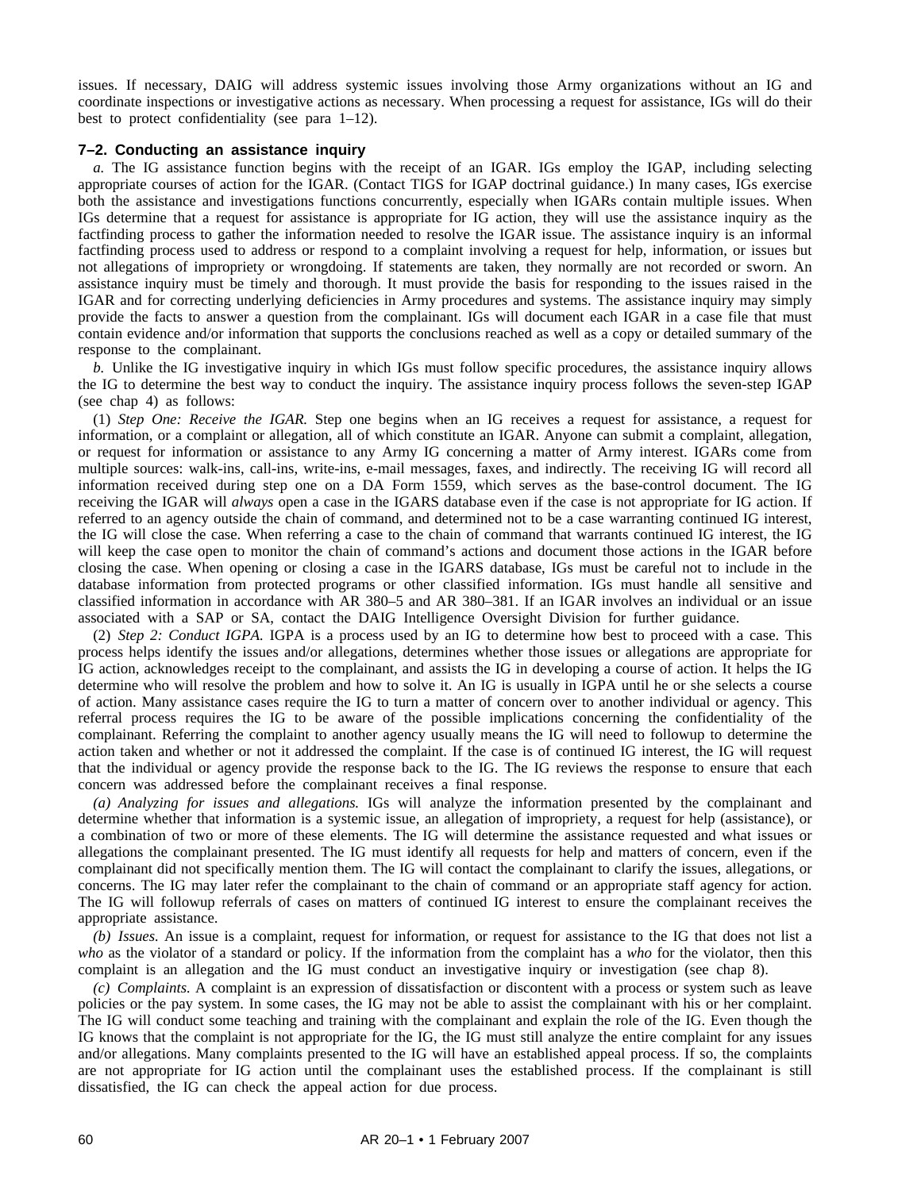issues. If necessary, DAIG will address systemic issues involving those Army organizations without an IG and coordinate inspections or investigative actions as necessary. When processing a request for assistance, IGs will do their best to protect confidentiality (see para 1–12).

### 7–2. Conducting an assistance inquiry

*a.* The IG assistance function begins with the receipt of an IGAR. IGs employ the IGAP, including selecting appropriate courses of action for the IGAR. (Contact TIGS for IGAP doctrinal guidance.) In many cases, IGs exercise both the assistance and investigations functions concurrently, especially when IGARs contain multiple issues. When IGs determine that a request for assistance is appropriate for IG action, they will use the assistance inquiry as the factfinding process to gather the information needed to resolve the IGAR issue. The assistance inquiry is an informal factfinding process used to address or respond to a complaint involving a request for help, information, or issues but not allegations of impropriety or wrongdoing. If statements are taken, they normally are not recorded or sworn. An assistance inquiry must be timely and thorough. It must provide the basis for responding to the issues raised in the IGAR and for correcting underlying deficiencies in Army procedures and systems. The assistance inquiry may simply provide the facts to answer a question from the complainant. IGs will document each IGAR in a case file that must contain evidence and/or information that supports the conclusions reached as well as a copy or detailed summary of the response to the complainant.

*b.* Unlike the IG investigative inquiry in which IGs must follow specific procedures, the assistance inquiry allows the IG to determine the best way to conduct the inquiry. The assistance inquiry process follows the seven-step IGAP (see chap 4) as follows:

(1) *Step One: Receive the IGAR.* Step one begins when an IG receives a request for assistance, a request for information, or a complaint or allegation, all of which constitute an IGAR. Anyone can submit a complaint, allegation, or request for information or assistance to any Army IG concerning a matter of Army interest. IGARs come from multiple sources: walk-ins, call-ins, write-ins, e-mail messages, faxes, and indirectly. The receiving IG will record all information received during step one on a DA Form 1559, which serves as the base-control document. The IG receiving the IGAR will *always* open a case in the IGARS database even if the case is not appropriate for IG action. If referred to an agency outside the chain of command, and determined not to be a case warranting continued IG interest, the IG will close the case. When referring a case to the chain of command that warrants continued IG interest, the IG will keep the case open to monitor the chain of command's actions and document those actions in the IGAR before closing the case. When opening or closing a case in the IGARS database, IGs must be careful not to include in the database information from protected programs or other classified information. IGs must handle all sensitive and classified information in accordance with AR 380–5 and AR 380–381. If an IGAR involves an individual or an issue associated with a SAP or SA, contact the DAIG Intelligence Oversight Division for further guidance.

(2) *Step 2: Conduct IGPA.* IGPA is a process used by an IG to determine how best to proceed with a case. This process helps identify the issues and/or allegations, determines whether those issues or allegations are appropriate for IG action, acknowledges receipt to the complainant, and assists the IG in developing a course of action. It helps the IG determine who will resolve the problem and how to solve it. An IG is usually in IGPA until he or she selects a course of action. Many assistance cases require the IG to turn a matter of concern over to another individual or agency. This referral process requires the IG to be aware of the possible implications concerning the confidentiality of the complainant. Referring the complaint to another agency usually means the IG will need to followup to determine the action taken and whether or not it addressed the complaint. If the case is of continued IG interest, the IG will request that the individual or agency provide the response back to the IG. The IG reviews the response to ensure that each concern was addressed before the complainant receives a final response.

*(a) Analyzing for issues and allegations.* IGs will analyze the information presented by the complainant and determine whether that information is a systemic issue, an allegation of impropriety, a request for help (assistance), or a combination of two or more of these elements. The IG will determine the assistance requested and what issues or allegations the complainant presented. The IG must identify all requests for help and matters of concern, even if the complainant did not specifically mention them. The IG will contact the complainant to clarify the issues, allegations, or concerns. The IG may later refer the complainant to the chain of command or an appropriate staff agency for action. The IG will followup referrals of cases on matters of continued IG interest to ensure the complainant receives the appropriate assistance.

*(b) Issues.* An issue is a complaint, request for information, or request for assistance to the IG that does not list a *who* as the violator of a standard or policy. If the information from the complaint has a *who* for the violator, then this complaint is an allegation and the IG must conduct an investigative inquiry or investigation (see chap 8).

*(c) Complaints.* A complaint is an expression of dissatisfaction or discontent with a process or system such as leave policies or the pay system. In some cases, the IG may not be able to assist the complainant with his or her complaint. The IG will conduct some teaching and training with the complainant and explain the role of the IG. Even though the IG knows that the complaint is not appropriate for the IG, the IG must still analyze the entire complaint for any issues and/or allegations. Many complaints presented to the IG will have an established appeal process. If so, the complaints are not appropriate for IG action until the complainant uses the established process. If the complainant is still dissatisfied, the IG can check the appeal action for due process.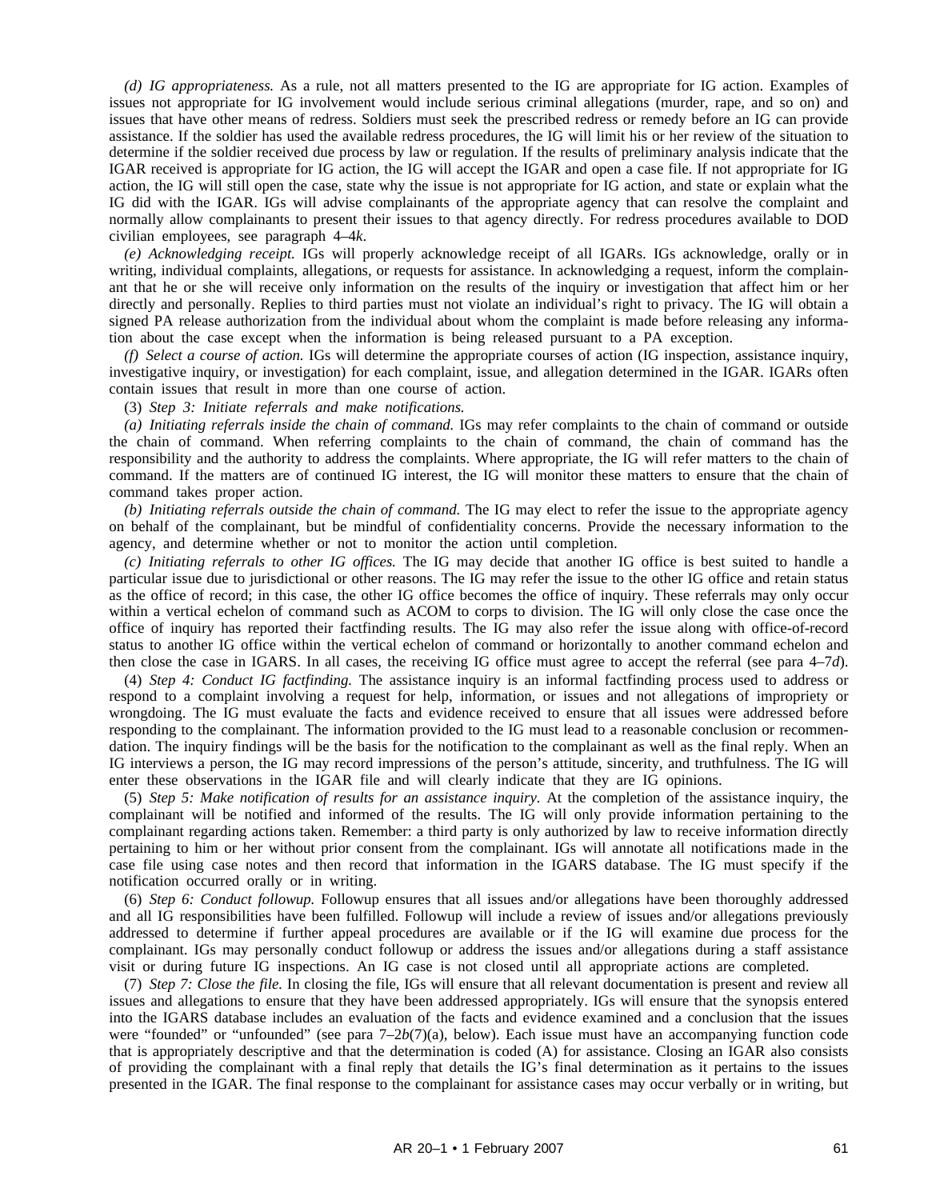*(d) IG appropriateness.* As a rule, not all matters presented to the IG are appropriate for IG action. Examples of issues not appropriate for IG involvement would include serious criminal allegations (murder, rape, and so on) and issues that have other means of redress. Soldiers must seek the prescribed redress or remedy before an IG can provide assistance. If the soldier has used the available redress procedures, the IG will limit his or her review of the situation to determine if the soldier received due process by law or regulation. If the results of preliminary analysis indicate that the IGAR received is appropriate for IG action, the IG will accept the IGAR and open a case file. If not appropriate for IG action, the IG will still open the case, state why the issue is not appropriate for IG action, and state or explain what the IG did with the IGAR. IGs will advise complainants of the appropriate agency that can resolve the complaint and normally allow complainants to present their issues to that agency directly. For redress procedures available to DOD civilian employees, see paragraph 4–4*k*.

*(e) Acknowledging receipt.* IGs will properly acknowledge receipt of all IGARs. IGs acknowledge, orally or in writing, individual complaints, allegations, or requests for assistance. In acknowledging a request, inform the complainant that he or she will receive only information on the results of the inquiry or investigation that affect him or her directly and personally. Replies to third parties must not violate an individual's right to privacy. The IG will obtain a signed PA release authorization from the individual about whom the complaint is made before releasing any information about the case except when the information is being released pursuant to a PA exception.

*(f) Select a course of action.* IGs will determine the appropriate courses of action (IG inspection, assistance inquiry, investigative inquiry, or investigation) for each complaint, issue, and allegation determined in the IGAR. IGARs often contain issues that result in more than one course of action.

(3) *Step 3: Initiate referrals and make notifications.*

*(a) Initiating referrals inside the chain of command.* IGs may refer complaints to the chain of command or outside the chain of command. When referring complaints to the chain of command, the chain of command has the responsibility and the authority to address the complaints. Where appropriate, the IG will refer matters to the chain of command. If the matters are of continued IG interest, the IG will monitor these matters to ensure that the chain of command takes proper action.

*(b) Initiating referrals outside the chain of command.* The IG may elect to refer the issue to the appropriate agency on behalf of the complainant, but be mindful of confidentiality concerns. Provide the necessary information to the agency, and determine whether or not to monitor the action until completion.

*(c) Initiating referrals to other IG offices.* The IG may decide that another IG office is best suited to handle a particular issue due to jurisdictional or other reasons. The IG may refer the issue to the other IG office and retain status as the office of record; in this case, the other IG office becomes the office of inquiry. These referrals may only occur within a vertical echelon of command such as ACOM to corps to division. The IG will only close the case once the office of inquiry has reported their factfinding results. The IG may also refer the issue along with office-of-record status to another IG office within the vertical echelon of command or horizontally to another command echelon and then close the case in IGARS. In all cases, the receiving IG office must agree to accept the referral (see para 4–7*d*).

(4) *Step 4: Conduct IG factfinding.* The assistance inquiry is an informal factfinding process used to address or respond to a complaint involving a request for help, information, or issues and not allegations of impropriety or wrongdoing. The IG must evaluate the facts and evidence received to ensure that all issues were addressed before responding to the complainant. The information provided to the IG must lead to a reasonable conclusion or recommendation. The inquiry findings will be the basis for the notification to the complainant as well as the final reply. When an IG interviews a person, the IG may record impressions of the person's attitude, sincerity, and truthfulness. The IG will enter these observations in the IGAR file and will clearly indicate that they are IG opinions.

(5) *Step 5: Make notification of results for an assistance inquiry.* At the completion of the assistance inquiry, the complainant will be notified and informed of the results. The IG will only provide information pertaining to the complainant regarding actions taken. Remember: a third party is only authorized by law to receive information directly pertaining to him or her without prior consent from the complainant. IGs will annotate all notifications made in the case file using case notes and then record that information in the IGARS database. The IG must specify if the notification occurred orally or in writing.

(6) *Step 6: Conduct followup.* Followup ensures that all issues and/or allegations have been thoroughly addressed and all IG responsibilities have been fulfilled. Followup will include a review of issues and/or allegations previously addressed to determine if further appeal procedures are available or if the IG will examine due process for the complainant. IGs may personally conduct followup or address the issues and/or allegations during a staff assistance visit or during future IG inspections. An IG case is not closed until all appropriate actions are completed.

(7) *Step 7: Close the file.* In closing the file, IGs will ensure that all relevant documentation is present and review all issues and allegations to ensure that they have been addressed appropriately. IGs will ensure that the synopsis entered into the IGARS database includes an evaluation of the facts and evidence examined and a conclusion that the issues were "founded" or "unfounded" (see para 7–2*b*(7)(a), below). Each issue must have an accompanying function code that is appropriately descriptive and that the determination is coded (A) for assistance. Closing an IGAR also consists of providing the complainant with a final reply that details the IG's final determination as it pertains to the issues presented in the IGAR. The final response to the complainant for assistance cases may occur verbally or in writing, but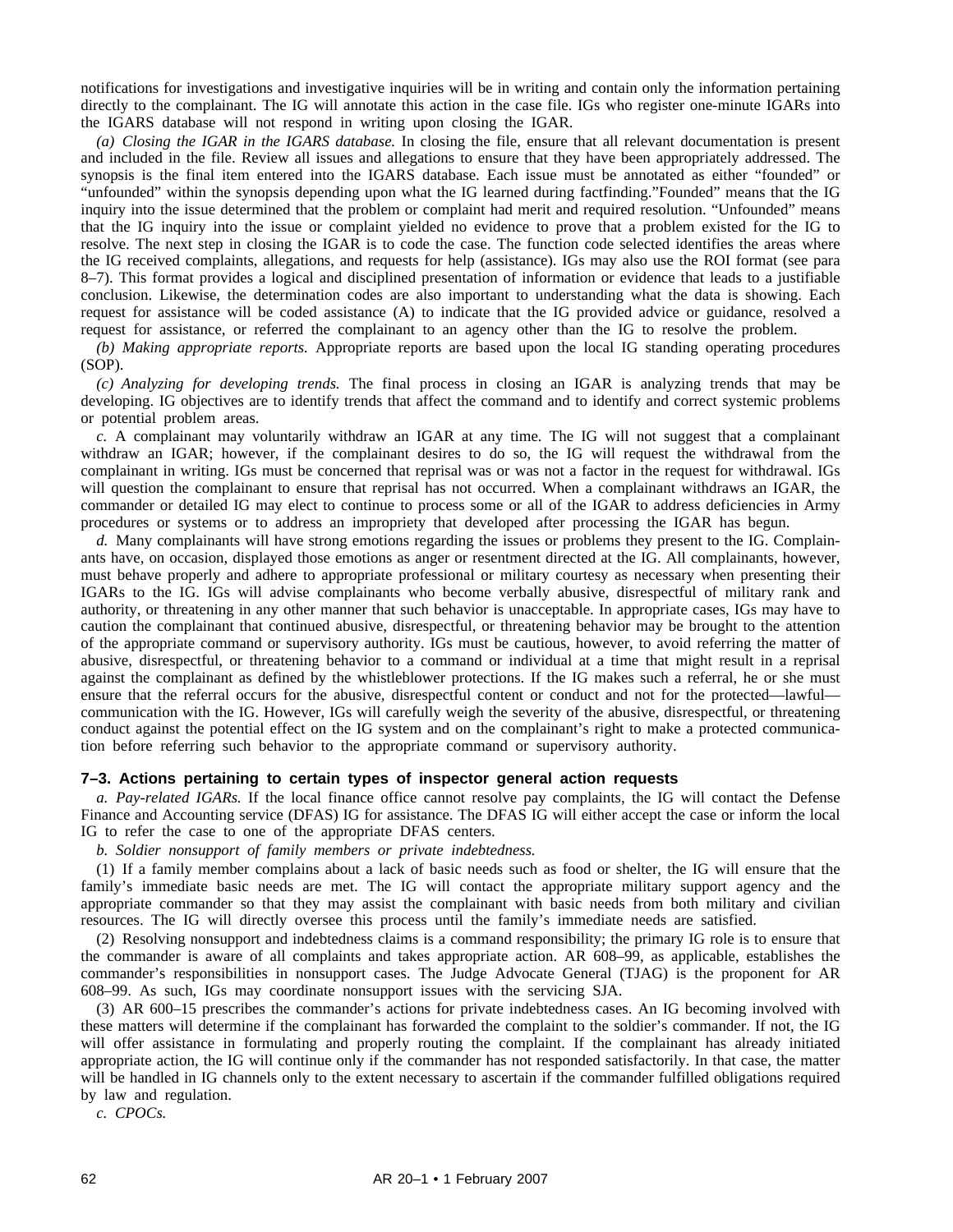notifications for investigations and investigative inquiries will be in writing and contain only the information pertaining directly to the complainant. The IG will annotate this action in the case file. IGs who register one-minute IGARs into the IGARS database will not respond in writing upon closing the IGAR.

*(a) Closing the IGAR in the IGARS database.* In closing the file, ensure that all relevant documentation is present and included in the file. Review all issues and allegations to ensure that they have been appropriately addressed. The synopsis is the final item entered into the IGARS database. Each issue must be annotated as either "founded" or "unfounded" within the synopsis depending upon what the IG learned during factfinding."Founded" means that the IG inquiry into the issue determined that the problem or complaint had merit and required resolution. "Unfounded" means that the IG inquiry into the issue or complaint yielded no evidence to prove that a problem existed for the IG to resolve. The next step in closing the IGAR is to code the case. The function code selected identifies the areas where the IG received complaints, allegations, and requests for help (assistance). IGs may also use the ROI format (see para 8–7). This format provides a logical and disciplined presentation of information or evidence that leads to a justifiable conclusion. Likewise, the determination codes are also important to understanding what the data is showing. Each request for assistance will be coded assistance (A) to indicate that the IG provided advice or guidance, resolved a request for assistance, or referred the complainant to an agency other than the IG to resolve the problem.

*(b) Making appropriate reports.* Appropriate reports are based upon the local IG standing operating procedures (SOP).

*(c) Analyzing for developing trends.* The final process in closing an IGAR is analyzing trends that may be developing. IG objectives are to identify trends that affect the command and to identify and correct systemic problems or potential problem areas.

*c.* A complainant may voluntarily withdraw an IGAR at any time. The IG will not suggest that a complainant withdraw an IGAR; however, if the complainant desires to do so, the IG will request the withdrawal from the complainant in writing. IGs must be concerned that reprisal was or was not a factor in the request for withdrawal. IGs will question the complainant to ensure that reprisal has not occurred. When a complainant withdraws an IGAR, the commander or detailed IG may elect to continue to process some or all of the IGAR to address deficiencies in Army procedures or systems or to address an impropriety that developed after processing the IGAR has begun.

*d.* Many complainants will have strong emotions regarding the issues or problems they present to the IG. Complainants have, on occasion, displayed those emotions as anger or resentment directed at the IG. All complainants, however, must behave properly and adhere to appropriate professional or military courtesy as necessary when presenting their IGARs to the IG. IGs will advise complainants who become verbally abusive, disrespectful of military rank and authority, or threatening in any other manner that such behavior is unacceptable. In appropriate cases, IGs may have to caution the complainant that continued abusive, disrespectful, or threatening behavior may be brought to the attention of the appropriate command or supervisory authority. IGs must be cautious, however, to avoid referring the matter of abusive, disrespectful, or threatening behavior to a command or individual at a time that might result in a reprisal against the complainant as defined by the whistleblower protections. If the IG makes such a referral, he or she must ensure that the referral occurs for the abusive, disrespectful content or conduct and not for the protected—lawful—communication with the IG. However, IGs will carefully weigh the severity of the abusive, disrespectful, or threatening conduct against the potential effect on the IG system and on the complainant's right to make a protected communication before referring such behavior to the appropriate command or supervisory authority.

### 7–3. Actions pertaining to certain types of inspector general action requests

*a. Pay-related IGARs.* If the local finance office cannot resolve pay complaints, the IG will contact the Defense Finance and Accounting service (DFAS) IG for assistance. The DFAS IG will either accept the case or inform the local IG to refer the case to one of the appropriate DFAS centers.

*b. Soldier nonsupport of family members or private indebtedness.*

(1) If a family member complains about a lack of basic needs such as food or shelter, the IG will ensure that the family's immediate basic needs are met. The IG will contact the appropriate military support agency and the appropriate commander so that they may assist the complainant with basic needs from both military and civilian resources. The IG will directly oversee this process until the family's immediate needs are satisfied.

(2) Resolving nonsupport and indebtedness claims is a command responsibility; the primary IG role is to ensure that the commander is aware of all complaints and takes appropriate action. AR 608–99, as applicable, establishes the commander's responsibilities in nonsupport cases. The Judge Advocate General (TJAG) is the proponent for AR 608–99. As such, IGs may coordinate nonsupport issues with the servicing SJA.

(3) AR 600–15 prescribes the commander's actions for private indebtedness cases. An IG becoming involved with these matters will determine if the complainant has forwarded the complaint to the soldier's commander. If not, the IG will offer assistance in formulating and properly routing the complaint. If the complainant has already initiated appropriate action, the IG will continue only if the commander has not responded satisfactorily. In that case, the matter will be handled in IG channels only to the extent necessary to ascertain if the commander fulfilled obligations required by law and regulation.

*c. CPOCs.*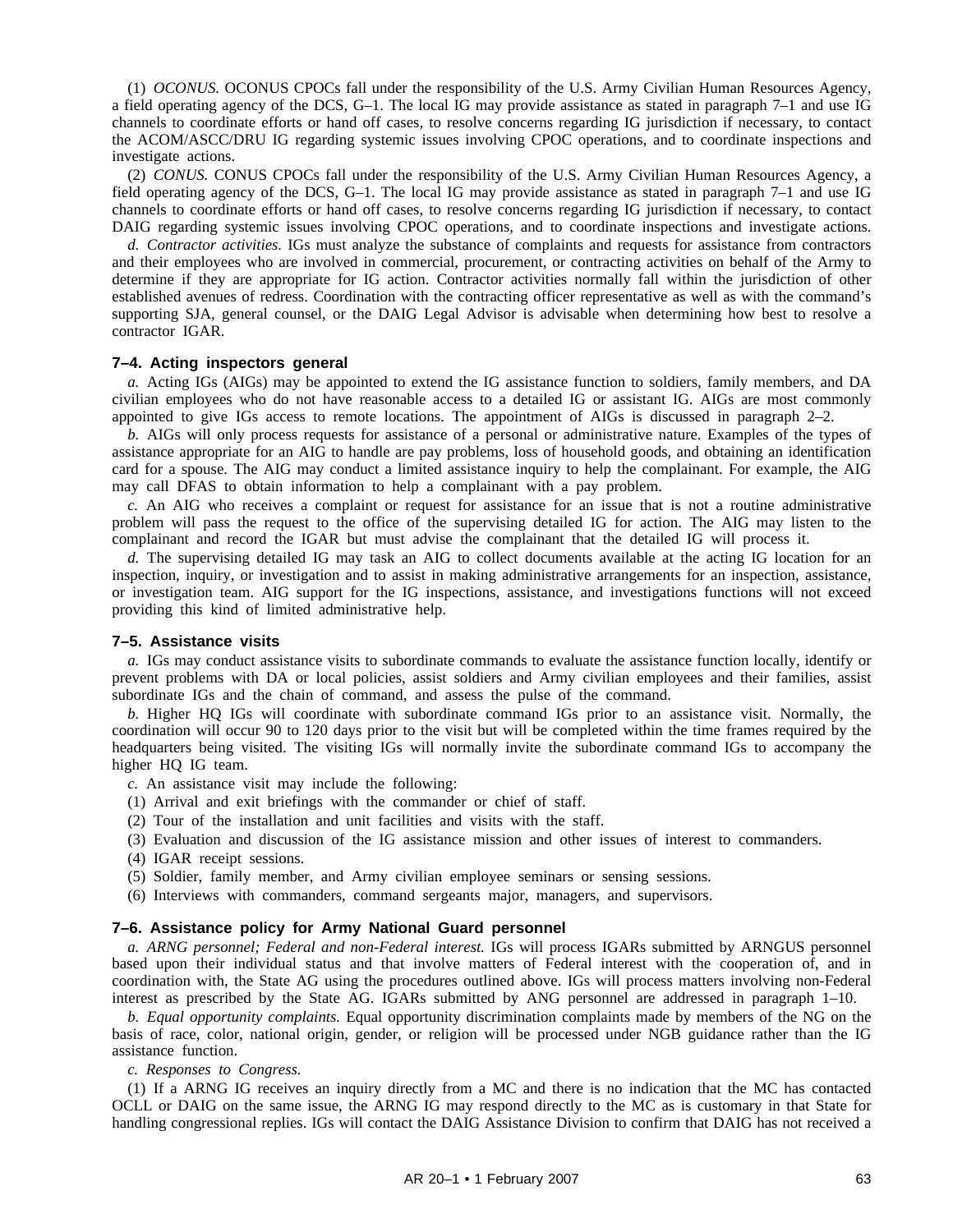(1) *OCONUS.* OCONUS CPOCs fall under the responsibility of the U.S. Army Civilian Human Resources Agency, a field operating agency of the DCS, G–1. The local IG may provide assistance as stated in paragraph 7–1 and use IG channels to coordinate efforts or hand off cases, to resolve concerns regarding IG jurisdiction if necessary, to contact the ACOM/ASCC/DRU IG regarding systemic issues involving CPOC operations, and to coordinate inspections and investigate actions.

(2) *CONUS.* CONUS CPOCs fall under the responsibility of the U.S. Army Civilian Human Resources Agency, a field operating agency of the DCS, G–1. The local IG may provide assistance as stated in paragraph 7–1 and use IG channels to coordinate efforts or hand off cases, to resolve concerns regarding IG jurisdiction if necessary, to contact DAIG regarding systemic issues involving CPOC operations, and to coordinate inspections and investigate actions.

*d. Contractor activities.* IGs must analyze the substance of complaints and requests for assistance from contractors and their employees who are involved in commercial, procurement, or contracting activities on behalf of the Army to determine if they are appropriate for IG action. Contractor activities normally fall within the jurisdiction of other established avenues of redress. Coordination with the contracting officer representative as well as with the command's supporting SJA, general counsel, or the DAIG Legal Advisor is advisable when determining how best to resolve a contractor IGAR.

### 7–4. Acting inspectors general

*a.* Acting IGs (AIGs) may be appointed to extend the IG assistance function to soldiers, family members, and DA civilian employees who do not have reasonable access to a detailed IG or assistant IG. AIGs are most commonly appointed to give IGs access to remote locations. The appointment of AIGs is discussed in paragraph 2–2.

*b.* AIGs will only process requests for assistance of a personal or administrative nature. Examples of the types of assistance appropriate for an AIG to handle are pay problems, loss of household goods, and obtaining an identification card for a spouse. The AIG may conduct a limited assistance inquiry to help the complainant. For example, the AIG may call DFAS to obtain information to help a complainant with a pay problem.

*c.* An AIG who receives a complaint or request for assistance for an issue that is not a routine administrative problem will pass the request to the office of the supervising detailed IG for action. The AIG may listen to the complainant and record the IGAR but must advise the complainant that the detailed IG will process it.

*d.* The supervising detailed IG may task an AIG to collect documents available at the acting IG location for an inspection, inquiry, or investigation and to assist in making administrative arrangements for an inspection, assistance, or investigation team. AIG support for the IG inspections, assistance, and investigations functions will not exceed providing this kind of limited administrative help.

### 7–5. Assistance visits

*a.* IGs may conduct assistance visits to subordinate commands to evaluate the assistance function locally, identify or prevent problems with DA or local policies, assist soldiers and Army civilian employees and their families, assist subordinate IGs and the chain of command, and assess the pulse of the command.

*b.* Higher HQ IGs will coordinate with subordinate command IGs prior to an assistance visit. Normally, the coordination will occur 90 to 120 days prior to the visit but will be completed within the time frames required by the headquarters being visited. The visiting IGs will normally invite the subordinate command IGs to accompany the higher HQ IG team.

*c.* An assistance visit may include the following:

(1) Arrival and exit briefings with the commander or chief of staff.

(2) Tour of the installation and unit facilities and visits with the staff.

(3) Evaluation and discussion of the IG assistance mission and other issues of interest to commanders.

(4) IGAR receipt sessions.

(5) Soldier, family member, and Army civilian employee seminars or sensing sessions.

(6) Interviews with commanders, command sergeants major, managers, and supervisors.

### 7–6. Assistance policy for Army National Guard personnel

*a. ARNG personnel; Federal and non-Federal interest.* IGs will process IGARs submitted by ARNGUS personnel based upon their individual status and that involve matters of Federal interest with the cooperation of, and in coordination with, the State AG using the procedures outlined above. IGs will process matters involving non-Federal interest as prescribed by the State AG. IGARs submitted by ANG personnel are addressed in paragraph 1–10.

*b. Equal opportunity complaints.* Equal opportunity discrimination complaints made by members of the NG on the basis of race, color, national origin, gender, or religion will be processed under NGB guidance rather than the IG assistance function.

*c. Responses to Congress.*

(1) If a ARNG IG receives an inquiry directly from a MC and there is no indication that the MC has contacted OCLL or DAIG on the same issue, the ARNG IG may respond directly to the MC as is customary in that State for handling congressional replies. IGs will contact the DAIG Assistance Division to confirm that DAIG has not received a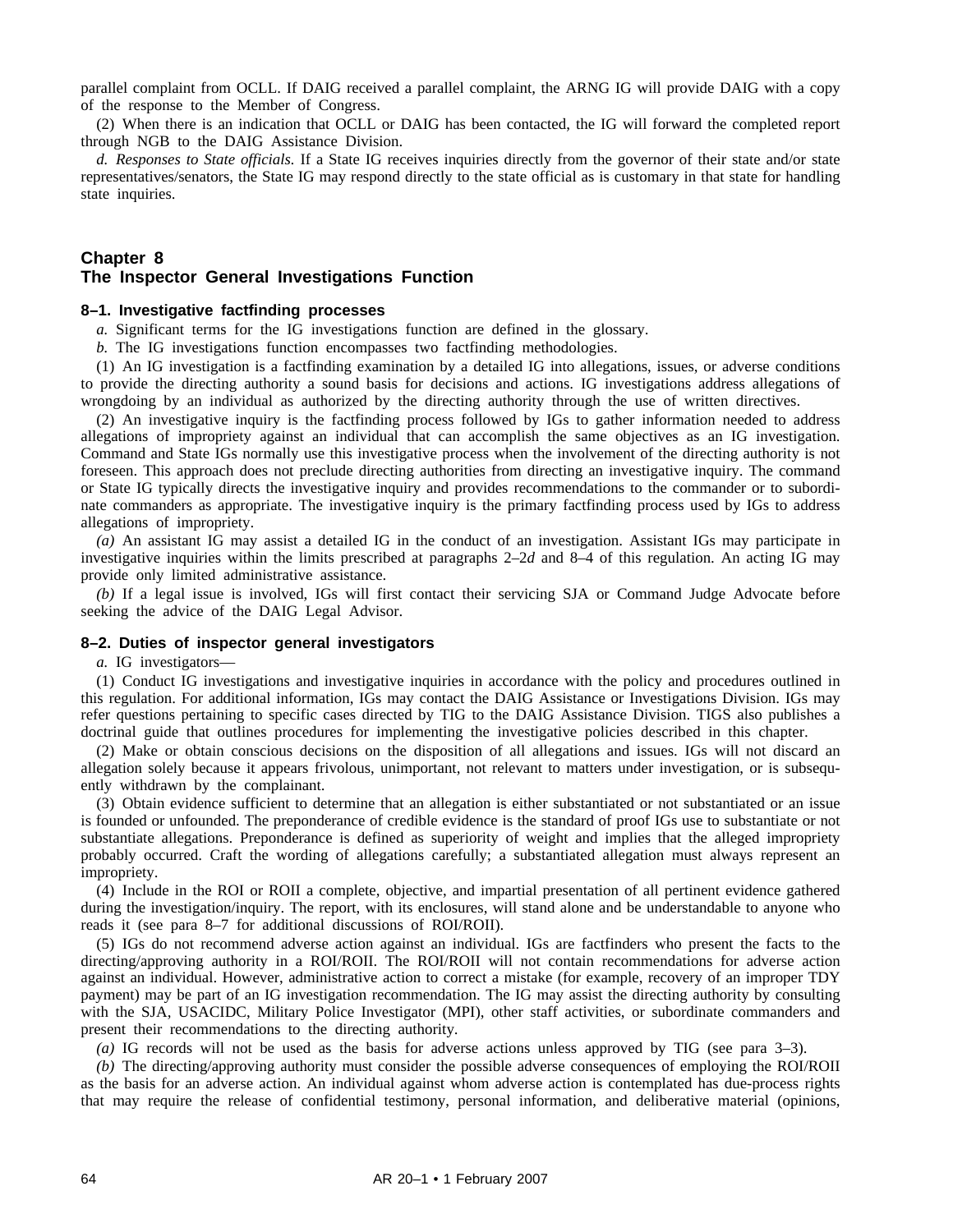parallel complaint from OCLL. If DAIG received a parallel complaint, the ARNG IG will provide DAIG with a copy of the response to the Member of Congress.

(2) When there is an indication that OCLL or DAIG has been contacted, the IG will forward the completed report through NGB to the DAIG Assistance Division.

*d. Responses to State officials.* If a State IG receives inquiries directly from the governor of their state and/or state representatives/senators, the State IG may respond directly to the state official as is customary in that state for handling state inquiries.

# Chapter 8
# The Inspector General Investigations Function

### 8–1. Investigative factfinding processes

*a.* Significant terms for the IG investigations function are defined in the glossary.

*b.* The IG investigations function encompasses two factfinding methodologies.

(1) An IG investigation is a factfinding examination by a detailed IG into allegations, issues, or adverse conditions to provide the directing authority a sound basis for decisions and actions. IG investigations address allegations of wrongdoing by an individual as authorized by the directing authority through the use of written directives.

(2) An investigative inquiry is the factfinding process followed by IGs to gather information needed to address allegations of impropriety against an individual that can accomplish the same objectives as an IG investigation. Command and State IGs normally use this investigative process when the involvement of the directing authority is not foreseen. This approach does not preclude directing authorities from directing an investigative inquiry. The command or State IG typically directs the investigative inquiry and provides recommendations to the commander or to subordinate commanders as appropriate. The investigative inquiry is the primary factfinding process used by IGs to address allegations of impropriety.

*(a)* An assistant IG may assist a detailed IG in the conduct of an investigation. Assistant IGs may participate in investigative inquiries within the limits prescribed at paragraphs 2–2*d* and 8–4 of this regulation. An acting IG may provide only limited administrative assistance.

*(b)* If a legal issue is involved, IGs will first contact their servicing SJA or Command Judge Advocate before seeking the advice of the DAIG Legal Advisor.

### 8–2. Duties of inspector general investigators

*a.* IG investigators—

(1) Conduct IG investigations and investigative inquiries in accordance with the policy and procedures outlined in this regulation. For additional information, IGs may contact the DAIG Assistance or Investigations Division. IGs may refer questions pertaining to specific cases directed by TIG to the DAIG Assistance Division. TIGS also publishes a doctrinal guide that outlines procedures for implementing the investigative policies described in this chapter.

(2) Make or obtain conscious decisions on the disposition of all allegations and issues. IGs will not discard an allegation solely because it appears frivolous, unimportant, not relevant to matters under investigation, or is subsequently withdrawn by the complainant.

(3) Obtain evidence sufficient to determine that an allegation is either substantiated or not substantiated or an issue is founded or unfounded. The preponderance of credible evidence is the standard of proof IGs use to substantiate or not substantiate allegations. Preponderance is defined as superiority of weight and implies that the alleged impropriety probably occurred. Craft the wording of allegations carefully; a substantiated allegation must always represent an impropriety.

(4) Include in the ROI or ROII a complete, objective, and impartial presentation of all pertinent evidence gathered during the investigation/inquiry. The report, with its enclosures, will stand alone and be understandable to anyone who reads it (see para 8–7 for additional discussions of ROI/ROII).

(5) IGs do not recommend adverse action against an individual. IGs are factfinders who present the facts to the directing/approving authority in a ROI/ROII. The ROI/ROII will not contain recommendations for adverse action against an individual. However, administrative action to correct a mistake (for example, recovery of an improper TDY payment) may be part of an IG investigation recommendation. The IG may assist the directing authority by consulting with the SJA, USACIDC, Military Police Investigator (MPI), other staff activities, or subordinate commanders and present their recommendations to the directing authority.

*(a)* IG records will not be used as the basis for adverse actions unless approved by TIG (see para 3–3).

*(b)* The directing/approving authority must consider the possible adverse consequences of employing the ROI/ROII as the basis for an adverse action. An individual against whom adverse action is contemplated has due-process rights that may require the release of confidential testimony, personal information, and deliberative material (opinions,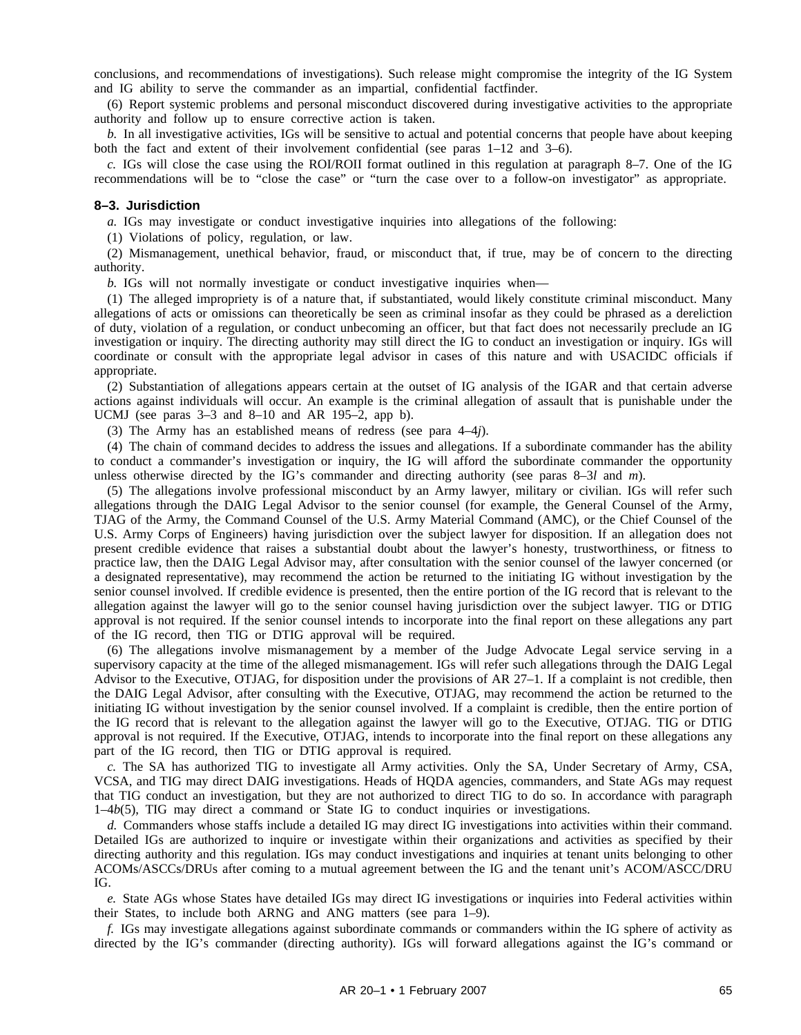conclusions, and recommendations of investigations). Such release might compromise the integrity of the IG System and IG ability to serve the commander as an impartial, confidential factfinder.

(6) Report systemic problems and personal misconduct discovered during investigative activities to the appropriate authority and follow up to ensure corrective action is taken.

*b.* In all investigative activities, IGs will be sensitive to actual and potential concerns that people have about keeping both the fact and extent of their involvement confidential (see paras 1–12 and 3–6).

*c.* IGs will close the case using the ROI/ROII format outlined in this regulation at paragraph 8–7. One of the IG recommendations will be to "close the case" or "turn the case over to a follow-on investigator" as appropriate.

### 8–3. Jurisdiction

*a.* IGs may investigate or conduct investigative inquiries into allegations of the following:

(1) Violations of policy, regulation, or law.

(2) Mismanagement, unethical behavior, fraud, or misconduct that, if true, may be of concern to the directing authority.

*b.* IGs will not normally investigate or conduct investigative inquiries when—

(1) The alleged impropriety is of a nature that, if substantiated, would likely constitute criminal misconduct. Many allegations of acts or omissions can theoretically be seen as criminal insofar as they could be phrased as a dereliction of duty, violation of a regulation, or conduct unbecoming an officer, but that fact does not necessarily preclude an IG investigation or inquiry. The directing authority may still direct the IG to conduct an investigation or inquiry. IGs will coordinate or consult with the appropriate legal advisor in cases of this nature and with USACIDC officials if appropriate.

(2) Substantiation of allegations appears certain at the outset of IG analysis of the IGAR and that certain adverse actions against individuals will occur. An example is the criminal allegation of assault that is punishable under the UCMJ (see paras 3–3 and 8–10 and AR 195–2, app b).

(3) The Army has an established means of redress (see para 4–4*j*).

(4) The chain of command decides to address the issues and allegations. If a subordinate commander has the ability to conduct a commander's investigation or inquiry, the IG will afford the subordinate commander the opportunity unless otherwise directed by the IG's commander and directing authority (see paras 8–3*l* and *m*).

(5) The allegations involve professional misconduct by an Army lawyer, military or civilian. IGs will refer such allegations through the DAIG Legal Advisor to the senior counsel (for example, the General Counsel of the Army, TJAG of the Army, the Command Counsel of the U.S. Army Material Command (AMC), or the Chief Counsel of the U.S. Army Corps of Engineers) having jurisdiction over the subject lawyer for disposition. If an allegation does not present credible evidence that raises a substantial doubt about the lawyer's honesty, trustworthiness, or fitness to practice law, then the DAIG Legal Advisor may, after consultation with the senior counsel of the lawyer concerned (or a designated representative), may recommend the action be returned to the initiating IG without investigation by the senior counsel involved. If credible evidence is presented, then the entire portion of the IG record that is relevant to the allegation against the lawyer will go to the senior counsel having jurisdiction over the subject lawyer. TIG or DTIG approval is not required. If the senior counsel intends to incorporate into the final report on these allegations any part of the IG record, then TIG or DTIG approval will be required.

(6) The allegations involve mismanagement by a member of the Judge Advocate Legal service serving in a supervisory capacity at the time of the alleged mismanagement. IGs will refer such allegations through the DAIG Legal Advisor to the Executive, OTJAG, for disposition under the provisions of AR 27–1. If a complaint is not credible, then the DAIG Legal Advisor, after consulting with the Executive, OTJAG, may recommend the action be returned to the initiating IG without investigation by the senior counsel involved. If a complaint is credible, then the entire portion of the IG record that is relevant to the allegation against the lawyer will go to the Executive, OTJAG. TIG or DTIG approval is not required. If the Executive, OTJAG, intends to incorporate into the final report on these allegations any part of the IG record, then TIG or DTIG approval is required.

*c.* The SA has authorized TIG to investigate all Army activities. Only the SA, Under Secretary of Army, CSA, VCSA, and TIG may direct DAIG investigations. Heads of HQDA agencies, commanders, and State AGs may request that TIG conduct an investigation, but they are not authorized to direct TIG to do so. In accordance with paragraph 1–4*b*(5), TIG may direct a command or State IG to conduct inquiries or investigations.

*d.* Commanders whose staffs include a detailed IG may direct IG investigations into activities within their command. Detailed IGs are authorized to inquire or investigate within their organizations and activities as specified by their directing authority and this regulation. IGs may conduct investigations and inquiries at tenant units belonging to other ACOMs/ASCCs/DRUs after coming to a mutual agreement between the IG and the tenant unit's ACOM/ASCC/DRU IG.

*e.* State AGs whose States have detailed IGs may direct IG investigations or inquiries into Federal activities within their States, to include both ARNG and ANG matters (see para 1–9).

*f.* IGs may investigate allegations against subordinate commands or commanders within the IG sphere of activity as directed by the IG's commander (directing authority). IGs will forward allegations against the IG's command or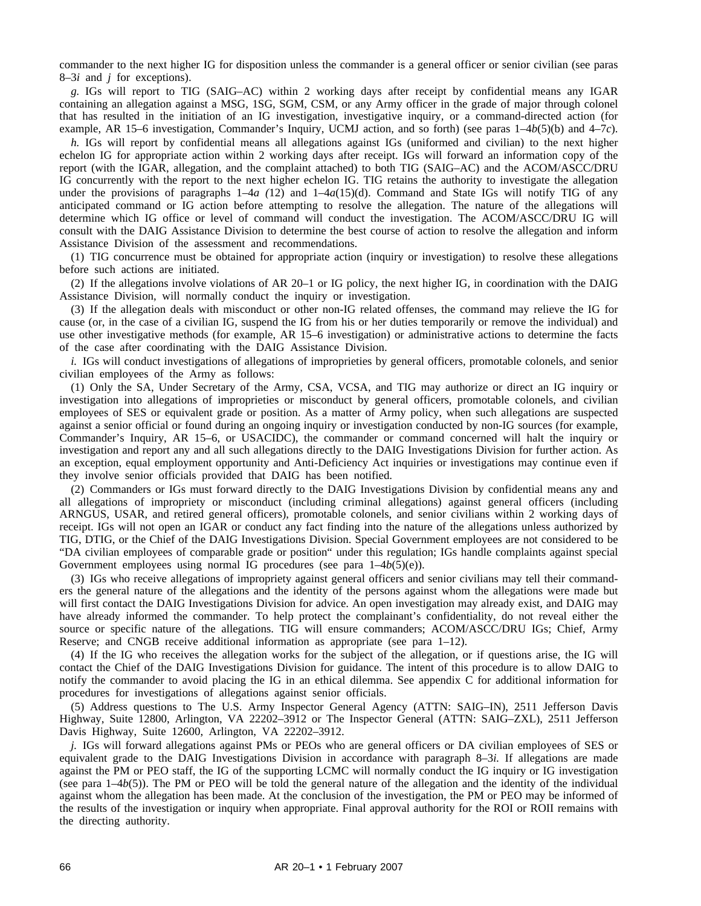commander to the next higher IG for disposition unless the commander is a general officer or senior civilian (see paras 8–3*i* and *j* for exceptions).

*g.* IGs will report to TIG (SAIG–AC) within 2 working days after receipt by confidential means any IGAR containing an allegation against a MSG, 1SG, SGM, CSM, or any Army officer in the grade of major through colonel that has resulted in the initiation of an IG investigation, investigative inquiry, or a command-directed action (for example, AR 15–6 investigation, Commander's Inquiry, UCMJ action, and so forth) (see paras 1–4*b*(5)(b) and 4–7*c*).

*h.* IGs will report by confidential means all allegations against IGs (uniformed and civilian) to the next higher echelon IG for appropriate action within 2 working days after receipt. IGs will forward an information copy of the report (with the IGAR, allegation, and the complaint attached) to both TIG (SAIG–AC) and the ACOM/ASCC/DRU IG concurrently with the report to the next higher echelon IG. TIG retains the authority to investigate the allegation under the provisions of paragraphs 1–4*a* (12) and 1–4*a*(15)(d). Command and State IGs will notify TIG of any anticipated command or IG action before attempting to resolve the allegation. The nature of the allegations will determine which IG office or level of command will conduct the investigation. The ACOM/ASCC/DRU IG will consult with the DAIG Assistance Division to determine the best course of action to resolve the allegation and inform Assistance Division of the assessment and recommendations.

(1) TIG concurrence must be obtained for appropriate action (inquiry or investigation) to resolve these allegations before such actions are initiated.

(2) If the allegations involve violations of AR 20–1 or IG policy, the next higher IG, in coordination with the DAIG Assistance Division, will normally conduct the inquiry or investigation.

(3) If the allegation deals with misconduct or other non-IG related offenses, the command may relieve the IG for cause (or, in the case of a civilian IG, suspend the IG from his or her duties temporarily or remove the individual) and use other investigative methods (for example, AR 15–6 investigation) or administrative actions to determine the facts of the case after coordinating with the DAIG Assistance Division.

*i.* IGs will conduct investigations of allegations of improprieties by general officers, promotable colonels, and senior civilian employees of the Army as follows:

(1) Only the SA, Under Secretary of the Army, CSA, VCSA, and TIG may authorize or direct an IG inquiry or investigation into allegations of improprieties or misconduct by general officers, promotable colonels, and civilian employees of SES or equivalent grade or position. As a matter of Army policy, when such allegations are suspected against a senior official or found during an ongoing inquiry or investigation conducted by non-IG sources (for example, Commander's Inquiry, AR 15–6, or USACIDC), the commander or command concerned will halt the inquiry or investigation and report any and all such allegations directly to the DAIG Investigations Division for further action. As an exception, equal employment opportunity and Anti-Deficiency Act inquiries or investigations may continue even if they involve senior officials provided that DAIG has been notified.

(2) Commanders or IGs must forward directly to the DAIG Investigations Division by confidential means any and all allegations of impropriety or misconduct (including criminal allegations) against general officers (including ARNGUS, USAR, and retired general officers), promotable colonels, and senior civilians within 2 working days of receipt. IGs will not open an IGAR or conduct any fact finding into the nature of the allegations unless authorized by TIG, DTIG, or the Chief of the DAIG Investigations Division. Special Government employees are not considered to be "DA civilian employees of comparable grade or position" under this regulation; IGs handle complaints against special Government employees using normal IG procedures (see para 1–4*b*(5)(e)).

(3) IGs who receive allegations of impropriety against general officers and senior civilians may tell their commanders the general nature of the allegations and the identity of the persons against whom the allegations were made but will first contact the DAIG Investigations Division for advice. An open investigation may already exist, and DAIG may have already informed the commander. To help protect the complainant's confidentiality, do not reveal either the source or specific nature of the allegations. TIG will ensure commanders; ACOM/ASCC/DRU IGs; Chief, Army Reserve; and CNGB receive additional information as appropriate (see para 1–12).

(4) If the IG who receives the allegation works for the subject of the allegation, or if questions arise, the IG will contact the Chief of the DAIG Investigations Division for guidance. The intent of this procedure is to allow DAIG to notify the commander to avoid placing the IG in an ethical dilemma. See appendix C for additional information for procedures for investigations of allegations against senior officials.

(5) Address questions to The U.S. Army Inspector General Agency (ATTN: SAIG–IN), 2511 Jefferson Davis Highway, Suite 12800, Arlington, VA 22202–3912 or The Inspector General (ATTN: SAIG–ZXL), 2511 Jefferson Davis Highway, Suite 12600, Arlington, VA 22202–3912.

*j.* IGs will forward allegations against PMs or PEOs who are general officers or DA civilian employees of SES or equivalent grade to the DAIG Investigations Division in accordance with paragraph 8–3*i*. If allegations are made against the PM or PEO staff, the IG of the supporting LCMC will normally conduct the IG inquiry or IG investigation (see para 1–4*b*(5)). The PM or PEO will be told the general nature of the allegation and the identity of the individual against whom the allegation has been made. At the conclusion of the investigation, the PM or PEO may be informed of the results of the investigation or inquiry when appropriate. Final approval authority for the ROI or ROII remains with the directing authority.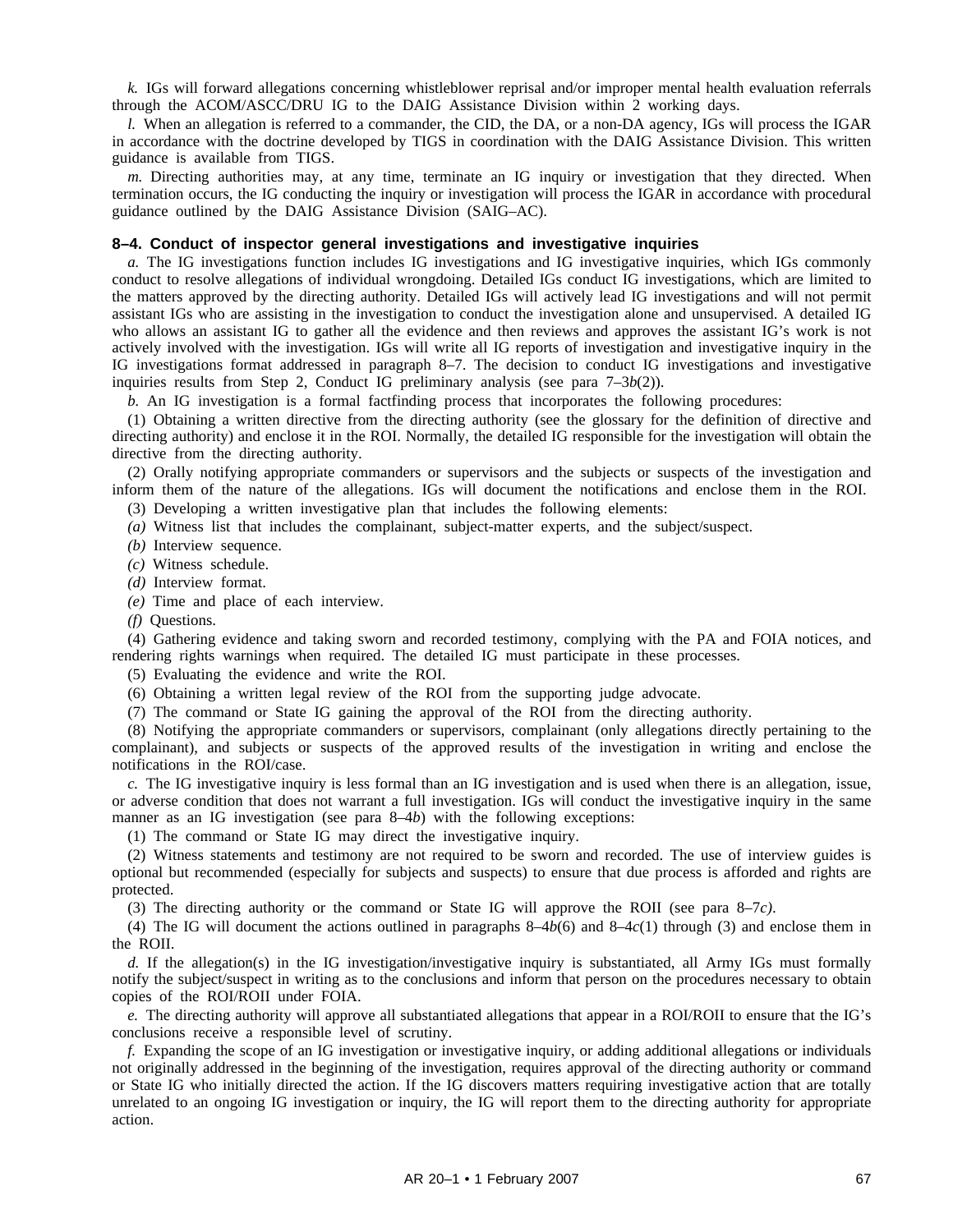*k.* IGs will forward allegations concerning whistleblower reprisal and/or improper mental health evaluation referrals through the ACOM/ASCC/DRU IG to the DAIG Assistance Division within 2 working days.

*l.* When an allegation is referred to a commander, the CID, the DA, or a non-DA agency, IGs will process the IGAR in accordance with the doctrine developed by TIGS in coordination with the DAIG Assistance Division. This written guidance is available from TIGS.

*m.* Directing authorities may, at any time, terminate an IG inquiry or investigation that they directed. When termination occurs, the IG conducting the inquiry or investigation will process the IGAR in accordance with procedural guidance outlined by the DAIG Assistance Division (SAIG–AC).

**8–4. Conduct of inspector general investigations and investigative inquiries**

*a.* The IG investigations function includes IG investigations and IG investigative inquiries, which IGs commonly conduct to resolve allegations of individual wrongdoing. Detailed IGs conduct IG investigations, which are limited to the matters approved by the directing authority. Detailed IGs will actively lead IG investigations and will not permit assistant IGs who are assisting in the investigation to conduct the investigation alone and unsupervised. A detailed IG who allows an assistant IG to gather all the evidence and then reviews and approves the assistant IG's work is not actively involved with the investigation. IGs will write all IG reports of investigation and investigative inquiry in the IG investigations format addressed in paragraph 8–7. The decision to conduct IG investigations and investigative inquiries results from Step 2, Conduct IG preliminary analysis (see para 7–3*b*(2)).

*b.* An IG investigation is a formal factfinding process that incorporates the following procedures:

(1) Obtaining a written directive from the directing authority (see the glossary for the definition of directive and directing authority) and enclose it in the ROI. Normally, the detailed IG responsible for the investigation will obtain the directive from the directing authority.

(2) Orally notifying appropriate commanders or supervisors and the subjects or suspects of the investigation and inform them of the nature of the allegations. IGs will document the notifications and enclose them in the ROI.

(3) Developing a written investigative plan that includes the following elements:

*(a)* Witness list that includes the complainant, subject-matter experts, and the subject/suspect.

*(b)* Interview sequence.

*(c)* Witness schedule.

*(d)* Interview format.

*(e)* Time and place of each interview.

*(f)* Questions.

(4) Gathering evidence and taking sworn and recorded testimony, complying with the PA and FOIA notices, and rendering rights warnings when required. The detailed IG must participate in these processes.

(5) Evaluating the evidence and write the ROI.

(6) Obtaining a written legal review of the ROI from the supporting judge advocate.

(7) The command or State IG gaining the approval of the ROI from the directing authority.

(8) Notifying the appropriate commanders or supervisors, complainant (only allegations directly pertaining to the complainant), and subjects or suspects of the approved results of the investigation in writing and enclose the notifications in the ROI/case.

*c.* The IG investigative inquiry is less formal than an IG investigation and is used when there is an allegation, issue, or adverse condition that does not warrant a full investigation. IGs will conduct the investigative inquiry in the same manner as an IG investigation (see para 8–4*b*) with the following exceptions:

(1) The command or State IG may direct the investigative inquiry.

(2) Witness statements and testimony are not required to be sworn and recorded. The use of interview guides is optional but recommended (especially for subjects and suspects) to ensure that due process is afforded and rights are protected.

(3) The directing authority or the command or State IG will approve the ROII (see para 8–7*c)*.

(4) The IG will document the actions outlined in paragraphs 8–4*b*(6) and 8–4*c*(1) through (3) and enclose them in the ROII.

*d.* If the allegation(s) in the IG investigation/investigative inquiry is substantiated, all Army IGs must formally notify the subject/suspect in writing as to the conclusions and inform that person on the procedures necessary to obtain copies of the ROI/ROII under FOIA.

*e.* The directing authority will approve all substantiated allegations that appear in a ROI/ROII to ensure that the IG's conclusions receive a responsible level of scrutiny.

*f.* Expanding the scope of an IG investigation or investigative inquiry, or adding additional allegations or individuals not originally addressed in the beginning of the investigation, requires approval of the directing authority or command or State IG who initially directed the action. If the IG discovers matters requiring investigative action that are totally unrelated to an ongoing IG investigation or inquiry, the IG will report them to the directing authority for appropriate action.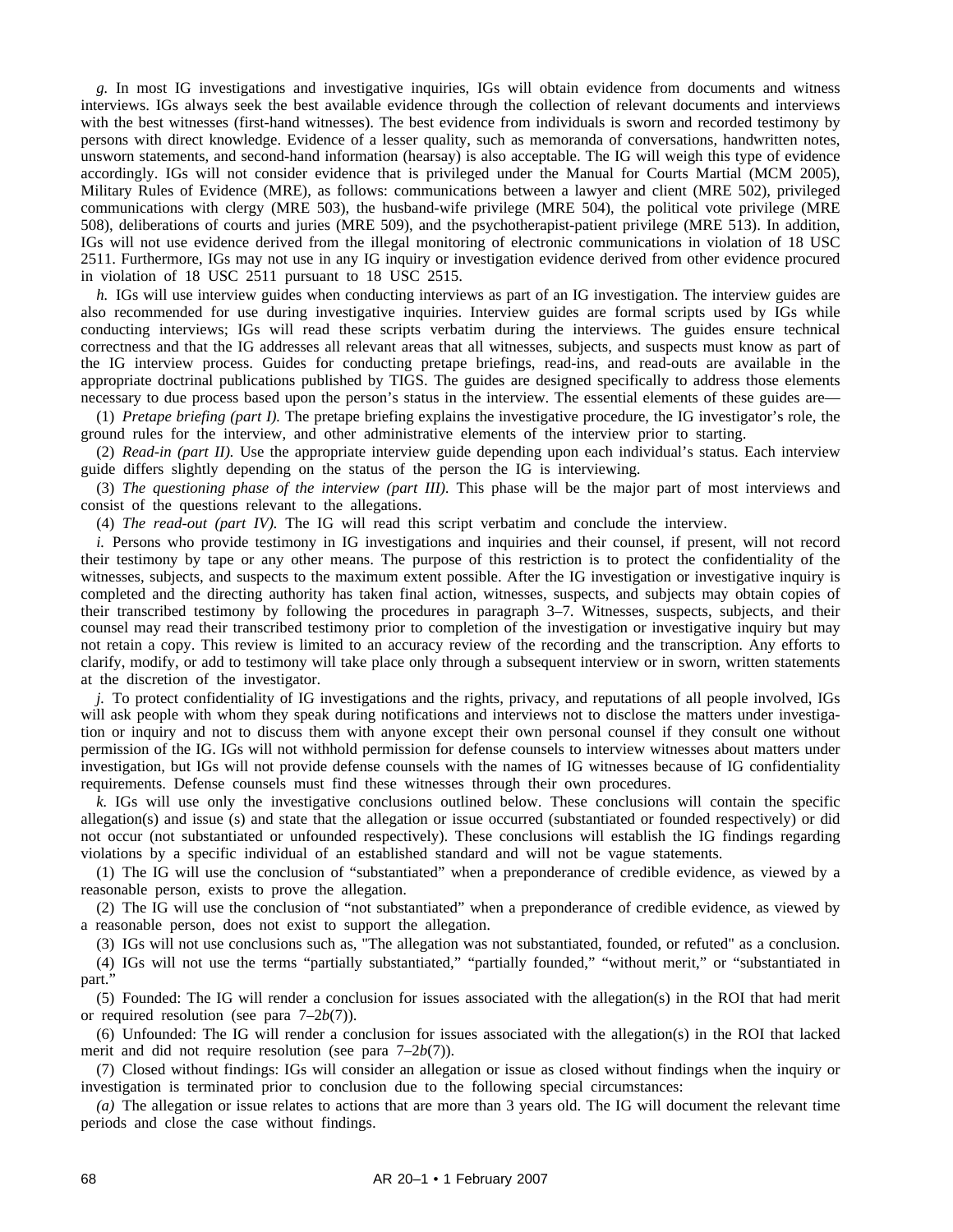*g.* In most IG investigations and investigative inquiries, IGs will obtain evidence from documents and witness interviews. IGs always seek the best available evidence through the collection of relevant documents and interviews with the best witnesses (first-hand witnesses). The best evidence from individuals is sworn and recorded testimony by persons with direct knowledge. Evidence of a lesser quality, such as memoranda of conversations, handwritten notes, unsworn statements, and second-hand information (hearsay) is also acceptable. The IG will weigh this type of evidence accordingly. IGs will not consider evidence that is privileged under the Manual for Courts Martial (MCM 2005), Military Rules of Evidence (MRE), as follows: communications between a lawyer and client (MRE 502), privileged communications with clergy (MRE 503), the husband-wife privilege (MRE 504), the political vote privilege (MRE 508), deliberations of courts and juries (MRE 509), and the psychotherapist-patient privilege (MRE 513). In addition, IGs will not use evidence derived from the illegal monitoring of electronic communications in violation of 18 USC 2511. Furthermore, IGs may not use in any IG inquiry or investigation evidence derived from other evidence procured in violation of 18 USC 2511 pursuant to 18 USC 2515.

*h.* IGs will use interview guides when conducting interviews as part of an IG investigation. The interview guides are also recommended for use during investigative inquiries. Interview guides are formal scripts used by IGs while conducting interviews; IGs will read these scripts verbatim during the interviews. The guides ensure technical correctness and that the IG addresses all relevant areas that all witnesses, subjects, and suspects must know as part of the IG interview process. Guides for conducting pretape briefings, read-ins, and read-outs are available in the appropriate doctrinal publications published by TIGS. The guides are designed specifically to address those elements necessary to due process based upon the person's status in the interview. The essential elements of these guides are—

(1) *Pretape briefing (part I).* The pretape briefing explains the investigative procedure, the IG investigator's role, the ground rules for the interview, and other administrative elements of the interview prior to starting.

(2) *Read-in (part II).* Use the appropriate interview guide depending upon each individual's status. Each interview guide differs slightly depending on the status of the person the IG is interviewing.

(3) *The questioning phase of the interview (part III).* This phase will be the major part of most interviews and consist of the questions relevant to the allegations.

(4) *The read-out (part IV).* The IG will read this script verbatim and conclude the interview.

*i.* Persons who provide testimony in IG investigations and inquiries and their counsel, if present, will not record their testimony by tape or any other means. The purpose of this restriction is to protect the confidentiality of the witnesses, subjects, and suspects to the maximum extent possible. After the IG investigation or investigative inquiry is completed and the directing authority has taken final action, witnesses, suspects, and subjects may obtain copies of their transcribed testimony by following the procedures in paragraph 3–7. Witnesses, suspects, subjects, and their counsel may read their transcribed testimony prior to completion of the investigation or investigative inquiry but may not retain a copy. This review is limited to an accuracy review of the recording and the transcription. Any efforts to clarify, modify, or add to testimony will take place only through a subsequent interview or in sworn, written statements at the discretion of the investigator.

*j.* To protect confidentiality of IG investigations and the rights, privacy, and reputations of all people involved, IGs will ask people with whom they speak during notifications and interviews not to disclose the matters under investigation or inquiry and not to discuss them with anyone except their own personal counsel if they consult one without permission of the IG. IGs will not withhold permission for defense counsels to interview witnesses about matters under investigation, but IGs will not provide defense counsels with the names of IG witnesses because of IG confidentiality requirements. Defense counsels must find these witnesses through their own procedures.

*k.* IGs will use only the investigative conclusions outlined below. These conclusions will contain the specific allegation(s) and issue (s) and state that the allegation or issue occurred (substantiated or founded respectively) or did not occur (not substantiated or unfounded respectively). These conclusions will establish the IG findings regarding violations by a specific individual of an established standard and will not be vague statements.

(1) The IG will use the conclusion of "substantiated" when a preponderance of credible evidence, as viewed by a reasonable person, exists to prove the allegation.

(2) The IG will use the conclusion of "not substantiated" when a preponderance of credible evidence, as viewed by a reasonable person, does not exist to support the allegation.

(3) IGs will not use conclusions such as, "The allegation was not substantiated, founded, or refuted" as a conclusion.

(4) IGs will not use the terms "partially substantiated," "partially founded," "without merit," or "substantiated in part."

(5) Founded: The IG will render a conclusion for issues associated with the allegation(s) in the ROI that had merit or required resolution (see para 7–2*b*(7)).

(6) Unfounded: The IG will render a conclusion for issues associated with the allegation(s) in the ROI that lacked merit and did not require resolution (see para 7–2*b*(7)).

(7) Closed without findings: IGs will consider an allegation or issue as closed without findings when the inquiry or investigation is terminated prior to conclusion due to the following special circumstances:

*(a)* The allegation or issue relates to actions that are more than 3 years old. The IG will document the relevant time periods and close the case without findings.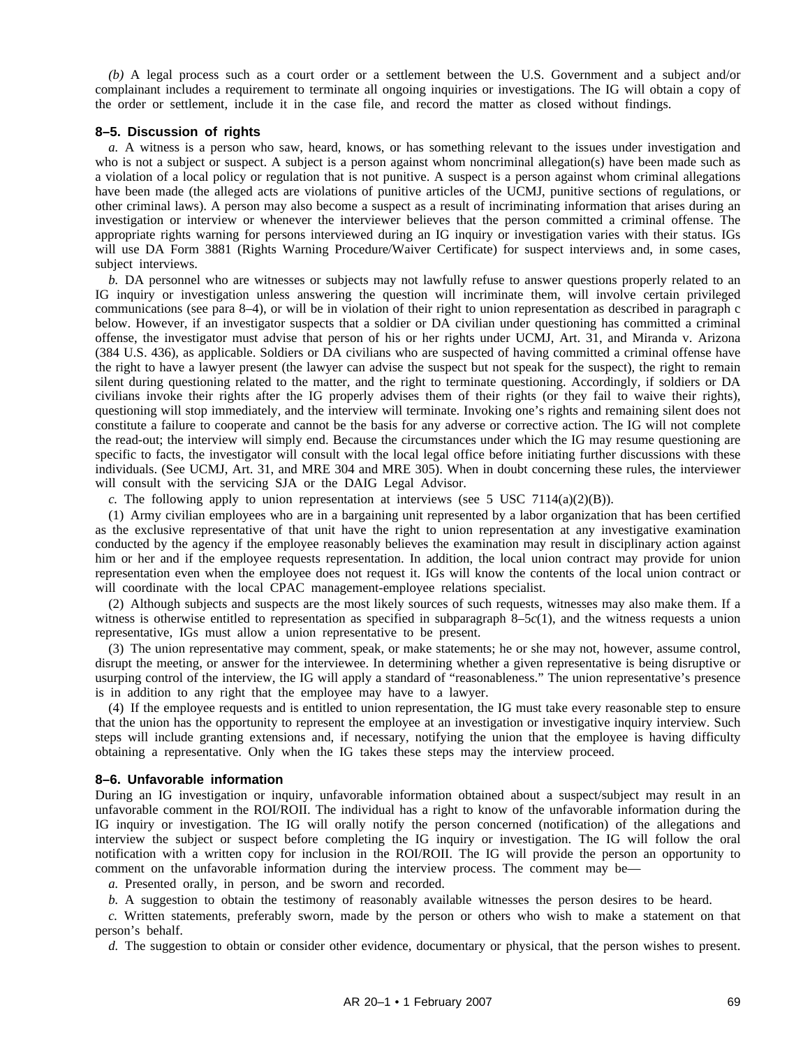*(b)* A legal process such as a court order or a settlement between the U.S. Government and a subject and/or complainant includes a requirement to terminate all ongoing inquiries or investigations. The IG will obtain a copy of the order or settlement, include it in the case file, and record the matter as closed without findings.

### 8–5. Discussion of rights

*a.* A witness is a person who saw, heard, knows, or has something relevant to the issues under investigation and who is not a subject or suspect. A subject is a person against whom noncriminal allegation(s) have been made such as a violation of a local policy or regulation that is not punitive. A suspect is a person against whom criminal allegations have been made (the alleged acts are violations of punitive articles of the UCMJ, punitive sections of regulations, or other criminal laws). A person may also become a suspect as a result of incriminating information that arises during an investigation or interview or whenever the interviewer believes that the person committed a criminal offense. The appropriate rights warning for persons interviewed during an IG inquiry or investigation varies with their status. IGs will use DA Form 3881 (Rights Warning Procedure/Waiver Certificate) for suspect interviews and, in some cases, subject interviews.

*b.* DA personnel who are witnesses or subjects may not lawfully refuse to answer questions properly related to an IG inquiry or investigation unless answering the question will incriminate them, will involve certain privileged communications (see para 8–4), or will be in violation of their right to union representation as described in paragraph c below. However, if an investigator suspects that a soldier or DA civilian under questioning has committed a criminal offense, the investigator must advise that person of his or her rights under UCMJ, Art. 31, and Miranda v. Arizona (384 U.S. 436), as applicable. Soldiers or DA civilians who are suspected of having committed a criminal offense have the right to have a lawyer present (the lawyer can advise the suspect but not speak for the suspect), the right to remain silent during questioning related to the matter, and the right to terminate questioning. Accordingly, if soldiers or DA civilians invoke their rights after the IG properly advises them of their rights (or they fail to waive their rights), questioning will stop immediately, and the interview will terminate. Invoking one's rights and remaining silent does not constitute a failure to cooperate and cannot be the basis for any adverse or corrective action. The IG will not complete the read-out; the interview will simply end. Because the circumstances under which the IG may resume questioning are specific to facts, the investigator will consult with the local legal office before initiating further discussions with these individuals. (See UCMJ, Art. 31, and MRE 304 and MRE 305). When in doubt concerning these rules, the interviewer will consult with the servicing SJA or the DAIG Legal Advisor.

*c.* The following apply to union representation at interviews (see 5 USC 7114(a)(2)(B)).

(1) Army civilian employees who are in a bargaining unit represented by a labor organization that has been certified as the exclusive representative of that unit have the right to union representation at any investigative examination conducted by the agency if the employee reasonably believes the examination may result in disciplinary action against him or her and if the employee requests representation. In addition, the local union contract may provide for union representation even when the employee does not request it. IGs will know the contents of the local union contract or will coordinate with the local CPAC management-employee relations specialist.

(2) Although subjects and suspects are the most likely sources of such requests, witnesses may also make them. If a witness is otherwise entitled to representation as specified in subparagraph 8–5*c*(1), and the witness requests a union representative, IGs must allow a union representative to be present.

(3) The union representative may comment, speak, or make statements; he or she may not, however, assume control, disrupt the meeting, or answer for the interviewee. In determining whether a given representative is being disruptive or usurping control of the interview, the IG will apply a standard of "reasonableness." The union representative's presence is in addition to any right that the employee may have to a lawyer.

(4) If the employee requests and is entitled to union representation, the IG must take every reasonable step to ensure that the union has the opportunity to represent the employee at an investigation or investigative inquiry interview. Such steps will include granting extensions and, if necessary, notifying the union that the employee is having difficulty obtaining a representative. Only when the IG takes these steps may the interview proceed.

### 8–6. Unfavorable information

During an IG investigation or inquiry, unfavorable information obtained about a suspect/subject may result in an unfavorable comment in the ROI/ROII. The individual has a right to know of the unfavorable information during the IG inquiry or investigation. The IG will orally notify the person concerned (notification) of the allegations and interview the subject or suspect before completing the IG inquiry or investigation. The IG will follow the oral notification with a written copy for inclusion in the ROI/ROII. The IG will provide the person an opportunity to comment on the unfavorable information during the interview process. The comment may be—

*a.* Presented orally, in person, and be sworn and recorded.

*b.* A suggestion to obtain the testimony of reasonably available witnesses the person desires to be heard.

*c.* Written statements, preferably sworn, made by the person or others who wish to make a statement on that person's behalf.

*d.* The suggestion to obtain or consider other evidence, documentary or physical, that the person wishes to present.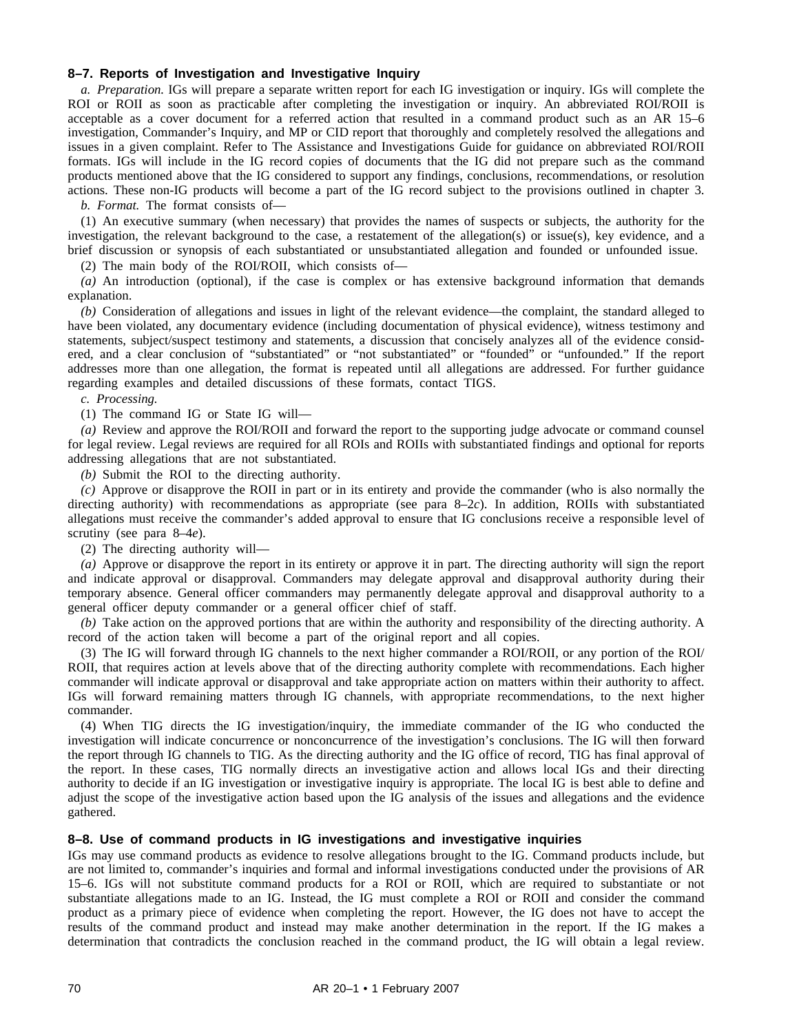### 8–7. Reports of Investigation and Investigative Inquiry

*a. Preparation.* IGs will prepare a separate written report for each IG investigation or inquiry. IGs will complete the ROI or ROII as soon as practicable after completing the investigation or inquiry. An abbreviated ROI/ROII is acceptable as a cover document for a referred action that resulted in a command product such as an AR 15–6 investigation, Commander's Inquiry, and MP or CID report that thoroughly and completely resolved the allegations and issues in a given complaint. Refer to The Assistance and Investigations Guide for guidance on abbreviated ROI/ROII formats. IGs will include in the IG record copies of documents that the IG did not prepare such as the command products mentioned above that the IG considered to support any findings, conclusions, recommendations, or resolution actions. These non-IG products will become a part of the IG record subject to the provisions outlined in chapter 3.

*b. Format.* The format consists of—

(1) An executive summary (when necessary) that provides the names of suspects or subjects, the authority for the investigation, the relevant background to the case, a restatement of the allegation(s) or issue(s), key evidence, and a brief discussion or synopsis of each substantiated or unsubstantiated allegation and founded or unfounded issue.

(2) The main body of the ROI/ROII, which consists of—

*(a)* An introduction (optional), if the case is complex or has extensive background information that demands explanation.

*(b)* Consideration of allegations and issues in light of the relevant evidence—the complaint, the standard alleged to have been violated, any documentary evidence (including documentation of physical evidence), witness testimony and statements, subject/suspect testimony and statements, a discussion that concisely analyzes all of the evidence considered, and a clear conclusion of "substantiated" or "not substantiated" or "founded" or "unfounded." If the report addresses more than one allegation, the format is repeated until all allegations are addressed. For further guidance regarding examples and detailed discussions of these formats, contact TIGS.

*c. Processing.*

(1) The command IG or State IG will—

*(a)* Review and approve the ROI/ROII and forward the report to the supporting judge advocate or command counsel for legal review. Legal reviews are required for all ROIs and ROIIs with substantiated findings and optional for reports addressing allegations that are not substantiated.

*(b)* Submit the ROI to the directing authority.

*(c)* Approve or disapprove the ROII in part or in its entirety and provide the commander (who is also normally the directing authority) with recommendations as appropriate (see para 8–2*c*). In addition, ROIIs with substantiated allegations must receive the commander's added approval to ensure that IG conclusions receive a responsible level of scrutiny (see para 8–4*e*).

(2) The directing authority will—

*(a)* Approve or disapprove the report in its entirety or approve it in part. The directing authority will sign the report and indicate approval or disapproval. Commanders may delegate approval and disapproval authority during their temporary absence. General officer commanders may permanently delegate approval and disapproval authority to a general officer deputy commander or a general officer chief of staff.

*(b)* Take action on the approved portions that are within the authority and responsibility of the directing authority. A record of the action taken will become a part of the original report and all copies.

(3) The IG will forward through IG channels to the next higher commander a ROI/ROII, or any portion of the ROI/ROII, that requires action at levels above that of the directing authority complete with recommendations. Each higher commander will indicate approval or disapproval and take appropriate action on matters within their authority to affect. IGs will forward remaining matters through IG channels, with appropriate recommendations, to the next higher commander.

(4) When TIG directs the IG investigation/inquiry, the immediate commander of the IG who conducted the investigation will indicate concurrence or nonconcurrence of the investigation's conclusions. The IG will then forward the report through IG channels to TIG. As the directing authority and the IG office of record, TIG has final approval of the report. In these cases, TIG normally directs an investigative action and allows local IGs and their directing authority to decide if an IG investigation or investigative inquiry is appropriate. The local IG is best able to define and adjust the scope of the investigative action based upon the IG analysis of the issues and allegations and the evidence gathered.

### 8–8. Use of command products in IG investigations and investigative inquiries

IGs may use command products as evidence to resolve allegations brought to the IG. Command products include, but are not limited to, commander's inquiries and formal and informal investigations conducted under the provisions of AR 15–6. IGs will not substitute command products for a ROI or ROII, which are required to substantiate or not substantiate allegations made to an IG. Instead, the IG must complete a ROI or ROII and consider the command product as a primary piece of evidence when completing the report. However, the IG does not have to accept the results of the command product and instead may make another determination in the report. If the IG makes a determination that contradicts the conclusion reached in the command product, the IG will obtain a legal review.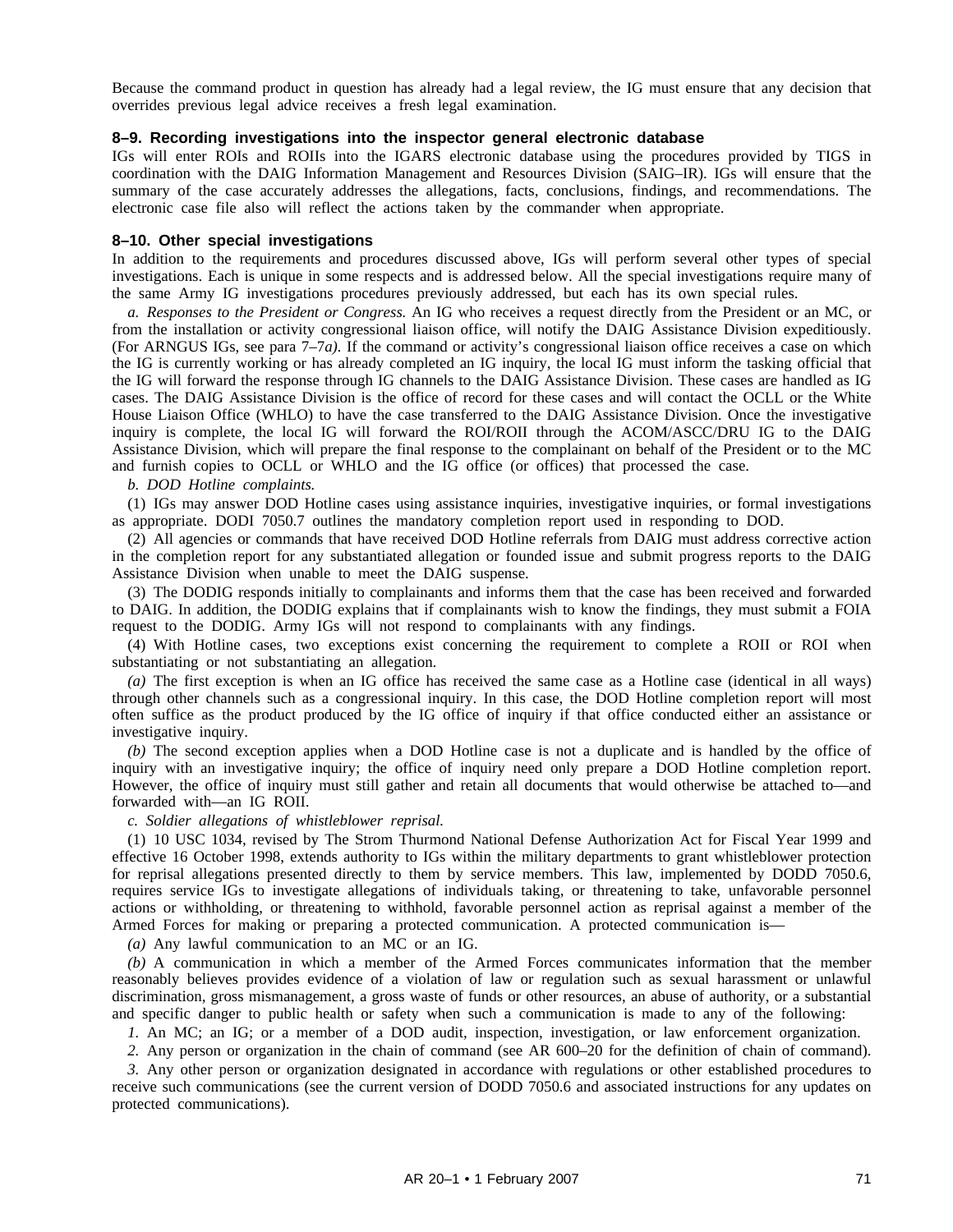Because the command product in question has already had a legal review, the IG must ensure that any decision that overrides previous legal advice receives a fresh legal examination.

### 8–9. Recording investigations into the inspector general electronic database

IGs will enter ROIs and ROIIs into the IGARS electronic database using the procedures provided by TIGS in coordination with the DAIG Information Management and Resources Division (SAIG–IR). IGs will ensure that the summary of the case accurately addresses the allegations, facts, conclusions, findings, and recommendations. The electronic case file also will reflect the actions taken by the commander when appropriate.

### 8–10. Other special investigations

In addition to the requirements and procedures discussed above, IGs will perform several other types of special investigations. Each is unique in some respects and is addressed below. All the special investigations require many of the same Army IG investigations procedures previously addressed, but each has its own special rules.

*a. Responses to the President or Congress.* An IG who receives a request directly from the President or an MC, or from the installation or activity congressional liaison office, will notify the DAIG Assistance Division expeditiously. (For ARNGUS IGs, see para 7–7*a).* If the command or activity's congressional liaison office receives a case on which the IG is currently working or has already completed an IG inquiry, the local IG must inform the tasking official that the IG will forward the response through IG channels to the DAIG Assistance Division. These cases are handled as IG cases. The DAIG Assistance Division is the office of record for these cases and will contact the OCLL or the White House Liaison Office (WHLO) to have the case transferred to the DAIG Assistance Division. Once the investigative inquiry is complete, the local IG will forward the ROI/ROII through the ACOM/ASCC/DRU IG to the DAIG Assistance Division, which will prepare the final response to the complainant on behalf of the President or to the MC and furnish copies to OCLL or WHLO and the IG office (or offices) that processed the case.

*b. DOD Hotline complaints.*

(1) IGs may answer DOD Hotline cases using assistance inquiries, investigative inquiries, or formal investigations as appropriate. DODI 7050.7 outlines the mandatory completion report used in responding to DOD.

(2) All agencies or commands that have received DOD Hotline referrals from DAIG must address corrective action in the completion report for any substantiated allegation or founded issue and submit progress reports to the DAIG Assistance Division when unable to meet the DAIG suspense.

(3) The DODIG responds initially to complainants and informs them that the case has been received and forwarded to DAIG. In addition, the DODIG explains that if complainants wish to know the findings, they must submit a FOIA request to the DODIG. Army IGs will not respond to complainants with any findings.

(4) With Hotline cases, two exceptions exist concerning the requirement to complete a ROII or ROI when substantiating or not substantiating an allegation.

*(a)* The first exception is when an IG office has received the same case as a Hotline case (identical in all ways) through other channels such as a congressional inquiry. In this case, the DOD Hotline completion report will most often suffice as the product produced by the IG office of inquiry if that office conducted either an assistance or investigative inquiry.

*(b)* The second exception applies when a DOD Hotline case is not a duplicate and is handled by the office of inquiry with an investigative inquiry; the office of inquiry need only prepare a DOD Hotline completion report. However, the office of inquiry must still gather and retain all documents that would otherwise be attached to—and forwarded with—an IG ROII.

*c. Soldier allegations of whistleblower reprisal.*

(1) 10 USC 1034, revised by The Strom Thurmond National Defense Authorization Act for Fiscal Year 1999 and effective 16 October 1998, extends authority to IGs within the military departments to grant whistleblower protection for reprisal allegations presented directly to them by service members. This law, implemented by DODD 7050.6, requires service IGs to investigate allegations of individuals taking, or threatening to take, unfavorable personnel actions or withholding, or threatening to withhold, favorable personnel action as reprisal against a member of the Armed Forces for making or preparing a protected communication. A protected communication is—

*(a)* Any lawful communication to an MC or an IG.

*(b)* A communication in which a member of the Armed Forces communicates information that the member reasonably believes provides evidence of a violation of law or regulation such as sexual harassment or unlawful discrimination, gross mismanagement, a gross waste of funds or other resources, an abuse of authority, or a substantial and specific danger to public health or safety when such a communication is made to any of the following:

*1.* An MC; an IG; or a member of a DOD audit, inspection, investigation, or law enforcement organization.

*2.* Any person or organization in the chain of command (see AR 600–20 for the definition of chain of command).

*3.* Any other person or organization designated in accordance with regulations or other established procedures to receive such communications (see the current version of DODD 7050.6 and associated instructions for any updates on protected communications).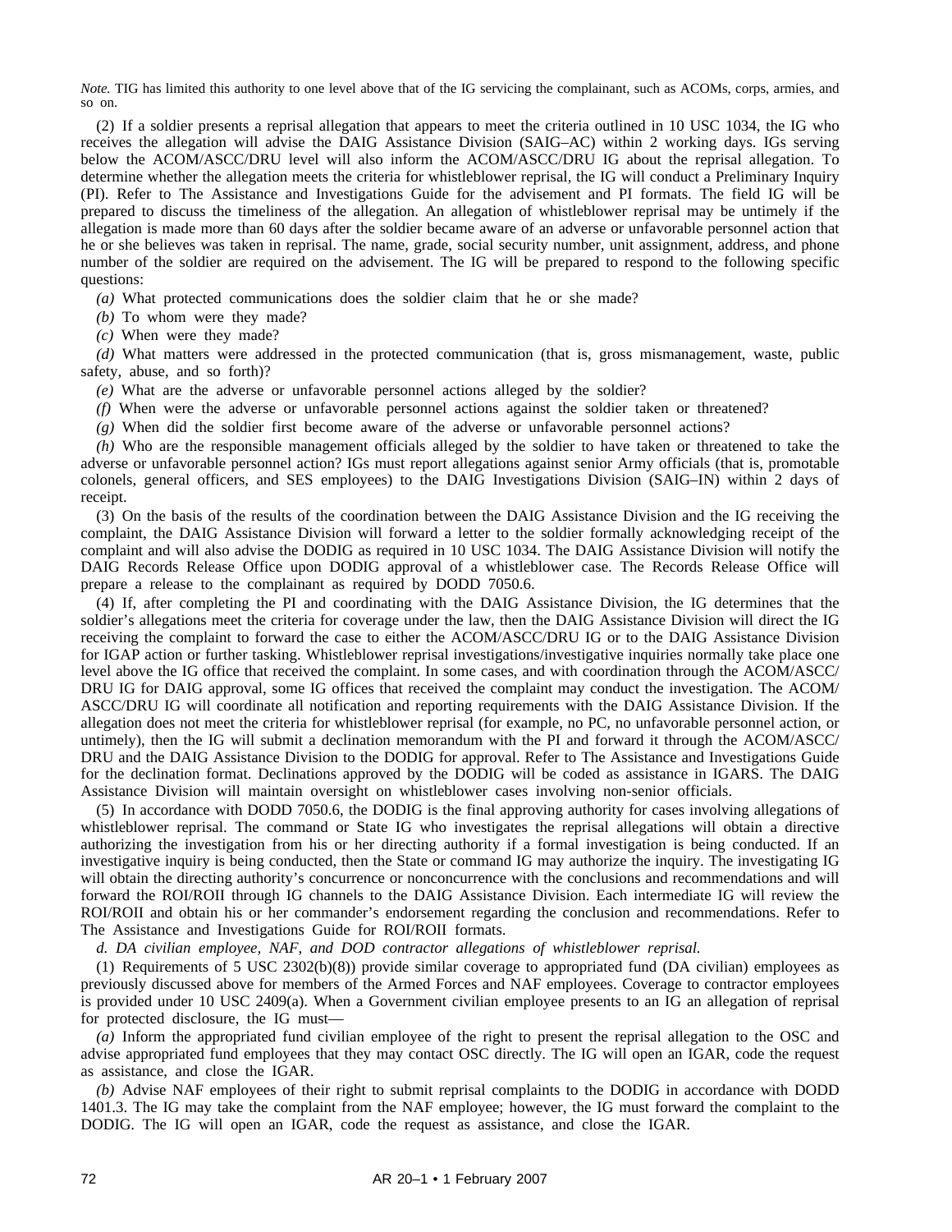*Note.* TIG has limited this authority to one level above that of the IG servicing the complainant, such as ACOMs, corps, armies, and so on.

(2) If a soldier presents a reprisal allegation that appears to meet the criteria outlined in 10 USC 1034, the IG who receives the allegation will advise the DAIG Assistance Division (SAIG–AC) within 2 working days. IGs serving below the ACOM/ASCC/DRU level will also inform the ACOM/ASCC/DRU IG about the reprisal allegation. To determine whether the allegation meets the criteria for whistleblower reprisal, the IG will conduct a Preliminary Inquiry (PI). Refer to The Assistance and Investigations Guide for the advisement and PI formats. The field IG will be prepared to discuss the timeliness of the allegation. An allegation of whistleblower reprisal may be untimely if the allegation is made more than 60 days after the soldier became aware of an adverse or unfavorable personnel action that he or she believes was taken in reprisal. The name, grade, social security number, unit assignment, address, and phone number of the soldier are required on the advisement. The IG will be prepared to respond to the following specific questions:

*(a)* What protected communications does the soldier claim that he or she made?

*(b)* To whom were they made?

*(c)* When were they made?

*(d)* What matters were addressed in the protected communication (that is, gross mismanagement, waste, public safety, abuse, and so forth)?

*(e)* What are the adverse or unfavorable personnel actions alleged by the soldier?

*(f)* When were the adverse or unfavorable personnel actions against the soldier taken or threatened?

*(g)* When did the soldier first become aware of the adverse or unfavorable personnel actions?

*(h)* Who are the responsible management officials alleged by the soldier to have taken or threatened to take the adverse or unfavorable personnel action? IGs must report allegations against senior Army officials (that is, promotable colonels, general officers, and SES employees) to the DAIG Investigations Division (SAIG–IN) within 2 days of receipt.

(3) On the basis of the results of the coordination between the DAIG Assistance Division and the IG receiving the complaint, the DAIG Assistance Division will forward a letter to the soldier formally acknowledging receipt of the complaint and will also advise the DODIG as required in 10 USC 1034. The DAIG Assistance Division will notify the DAIG Records Release Office upon DODIG approval of a whistleblower case. The Records Release Office will prepare a release to the complainant as required by DODD 7050.6.

(4) If, after completing the PI and coordinating with the DAIG Assistance Division, the IG determines that the soldier's allegations meet the criteria for coverage under the law, then the DAIG Assistance Division will direct the IG receiving the complaint to forward the case to either the ACOM/ASCC/DRU IG or to the DAIG Assistance Division for IGAP action or further tasking. Whistleblower reprisal investigations/investigative inquiries normally take place one level above the IG office that received the complaint. In some cases, and with coordination through the ACOM/ASCC/DRU IG for DAIG approval, some IG offices that received the complaint may conduct the investigation. The ACOM/ASCC/DRU IG will coordinate all notification and reporting requirements with the DAIG Assistance Division. If the allegation does not meet the criteria for whistleblower reprisal (for example, no PC, no unfavorable personnel action, or untimely), then the IG will submit a declination memorandum with the PI and forward it through the ACOM/ASCC/DRU and the DAIG Assistance Division to the DODIG for approval. Refer to The Assistance and Investigations Guide for the declination format. Declinations approved by the DODIG will be coded as assistance in IGARS. The DAIG Assistance Division will maintain oversight on whistleblower cases involving non-senior officials.

(5) In accordance with DODD 7050.6, the DODIG is the final approving authority for cases involving allegations of whistleblower reprisal. The command or State IG who investigates the reprisal allegations will obtain a directive authorizing the investigation from his or her directing authority if a formal investigation is being conducted. If an investigative inquiry is being conducted, then the State or command IG may authorize the inquiry. The investigating IG will obtain the directing authority's concurrence or nonconcurrence with the conclusions and recommendations and will forward the ROI/ROII through IG channels to the DAIG Assistance Division. Each intermediate IG will review the ROI/ROII and obtain his or her commander's endorsement regarding the conclusion and recommendations. Refer to The Assistance and Investigations Guide for ROI/ROII formats.

*d. DA civilian employee, NAF, and DOD contractor allegations of whistleblower reprisal.*

(1) Requirements of 5 USC 2302(b)(8)) provide similar coverage to appropriated fund (DA civilian) employees as previously discussed above for members of the Armed Forces and NAF employees. Coverage to contractor employees is provided under 10 USC 2409(a). When a Government civilian employee presents to an IG an allegation of reprisal for protected disclosure, the IG must—

*(a)* Inform the appropriated fund civilian employee of the right to present the reprisal allegation to the OSC and advise appropriated fund employees that they may contact OSC directly. The IG will open an IGAR, code the request as assistance, and close the IGAR.

*(b)* Advise NAF employees of their right to submit reprisal complaints to the DODIG in accordance with DODD 1401.3. The IG may take the complaint from the NAF employee; however, the IG must forward the complaint to the DODIG. The IG will open an IGAR, code the request as assistance, and close the IGAR.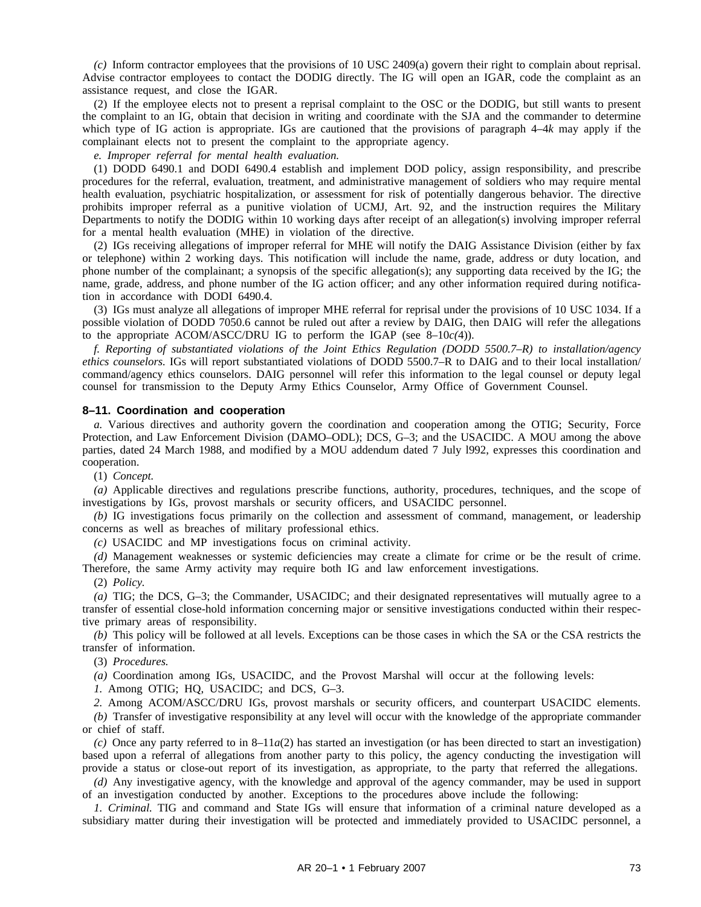*(c)* Inform contractor employees that the provisions of 10 USC 2409(a) govern their right to complain about reprisal. Advise contractor employees to contact the DODIG directly. The IG will open an IGAR, code the complaint as an assistance request, and close the IGAR.

(2) If the employee elects not to present a reprisal complaint to the OSC or the DODIG, but still wants to present the complaint to an IG, obtain that decision in writing and coordinate with the SJA and the commander to determine which type of IG action is appropriate. IGs are cautioned that the provisions of paragraph 4–4*k* may apply if the complainant elects not to present the complaint to the appropriate agency.

*e. Improper referral for mental health evaluation.*

(1) DODD 6490.1 and DODI 6490.4 establish and implement DOD policy, assign responsibility, and prescribe procedures for the referral, evaluation, treatment, and administrative management of soldiers who may require mental health evaluation, psychiatric hospitalization, or assessment for risk of potentially dangerous behavior. The directive prohibits improper referral as a punitive violation of UCMJ, Art. 92, and the instruction requires the Military Departments to notify the DODIG within 10 working days after receipt of an allegation(s) involving improper referral for a mental health evaluation (MHE) in violation of the directive.

(2) IGs receiving allegations of improper referral for MHE will notify the DAIG Assistance Division (either by fax or telephone) within 2 working days. This notification will include the name, grade, address or duty location, and phone number of the complainant; a synopsis of the specific allegation(s); any supporting data received by the IG; the name, grade, address, and phone number of the IG action officer; and any other information required during notification in accordance with DODI 6490.4.

(3) IGs must analyze all allegations of improper MHE referral for reprisal under the provisions of 10 USC 1034. If a possible violation of DODD 7050.6 cannot be ruled out after a review by DAIG, then DAIG will refer the allegations to the appropriate ACOM/ASCC/DRU IG to perform the IGAP (see 8–10*c(*4)).

*f. Reporting of substantiated violations of the Joint Ethics Regulation (DODD 5500.7–R) to installation/agency ethics counselors.* IGs will report substantiated violations of DODD 5500.7–R to DAIG and to their local installation/command/agency ethics counselors. DAIG personnel will refer this information to the legal counsel or deputy legal counsel for transmission to the Deputy Army Ethics Counselor, Army Office of Government Counsel.

### 8–11. Coordination and cooperation

*a.* Various directives and authority govern the coordination and cooperation among the OTIG; Security, Force Protection, and Law Enforcement Division (DAMO–ODL); DCS, G–3; and the USACIDC. A MOU among the above parties, dated 24 March 1988, and modified by a MOU addendum dated 7 July l992, expresses this coordination and cooperation.

(1) *Concept.*

*(a)* Applicable directives and regulations prescribe functions, authority, procedures, techniques, and the scope of investigations by IGs, provost marshals or security officers, and USACIDC personnel.

*(b)* IG investigations focus primarily on the collection and assessment of command, management, or leadership concerns as well as breaches of military professional ethics.

*(c)* USACIDC and MP investigations focus on criminal activity.

*(d)* Management weaknesses or systemic deficiencies may create a climate for crime or be the result of crime. Therefore, the same Army activity may require both IG and law enforcement investigations.

(2) *Policy.*

*(a)* TIG; the DCS, G–3; the Commander, USACIDC; and their designated representatives will mutually agree to a transfer of essential close-hold information concerning major or sensitive investigations conducted within their respective primary areas of responsibility.

*(b)* This policy will be followed at all levels. Exceptions can be those cases in which the SA or the CSA restricts the transfer of information.

(3) *Procedures.*

*(a)* Coordination among IGs, USACIDC, and the Provost Marshal will occur at the following levels:

*1.* Among OTIG; HQ, USACIDC; and DCS, G–3.

*2.* Among ACOM/ASCC/DRU IGs, provost marshals or security officers, and counterpart USACIDC elements.

*(b)* Transfer of investigative responsibility at any level will occur with the knowledge of the appropriate commander or chief of staff.

*(c)* Once any party referred to in 8–11*a*(2) has started an investigation (or has been directed to start an investigation) based upon a referral of allegations from another party to this policy, the agency conducting the investigation will provide a status or close-out report of its investigation, as appropriate, to the party that referred the allegations.

*(d)* Any investigative agency, with the knowledge and approval of the agency commander, may be used in support of an investigation conducted by another. Exceptions to the procedures above include the following:

*1. Criminal.* TIG and command and State IGs will ensure that information of a criminal nature developed as a subsidiary matter during their investigation will be protected and immediately provided to USACIDC personnel, a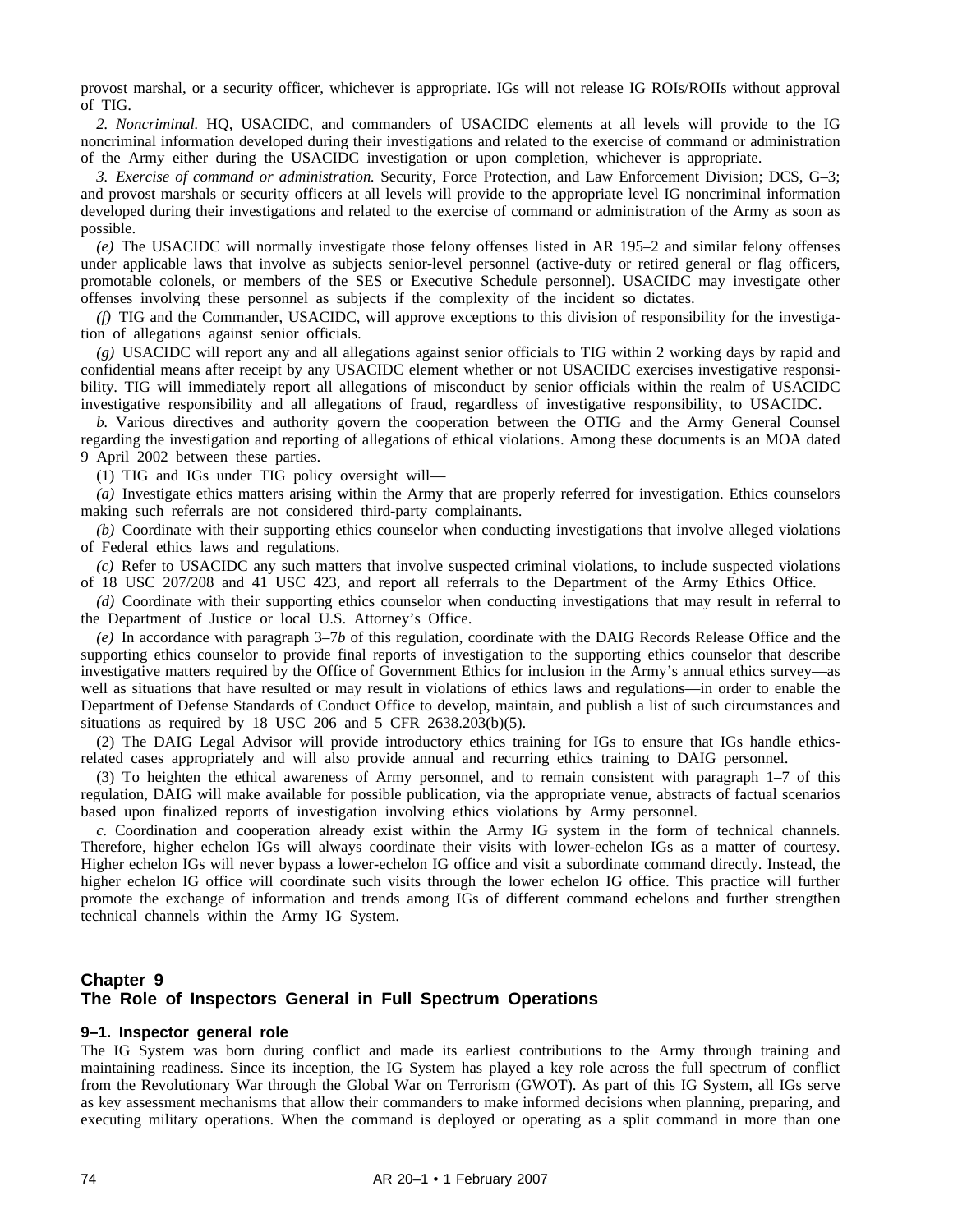provost marshal, or a security officer, whichever is appropriate. IGs will not release IG ROIs/ROIIs without approval of TIG.

*2. Noncriminal.* HQ, USACIDC, and commanders of USACIDC elements at all levels will provide to the IG noncriminal information developed during their investigations and related to the exercise of command or administration of the Army either during the USACIDC investigation or upon completion, whichever is appropriate.

*3. Exercise of command or administration.* Security, Force Protection, and Law Enforcement Division; DCS, G–3; and provost marshals or security officers at all levels will provide to the appropriate level IG noncriminal information developed during their investigations and related to the exercise of command or administration of the Army as soon as possible.

*(e)* The USACIDC will normally investigate those felony offenses listed in AR 195–2 and similar felony offenses under applicable laws that involve as subjects senior-level personnel (active-duty or retired general or flag officers, promotable colonels, or members of the SES or Executive Schedule personnel). USACIDC may investigate other offenses involving these personnel as subjects if the complexity of the incident so dictates.

*(f)* TIG and the Commander, USACIDC, will approve exceptions to this division of responsibility for the investigation of allegations against senior officials.

*(g)* USACIDC will report any and all allegations against senior officials to TIG within 2 working days by rapid and confidential means after receipt by any USACIDC element whether or not USACIDC exercises investigative responsibility. TIG will immediately report all allegations of misconduct by senior officials within the realm of USACIDC investigative responsibility and all allegations of fraud, regardless of investigative responsibility, to USACIDC.

*b.* Various directives and authority govern the cooperation between the OTIG and the Army General Counsel regarding the investigation and reporting of allegations of ethical violations. Among these documents is an MOA dated 9 April 2002 between these parties.

(1) TIG and IGs under TIG policy oversight will—

*(a)* Investigate ethics matters arising within the Army that are properly referred for investigation. Ethics counselors making such referrals are not considered third-party complainants.

*(b)* Coordinate with their supporting ethics counselor when conducting investigations that involve alleged violations of Federal ethics laws and regulations.

*(c)* Refer to USACIDC any such matters that involve suspected criminal violations, to include suspected violations of 18 USC 207/208 and 41 USC 423, and report all referrals to the Department of the Army Ethics Office.

*(d)* Coordinate with their supporting ethics counselor when conducting investigations that may result in referral to the Department of Justice or local U.S. Attorney's Office.

*(e)* In accordance with paragraph 3–7*b* of this regulation, coordinate with the DAIG Records Release Office and the supporting ethics counselor to provide final reports of investigation to the supporting ethics counselor that describe investigative matters required by the Office of Government Ethics for inclusion in the Army's annual ethics survey—as well as situations that have resulted or may result in violations of ethics laws and regulations—in order to enable the Department of Defense Standards of Conduct Office to develop, maintain, and publish a list of such circumstances and situations as required by 18 USC 206 and 5 CFR 2638.203(b)(5).

(2) The DAIG Legal Advisor will provide introductory ethics training for IGs to ensure that IGs handle ethics-related cases appropriately and will also provide annual and recurring ethics training to DAIG personnel.

(3) To heighten the ethical awareness of Army personnel, and to remain consistent with paragraph 1–7 of this regulation, DAIG will make available for possible publication, via the appropriate venue, abstracts of factual scenarios based upon finalized reports of investigation involving ethics violations by Army personnel.

*c.* Coordination and cooperation already exist within the Army IG system in the form of technical channels. Therefore, higher echelon IGs will always coordinate their visits with lower-echelon IGs as a matter of courtesy. Higher echelon IGs will never bypass a lower-echelon IG office and visit a subordinate command directly. Instead, the higher echelon IG office will coordinate such visits through the lower echelon IG office. This practice will further promote the exchange of information and trends among IGs of different command echelons and further strengthen technical channels within the Army IG System.

## Chapter 9
## The Role of Inspectors General in Full Spectrum Operations

### 9–1. Inspector general role

The IG System was born during conflict and made its earliest contributions to the Army through training and maintaining readiness. Since its inception, the IG System has played a key role across the full spectrum of conflict from the Revolutionary War through the Global War on Terrorism (GWOT). As part of this IG System, all IGs serve as key assessment mechanisms that allow their commanders to make informed decisions when planning, preparing, and executing military operations. When the command is deployed or operating as a split command in more than one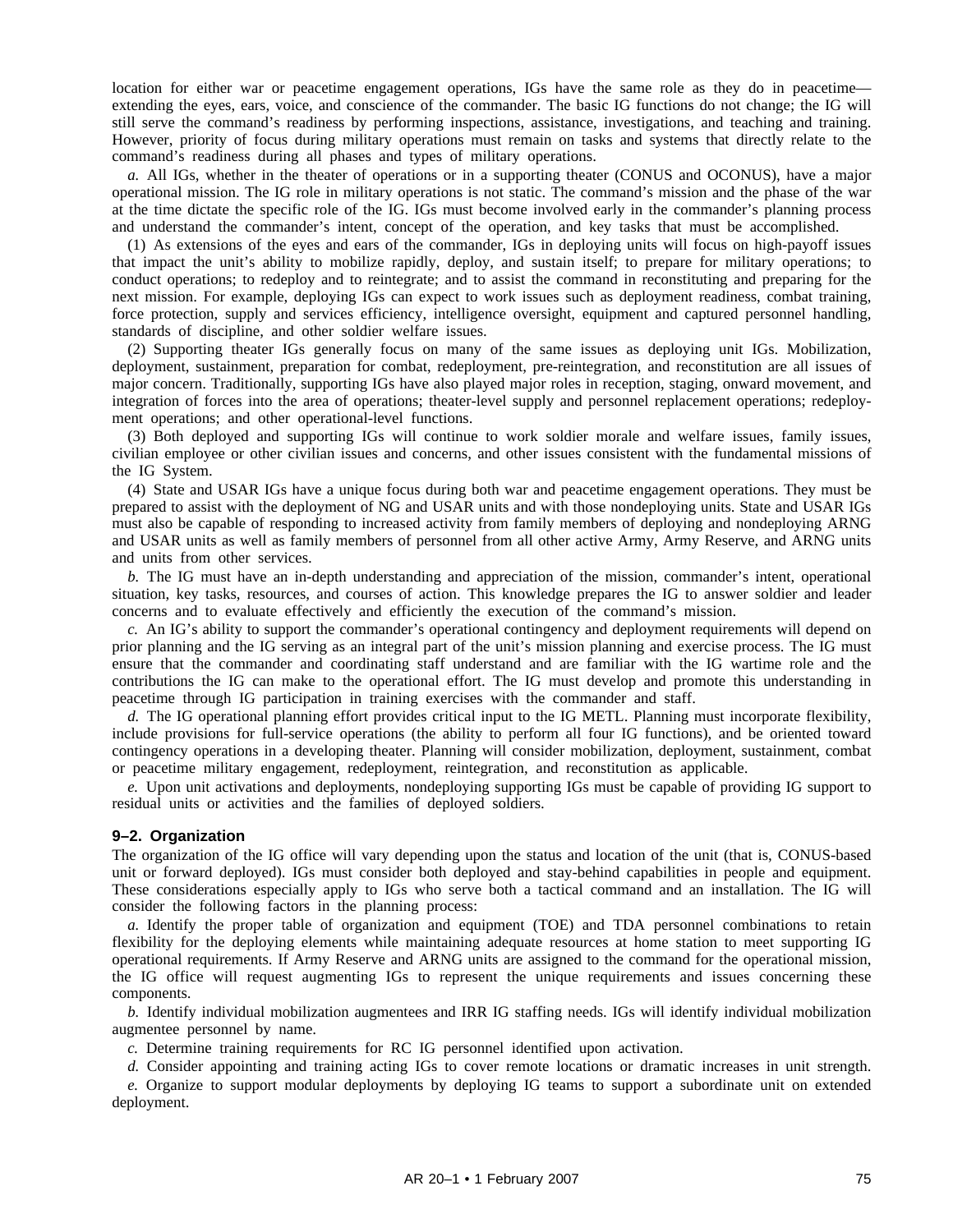location for either war or peacetime engagement operations, IGs have the same role as they do in peacetime—extending the eyes, ears, voice, and conscience of the commander. The basic IG functions do not change; the IG will still serve the command's readiness by performing inspections, assistance, investigations, and teaching and training. However, priority of focus during military operations must remain on tasks and systems that directly relate to the command's readiness during all phases and types of military operations.

*a.* All IGs, whether in the theater of operations or in a supporting theater (CONUS and OCONUS), have a major operational mission. The IG role in military operations is not static. The command's mission and the phase of the war at the time dictate the specific role of the IG. IGs must become involved early in the commander's planning process and understand the commander's intent, concept of the operation, and key tasks that must be accomplished.

(1) As extensions of the eyes and ears of the commander, IGs in deploying units will focus on high-payoff issues that impact the unit's ability to mobilize rapidly, deploy, and sustain itself; to prepare for military operations; to conduct operations; to redeploy and to reintegrate; and to assist the command in reconstituting and preparing for the next mission. For example, deploying IGs can expect to work issues such as deployment readiness, combat training, force protection, supply and services efficiency, intelligence oversight, equipment and captured personnel handling, standards of discipline, and other soldier welfare issues.

(2) Supporting theater IGs generally focus on many of the same issues as deploying unit IGs. Mobilization, deployment, sustainment, preparation for combat, redeployment, pre-reintegration, and reconstitution are all issues of major concern. Traditionally, supporting IGs have also played major roles in reception, staging, onward movement, and integration of forces into the area of operations; theater-level supply and personnel replacement operations; redeployment operations; and other operational-level functions.

(3) Both deployed and supporting IGs will continue to work soldier morale and welfare issues, family issues, civilian employee or other civilian issues and concerns, and other issues consistent with the fundamental missions of the IG System.

(4) State and USAR IGs have a unique focus during both war and peacetime engagement operations. They must be prepared to assist with the deployment of NG and USAR units and with those nondeploying units. State and USAR IGs must also be capable of responding to increased activity from family members of deploying and nondeploying ARNG and USAR units as well as family members of personnel from all other active Army, Army Reserve, and ARNG units and units from other services.

*b.* The IG must have an in-depth understanding and appreciation of the mission, commander's intent, operational situation, key tasks, resources, and courses of action. This knowledge prepares the IG to answer soldier and leader concerns and to evaluate effectively and efficiently the execution of the command's mission.

*c.* An IG's ability to support the commander's operational contingency and deployment requirements will depend on prior planning and the IG serving as an integral part of the unit's mission planning and exercise process. The IG must ensure that the commander and coordinating staff understand and are familiar with the IG wartime role and the contributions the IG can make to the operational effort. The IG must develop and promote this understanding in peacetime through IG participation in training exercises with the commander and staff.

*d.* The IG operational planning effort provides critical input to the IG METL. Planning must incorporate flexibility, include provisions for full-service operations (the ability to perform all four IG functions), and be oriented toward contingency operations in a developing theater. Planning will consider mobilization, deployment, sustainment, combat or peacetime military engagement, redeployment, reintegration, and reconstitution as applicable.

*e.* Upon unit activations and deployments, nondeploying supporting IGs must be capable of providing IG support to residual units or activities and the families of deployed soldiers.

### 9–2. Organization

The organization of the IG office will vary depending upon the status and location of the unit (that is, CONUS-based unit or forward deployed). IGs must consider both deployed and stay-behind capabilities in people and equipment. These considerations especially apply to IGs who serve both a tactical command and an installation. The IG will consider the following factors in the planning process:

*a.* Identify the proper table of organization and equipment (TOE) and TDA personnel combinations to retain flexibility for the deploying elements while maintaining adequate resources at home station to meet supporting IG operational requirements. If Army Reserve and ARNG units are assigned to the command for the operational mission, the IG office will request augmenting IGs to represent the unique requirements and issues concerning these components.

*b.* Identify individual mobilization augmentees and IRR IG staffing needs. IGs will identify individual mobilization augmentee personnel by name.

*c.* Determine training requirements for RC IG personnel identified upon activation.

*d.* Consider appointing and training acting IGs to cover remote locations or dramatic increases in unit strength.

*e.* Organize to support modular deployments by deploying IG teams to support a subordinate unit on extended deployment.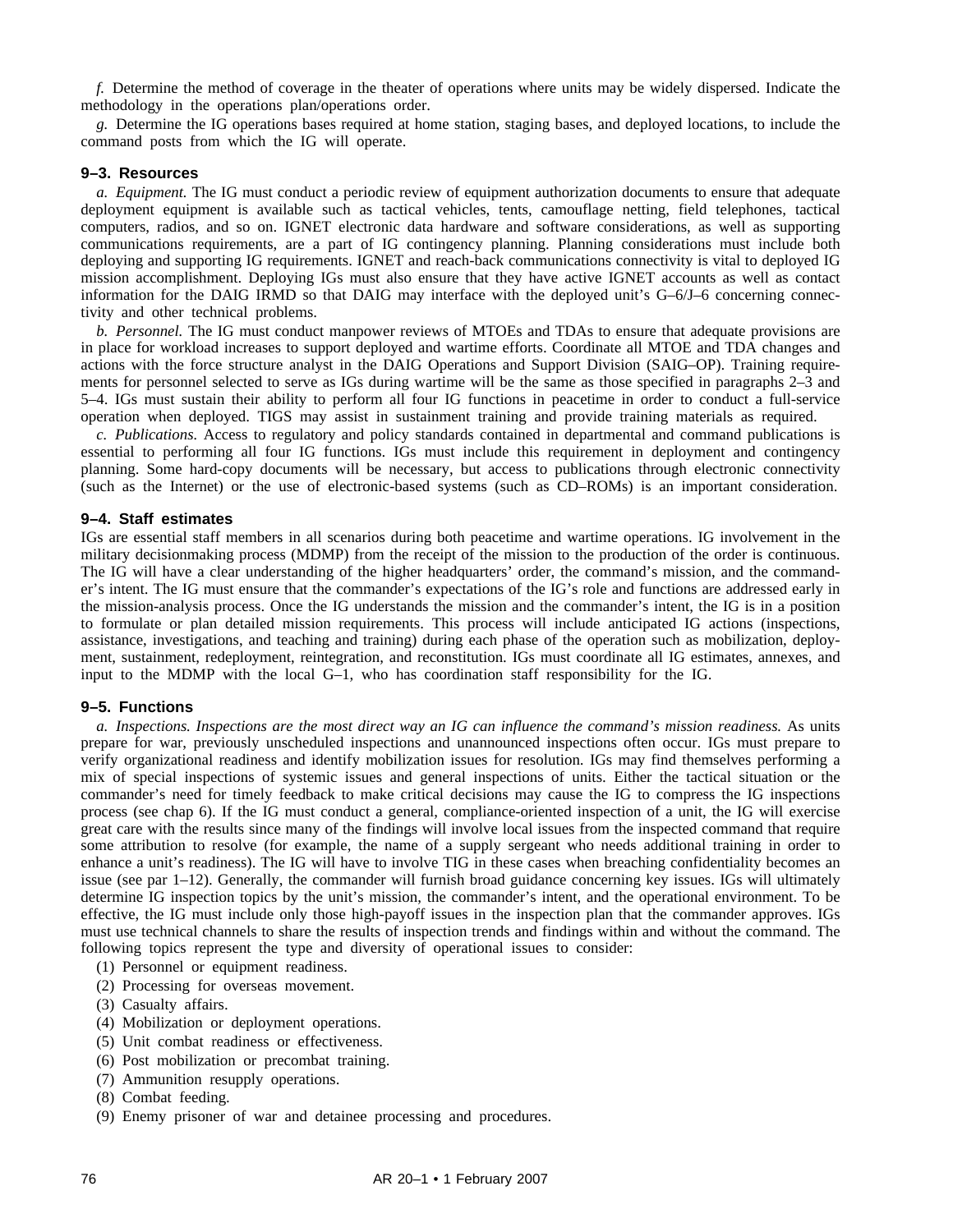*f.* Determine the method of coverage in the theater of operations where units may be widely dispersed. Indicate the methodology in the operations plan/operations order.

*g.* Determine the IG operations bases required at home station, staging bases, and deployed locations, to include the command posts from which the IG will operate.

### 9–3. Resources

*a. Equipment.* The IG must conduct a periodic review of equipment authorization documents to ensure that adequate deployment equipment is available such as tactical vehicles, tents, camouflage netting, field telephones, tactical computers, radios, and so on. IGNET electronic data hardware and software considerations, as well as supporting communications requirements, are a part of IG contingency planning. Planning considerations must include both deploying and supporting IG requirements. IGNET and reach-back communications connectivity is vital to deployed IG mission accomplishment. Deploying IGs must also ensure that they have active IGNET accounts as well as contact information for the DAIG IRMD so that DAIG may interface with the deployed unit's G–6/J–6 concerning connectivity and other technical problems.

*b. Personnel.* The IG must conduct manpower reviews of MTOEs and TDAs to ensure that adequate provisions are in place for workload increases to support deployed and wartime efforts. Coordinate all MTOE and TDA changes and actions with the force structure analyst in the DAIG Operations and Support Division (SAIG–OP). Training requirements for personnel selected to serve as IGs during wartime will be the same as those specified in paragraphs 2–3 and 5–4. IGs must sustain their ability to perform all four IG functions in peacetime in order to conduct a full-service operation when deployed. TIGS may assist in sustainment training and provide training materials as required.

*c. Publications.* Access to regulatory and policy standards contained in departmental and command publications is essential to performing all four IG functions. IGs must include this requirement in deployment and contingency planning. Some hard-copy documents will be necessary, but access to publications through electronic connectivity (such as the Internet) or the use of electronic-based systems (such as CD–ROMs) is an important consideration.

### 9–4. Staff estimates

IGs are essential staff members in all scenarios during both peacetime and wartime operations. IG involvement in the military decisionmaking process (MDMP) from the receipt of the mission to the production of the order is continuous. The IG will have a clear understanding of the higher headquarters' order, the command's mission, and the commander's intent. The IG must ensure that the commander's expectations of the IG's role and functions are addressed early in the mission-analysis process. Once the IG understands the mission and the commander's intent, the IG is in a position to formulate or plan detailed mission requirements. This process will include anticipated IG actions (inspections, assistance, investigations, and teaching and training) during each phase of the operation such as mobilization, deployment, sustainment, redeployment, reintegration, and reconstitution. IGs must coordinate all IG estimates, annexes, and input to the MDMP with the local G–1, who has coordination staff responsibility for the IG.

### 9–5. Functions

*a. Inspections. Inspections are the most direct way an IG can influence the command's mission readiness.* As units prepare for war, previously unscheduled inspections and unannounced inspections often occur. IGs must prepare to verify organizational readiness and identify mobilization issues for resolution. IGs may find themselves performing a mix of special inspections of systemic issues and general inspections of units. Either the tactical situation or the commander's need for timely feedback to make critical decisions may cause the IG to compress the IG inspections process (see chap 6). If the IG must conduct a general, compliance-oriented inspection of a unit, the IG will exercise great care with the results since many of the findings will involve local issues from the inspected command that require some attribution to resolve (for example, the name of a supply sergeant who needs additional training in order to enhance a unit's readiness). The IG will have to involve TIG in these cases when breaching confidentiality becomes an issue (see par 1–12). Generally, the commander will furnish broad guidance concerning key issues. IGs will ultimately determine IG inspection topics by the unit's mission, the commander's intent, and the operational environment. To be effective, the IG must include only those high-payoff issues in the inspection plan that the commander approves. IGs must use technical channels to share the results of inspection trends and findings within and without the command. The following topics represent the type and diversity of operational issues to consider:

(1) Personnel or equipment readiness.

(2) Processing for overseas movement.

(3) Casualty affairs.

(4) Mobilization or deployment operations.

(5) Unit combat readiness or effectiveness.

(6) Post mobilization or precombat training.

(7) Ammunition resupply operations.

(8) Combat feeding.

(9) Enemy prisoner of war and detainee processing and procedures.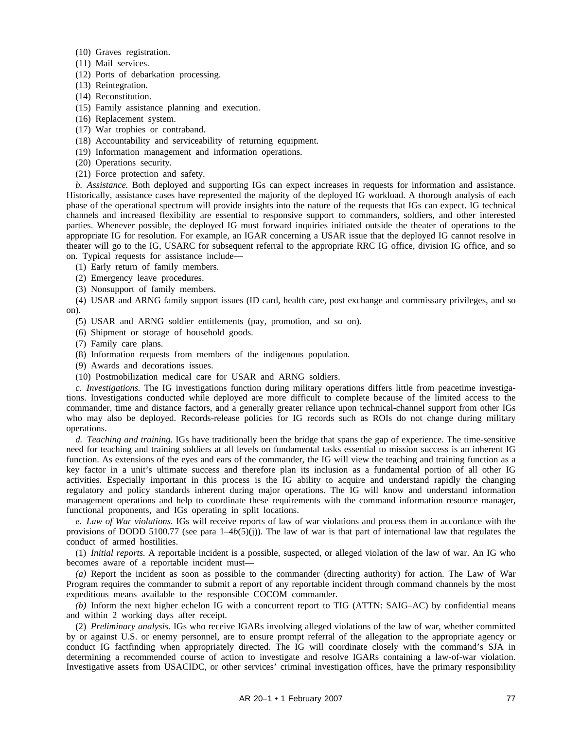(10) Graves registration.

(11) Mail services.

(12) Ports of debarkation processing.

(13) Reintegration.

(14) Reconstitution.

(15) Family assistance planning and execution.

(16) Replacement system.

(17) War trophies or contraband.

(18) Accountability and serviceability of returning equipment.

(19) Information management and information operations.

(20) Operations security.

(21) Force protection and safety.

*b. Assistance.* Both deployed and supporting IGs can expect increases in requests for information and assistance. Historically, assistance cases have represented the majority of the deployed IG workload. A thorough analysis of each phase of the operational spectrum will provide insights into the nature of the requests that IGs can expect. IG technical channels and increased flexibility are essential to responsive support to commanders, soldiers, and other interested parties. Whenever possible, the deployed IG must forward inquiries initiated outside the theater of operations to the appropriate IG for resolution. For example, an IGAR concerning a USAR issue that the deployed IG cannot resolve in theater will go to the IG, USARC for subsequent referral to the appropriate RRC IG office, division IG office, and so on. Typical requests for assistance include—

(1) Early return of family members.

(2) Emergency leave procedures.

(3) Nonsupport of family members.

(4) USAR and ARNG family support issues (ID card, health care, post exchange and commissary privileges, and so on).

(5) USAR and ARNG soldier entitlements (pay, promotion, and so on).

(6) Shipment or storage of household goods.

(7) Family care plans.

(8) Information requests from members of the indigenous population.

(9) Awards and decorations issues.

(10) Postmobilization medical care for USAR and ARNG soldiers.

*c. Investigations.* The IG investigations function during military operations differs little from peacetime investigations. Investigations conducted while deployed are more difficult to complete because of the limited access to the commander, time and distance factors, and a generally greater reliance upon technical-channel support from other IGs who may also be deployed. Records-release policies for IG records such as ROIs do not change during military operations.

*d. Teaching and training.* IGs have traditionally been the bridge that spans the gap of experience. The time-sensitive need for teaching and training soldiers at all levels on fundamental tasks essential to mission success is an inherent IG function. As extensions of the eyes and ears of the commander, the IG will view the teaching and training function as a key factor in a unit's ultimate success and therefore plan its inclusion as a fundamental portion of all other IG activities. Especially important in this process is the IG ability to acquire and understand rapidly the changing regulatory and policy standards inherent during major operations. The IG will know and understand information management operations and help to coordinate these requirements with the command information resource manager, functional proponents, and IGs operating in split locations.

*e. Law of War violations.* IGs will receive reports of law of war violations and process them in accordance with the provisions of DODD 5100.77 (see para 1–4*b*(5)(j)). The law of war is that part of international law that regulates the conduct of armed hostilities.

(1) *Initial reports.* A reportable incident is a possible, suspected, or alleged violation of the law of war. An IG who becomes aware of a reportable incident must—

*(a)* Report the incident as soon as possible to the commander (directing authority) for action. The Law of War Program requires the commander to submit a report of any reportable incident through command channels by the most expeditious means available to the responsible COCOM commander.

*(b)* Inform the next higher echelon IG with a concurrent report to TIG (ATTN: SAIG–AC) by confidential means and within 2 working days after receipt.

(2) *Preliminary analysis.* IGs who receive IGARs involving alleged violations of the law of war, whether committed by or against U.S. or enemy personnel, are to ensure prompt referral of the allegation to the appropriate agency or conduct IG factfinding when appropriately directed. The IG will coordinate closely with the command's SJA in determining a recommended course of action to investigate and resolve IGARs containing a law-of-war violation. Investigative assets from USACIDC, or other services' criminal investigation offices, have the primary responsibility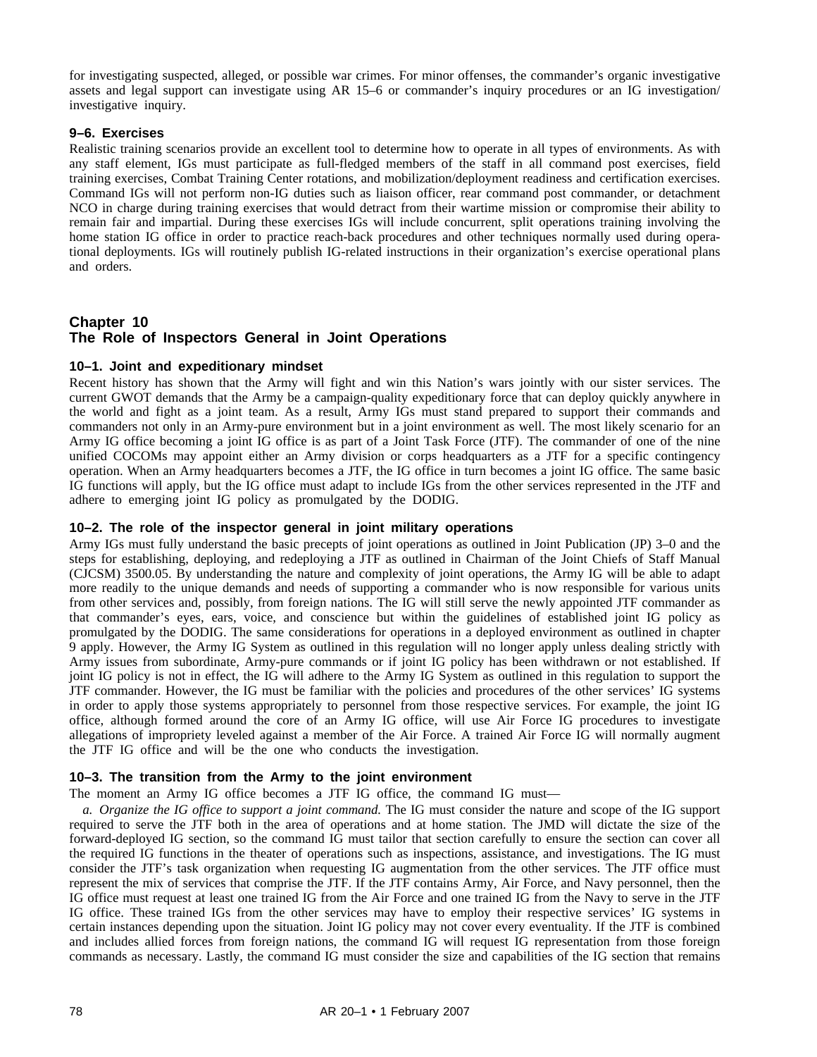for investigating suspected, alleged, or possible war crimes. For minor offenses, the commander's organic investigative assets and legal support can investigate using AR 15–6 or commander's inquiry procedures or an IG investigation/ investigative inquiry.

### 9–6. Exercises

Realistic training scenarios provide an excellent tool to determine how to operate in all types of environments. As with any staff element, IGs must participate as full-fledged members of the staff in all command post exercises, field training exercises, Combat Training Center rotations, and mobilization/deployment readiness and certification exercises. Command IGs will not perform non-IG duties such as liaison officer, rear command post commander, or detachment NCO in charge during training exercises that would detract from their wartime mission or compromise their ability to remain fair and impartial. During these exercises IGs will include concurrent, split operations training involving the home station IG office in order to practice reach-back procedures and other techniques normally used during operational deployments. IGs will routinely publish IG-related instructions in their organization's exercise operational plans and orders.

## Chapter 10
## The Role of Inspectors General in Joint Operations

### 10–1. Joint and expeditionary mindset

Recent history has shown that the Army will fight and win this Nation's wars jointly with our sister services. The current GWOT demands that the Army be a campaign-quality expeditionary force that can deploy quickly anywhere in the world and fight as a joint team. As a result, Army IGs must stand prepared to support their commands and commanders not only in an Army-pure environment but in a joint environment as well. The most likely scenario for an Army IG office becoming a joint IG office is as part of a Joint Task Force (JTF). The commander of one of the nine unified COCOMs may appoint either an Army division or corps headquarters as a JTF for a specific contingency operation. When an Army headquarters becomes a JTF, the IG office in turn becomes a joint IG office. The same basic IG functions will apply, but the IG office must adapt to include IGs from the other services represented in the JTF and adhere to emerging joint IG policy as promulgated by the DODIG.

### 10–2. The role of the inspector general in joint military operations

Army IGs must fully understand the basic precepts of joint operations as outlined in Joint Publication (JP) 3–0 and the steps for establishing, deploying, and redeploying a JTF as outlined in Chairman of the Joint Chiefs of Staff Manual (CJCSM) 3500.05. By understanding the nature and complexity of joint operations, the Army IG will be able to adapt more readily to the unique demands and needs of supporting a commander who is now responsible for various units from other services and, possibly, from foreign nations. The IG will still serve the newly appointed JTF commander as that commander's eyes, ears, voice, and conscience but within the guidelines of established joint IG policy as promulgated by the DODIG. The same considerations for operations in a deployed environment as outlined in chapter 9 apply. However, the Army IG System as outlined in this regulation will no longer apply unless dealing strictly with Army issues from subordinate, Army-pure commands or if joint IG policy has been withdrawn or not established. If joint IG policy is not in effect, the IG will adhere to the Army IG System as outlined in this regulation to support the JTF commander. However, the IG must be familiar with the policies and procedures of the other services' IG systems in order to apply those systems appropriately to personnel from those respective services. For example, the joint IG office, although formed around the core of an Army IG office, will use Air Force IG procedures to investigate allegations of impropriety leveled against a member of the Air Force. A trained Air Force IG will normally augment the JTF IG office and will be the one who conducts the investigation.

### 10–3. The transition from the Army to the joint environment

The moment an Army IG office becomes a JTF IG office, the command IG must—

*a. Organize the IG office to support a joint command.* The IG must consider the nature and scope of the IG support required to serve the JTF both in the area of operations and at home station. The JMD will dictate the size of the forward-deployed IG section, so the command IG must tailor that section carefully to ensure the section can cover all the required IG functions in the theater of operations such as inspections, assistance, and investigations. The IG must consider the JTF's task organization when requesting IG augmentation from the other services. The JTF office must represent the mix of services that comprise the JTF. If the JTF contains Army, Air Force, and Navy personnel, then the IG office must request at least one trained IG from the Air Force and one trained IG from the Navy to serve in the JTF IG office. These trained IGs from the other services may have to employ their respective services' IG systems in certain instances depending upon the situation. Joint IG policy may not cover every eventuality. If the JTF is combined and includes allied forces from foreign nations, the command IG will request IG representation from those foreign commands as necessary. Lastly, the command IG must consider the size and capabilities of the IG section that remains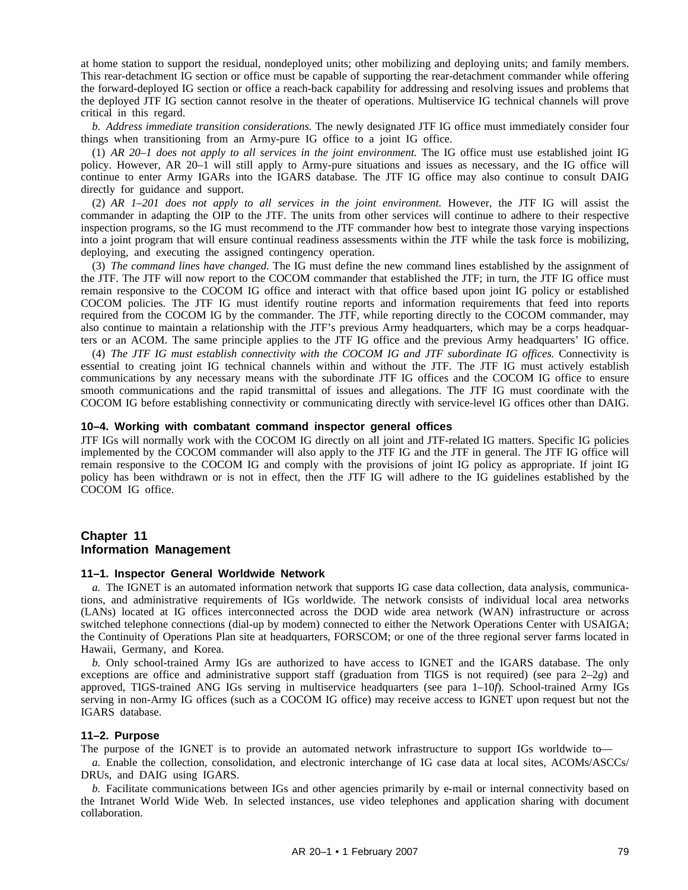at home station to support the residual, nondeployed units; other mobilizing and deploying units; and family members. This rear-detachment IG section or office must be capable of supporting the rear-detachment commander while offering the forward-deployed IG section or office a reach-back capability for addressing and resolving issues and problems that the deployed JTF IG section cannot resolve in the theater of operations. Multiservice IG technical channels will prove critical in this regard.

*b. Address immediate transition considerations.* The newly designated JTF IG office must immediately consider four things when transitioning from an Army-pure IG office to a joint IG office.

(1) *AR 20–1 does not apply to all services in the joint environment.* The IG office must use established joint IG policy. However, AR 20–1 will still apply to Army-pure situations and issues as necessary, and the IG office will continue to enter Army IGARs into the IGARS database. The JTF IG office may also continue to consult DAIG directly for guidance and support.

(2) *AR 1–201 does not apply to all services in the joint environment.* However, the JTF IG will assist the commander in adapting the OIP to the JTF. The units from other services will continue to adhere to their respective inspection programs, so the IG must recommend to the JTF commander how best to integrate those varying inspections into a joint program that will ensure continual readiness assessments within the JTF while the task force is mobilizing, deploying, and executing the assigned contingency operation.

(3) *The command lines have changed.* The IG must define the new command lines established by the assignment of the JTF. The JTF will now report to the COCOM commander that established the JTF; in turn, the JTF IG office must remain responsive to the COCOM IG office and interact with that office based upon joint IG policy or established COCOM policies. The JTF IG must identify routine reports and information requirements that feed into reports required from the COCOM IG by the commander. The JTF, while reporting directly to the COCOM commander, may also continue to maintain a relationship with the JTF's previous Army headquarters, which may be a corps headquarters or an ACOM. The same principle applies to the JTF IG office and the previous Army headquarters' IG office.

(4) *The JTF IG must establish connectivity with the COCOM IG and JTF subordinate IG offices.* Connectivity is essential to creating joint IG technical channels within and without the JTF. The JTF IG must actively establish communications by any necessary means with the subordinate JTF IG offices and the COCOM IG office to ensure smooth communications and the rapid transmittal of issues and allegations. The JTF IG must coordinate with the COCOM IG before establishing connectivity or communicating directly with service-level IG offices other than DAIG.

### 10–4. Working with combatant command inspector general offices

JTF IGs will normally work with the COCOM IG directly on all joint and JTF-related IG matters. Specific IG policies implemented by the COCOM commander will also apply to the JTF IG and the JTF in general. The JTF IG office will remain responsive to the COCOM IG and comply with the provisions of joint IG policy as appropriate. If joint IG policy has been withdrawn or is not in effect, then the JTF IG will adhere to the IG guidelines established by the COCOM IG office.

## Chapter 11
## Information Management

### 11–1. Inspector General Worldwide Network

*a.* The IGNET is an automated information network that supports IG case data collection, data analysis, communications, and administrative requirements of IGs worldwide. The network consists of individual local area networks (LANs) located at IG offices interconnected across the DOD wide area network (WAN) infrastructure or across switched telephone connections (dial-up by modem) connected to either the Network Operations Center with USAIGA; the Continuity of Operations Plan site at headquarters, FORSCOM; or one of the three regional server farms located in Hawaii, Germany, and Korea.

*b.* Only school-trained Army IGs are authorized to have access to IGNET and the IGARS database. The only exceptions are office and administrative support staff (graduation from TIGS is not required) (see para 2–2*g*) and approved, TIGS-trained ANG IGs serving in multiservice headquarters (see para 1–10*f*). School-trained Army IGs serving in non-Army IG offices (such as a COCOM IG office) may receive access to IGNET upon request but not the IGARS database.

### 11–2. Purpose

The purpose of the IGNET is to provide an automated network infrastructure to support IGs worldwide to—

*a.* Enable the collection, consolidation, and electronic interchange of IG case data at local sites, ACOMs/ASCCs/DRUs, and DAIG using IGARS.

*b.* Facilitate communications between IGs and other agencies primarily by e-mail or internal connectivity based on the Intranet World Wide Web. In selected instances, use video telephones and application sharing with document collaboration.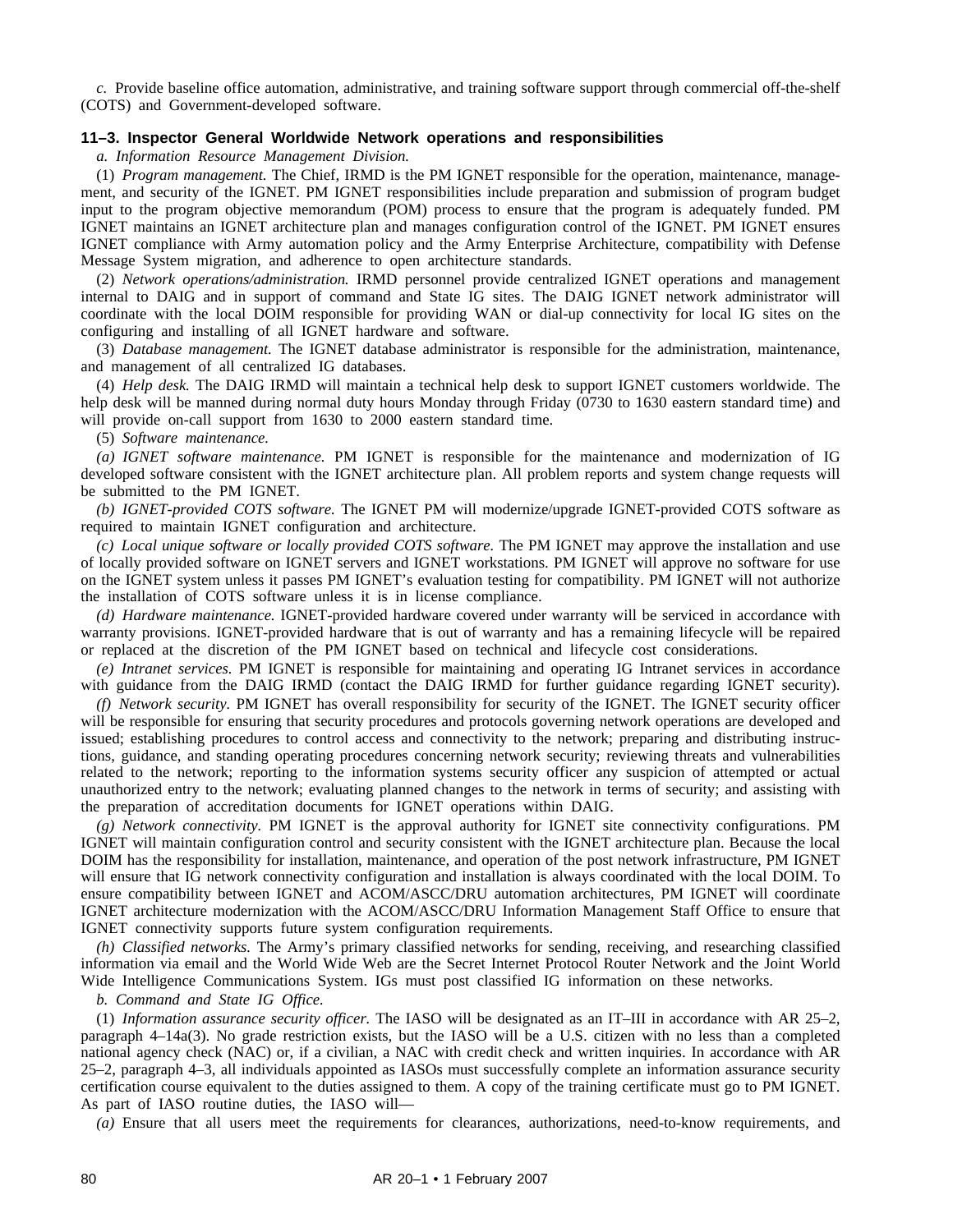*c.* Provide baseline office automation, administrative, and training software support through commercial off-the-shelf (COTS) and Government-developed software.

### 11–3. Inspector General Worldwide Network operations and responsibilities

*a. Information Resource Management Division.*

(1) *Program management.* The Chief, IRMD is the PM IGNET responsible for the operation, maintenance, management, and security of the IGNET. PM IGNET responsibilities include preparation and submission of program budget input to the program objective memorandum (POM) process to ensure that the program is adequately funded. PM IGNET maintains an IGNET architecture plan and manages configuration control of the IGNET. PM IGNET ensures IGNET compliance with Army automation policy and the Army Enterprise Architecture, compatibility with Defense Message System migration, and adherence to open architecture standards.

(2) *Network operations/administration.* IRMD personnel provide centralized IGNET operations and management internal to DAIG and in support of command and State IG sites. The DAIG IGNET network administrator will coordinate with the local DOIM responsible for providing WAN or dial-up connectivity for local IG sites on the configuring and installing of all IGNET hardware and software.

(3) *Database management.* The IGNET database administrator is responsible for the administration, maintenance, and management of all centralized IG databases.

(4) *Help desk.* The DAIG IRMD will maintain a technical help desk to support IGNET customers worldwide. The help desk will be manned during normal duty hours Monday through Friday (0730 to 1630 eastern standard time) and will provide on-call support from 1630 to 2000 eastern standard time.

(5) *Software maintenance.*

*(a) IGNET software maintenance.* PM IGNET is responsible for the maintenance and modernization of IG developed software consistent with the IGNET architecture plan. All problem reports and system change requests will be submitted to the PM IGNET.

*(b) IGNET-provided COTS software.* The IGNET PM will modernize/upgrade IGNET-provided COTS software as required to maintain IGNET configuration and architecture.

*(c) Local unique software or locally provided COTS software.* The PM IGNET may approve the installation and use of locally provided software on IGNET servers and IGNET workstations. PM IGNET will approve no software for use on the IGNET system unless it passes PM IGNET's evaluation testing for compatibility. PM IGNET will not authorize the installation of COTS software unless it is in license compliance.

*(d) Hardware maintenance.* IGNET-provided hardware covered under warranty will be serviced in accordance with warranty provisions. IGNET-provided hardware that is out of warranty and has a remaining lifecycle will be repaired or replaced at the discretion of the PM IGNET based on technical and lifecycle cost considerations.

*(e) Intranet services.* PM IGNET is responsible for maintaining and operating IG Intranet services in accordance with guidance from the DAIG IRMD (contact the DAIG IRMD for further guidance regarding IGNET security).

*(f) Network security.* PM IGNET has overall responsibility for security of the IGNET. The IGNET security officer will be responsible for ensuring that security procedures and protocols governing network operations are developed and issued; establishing procedures to control access and connectivity to the network; preparing and distributing instructions, guidance, and standing operating procedures concerning network security; reviewing threats and vulnerabilities related to the network; reporting to the information systems security officer any suspicion of attempted or actual unauthorized entry to the network; evaluating planned changes to the network in terms of security; and assisting with the preparation of accreditation documents for IGNET operations within DAIG.

*(g) Network connectivity.* PM IGNET is the approval authority for IGNET site connectivity configurations. PM IGNET will maintain configuration control and security consistent with the IGNET architecture plan. Because the local DOIM has the responsibility for installation, maintenance, and operation of the post network infrastructure, PM IGNET will ensure that IG network connectivity configuration and installation is always coordinated with the local DOIM. To ensure compatibility between IGNET and ACOM/ASCC/DRU automation architectures, PM IGNET will coordinate IGNET architecture modernization with the ACOM/ASCC/DRU Information Management Staff Office to ensure that IGNET connectivity supports future system configuration requirements.

*(h) Classified networks.* The Army's primary classified networks for sending, receiving, and researching classified information via email and the World Wide Web are the Secret Internet Protocol Router Network and the Joint World Wide Intelligence Communications System. IGs must post classified IG information on these networks.

*b. Command and State IG Office.*

(1) *Information assurance security officer.* The IASO will be designated as an IT–III in accordance with AR 25–2, paragraph 4–14a(3). No grade restriction exists, but the IASO will be a U.S. citizen with no less than a completed national agency check (NAC) or, if a civilian, a NAC with credit check and written inquiries. In accordance with AR 25–2, paragraph 4–3, all individuals appointed as IASOs must successfully complete an information assurance security certification course equivalent to the duties assigned to them. A copy of the training certificate must go to PM IGNET. As part of IASO routine duties, the IASO will—

*(a)* Ensure that all users meet the requirements for clearances, authorizations, need-to-know requirements, and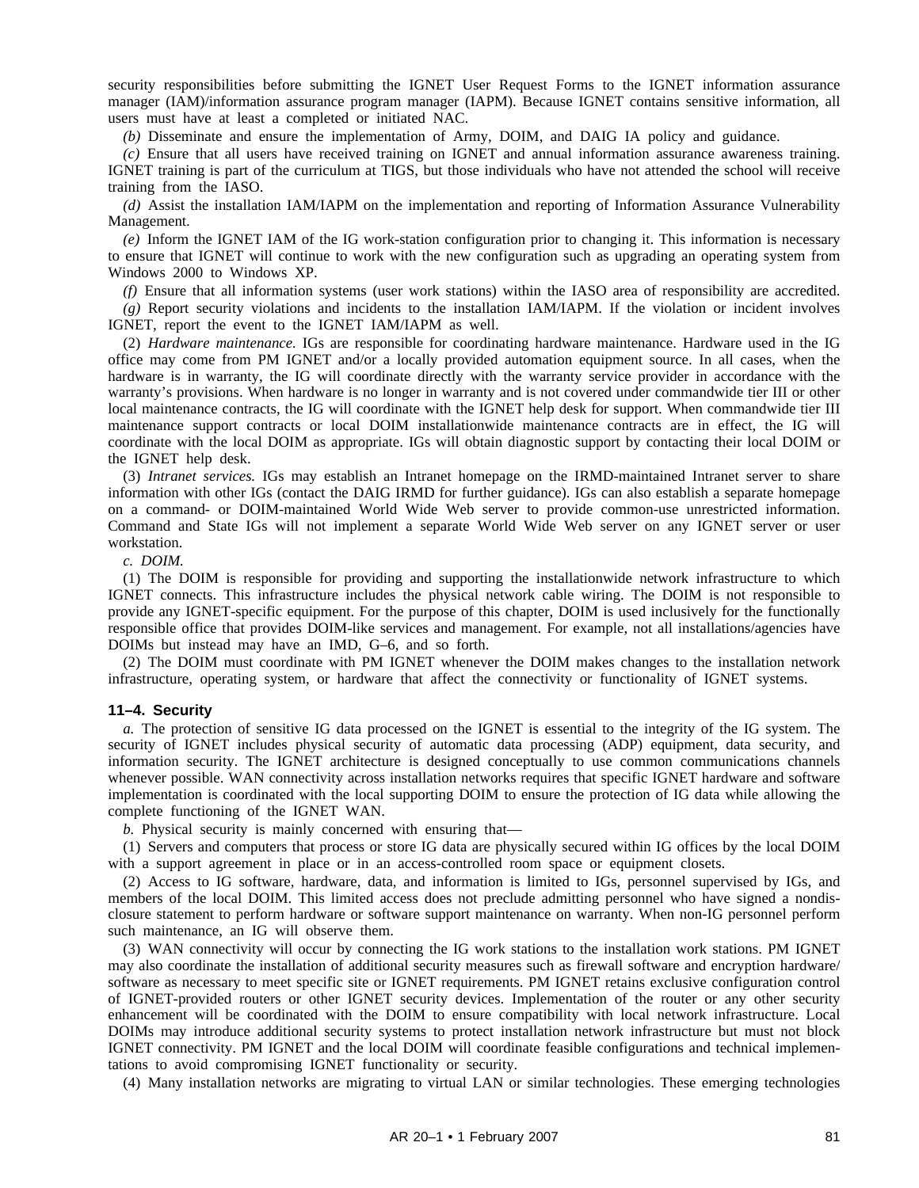security responsibilities before submitting the IGNET User Request Forms to the IGNET information assurance manager (IAM)/information assurance program manager (IAPM). Because IGNET contains sensitive information, all users must have at least a completed or initiated NAC.

*(b)* Disseminate and ensure the implementation of Army, DOIM, and DAIG IA policy and guidance.

*(c)* Ensure that all users have received training on IGNET and annual information assurance awareness training. IGNET training is part of the curriculum at TIGS, but those individuals who have not attended the school will receive training from the IASO.

*(d)* Assist the installation IAM/IAPM on the implementation and reporting of Information Assurance Vulnerability Management.

*(e)* Inform the IGNET IAM of the IG work-station configuration prior to changing it. This information is necessary to ensure that IGNET will continue to work with the new configuration such as upgrading an operating system from Windows 2000 to Windows XP.

*(f)* Ensure that all information systems (user work stations) within the IASO area of responsibility are accredited.

*(g)* Report security violations and incidents to the installation IAM/IAPM. If the violation or incident involves IGNET, report the event to the IGNET IAM/IAPM as well.

(2) *Hardware maintenance.* IGs are responsible for coordinating hardware maintenance. Hardware used in the IG office may come from PM IGNET and/or a locally provided automation equipment source. In all cases, when the hardware is in warranty, the IG will coordinate directly with the warranty service provider in accordance with the warranty's provisions. When hardware is no longer in warranty and is not covered under commandwide tier III or other local maintenance contracts, the IG will coordinate with the IGNET help desk for support. When commandwide tier III maintenance support contracts or local DOIM installationwide maintenance contracts are in effect, the IG will coordinate with the local DOIM as appropriate. IGs will obtain diagnostic support by contacting their local DOIM or the IGNET help desk.

(3) *Intranet services.* IGs may establish an Intranet homepage on the IRMD-maintained Intranet server to share information with other IGs (contact the DAIG IRMD for further guidance). IGs can also establish a separate homepage on a command- or DOIM-maintained World Wide Web server to provide common-use unrestricted information. Command and State IGs will not implement a separate World Wide Web server on any IGNET server or user workstation.

*c. DOIM.*

(1) The DOIM is responsible for providing and supporting the installationwide network infrastructure to which IGNET connects. This infrastructure includes the physical network cable wiring. The DOIM is not responsible to provide any IGNET-specific equipment. For the purpose of this chapter, DOIM is used inclusively for the functionally responsible office that provides DOIM-like services and management. For example, not all installations/agencies have DOIMs but instead may have an IMD, G–6, and so forth.

(2) The DOIM must coordinate with PM IGNET whenever the DOIM makes changes to the installation network infrastructure, operating system, or hardware that affect the connectivity or functionality of IGNET systems.

### 11–4. Security

*a.* The protection of sensitive IG data processed on the IGNET is essential to the integrity of the IG system. The security of IGNET includes physical security of automatic data processing (ADP) equipment, data security, and information security. The IGNET architecture is designed conceptually to use common communications channels whenever possible. WAN connectivity across installation networks requires that specific IGNET hardware and software implementation is coordinated with the local supporting DOIM to ensure the protection of IG data while allowing the complete functioning of the IGNET WAN.

*b.* Physical security is mainly concerned with ensuring that—

(1) Servers and computers that process or store IG data are physically secured within IG offices by the local DOIM with a support agreement in place or in an access-controlled room space or equipment closets.

(2) Access to IG software, hardware, data, and information is limited to IGs, personnel supervised by IGs, and members of the local DOIM. This limited access does not preclude admitting personnel who have signed a nondisclosure statement to perform hardware or software support maintenance on warranty. When non-IG personnel perform such maintenance, an IG will observe them.

(3) WAN connectivity will occur by connecting the IG work stations to the installation work stations. PM IGNET may also coordinate the installation of additional security measures such as firewall software and encryption hardware/software as necessary to meet specific site or IGNET requirements. PM IGNET retains exclusive configuration control of IGNET-provided routers or other IGNET security devices. Implementation of the router or any other security enhancement will be coordinated with the DOIM to ensure compatibility with local network infrastructure. Local DOIMs may introduce additional security systems to protect installation network infrastructure but must not block IGNET connectivity. PM IGNET and the local DOIM will coordinate feasible configurations and technical implementations to avoid compromising IGNET functionality or security.

(4) Many installation networks are migrating to virtual LAN or similar technologies. These emerging technologies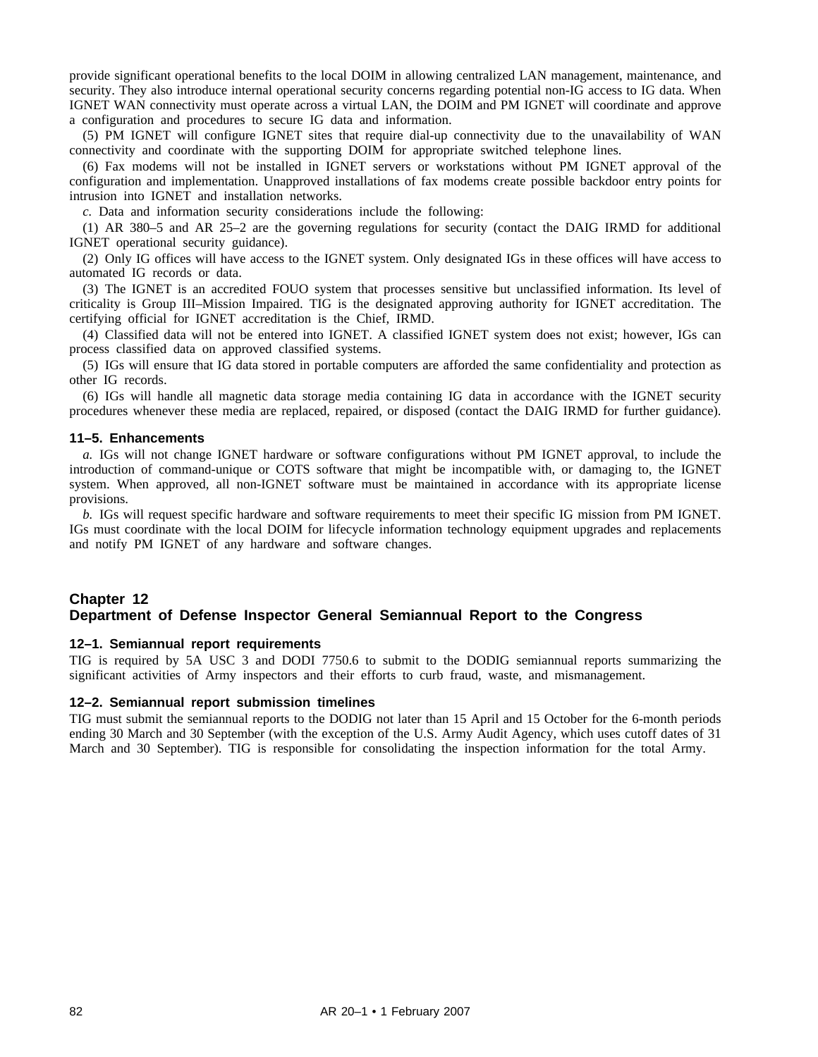provide significant operational benefits to the local DOIM in allowing centralized LAN management, maintenance, and security. They also introduce internal operational security concerns regarding potential non-IG access to IG data. When IGNET WAN connectivity must operate across a virtual LAN, the DOIM and PM IGNET will coordinate and approve a configuration and procedures to secure IG data and information.

(5) PM IGNET will configure IGNET sites that require dial-up connectivity due to the unavailability of WAN connectivity and coordinate with the supporting DOIM for appropriate switched telephone lines.

(6) Fax modems will not be installed in IGNET servers or workstations without PM IGNET approval of the configuration and implementation. Unapproved installations of fax modems create possible backdoor entry points for intrusion into IGNET and installation networks.

*c.* Data and information security considerations include the following:

(1) AR 380–5 and AR 25–2 are the governing regulations for security (contact the DAIG IRMD for additional IGNET operational security guidance).

(2) Only IG offices will have access to the IGNET system. Only designated IGs in these offices will have access to automated IG records or data.

(3) The IGNET is an accredited FOUO system that processes sensitive but unclassified information. Its level of criticality is Group III–Mission Impaired. TIG is the designated approving authority for IGNET accreditation. The certifying official for IGNET accreditation is the Chief, IRMD.

(4) Classified data will not be entered into IGNET. A classified IGNET system does not exist; however, IGs can process classified data on approved classified systems.

(5) IGs will ensure that IG data stored in portable computers are afforded the same confidentiality and protection as other IG records.

(6) IGs will handle all magnetic data storage media containing IG data in accordance with the IGNET security procedures whenever these media are replaced, repaired, or disposed (contact the DAIG IRMD for further guidance).

### 11–5. Enhancements

*a.* IGs will not change IGNET hardware or software configurations without PM IGNET approval, to include the introduction of command-unique or COTS software that might be incompatible with, or damaging to, the IGNET system. When approved, all non-IGNET software must be maintained in accordance with its appropriate license provisions.

*b.* IGs will request specific hardware and software requirements to meet their specific IG mission from PM IGNET. IGs must coordinate with the local DOIM for lifecycle information technology equipment upgrades and replacements and notify PM IGNET of any hardware and software changes.

## Chapter 12
## Department of Defense Inspector General Semiannual Report to the Congress

### 12–1. Semiannual report requirements

TIG is required by 5A USC 3 and DODI 7750.6 to submit to the DODIG semiannual reports summarizing the significant activities of Army inspectors and their efforts to curb fraud, waste, and mismanagement.

### 12–2. Semiannual report submission timelines

TIG must submit the semiannual reports to the DODIG not later than 15 April and 15 October for the 6-month periods ending 30 March and 30 September (with the exception of the U.S. Army Audit Agency, which uses cutoff dates of 31 March and 30 September). TIG is responsible for consolidating the inspection information for the total Army.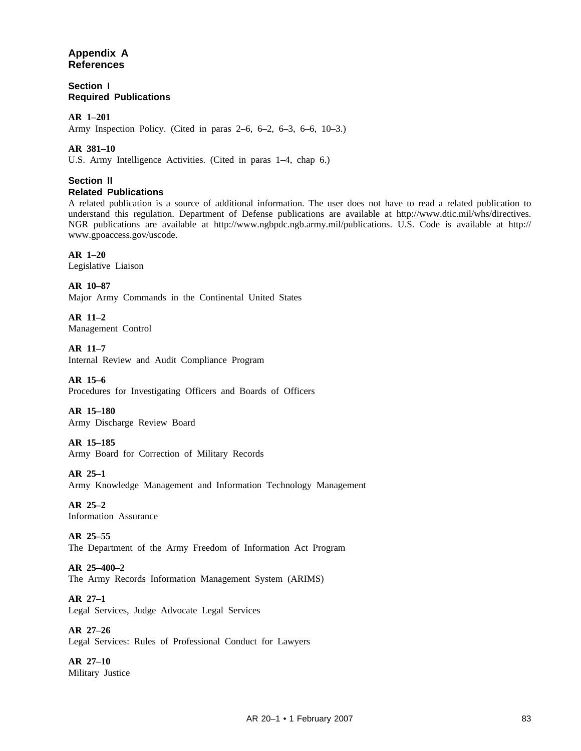## Appendix A
## References

### Section I
### Required Publications

**AR 1–201**
Army Inspection Policy. (Cited in paras 2–6, 6–2, 6–3, 6–6, 10–3.)

**AR 381–10**
U.S. Army Intelligence Activities. (Cited in paras 1–4, chap 6.)

### Section II
### Related Publications

A related publication is a source of additional information. The user does not have to read a related publication to understand this regulation. Department of Defense publications are available at http://www.dtic.mil/whs/directives. NGR publications are available at http://www.ngbpdc.ngb.army.mil/publications. U.S. Code is available at http://www.gpoaccess.gov/uscode.

**AR 1–20**
Legislative Liaison

**AR 10–87**
Major Army Commands in the Continental United States

**AR 11–2**
Management Control

**AR 11–7**
Internal Review and Audit Compliance Program

**AR 15–6**
Procedures for Investigating Officers and Boards of Officers

**AR 15–180**
Army Discharge Review Board

**AR 15–185**
Army Board for Correction of Military Records

**AR 25–1**
Army Knowledge Management and Information Technology Management

**AR 25–2**
Information Assurance

**AR 25–55**
The Department of the Army Freedom of Information Act Program

**AR 25–400–2**
The Army Records Information Management System (ARIMS)

**AR 27–1**
Legal Services, Judge Advocate Legal Services

**AR 27–26**
Legal Services: Rules of Professional Conduct for Lawyers

**AR 27–10**
Military Justice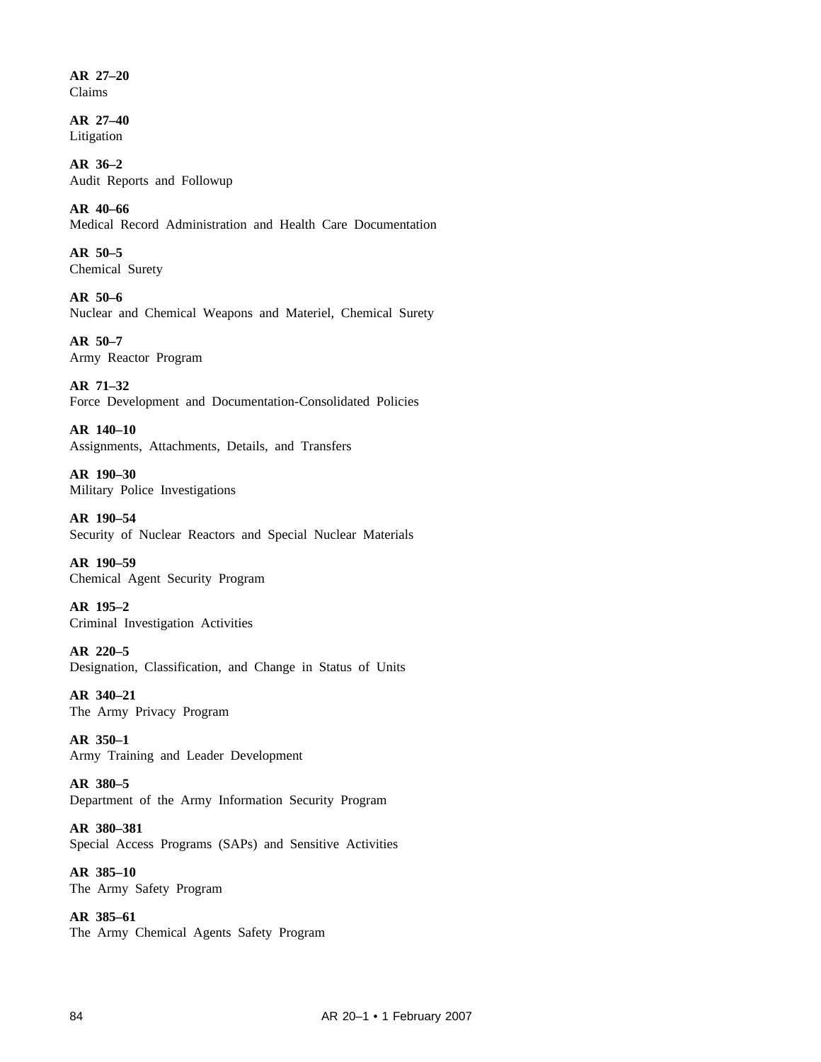**AR 27–20**
Claims

**AR 27–40**
Litigation

**AR 36–2**
Audit Reports and Followup

**AR 40–66**
Medical Record Administration and Health Care Documentation

**AR 50–5**
Chemical Surety

**AR 50–6**
Nuclear and Chemical Weapons and Materiel, Chemical Surety

**AR 50–7**
Army Reactor Program

**AR 71–32**
Force Development and Documentation-Consolidated Policies

**AR 140–10**
Assignments, Attachments, Details, and Transfers

**AR 190–30**
Military Police Investigations

**AR 190–54**
Security of Nuclear Reactors and Special Nuclear Materials

**AR 190–59**
Chemical Agent Security Program

**AR 195–2**
Criminal Investigation Activities

**AR 220–5**
Designation, Classification, and Change in Status of Units

**AR 340–21**
The Army Privacy Program

**AR 350–1**
Army Training and Leader Development

**AR 380–5**
Department of the Army Information Security Program

**AR 380–381**
Special Access Programs (SAPs) and Sensitive Activities

**AR 385–10**
The Army Safety Program

**AR 385–61**
The Army Chemical Agents Safety Program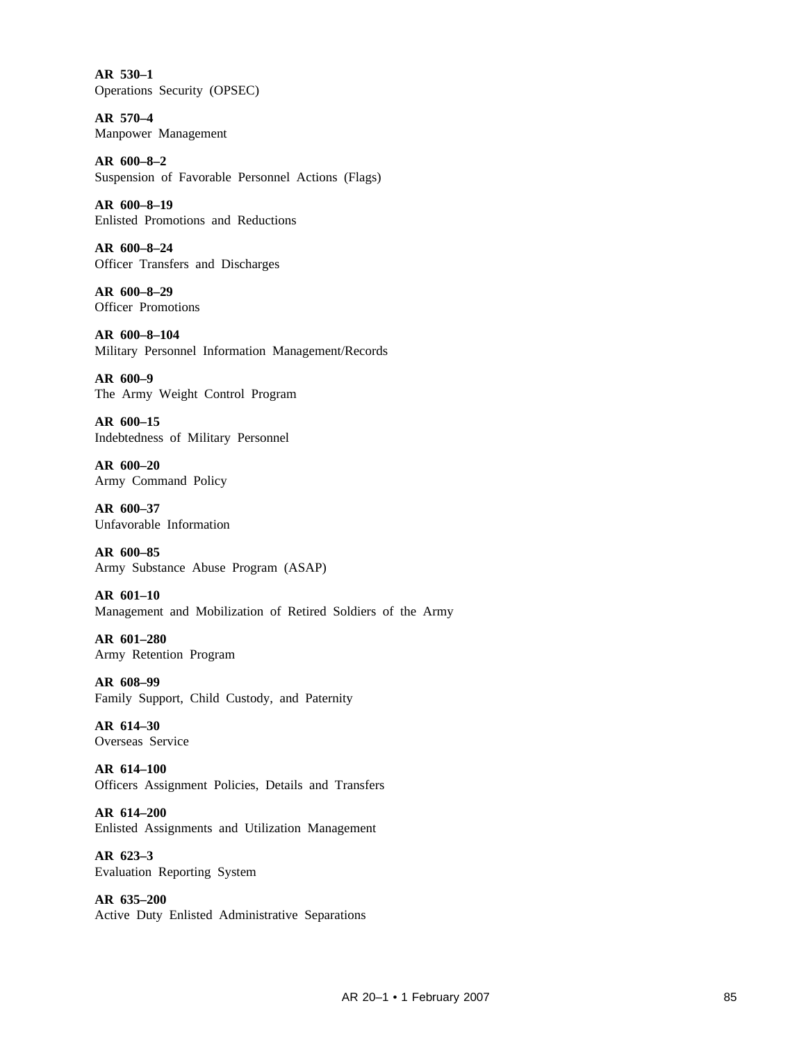**AR 530–1**
Operations Security (OPSEC)

**AR 570–4**
Manpower Management

**AR 600–8–2**
Suspension of Favorable Personnel Actions (Flags)

**AR 600–8–19**
Enlisted Promotions and Reductions

**AR 600–8–24**
Officer Transfers and Discharges

**AR 600–8–29**
Officer Promotions

**AR 600–8–104**
Military Personnel Information Management/Records

**AR 600–9**
The Army Weight Control Program

**AR 600–15**
Indebtedness of Military Personnel

**AR 600–20**
Army Command Policy

**AR 600–37**
Unfavorable Information

**AR 600–85**
Army Substance Abuse Program (ASAP)

**AR 601–10**
Management and Mobilization of Retired Soldiers of the Army

**AR 601–280**
Army Retention Program

**AR 608–99**
Family Support, Child Custody, and Paternity

**AR 614–30**
Overseas Service

**AR 614–100**
Officers Assignment Policies, Details and Transfers

**AR 614–200**
Enlisted Assignments and Utilization Management

**AR 623–3**
Evaluation Reporting System

**AR 635–200**
Active Duty Enlisted Administrative Separations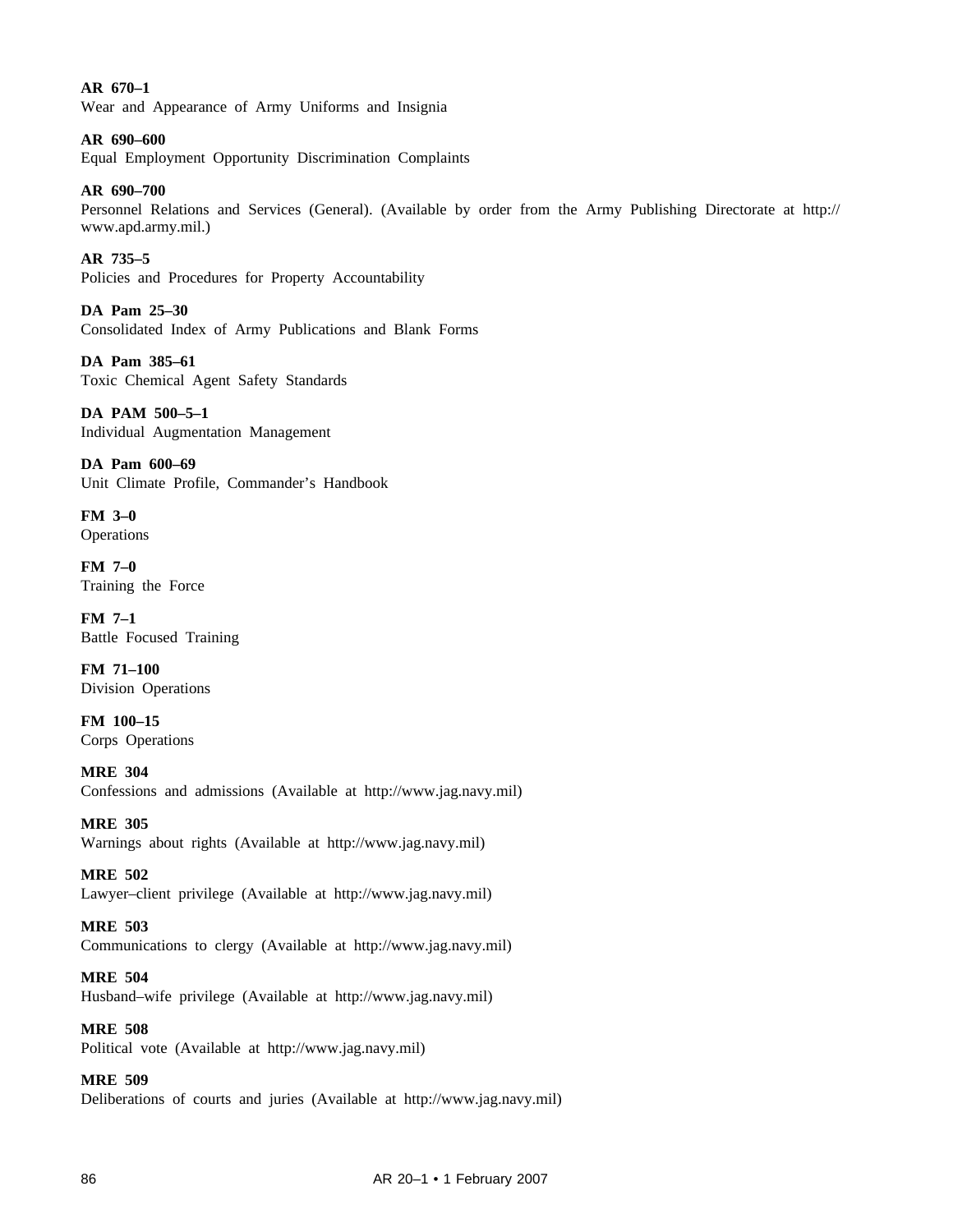**AR 670–1**
Wear and Appearance of Army Uniforms and Insignia

**AR 690–600**
Equal Employment Opportunity Discrimination Complaints

**AR 690–700**
Personnel Relations and Services (General). (Available by order from the Army Publishing Directorate at http://www.apd.army.mil.)

**AR 735–5**
Policies and Procedures for Property Accountability

**DA Pam 25–30**
Consolidated Index of Army Publications and Blank Forms

**DA Pam 385–61**
Toxic Chemical Agent Safety Standards

**DA PAM 500–5–1**
Individual Augmentation Management

**DA Pam 600–69**
Unit Climate Profile, Commander's Handbook

**FM 3–0**
Operations

**FM 7–0**
Training the Force

**FM 7–1**
Battle Focused Training

**FM 71–100**
Division Operations

**FM 100–15**
Corps Operations

**MRE 304**
Confessions and admissions (Available at http://www.jag.navy.mil)

**MRE 305**
Warnings about rights (Available at http://www.jag.navy.mil)

**MRE 502**
Lawyer–client privilege (Available at http://www.jag.navy.mil)

**MRE 503**
Communications to clergy (Available at http://www.jag.navy.mil)

**MRE 504**
Husband–wife privilege (Available at http://www.jag.navy.mil)

**MRE 508**
Political vote (Available at http://www.jag.navy.mil)

**MRE 509**
Deliberations of courts and juries (Available at http://www.jag.navy.mil)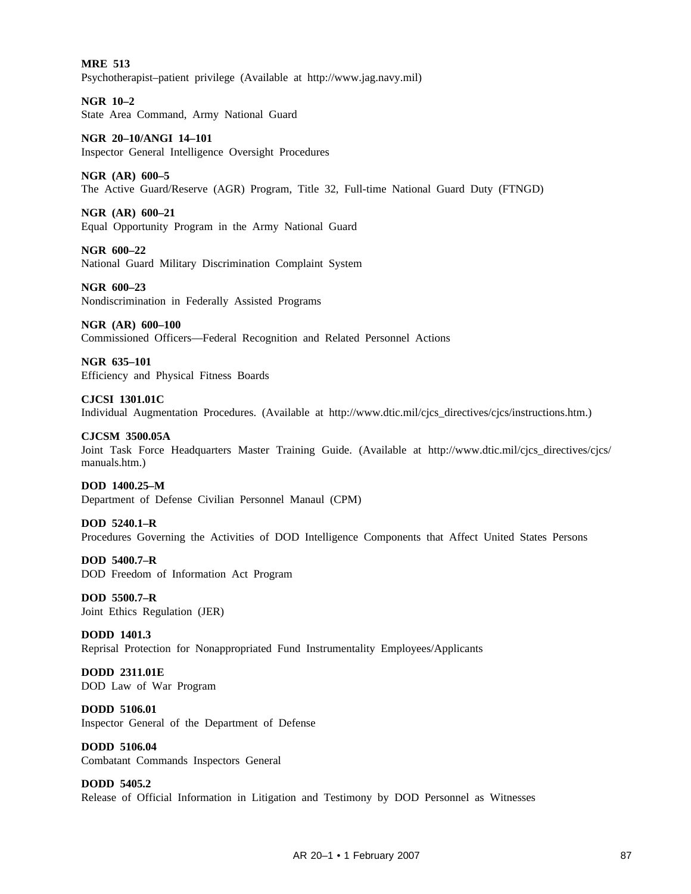**MRE 513**
Psychotherapist–patient privilege (Available at http://www.jag.navy.mil)

**NGR 10–2**
State Area Command, Army National Guard

**NGR 20–10/ANGI 14–101**
Inspector General Intelligence Oversight Procedures

**NGR (AR) 600–5**
The Active Guard/Reserve (AGR) Program, Title 32, Full-time National Guard Duty (FTNGD)

**NGR (AR) 600–21**
Equal Opportunity Program in the Army National Guard

**NGR 600–22**
National Guard Military Discrimination Complaint System

**NGR 600–23**
Nondiscrimination in Federally Assisted Programs

**NGR (AR) 600–100**
Commissioned Officers—Federal Recognition and Related Personnel Actions

**NGR 635–101**
Efficiency and Physical Fitness Boards

**CJCSI 1301.01C**
Individual Augmentation Procedures. (Available at http://www.dtic.mil/cjcs_directives/cjcs/instructions.htm.)

**CJCSM 3500.05A**
Joint Task Force Headquarters Master Training Guide. (Available at http://www.dtic.mil/cjcs_directives/cjcs/manuals.htm.)

**DOD 1400.25–M**
Department of Defense Civilian Personnel Manaul (CPM)

**DOD 5240.1–R**
Procedures Governing the Activities of DOD Intelligence Components that Affect United States Persons

**DOD 5400.7–R**
DOD Freedom of Information Act Program

**DOD 5500.7–R**
Joint Ethics Regulation (JER)

**DODD 1401.3**
Reprisal Protection for Nonappropriated Fund Instrumentality Employees/Applicants

**DODD 2311.01E**
DOD Law of War Program

**DODD 5106.01**
Inspector General of the Department of Defense

**DODD 5106.04**
Combatant Commands Inspectors General

**DODD 5405.2**
Release of Official Information in Litigation and Testimony by DOD Personnel as Witnesses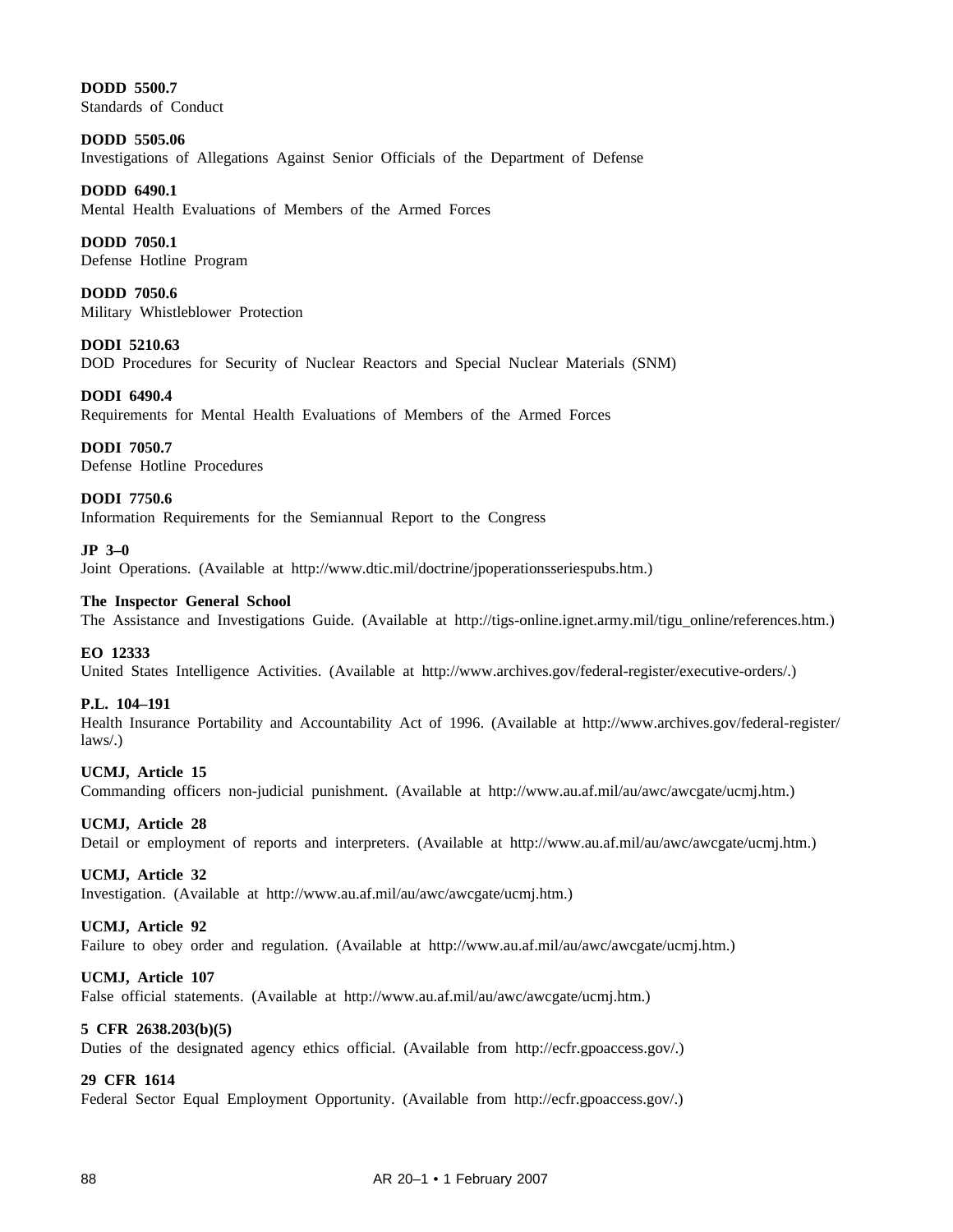**DODD 5500.7**
Standards of Conduct

**DODD 5505.06**
Investigations of Allegations Against Senior Officials of the Department of Defense

**DODD 6490.1**
Mental Health Evaluations of Members of the Armed Forces

**DODD 7050.1**
Defense Hotline Program

**DODD 7050.6**
Military Whistleblower Protection

**DODI 5210.63**
DOD Procedures for Security of Nuclear Reactors and Special Nuclear Materials (SNM)

**DODI 6490.4**
Requirements for Mental Health Evaluations of Members of the Armed Forces

**DODI 7050.7**
Defense Hotline Procedures

**DODI 7750.6**
Information Requirements for the Semiannual Report to the Congress

**JP 3–0**
Joint Operations. (Available at http://www.dtic.mil/doctrine/jpoperationsseriespubs.htm.)

**The Inspector General School**
The Assistance and Investigations Guide. (Available at http://tigs-online.ignet.army.mil/tigu_online/references.htm.)

**EO 12333**
United States Intelligence Activities. (Available at http://www.archives.gov/federal-register/executive-orders/.)

**P.L. 104–191**
Health Insurance Portability and Accountability Act of 1996. (Available at http://www.archives.gov/federal-register/laws/.)

**UCMJ, Article 15**
Commanding officers non-judicial punishment. (Available at http://www.au.af.mil/au/awc/awcgate/ucmj.htm.)

**UCMJ, Article 28**
Detail or employment of reports and interpreters. (Available at http://www.au.af.mil/au/awc/awcgate/ucmj.htm.)

**UCMJ, Article 32**
Investigation. (Available at http://www.au.af.mil/au/awc/awcgate/ucmj.htm.)

**UCMJ, Article 92**
Failure to obey order and regulation. (Available at http://www.au.af.mil/au/awc/awcgate/ucmj.htm.)

**UCMJ, Article 107**
False official statements. (Available at http://www.au.af.mil/au/awc/awcgate/ucmj.htm.)

**5 CFR 2638.203(b)(5)**
Duties of the designated agency ethics official. (Available from http://ecfr.gpoaccess.gov/.)

**29 CFR 1614**
Federal Sector Equal Employment Opportunity. (Available from http://ecfr.gpoaccess.gov/.)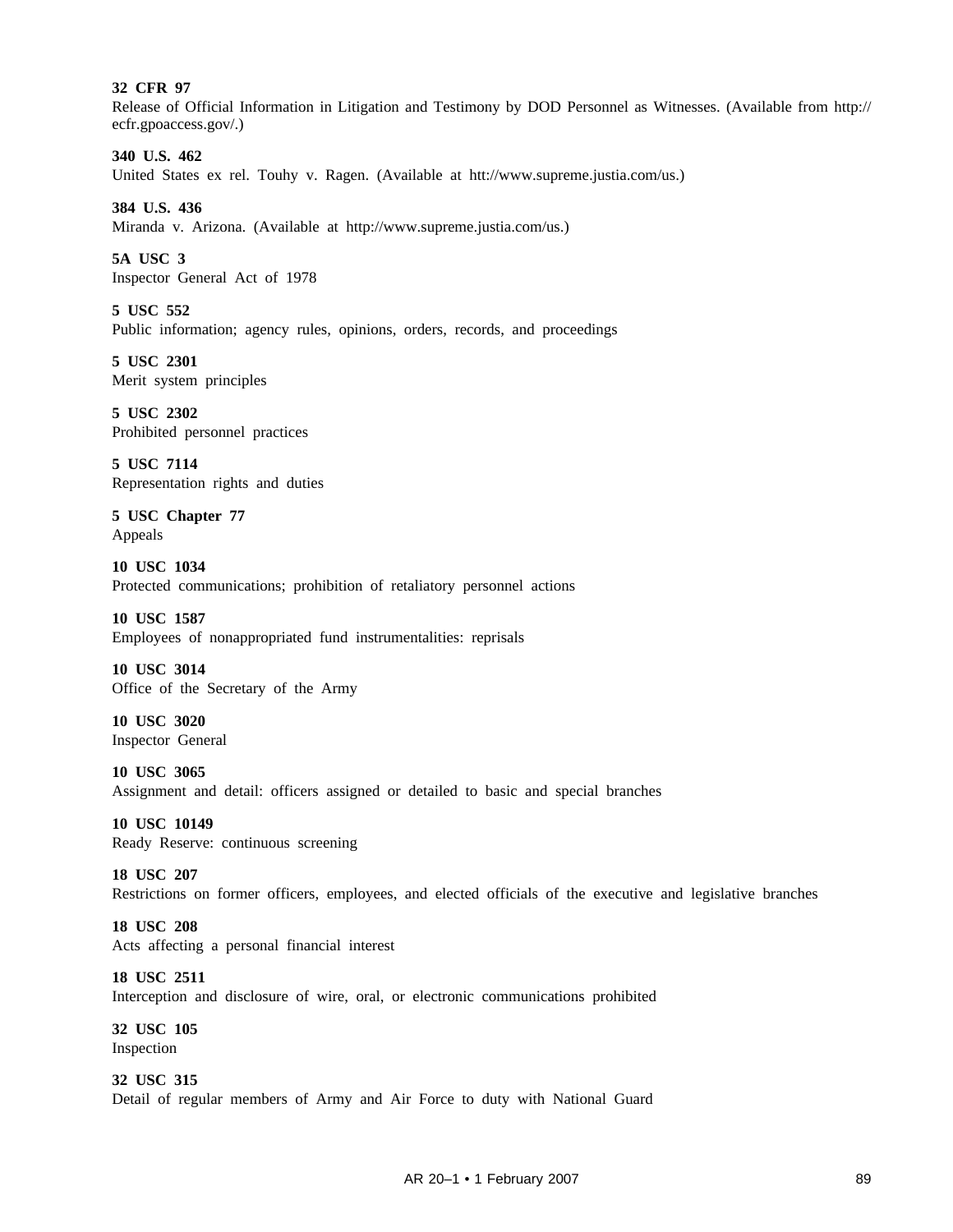**32 CFR 97**
Release of Official Information in Litigation and Testimony by DOD Personnel as Witnesses. (Available from http://ecfr.gpoaccess.gov/.)

**340 U.S. 462**
United States ex rel. Touhy v. Ragen. (Available at htt://www.supreme.justia.com/us.)

**384 U.S. 436**
Miranda v. Arizona. (Available at http://www.supreme.justia.com/us.)

**5A USC 3**
Inspector General Act of 1978

**5 USC 552**
Public information; agency rules, opinions, orders, records, and proceedings

**5 USC 2301**
Merit system principles

**5 USC 2302**
Prohibited personnel practices

**5 USC 7114**
Representation rights and duties

**5 USC Chapter 77**
Appeals

**10 USC 1034**
Protected communications; prohibition of retaliatory personnel actions

**10 USC 1587**
Employees of nonappropriated fund instrumentalities: reprisals

**10 USC 3014**
Office of the Secretary of the Army

**10 USC 3020**
Inspector General

**10 USC 3065**
Assignment and detail: officers assigned or detailed to basic and special branches

**10 USC 10149**
Ready Reserve: continuous screening

**18 USC 207**
Restrictions on former officers, employees, and elected officials of the executive and legislative branches

**18 USC 208**
Acts affecting a personal financial interest

**18 USC 2511**
Interception and disclosure of wire, oral, or electronic communications prohibited

**32 USC 105**
Inspection

**32 USC 315**
Detail of regular members of Army and Air Force to duty with National Guard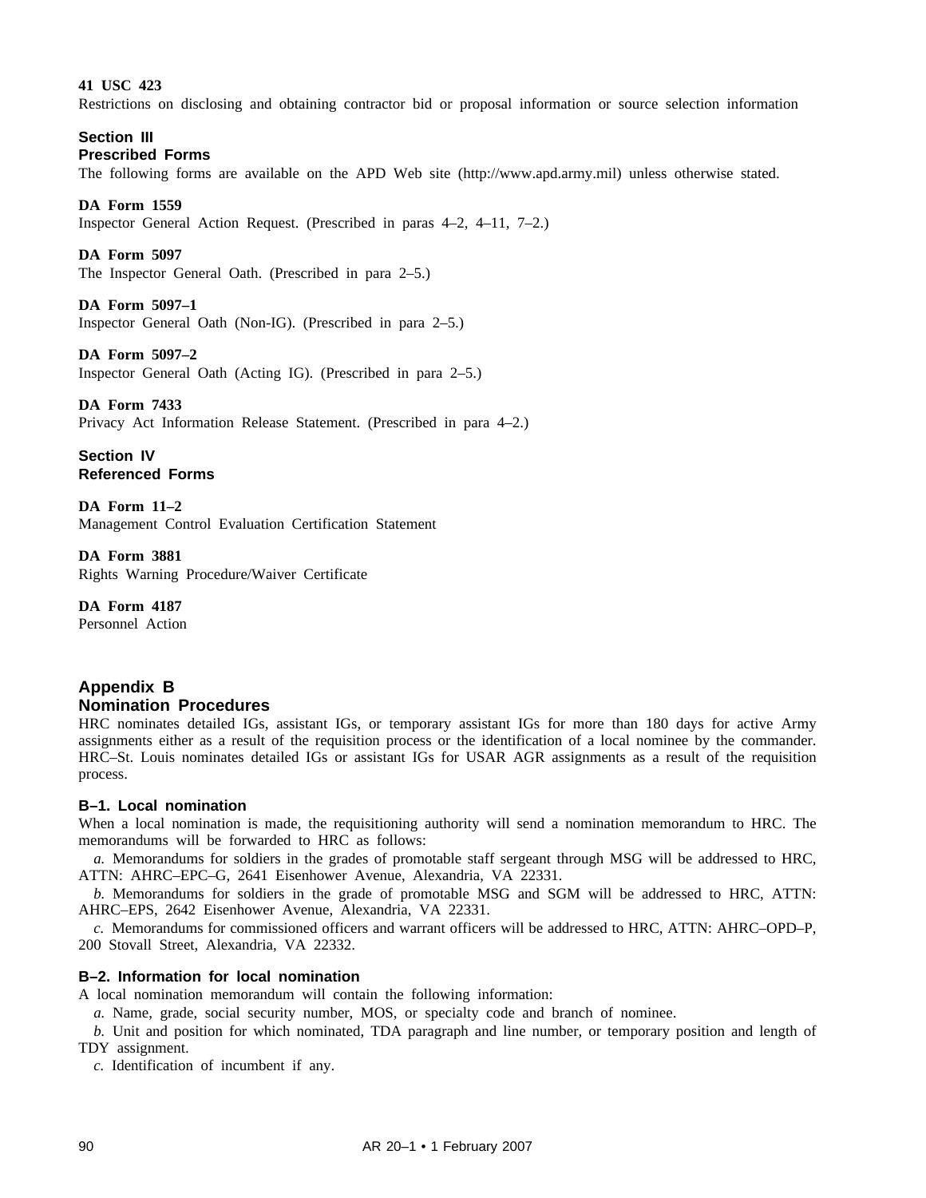**41 USC 423**
Restrictions on disclosing and obtaining contractor bid or proposal information or source selection information

## Section III
## Prescribed Forms

The following forms are available on the APD Web site (http://www.apd.army.mil) unless otherwise stated.

**DA Form 1559**
Inspector General Action Request. (Prescribed in paras 4–2, 4–11, 7–2.)

**DA Form 5097**
The Inspector General Oath. (Prescribed in para 2–5.)

**DA Form 5097–1**
Inspector General Oath (Non-IG). (Prescribed in para 2–5.)

**DA Form 5097–2**
Inspector General Oath (Acting IG). (Prescribed in para 2–5.)

**DA Form 7433**
Privacy Act Information Release Statement. (Prescribed in para 4–2.)

## Section IV
## Referenced Forms

**DA Form 11–2**
Management Control Evaluation Certification Statement

**DA Form 3881**
Rights Warning Procedure/Waiver Certificate

**DA Form 4187**
Personnel Action

# Appendix B
# Nomination Procedures

HRC nominates detailed IGs, assistant IGs, or temporary assistant IGs for more than 180 days for active Army assignments either as a result of the requisition process or the identification of a local nominee by the commander. HRC–St. Louis nominates detailed IGs or assistant IGs for USAR AGR assignments as a result of the requisition process.

### B–1. Local nomination

When a local nomination is made, the requisitioning authority will send a nomination memorandum to HRC. The memorandums will be forwarded to HRC as follows:

*a.* Memorandums for soldiers in the grades of promotable staff sergeant through MSG will be addressed to HRC, ATTN: AHRC–EPC–G, 2641 Eisenhower Avenue, Alexandria, VA 22331.

*b.* Memorandums for soldiers in the grade of promotable MSG and SGM will be addressed to HRC, ATTN: AHRC–EPS, 2642 Eisenhower Avenue, Alexandria, VA 22331.

*c.* Memorandums for commissioned officers and warrant officers will be addressed to HRC, ATTN: AHRC–OPD–P, 200 Stovall Street, Alexandria, VA 22332.

### B–2. Information for local nomination

A local nomination memorandum will contain the following information:

*a.* Name, grade, social security number, MOS, or specialty code and branch of nominee.

*b.* Unit and position for which nominated, TDA paragraph and line number, or temporary position and length of TDY assignment.

*c.* Identification of incumbent if any.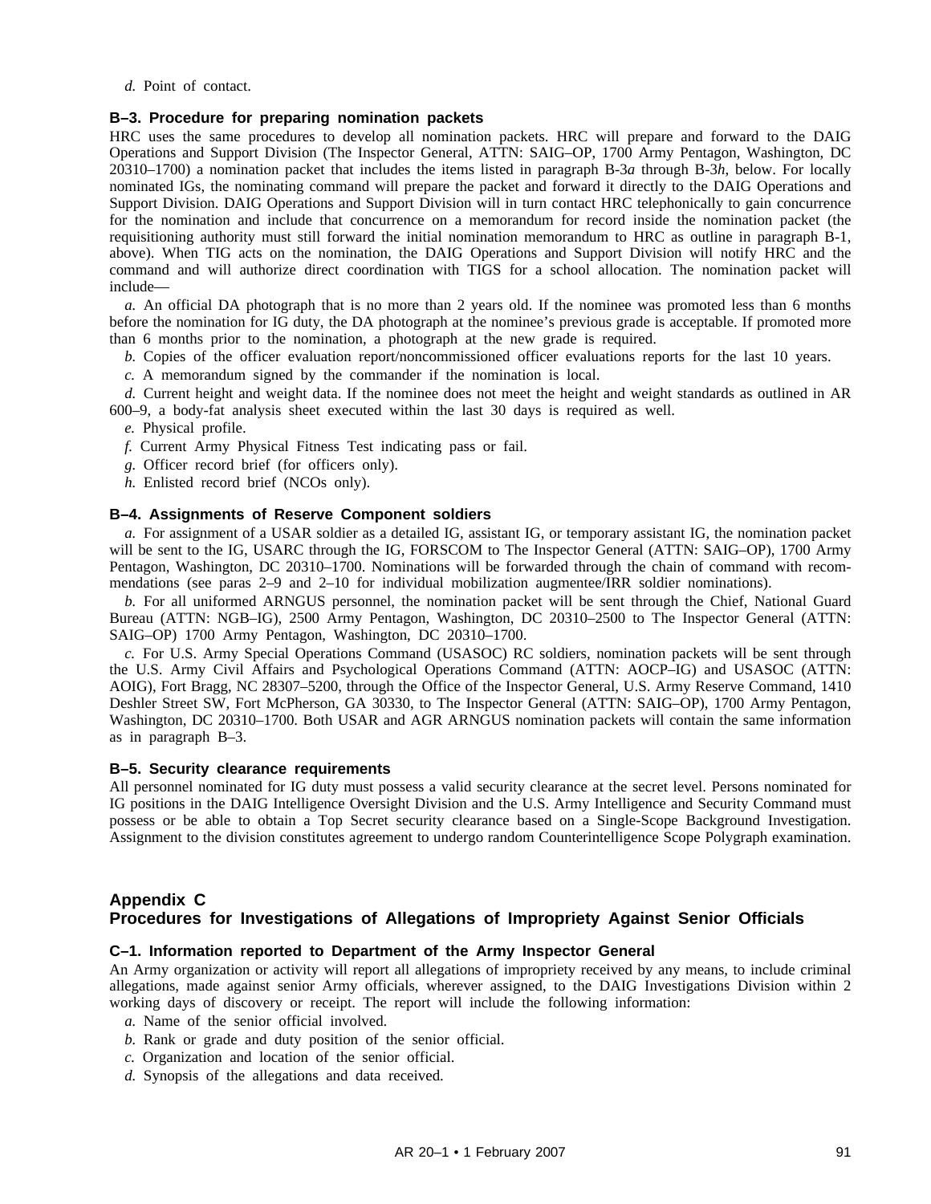*d.* Point of contact.

### B–3. Procedure for preparing nomination packets

HRC uses the same procedures to develop all nomination packets. HRC will prepare and forward to the DAIG Operations and Support Division (The Inspector General, ATTN: SAIG–OP, 1700 Army Pentagon, Washington, DC 20310–1700) a nomination packet that includes the items listed in paragraph B-3*a* through B-3*h*, below. For locally nominated IGs, the nominating command will prepare the packet and forward it directly to the DAIG Operations and Support Division. DAIG Operations and Support Division will in turn contact HRC telephonically to gain concurrence for the nomination and include that concurrence on a memorandum for record inside the nomination packet (the requisitioning authority must still forward the initial nomination memorandum to HRC as outline in paragraph B-1, above). When TIG acts on the nomination, the DAIG Operations and Support Division will notify HRC and the command and will authorize direct coordination with TIGS for a school allocation. The nomination packet will include—

*a.* An official DA photograph that is no more than 2 years old. If the nominee was promoted less than 6 months before the nomination for IG duty, the DA photograph at the nominee's previous grade is acceptable. If promoted more than 6 months prior to the nomination, a photograph at the new grade is required.

*b.* Copies of the officer evaluation report/noncommissioned officer evaluations reports for the last 10 years.

*c.* A memorandum signed by the commander if the nomination is local.

*d.* Current height and weight data. If the nominee does not meet the height and weight standards as outlined in AR 600–9, a body-fat analysis sheet executed within the last 30 days is required as well.

*e.* Physical profile.

*f.* Current Army Physical Fitness Test indicating pass or fail.

*g.* Officer record brief (for officers only).

*h.* Enlisted record brief (NCOs only).

### B–4. Assignments of Reserve Component soldiers

*a.* For assignment of a USAR soldier as a detailed IG, assistant IG, or temporary assistant IG, the nomination packet will be sent to the IG, USARC through the IG, FORSCOM to The Inspector General (ATTN: SAIG–OP), 1700 Army Pentagon, Washington, DC 20310–1700. Nominations will be forwarded through the chain of command with recommendations (see paras 2–9 and 2–10 for individual mobilization augmentee/IRR soldier nominations).

*b.* For all uniformed ARNGUS personnel, the nomination packet will be sent through the Chief, National Guard Bureau (ATTN: NGB–IG), 2500 Army Pentagon, Washington, DC 20310–2500 to The Inspector General (ATTN: SAIG–OP) 1700 Army Pentagon, Washington, DC 20310–1700.

*c.* For U.S. Army Special Operations Command (USASOC) RC soldiers, nomination packets will be sent through the U.S. Army Civil Affairs and Psychological Operations Command (ATTN: AOCP–IG) and USASOC (ATTN: AOIG), Fort Bragg, NC 28307–5200, through the Office of the Inspector General, U.S. Army Reserve Command, 1410 Deshler Street SW, Fort McPherson, GA 30330, to The Inspector General (ATTN: SAIG–OP), 1700 Army Pentagon, Washington, DC 20310–1700. Both USAR and AGR ARNGUS nomination packets will contain the same information as in paragraph B–3.

### B–5. Security clearance requirements

All personnel nominated for IG duty must possess a valid security clearance at the secret level. Persons nominated for IG positions in the DAIG Intelligence Oversight Division and the U.S. Army Intelligence and Security Command must possess or be able to obtain a Top Secret security clearance based on a Single-Scope Background Investigation. Assignment to the division constitutes agreement to undergo random Counterintelligence Scope Polygraph examination.

## Appendix C
## Procedures for Investigations of Allegations of Impropriety Against Senior Officials

### C–1. Information reported to Department of the Army Inspector General

An Army organization or activity will report all allegations of impropriety received by any means, to include criminal allegations, made against senior Army officials, wherever assigned, to the DAIG Investigations Division within 2 working days of discovery or receipt. The report will include the following information:

*a.* Name of the senior official involved.

*b.* Rank or grade and duty position of the senior official.

*c.* Organization and location of the senior official.

*d.* Synopsis of the allegations and data received.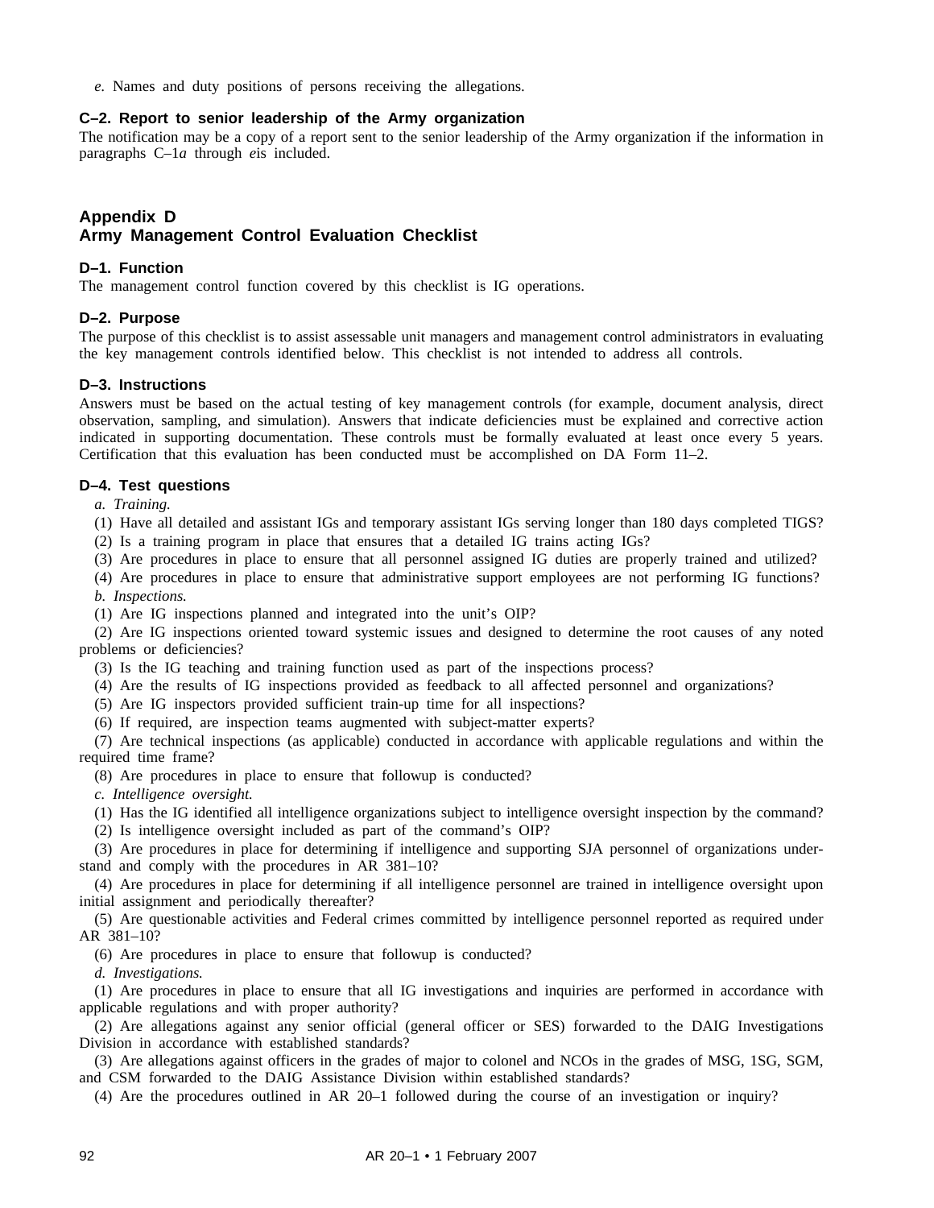*e.* Names and duty positions of persons receiving the allegations.

### C–2. Report to senior leadership of the Army organization

The notification may be a copy of a report sent to the senior leadership of the Army organization if the information in paragraphs C–1*a* through *e*is included.

## Appendix D
## Army Management Control Evaluation Checklist

### D–1. Function

The management control function covered by this checklist is IG operations.

### D–2. Purpose

The purpose of this checklist is to assist assessable unit managers and management control administrators in evaluating the key management controls identified below. This checklist is not intended to address all controls.

### D–3. Instructions

Answers must be based on the actual testing of key management controls (for example, document analysis, direct observation, sampling, and simulation). Answers that indicate deficiencies must be explained and corrective action indicated in supporting documentation. These controls must be formally evaluated at least once every 5 years. Certification that this evaluation has been conducted must be accomplished on DA Form 11–2.

### D–4. Test questions

*a. Training.*

(1) Have all detailed and assistant IGs and temporary assistant IGs serving longer than 180 days completed TIGS?

(2) Is a training program in place that ensures that a detailed IG trains acting IGs?

(3) Are procedures in place to ensure that all personnel assigned IG duties are properly trained and utilized?

(4) Are procedures in place to ensure that administrative support employees are not performing IG functions?

*b. Inspections.*

(1) Are IG inspections planned and integrated into the unit's OIP?

(2) Are IG inspections oriented toward systemic issues and designed to determine the root causes of any noted problems or deficiencies?

(3) Is the IG teaching and training function used as part of the inspections process?

(4) Are the results of IG inspections provided as feedback to all affected personnel and organizations?

(5) Are IG inspectors provided sufficient train-up time for all inspections?

(6) If required, are inspection teams augmented with subject-matter experts?

(7) Are technical inspections (as applicable) conducted in accordance with applicable regulations and within the required time frame?

(8) Are procedures in place to ensure that followup is conducted?

*c. Intelligence oversight.*

(1) Has the IG identified all intelligence organizations subject to intelligence oversight inspection by the command?

(2) Is intelligence oversight included as part of the command's OIP?

(3) Are procedures in place for determining if intelligence and supporting SJA personnel of organizations understand and comply with the procedures in AR 381–10?

(4) Are procedures in place for determining if all intelligence personnel are trained in intelligence oversight upon initial assignment and periodically thereafter?

(5) Are questionable activities and Federal crimes committed by intelligence personnel reported as required under AR 381–10?

(6) Are procedures in place to ensure that followup is conducted?

*d. Investigations.*

(1) Are procedures in place to ensure that all IG investigations and inquiries are performed in accordance with applicable regulations and with proper authority?

(2) Are allegations against any senior official (general officer or SES) forwarded to the DAIG Investigations Division in accordance with established standards?

(3) Are allegations against officers in the grades of major to colonel and NCOs in the grades of MSG, 1SG, SGM, and CSM forwarded to the DAIG Assistance Division within established standards?

(4) Are the procedures outlined in AR 20–1 followed during the course of an investigation or inquiry?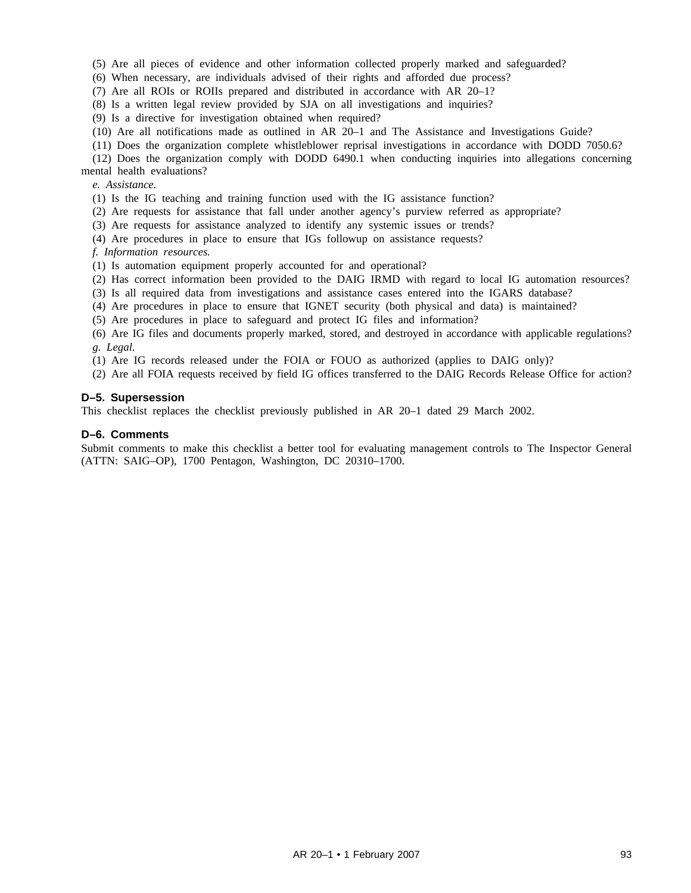(5) Are all pieces of evidence and other information collected properly marked and safeguarded?

(6) When necessary, are individuals advised of their rights and afforded due process?

(7) Are all ROIs or ROIIs prepared and distributed in accordance with AR 20–1?

(8) Is a written legal review provided by SJA on all investigations and inquiries?

(9) Is a directive for investigation obtained when required?

(10) Are all notifications made as outlined in AR 20–1 and The Assistance and Investigations Guide?

(11) Does the organization complete whistleblower reprisal investigations in accordance with DODD 7050.6?

(12) Does the organization comply with DODD 6490.1 when conducting inquiries into allegations concerning mental health evaluations?

*e. Assistance.*

(1) Is the IG teaching and training function used with the IG assistance function?

(2) Are requests for assistance that fall under another agency's purview referred as appropriate?

(3) Are requests for assistance analyzed to identify any systemic issues or trends?

(4) Are procedures in place to ensure that IGs followup on assistance requests?

*f. Information resources.*

(1) Is automation equipment properly accounted for and operational?

(2) Has correct information been provided to the DAIG IRMD with regard to local IG automation resources?

(3) Is all required data from investigations and assistance cases entered into the IGARS database?

(4) Are procedures in place to ensure that IGNET security (both physical and data) is maintained?

(5) Are procedures in place to safeguard and protect IG files and information?

(6) Are IG files and documents properly marked, stored, and destroyed in accordance with applicable regulations?

*g. Legal.*

(1) Are IG records released under the FOIA or FOUO as authorized (applies to DAIG only)?

(2) Are all FOIA requests received by field IG offices transferred to the DAIG Records Release Office for action?

### D–5. Supersession

This checklist replaces the checklist previously published in AR 20–1 dated 29 March 2002.

### D–6. Comments

Submit comments to make this checklist a better tool for evaluating management controls to The Inspector General (ATTN: SAIG–OP), 1700 Pentagon, Washington, DC 20310–1700.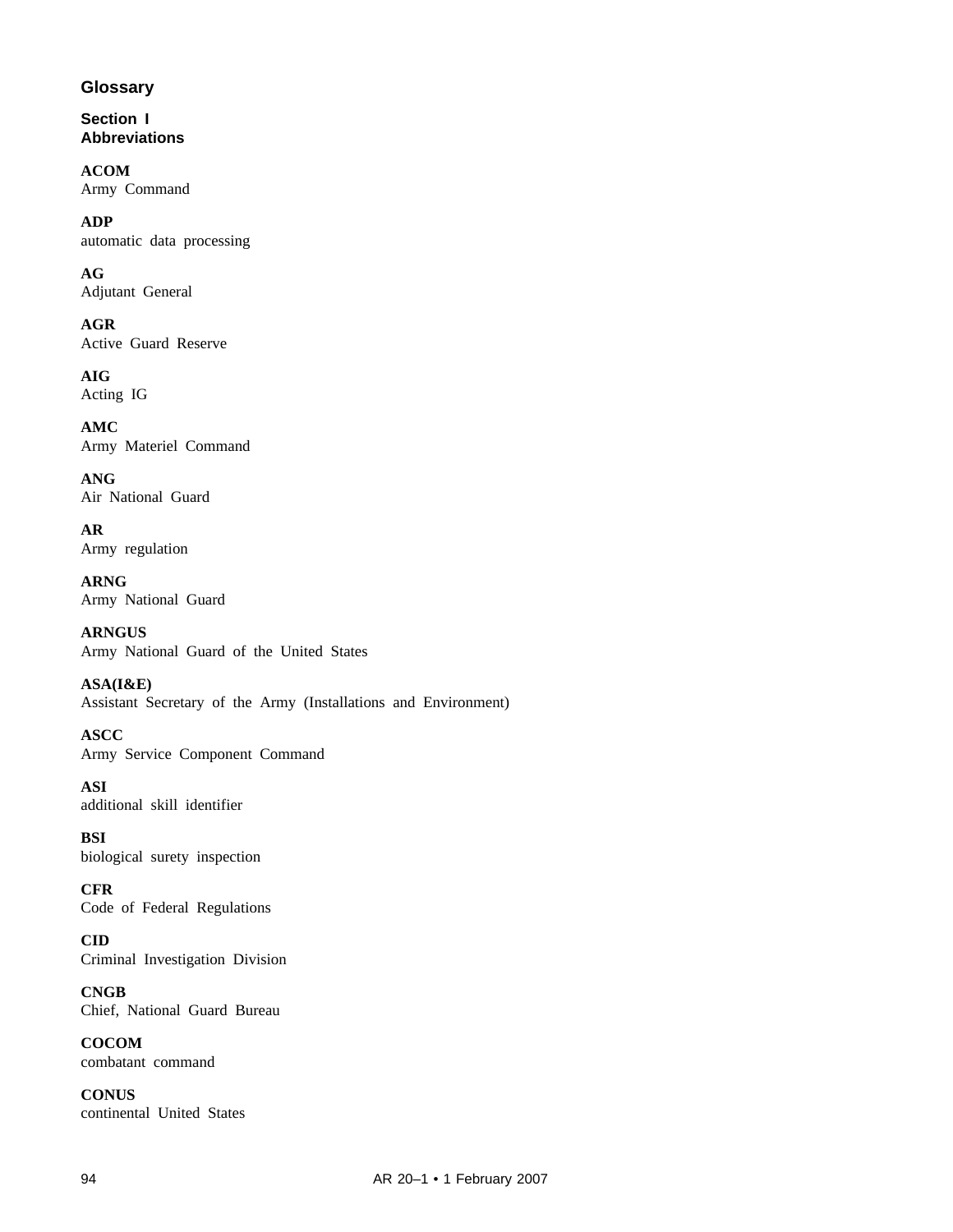# Glossary

## Section I
## Abbreviations

**ACOM**
Army Command

**ADP**
automatic data processing

**AG**
Adjutant General

**AGR**
Active Guard Reserve

**AIG**
Acting IG

**AMC**
Army Materiel Command

**ANG**
Air National Guard

**AR**
Army regulation

**ARNG**
Army National Guard

**ARNGUS**
Army National Guard of the United States

**ASA(I&E)**
Assistant Secretary of the Army (Installations and Environment)

**ASCC**
Army Service Component Command

**ASI**
additional skill identifier

**BSI**
biological surety inspection

**CFR**
Code of Federal Regulations

**CID**
Criminal Investigation Division

**CNGB**
Chief, National Guard Bureau

**COCOM**
combatant command

**CONUS**
continental United States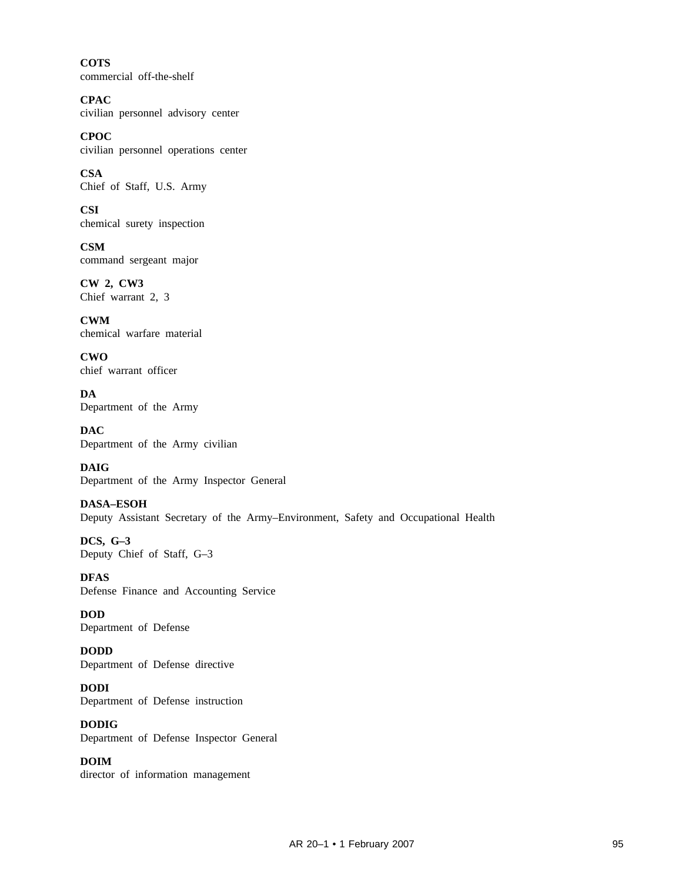**COTS**
commercial off-the-shelf

**CPAC**
civilian personnel advisory center

**CPOC**
civilian personnel operations center

**CSA**
Chief of Staff, U.S. Army

**CSI**
chemical surety inspection

**CSM**
command sergeant major

**CW 2, CW3**
Chief warrant 2, 3

**CWM**
chemical warfare material

**CWO**
chief warrant officer

**DA**
Department of the Army

**DAC**
Department of the Army civilian

**DAIG**
Department of the Army Inspector General

**DASA–ESOH**
Deputy Assistant Secretary of the Army–Environment, Safety and Occupational Health

**DCS, G–3**
Deputy Chief of Staff, G–3

**DFAS**
Defense Finance and Accounting Service

**DOD**
Department of Defense

**DODD**
Department of Defense directive

**DODI**
Department of Defense instruction

**DODIG**
Department of Defense Inspector General

**DOIM**
director of information management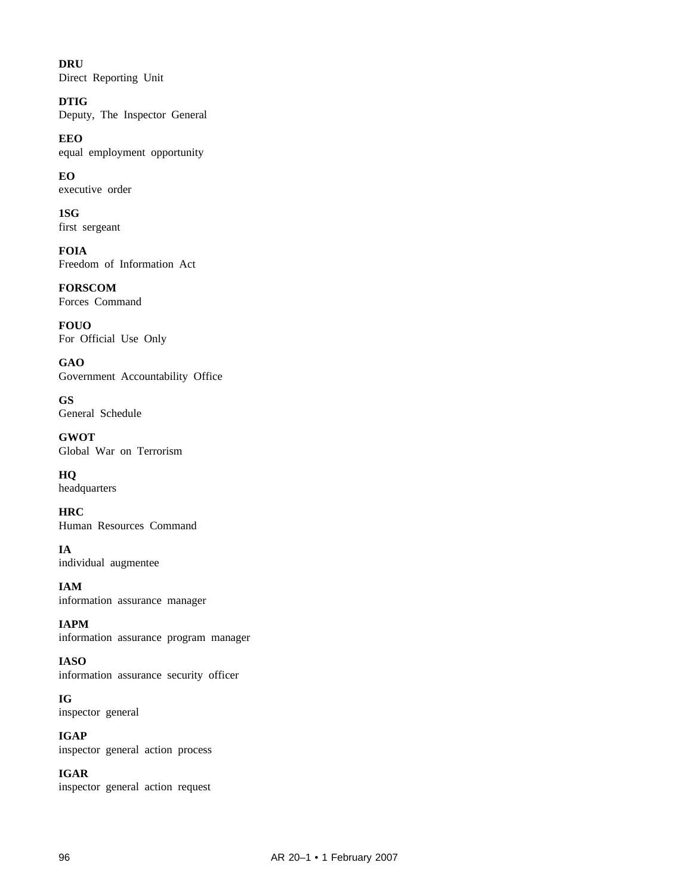**DRU**
Direct Reporting Unit

**DTIG**
Deputy, The Inspector General

**EEO**
equal employment opportunity

**EO**
executive order

**1SG**
first sergeant

**FOIA**
Freedom of Information Act

**FORSCOM**
Forces Command

**FOUO**
For Official Use Only

**GAO**
Government Accountability Office

**GS**
General Schedule

**GWOT**
Global War on Terrorism

**HQ**
headquarters

**HRC**
Human Resources Command

**IA**
individual augmentee

**IAM**
information assurance manager

**IAPM**
information assurance program manager

**IASO**
information assurance security officer

**IG**
inspector general

**IGAP**
inspector general action process

**IGAR**
inspector general action request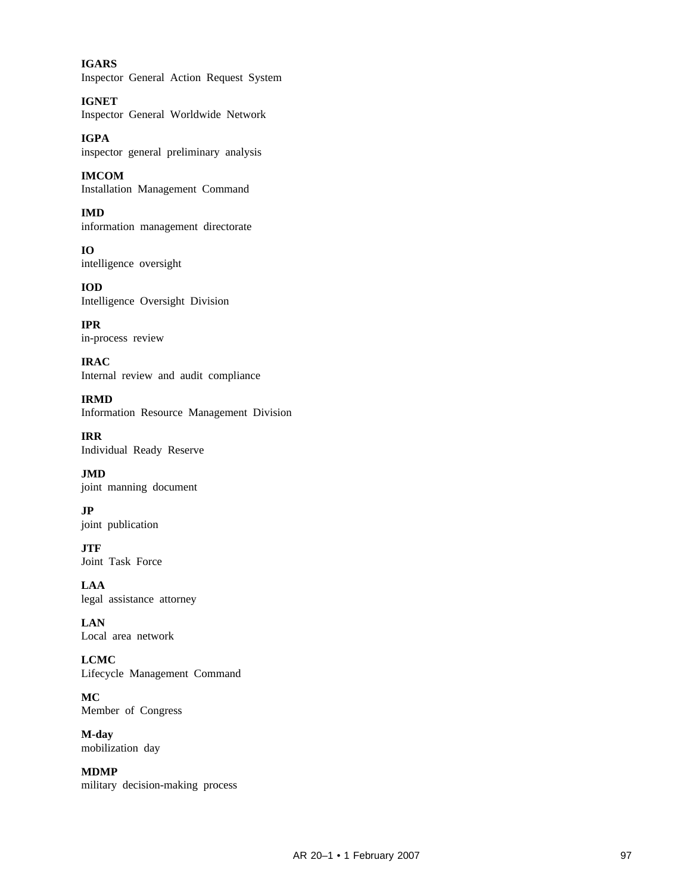**IGARS**
Inspector General Action Request System

**IGNET**
Inspector General Worldwide Network

**IGPA**
inspector general preliminary analysis

**IMCOM**
Installation Management Command

**IMD**
information management directorate

**IO**
intelligence oversight

**IOD**
Intelligence Oversight Division

**IPR**
in-process review

**IRAC**
Internal review and audit compliance

**IRMD**
Information Resource Management Division

**IRR**
Individual Ready Reserve

**JMD**
joint manning document

**JP**
joint publication

**JTF**
Joint Task Force

**LAA**
legal assistance attorney

**LAN**
Local area network

**LCMC**
Lifecycle Management Command

**MC**
Member of Congress

**M-day**
mobilization day

**MDMP**
military decision-making process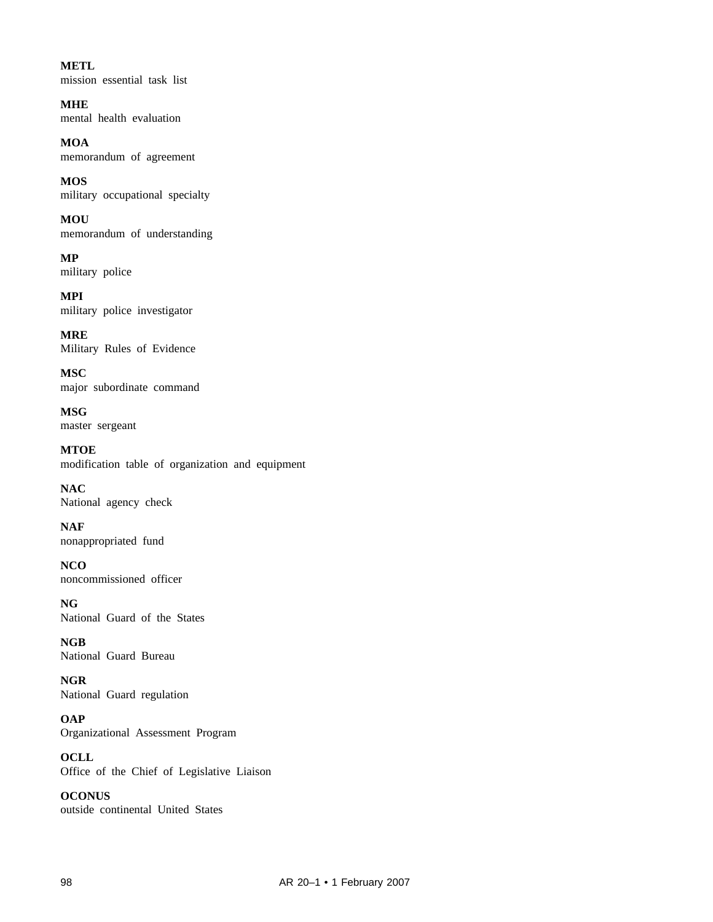**METL**
mission essential task list

**MHE**
mental health evaluation

**MOA**
memorandum of agreement

**MOS**
military occupational specialty

**MOU**
memorandum of understanding

**MP**
military police

**MPI**
military police investigator

**MRE**
Military Rules of Evidence

**MSC**
major subordinate command

**MSG**
master sergeant

**MTOE**
modification table of organization and equipment

**NAC**
National agency check

**NAF**
nonappropriated fund

**NCO**
noncommissioned officer

**NG**
National Guard of the States

**NGB**
National Guard Bureau

**NGR**
National Guard regulation

**OAP**
Organizational Assessment Program

**OCLL**
Office of the Chief of Legislative Liaison

**OCONUS**
outside continental United States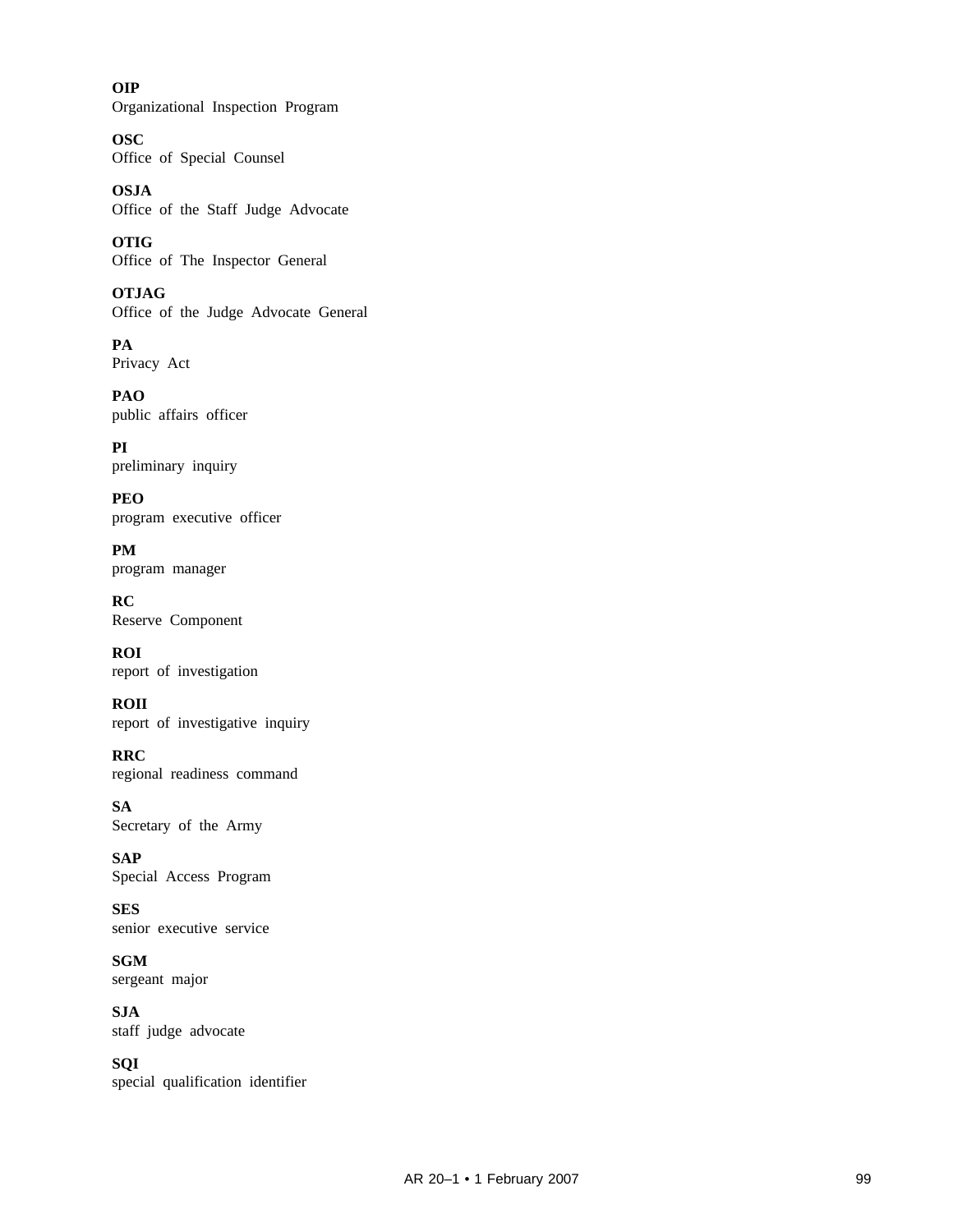**OIP**
Organizational Inspection Program

**OSC**
Office of Special Counsel

**OSJA**
Office of the Staff Judge Advocate

**OTIG**
Office of The Inspector General

**OTJAG**
Office of the Judge Advocate General

**PA**
Privacy Act

**PAO**
public affairs officer

**PI**
preliminary inquiry

**PEO**
program executive officer

**PM**
program manager

**RC**
Reserve Component

**ROI**
report of investigation

**ROII**
report of investigative inquiry

**RRC**
regional readiness command

**SA**
Secretary of the Army

**SAP**
Special Access Program

**SES**
senior executive service

**SGM**
sergeant major

**SJA**
staff judge advocate

**SQI**
special qualification identifier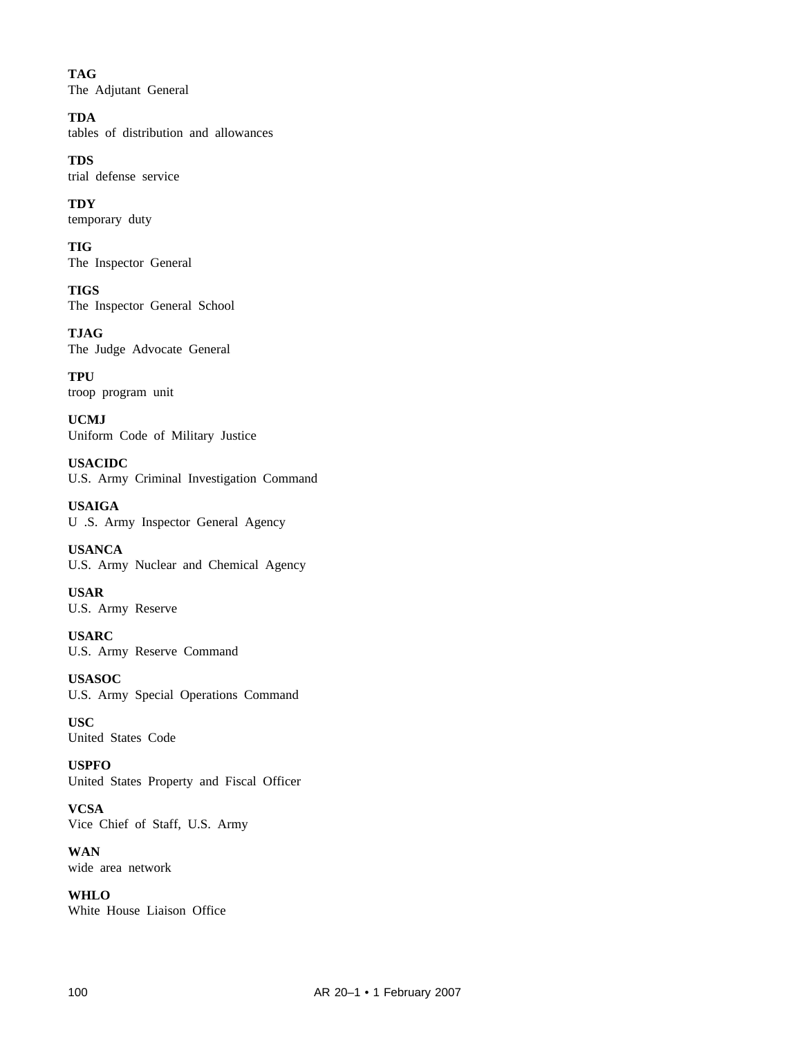**TAG**
The Adjutant General

**TDA**
tables of distribution and allowances

**TDS**
trial defense service

**TDY**
temporary duty

**TIG**
The Inspector General

**TIGS**
The Inspector General School

**TJAG**
The Judge Advocate General

**TPU**
troop program unit

**UCMJ**
Uniform Code of Military Justice

**USACIDC**
U.S. Army Criminal Investigation Command

**USAIGA**
U .S. Army Inspector General Agency

**USANCA**
U.S. Army Nuclear and Chemical Agency

**USAR**
U.S. Army Reserve

**USARC**
U.S. Army Reserve Command

**USASOC**
U.S. Army Special Operations Command

**USC**
United States Code

**USPFO**
United States Property and Fiscal Officer

**VCSA**
Vice Chief of Staff, U.S. Army

**WAN**
wide area network

**WHLO**
White House Liaison Office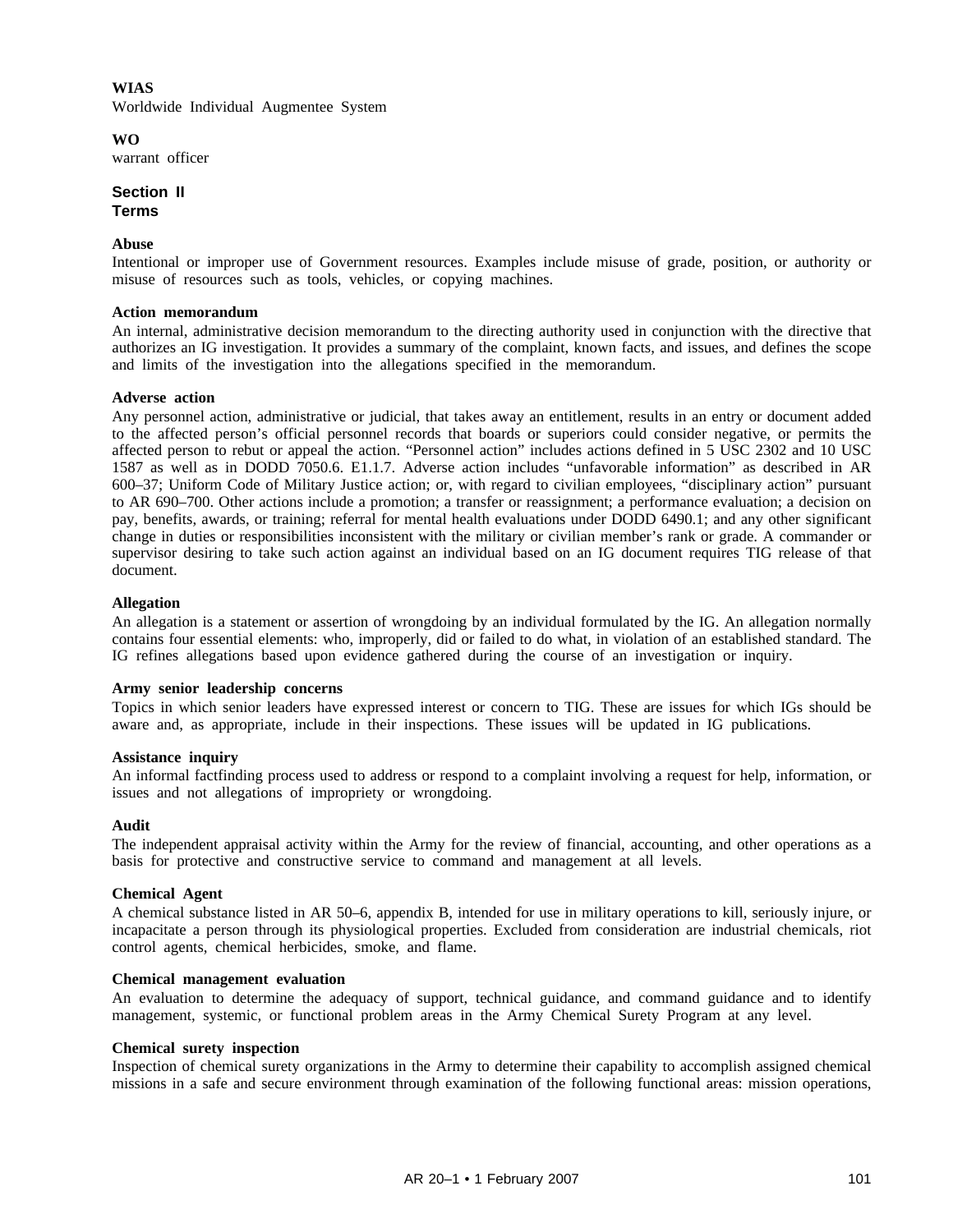**WIAS**
Worldwide Individual Augmentee System

**WO**
warrant officer

## Section II
## Terms

**Abuse**
Intentional or improper use of Government resources. Examples include misuse of grade, position, or authority or misuse of resources such as tools, vehicles, or copying machines.

**Action memorandum**
An internal, administrative decision memorandum to the directing authority used in conjunction with the directive that authorizes an IG investigation. It provides a summary of the complaint, known facts, and issues, and defines the scope and limits of the investigation into the allegations specified in the memorandum.

**Adverse action**
Any personnel action, administrative or judicial, that takes away an entitlement, results in an entry or document added to the affected person's official personnel records that boards or superiors could consider negative, or permits the affected person to rebut or appeal the action. "Personnel action" includes actions defined in 5 USC 2302 and 10 USC 1587 as well as in DODD 7050.6. E1.1.7. Adverse action includes "unfavorable information" as described in AR 600–37; Uniform Code of Military Justice action; or, with regard to civilian employees, "disciplinary action" pursuant to AR 690–700. Other actions include a promotion; a transfer or reassignment; a performance evaluation; a decision on pay, benefits, awards, or training; referral for mental health evaluations under DODD 6490.1; and any other significant change in duties or responsibilities inconsistent with the military or civilian member's rank or grade. A commander or supervisor desiring to take such action against an individual based on an IG document requires TIG release of that document.

**Allegation**
An allegation is a statement or assertion of wrongdoing by an individual formulated by the IG. An allegation normally contains four essential elements: who, improperly, did or failed to do what, in violation of an established standard. The IG refines allegations based upon evidence gathered during the course of an investigation or inquiry.

**Army senior leadership concerns**
Topics in which senior leaders have expressed interest or concern to TIG. These are issues for which IGs should be aware and, as appropriate, include in their inspections. These issues will be updated in IG publications.

**Assistance inquiry**
An informal factfinding process used to address or respond to a complaint involving a request for help, information, or issues and not allegations of impropriety or wrongdoing.

**Audit**
The independent appraisal activity within the Army for the review of financial, accounting, and other operations as a basis for protective and constructive service to command and management at all levels.

**Chemical Agent**
A chemical substance listed in AR 50–6, appendix B, intended for use in military operations to kill, seriously injure, or incapacitate a person through its physiological properties. Excluded from consideration are industrial chemicals, riot control agents, chemical herbicides, smoke, and flame.

**Chemical management evaluation**
An evaluation to determine the adequacy of support, technical guidance, and command guidance and to identify management, systemic, or functional problem areas in the Army Chemical Surety Program at any level.

**Chemical surety inspection**
Inspection of chemical surety organizations in the Army to determine their capability to accomplish assigned chemical missions in a safe and secure environment through examination of the following functional areas: mission operations,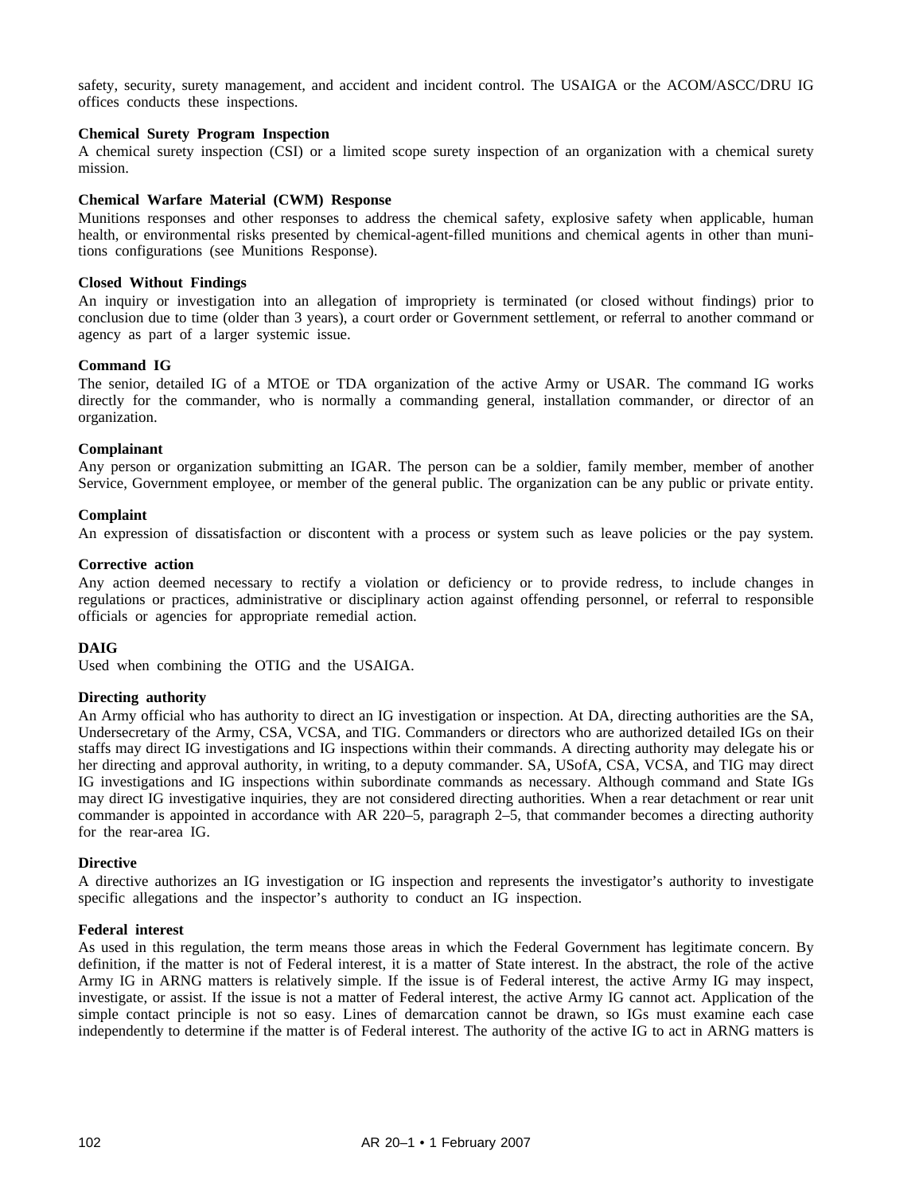safety, security, surety management, and accident and incident control. The USAIGA or the ACOM/ASCC/DRU IG offices conducts these inspections.

**Chemical Surety Program Inspection**
A chemical surety inspection (CSI) or a limited scope surety inspection of an organization with a chemical surety mission.

**Chemical Warfare Material (CWM) Response**
Munitions responses and other responses to address the chemical safety, explosive safety when applicable, human health, or environmental risks presented by chemical-agent-filled munitions and chemical agents in other than munitions configurations (see Munitions Response).

**Closed Without Findings**
An inquiry or investigation into an allegation of impropriety is terminated (or closed without findings) prior to conclusion due to time (older than 3 years), a court order or Government settlement, or referral to another command or agency as part of a larger systemic issue.

**Command IG**
The senior, detailed IG of a MTOE or TDA organization of the active Army or USAR. The command IG works directly for the commander, who is normally a commanding general, installation commander, or director of an organization.

**Complainant**
Any person or organization submitting an IGAR. The person can be a soldier, family member, member of another Service, Government employee, or member of the general public. The organization can be any public or private entity.

**Complaint**
An expression of dissatisfaction or discontent with a process or system such as leave policies or the pay system.

**Corrective action**
Any action deemed necessary to rectify a violation or deficiency or to provide redress, to include changes in regulations or practices, administrative or disciplinary action against offending personnel, or referral to responsible officials or agencies for appropriate remedial action.

**DAIG**
Used when combining the OTIG and the USAIGA.

**Directing authority**
An Army official who has authority to direct an IG investigation or inspection. At DA, directing authorities are the SA, Undersecretary of the Army, CSA, VCSA, and TIG. Commanders or directors who are authorized detailed IGs on their staffs may direct IG investigations and IG inspections within their commands. A directing authority may delegate his or her directing and approval authority, in writing, to a deputy commander. SA, USofA, CSA, VCSA, and TIG may direct IG investigations and IG inspections within subordinate commands as necessary. Although command and State IGs may direct IG investigative inquiries, they are not considered directing authorities. When a rear detachment or rear unit commander is appointed in accordance with AR 220–5, paragraph 2–5, that commander becomes a directing authority for the rear-area IG.

**Directive**
A directive authorizes an IG investigation or IG inspection and represents the investigator's authority to investigate specific allegations and the inspector's authority to conduct an IG inspection.

**Federal interest**
As used in this regulation, the term means those areas in which the Federal Government has legitimate concern. By definition, if the matter is not of Federal interest, it is a matter of State interest. In the abstract, the role of the active Army IG in ARNG matters is relatively simple. If the issue is of Federal interest, the active Army IG may inspect, investigate, or assist. If the issue is not a matter of Federal interest, the active Army IG cannot act. Application of the simple contact principle is not so easy. Lines of demarcation cannot be drawn, so IGs must examine each case independently to determine if the matter is of Federal interest. The authority of the active IG to act in ARNG matters is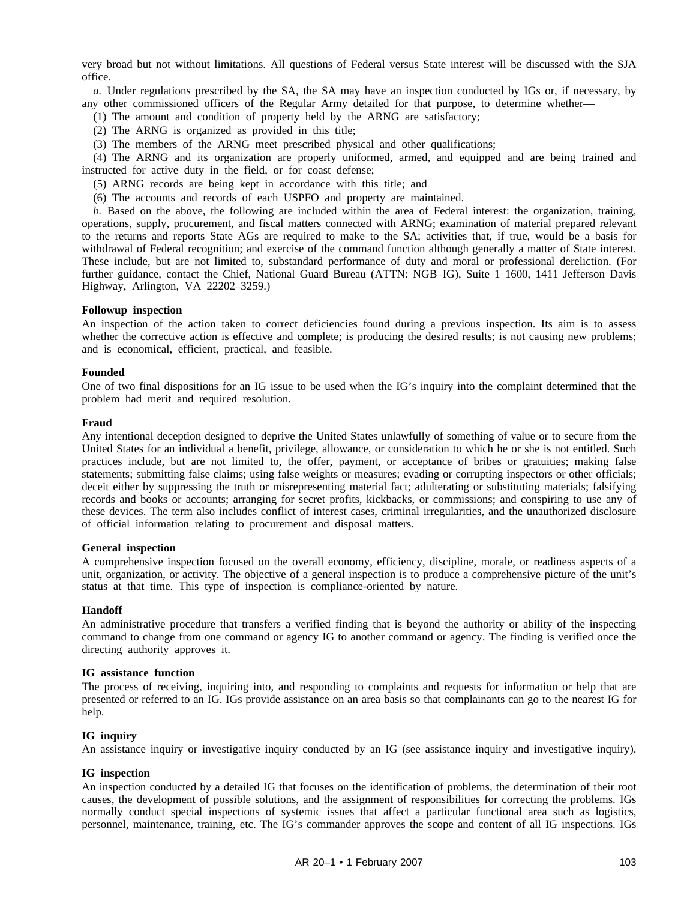very broad but not without limitations. All questions of Federal versus State interest will be discussed with the SJA office.

*a.* Under regulations prescribed by the SA, the SA may have an inspection conducted by IGs or, if necessary, by any other commissioned officers of the Regular Army detailed for that purpose, to determine whether—

(1) The amount and condition of property held by the ARNG are satisfactory;

(2) The ARNG is organized as provided in this title;

(3) The members of the ARNG meet prescribed physical and other qualifications;

(4) The ARNG and its organization are properly uniformed, armed, and equipped and are being trained and instructed for active duty in the field, or for coast defense;

(5) ARNG records are being kept in accordance with this title; and

(6) The accounts and records of each USPFO and property are maintained.

*b.* Based on the above, the following are included within the area of Federal interest: the organization, training, operations, supply, procurement, and fiscal matters connected with ARNG; examination of material prepared relevant to the returns and reports State AGs are required to make to the SA; activities that, if true, would be a basis for withdrawal of Federal recognition; and exercise of the command function although generally a matter of State interest. These include, but are not limited to, substandard performance of duty and moral or professional dereliction. (For further guidance, contact the Chief, National Guard Bureau (ATTN: NGB–IG), Suite 1 1600, 1411 Jefferson Davis Highway, Arlington, VA 22202–3259.)

**Followup inspection**

An inspection of the action taken to correct deficiencies found during a previous inspection. Its aim is to assess whether the corrective action is effective and complete; is producing the desired results; is not causing new problems; and is economical, efficient, practical, and feasible.

**Founded**

One of two final dispositions for an IG issue to be used when the IG's inquiry into the complaint determined that the problem had merit and required resolution.

**Fraud**

Any intentional deception designed to deprive the United States unlawfully of something of value or to secure from the United States for an individual a benefit, privilege, allowance, or consideration to which he or she is not entitled. Such practices include, but are not limited to, the offer, payment, or acceptance of bribes or gratuities; making false statements; submitting false claims; using false weights or measures; evading or corrupting inspectors or other officials; deceit either by suppressing the truth or misrepresenting material fact; adulterating or substituting materials; falsifying records and books or accounts; arranging for secret profits, kickbacks, or commissions; and conspiring to use any of these devices. The term also includes conflict of interest cases, criminal irregularities, and the unauthorized disclosure of official information relating to procurement and disposal matters.

**General inspection**

A comprehensive inspection focused on the overall economy, efficiency, discipline, morale, or readiness aspects of a unit, organization, or activity. The objective of a general inspection is to produce a comprehensive picture of the unit's status at that time. This type of inspection is compliance-oriented by nature.

**Handoff**

An administrative procedure that transfers a verified finding that is beyond the authority or ability of the inspecting command to change from one command or agency IG to another command or agency. The finding is verified once the directing authority approves it.

**IG assistance function**

The process of receiving, inquiring into, and responding to complaints and requests for information or help that are presented or referred to an IG. IGs provide assistance on an area basis so that complainants can go to the nearest IG for help.

**IG inquiry**

An assistance inquiry or investigative inquiry conducted by an IG (see assistance inquiry and investigative inquiry).

**IG inspection**

An inspection conducted by a detailed IG that focuses on the identification of problems, the determination of their root causes, the development of possible solutions, and the assignment of responsibilities for correcting the problems. IGs normally conduct special inspections of systemic issues that affect a particular functional area such as logistics, personnel, maintenance, training, etc. The IG's commander approves the scope and content of all IG inspections. IGs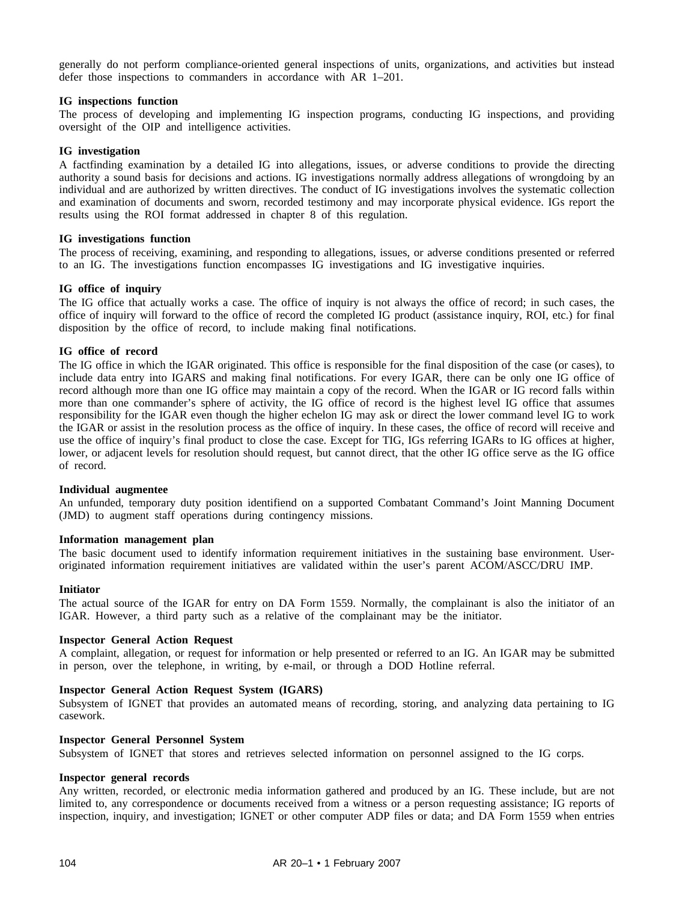generally do not perform compliance-oriented general inspections of units, organizations, and activities but instead defer those inspections to commanders in accordance with AR 1–201.

**IG inspections function**
The process of developing and implementing IG inspection programs, conducting IG inspections, and providing oversight of the OIP and intelligence activities.

**IG investigation**
A factfinding examination by a detailed IG into allegations, issues, or adverse conditions to provide the directing authority a sound basis for decisions and actions. IG investigations normally address allegations of wrongdoing by an individual and are authorized by written directives. The conduct of IG investigations involves the systematic collection and examination of documents and sworn, recorded testimony and may incorporate physical evidence. IGs report the results using the ROI format addressed in chapter 8 of this regulation.

**IG investigations function**
The process of receiving, examining, and responding to allegations, issues, or adverse conditions presented or referred to an IG. The investigations function encompasses IG investigations and IG investigative inquiries.

**IG office of inquiry**
The IG office that actually works a case. The office of inquiry is not always the office of record; in such cases, the office of inquiry will forward to the office of record the completed IG product (assistance inquiry, ROI, etc.) for final disposition by the office of record, to include making final notifications.

**IG office of record**
The IG office in which the IGAR originated. This office is responsible for the final disposition of the case (or cases), to include data entry into IGARS and making final notifications. For every IGAR, there can be only one IG office of record although more than one IG office may maintain a copy of the record. When the IGAR or IG record falls within more than one commander's sphere of activity, the IG office of record is the highest level IG office that assumes responsibility for the IGAR even though the higher echelon IG may ask or direct the lower command level IG to work the IGAR or assist in the resolution process as the office of inquiry. In these cases, the office of record will receive and use the office of inquiry's final product to close the case. Except for TIG, IGs referring IGARs to IG offices at higher, lower, or adjacent levels for resolution should request, but cannot direct, that the other IG office serve as the IG office of record.

**Individual augmentee**
An unfunded, temporary duty position identifiend on a supported Combatant Command's Joint Manning Document (JMD) to augment staff operations during contingency missions.

**Information management plan**
The basic document used to identify information requirement initiatives in the sustaining base environment. User-originated information requirement initiatives are validated within the user's parent ACOM/ASCC/DRU IMP.

**Initiator**
The actual source of the IGAR for entry on DA Form 1559. Normally, the complainant is also the initiator of an IGAR. However, a third party such as a relative of the complainant may be the initiator.

**Inspector General Action Request**
A complaint, allegation, or request for information or help presented or referred to an IG. An IGAR may be submitted in person, over the telephone, in writing, by e-mail, or through a DOD Hotline referral.

**Inspector General Action Request System (IGARS)**
Subsystem of IGNET that provides an automated means of recording, storing, and analyzing data pertaining to IG casework.

**Inspector General Personnel System**
Subsystem of IGNET that stores and retrieves selected information on personnel assigned to the IG corps.

**Inspector general records**
Any written, recorded, or electronic media information gathered and produced by an IG. These include, but are not limited to, any correspondence or documents received from a witness or a person requesting assistance; IG reports of inspection, inquiry, and investigation; IGNET or other computer ADP files or data; and DA Form 1559 when entries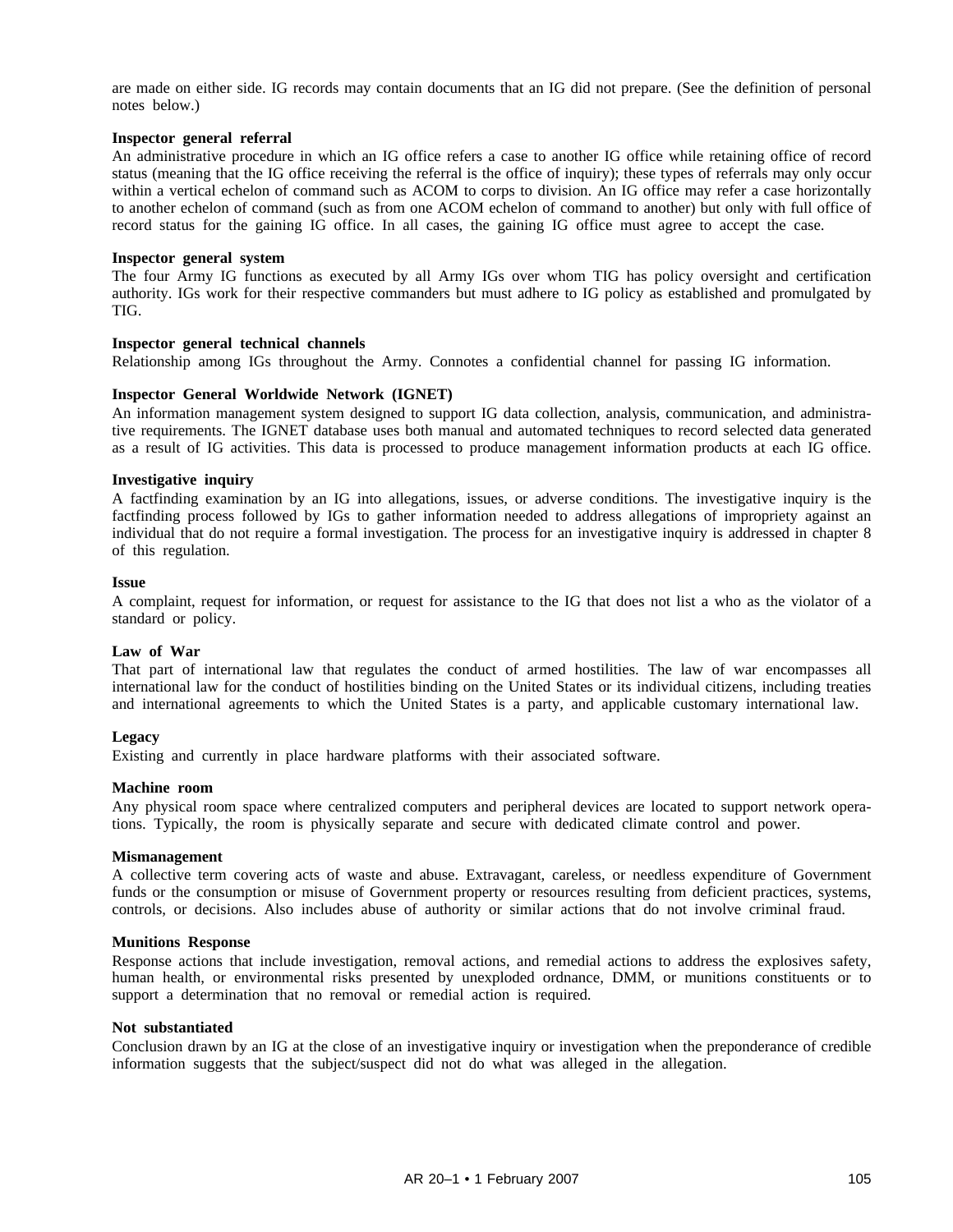are made on either side. IG records may contain documents that an IG did not prepare. (See the definition of personal notes below.)

**Inspector general referral**
An administrative procedure in which an IG office refers a case to another IG office while retaining office of record status (meaning that the IG office receiving the referral is the office of inquiry); these types of referrals may only occur within a vertical echelon of command such as ACOM to corps to division. An IG office may refer a case horizontally to another echelon of command (such as from one ACOM echelon of command to another) but only with full office of record status for the gaining IG office. In all cases, the gaining IG office must agree to accept the case.

**Inspector general system**
The four Army IG functions as executed by all Army IGs over whom TIG has policy oversight and certification authority. IGs work for their respective commanders but must adhere to IG policy as established and promulgated by TIG.

**Inspector general technical channels**
Relationship among IGs throughout the Army. Connotes a confidential channel for passing IG information.

**Inspector General Worldwide Network (IGNET)**
An information management system designed to support IG data collection, analysis, communication, and administrative requirements. The IGNET database uses both manual and automated techniques to record selected data generated as a result of IG activities. This data is processed to produce management information products at each IG office.

**Investigative inquiry**
A factfinding examination by an IG into allegations, issues, or adverse conditions. The investigative inquiry is the factfinding process followed by IGs to gather information needed to address allegations of impropriety against an individual that do not require a formal investigation. The process for an investigative inquiry is addressed in chapter 8 of this regulation.

**Issue**
A complaint, request for information, or request for assistance to the IG that does not list a who as the violator of a standard or policy.

**Law of War**
That part of international law that regulates the conduct of armed hostilities. The law of war encompasses all international law for the conduct of hostilities binding on the United States or its individual citizens, including treaties and international agreements to which the United States is a party, and applicable customary international law.

**Legacy**
Existing and currently in place hardware platforms with their associated software.

**Machine room**
Any physical room space where centralized computers and peripheral devices are located to support network operations. Typically, the room is physically separate and secure with dedicated climate control and power.

**Mismanagement**
A collective term covering acts of waste and abuse. Extravagant, careless, or needless expenditure of Government funds or the consumption or misuse of Government property or resources resulting from deficient practices, systems, controls, or decisions. Also includes abuse of authority or similar actions that do not involve criminal fraud.

**Munitions Response**
Response actions that include investigation, removal actions, and remedial actions to address the explosives safety, human health, or environmental risks presented by unexploded ordnance, DMM, or munitions constituents or to support a determination that no removal or remedial action is required.

**Not substantiated**
Conclusion drawn by an IG at the close of an investigative inquiry or investigation when the preponderance of credible information suggests that the subject/suspect did not do what was alleged in the allegation.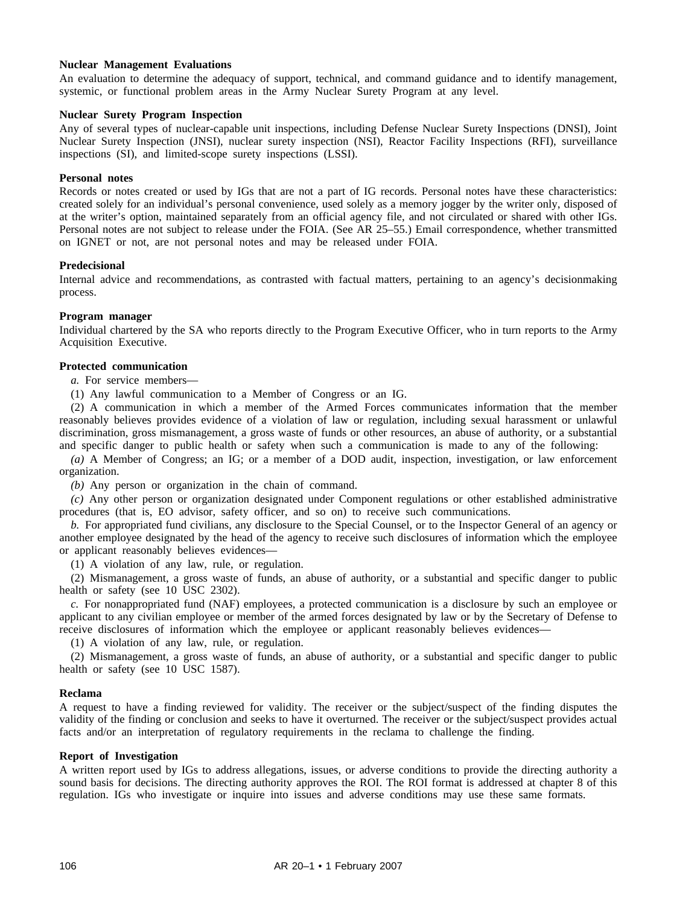**Nuclear Management Evaluations**

An evaluation to determine the adequacy of support, technical, and command guidance and to identify management, systemic, or functional problem areas in the Army Nuclear Surety Program at any level.

**Nuclear Surety Program Inspection**

Any of several types of nuclear-capable unit inspections, including Defense Nuclear Surety Inspections (DNSI), Joint Nuclear Surety Inspection (JNSI), nuclear surety inspection (NSI), Reactor Facility Inspections (RFI), surveillance inspections (SI), and limited-scope surety inspections (LSSI).

**Personal notes**

Records or notes created or used by IGs that are not a part of IG records. Personal notes have these characteristics: created solely for an individual's personal convenience, used solely as a memory jogger by the writer only, disposed of at the writer's option, maintained separately from an official agency file, and not circulated or shared with other IGs. Personal notes are not subject to release under the FOIA. (See AR 25–55.) Email correspondence, whether transmitted on IGNET or not, are not personal notes and may be released under FOIA.

**Predecisional**

Internal advice and recommendations, as contrasted with factual matters, pertaining to an agency's decisionmaking process.

**Program manager**

Individual chartered by the SA who reports directly to the Program Executive Officer, who in turn reports to the Army Acquisition Executive.

**Protected communication**

*a.* For service members—

(1) Any lawful communication to a Member of Congress or an IG.

(2) A communication in which a member of the Armed Forces communicates information that the member reasonably believes provides evidence of a violation of law or regulation, including sexual harassment or unlawful discrimination, gross mismanagement, a gross waste of funds or other resources, an abuse of authority, or a substantial and specific danger to public health or safety when such a communication is made to any of the following:

*(a)* A Member of Congress; an IG; or a member of a DOD audit, inspection, investigation, or law enforcement organization.

*(b)* Any person or organization in the chain of command.

*(c)* Any other person or organization designated under Component regulations or other established administrative procedures (that is, EO advisor, safety officer, and so on) to receive such communications.

*b.* For appropriated fund civilians, any disclosure to the Special Counsel, or to the Inspector General of an agency or another employee designated by the head of the agency to receive such disclosures of information which the employee or applicant reasonably believes evidences—

(1) A violation of any law, rule, or regulation.

(2) Mismanagement, a gross waste of funds, an abuse of authority, or a substantial and specific danger to public health or safety (see 10 USC 2302).

*c.* For nonappropriated fund (NAF) employees, a protected communication is a disclosure by such an employee or applicant to any civilian employee or member of the armed forces designated by law or by the Secretary of Defense to receive disclosures of information which the employee or applicant reasonably believes evidences—

(1) A violation of any law, rule, or regulation.

(2) Mismanagement, a gross waste of funds, an abuse of authority, or a substantial and specific danger to public health or safety (see 10 USC 1587).

**Reclama**

A request to have a finding reviewed for validity. The receiver or the subject/suspect of the finding disputes the validity of the finding or conclusion and seeks to have it overturned. The receiver or the subject/suspect provides actual facts and/or an interpretation of regulatory requirements in the reclama to challenge the finding.

**Report of Investigation**

A written report used by IGs to address allegations, issues, or adverse conditions to provide the directing authority a sound basis for decisions. The directing authority approves the ROI. The ROI format is addressed at chapter 8 of this regulation. IGs who investigate or inquire into issues and adverse conditions may use these same formats.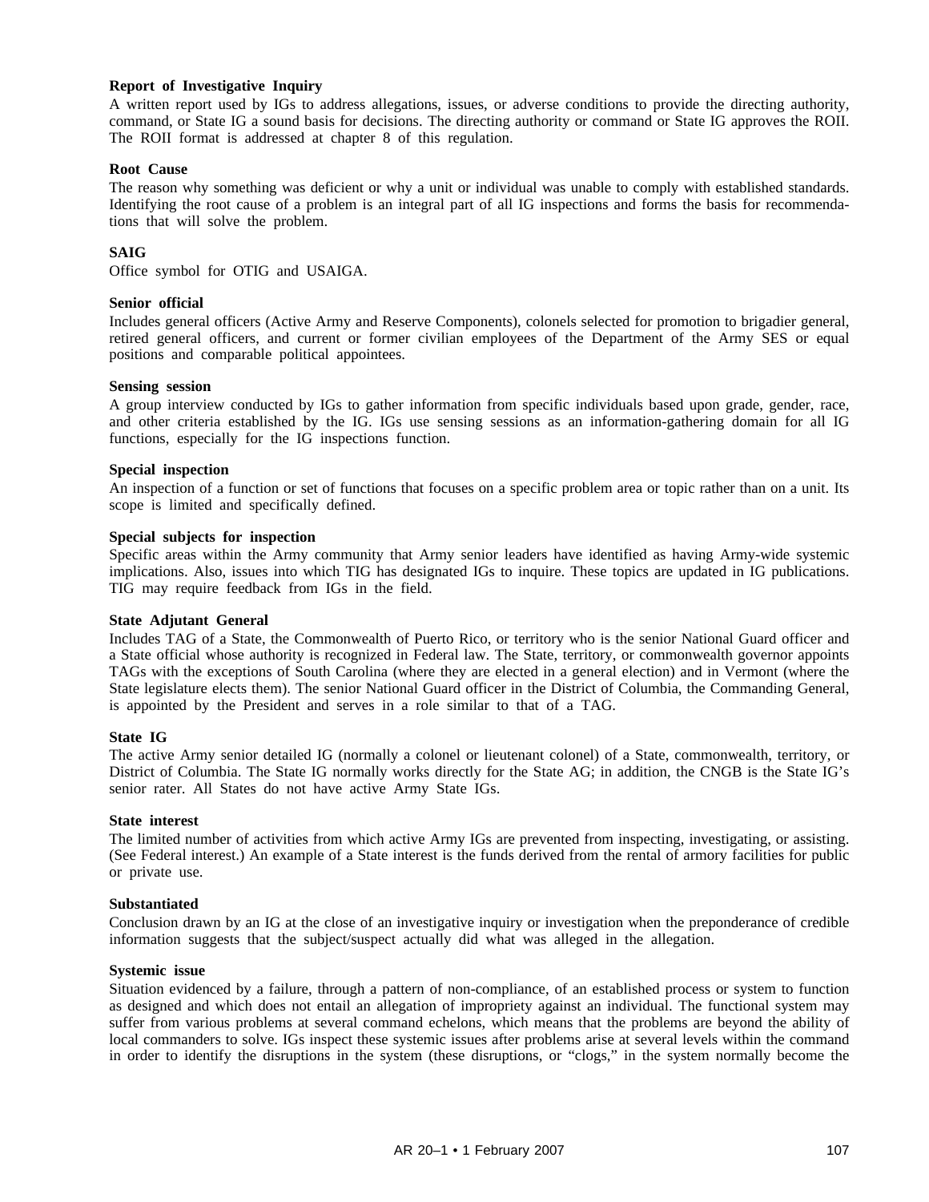**Report of Investigative Inquiry**

A written report used by IGs to address allegations, issues, or adverse conditions to provide the directing authority, command, or State IG a sound basis for decisions. The directing authority or command or State IG approves the ROII. The ROII format is addressed at chapter 8 of this regulation.

**Root Cause**

The reason why something was deficient or why a unit or individual was unable to comply with established standards. Identifying the root cause of a problem is an integral part of all IG inspections and forms the basis for recommendations that will solve the problem.

**SAIG**

Office symbol for OTIG and USAIGA.

**Senior official**

Includes general officers (Active Army and Reserve Components), colonels selected for promotion to brigadier general, retired general officers, and current or former civilian employees of the Department of the Army SES or equal positions and comparable political appointees.

**Sensing session**

A group interview conducted by IGs to gather information from specific individuals based upon grade, gender, race, and other criteria established by the IG. IGs use sensing sessions as an information-gathering domain for all IG functions, especially for the IG inspections function.

**Special inspection**

An inspection of a function or set of functions that focuses on a specific problem area or topic rather than on a unit. Its scope is limited and specifically defined.

**Special subjects for inspection**

Specific areas within the Army community that Army senior leaders have identified as having Army-wide systemic implications. Also, issues into which TIG has designated IGs to inquire. These topics are updated in IG publications. TIG may require feedback from IGs in the field.

**State Adjutant General**

Includes TAG of a State, the Commonwealth of Puerto Rico, or territory who is the senior National Guard officer and a State official whose authority is recognized in Federal law. The State, territory, or commonwealth governor appoints TAGs with the exceptions of South Carolina (where they are elected in a general election) and in Vermont (where the State legislature elects them). The senior National Guard officer in the District of Columbia, the Commanding General, is appointed by the President and serves in a role similar to that of a TAG.

**State IG**

The active Army senior detailed IG (normally a colonel or lieutenant colonel) of a State, commonwealth, territory, or District of Columbia. The State IG normally works directly for the State AG; in addition, the CNGB is the State IG's senior rater. All States do not have active Army State IGs.

**State interest**

The limited number of activities from which active Army IGs are prevented from inspecting, investigating, or assisting. (See Federal interest.) An example of a State interest is the funds derived from the rental of armory facilities for public or private use.

**Substantiated**

Conclusion drawn by an IG at the close of an investigative inquiry or investigation when the preponderance of credible information suggests that the subject/suspect actually did what was alleged in the allegation.

**Systemic issue**

Situation evidenced by a failure, through a pattern of non-compliance, of an established process or system to function as designed and which does not entail an allegation of impropriety against an individual. The functional system may suffer from various problems at several command echelons, which means that the problems are beyond the ability of local commanders to solve. IGs inspect these systemic issues after problems arise at several levels within the command in order to identify the disruptions in the system (these disruptions, or "clogs," in the system normally become the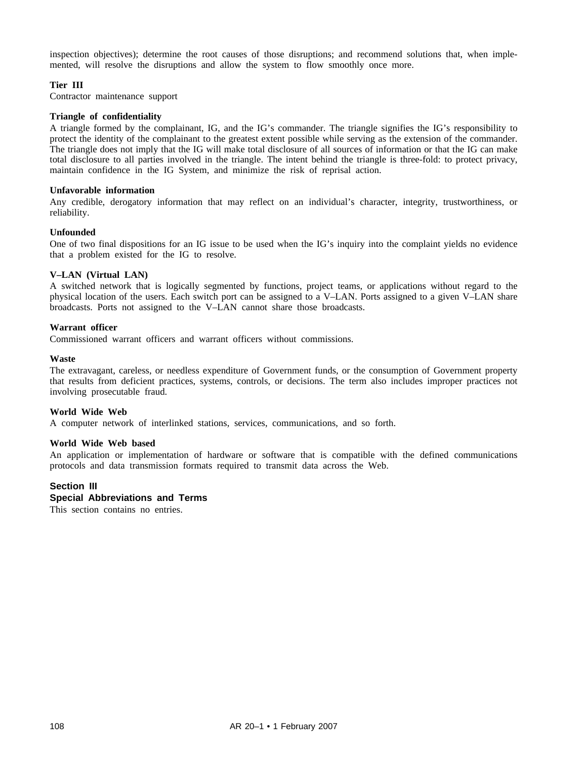inspection objectives); determine the root causes of those disruptions; and recommend solutions that, when implemented, will resolve the disruptions and allow the system to flow smoothly once more.

**Tier III**
Contractor maintenance support

**Triangle of confidentiality**
A triangle formed by the complainant, IG, and the IG's commander. The triangle signifies the IG's responsibility to protect the identity of the complainant to the greatest extent possible while serving as the extension of the commander. The triangle does not imply that the IG will make total disclosure of all sources of information or that the IG can make total disclosure to all parties involved in the triangle. The intent behind the triangle is three-fold: to protect privacy, maintain confidence in the IG System, and minimize the risk of reprisal action.

**Unfavorable information**
Any credible, derogatory information that may reflect on an individual's character, integrity, trustworthiness, or reliability.

**Unfounded**
One of two final dispositions for an IG issue to be used when the IG's inquiry into the complaint yields no evidence that a problem existed for the IG to resolve.

**V–LAN (Virtual LAN)**
A switched network that is logically segmented by functions, project teams, or applications without regard to the physical location of the users. Each switch port can be assigned to a V–LAN. Ports assigned to a given V–LAN share broadcasts. Ports not assigned to the V–LAN cannot share those broadcasts.

**Warrant officer**
Commissioned warrant officers and warrant officers without commissions.

**Waste**
The extravagant, careless, or needless expenditure of Government funds, or the consumption of Government property that results from deficient practices, systems, controls, or decisions. The term also includes improper practices not involving prosecutable fraud.

**World Wide Web**
A computer network of interlinked stations, services, communications, and so forth.

**World Wide Web based**
An application or implementation of hardware or software that is compatible with the defined communications protocols and data transmission formats required to transmit data across the Web.

## Section III
## Special Abbreviations and Terms

This section contains no entries.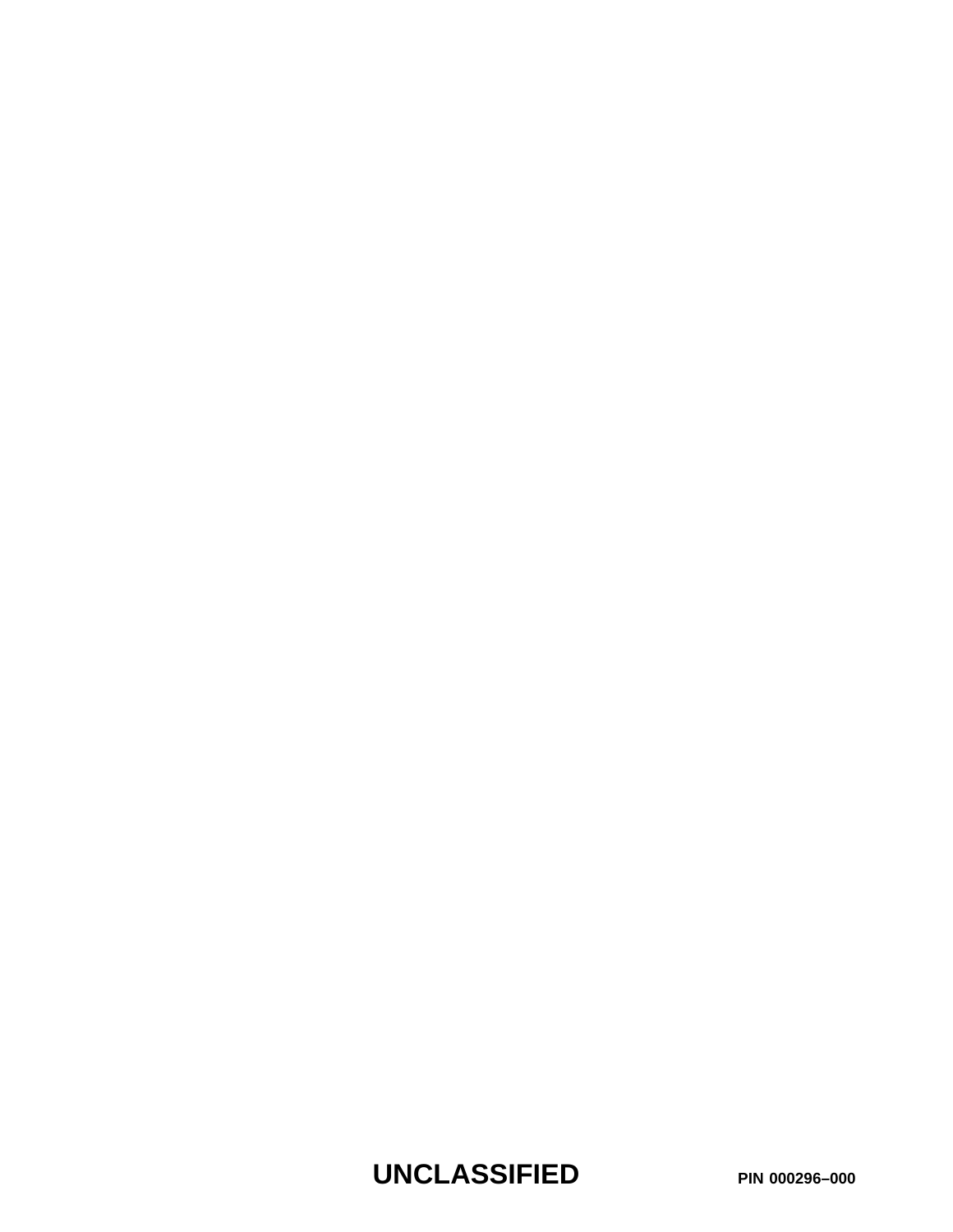**UNCLASSIFIED** **PIN 000296–000**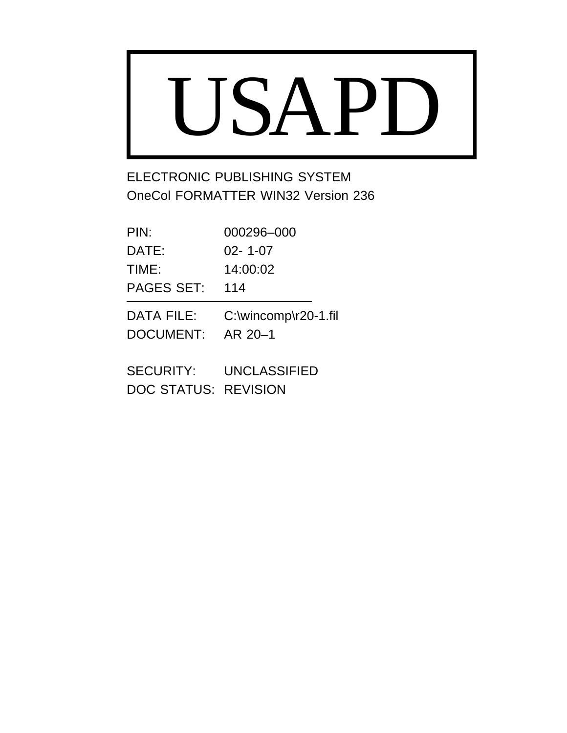# USAPD

ELECTRONIC PUBLISHING SYSTEM
OneCol FORMATTER WIN32 Version 236

| | |
|---|---|
| PIN: | 000296–000 |
| DATE: | 02- 1-07 |
| TIME: | 14:00:02 |
| PAGES SET: | 114 |

---

| | |
|---|---|
| DATA FILE: | C:\wincomp\r20-1.fil |
| DOCUMENT: | AR 20–1 |

| | |
|---|---|
| SECURITY: | UNCLASSIFIED |
| DOC STATUS: | REVISION |